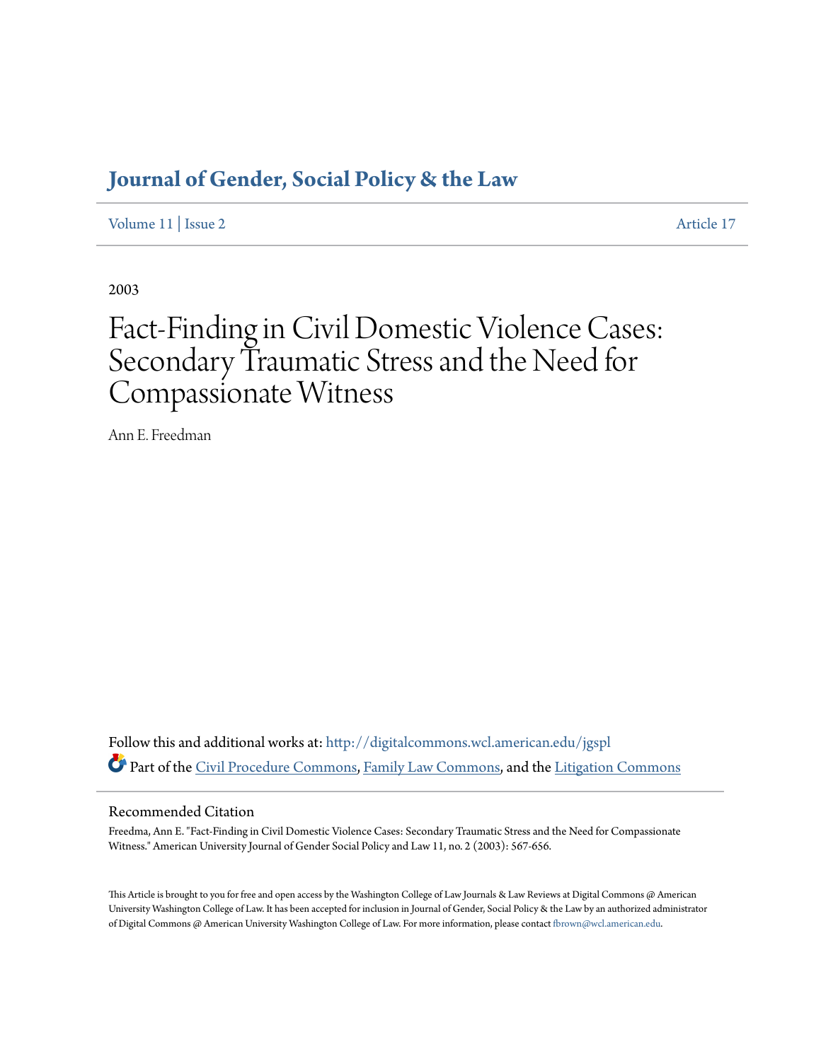# Journal of Gender, Social Policy & the Law

Volume 11 | Issue 2 Article 17

2003

# Fact-Finding in Civil Domestic Violence Cases: Secondary Traumatic Stress and the Need for Compassionate Witness

Ann E. Freedman

Follow this and additional works at: http://digitalcommons.wcl.american.edu/jgspl

Part of the Civil Procedure Commons, Family Law Commons, and the Litigation Commons

## Recommended Citation

Freedma, Ann E. "Fact-Finding in Civil Domestic Violence Cases: Secondary Traumatic Stress and the Need for Compassionate Witness." American University Journal of Gender Social Policy and Law 11, no. 2 (2003): 567-656.

This Article is brought to you for free and open access by the Washington College of Law Journals & Law Reviews at Digital Commons @ American University Washington College of Law. It has been accepted for inclusion in Journal of Gender, Social Policy & the Law by an authorized administrator of Digital Commons @ American University Washington College of Law. For more information, please contact fbrown@wcl.american.edu.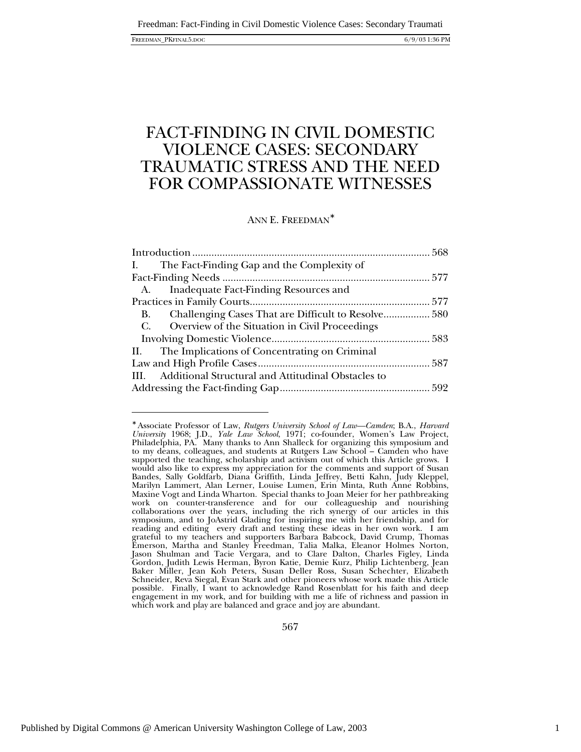# FACT-FINDING IN CIVIL DOMESTIC VIOLENCE CASES: SECONDARY TRAUMATIC STRESS AND THE NEED FOR COMPASSIONATE WITNESSES

ANN E. FREEDMAN*

| | |
|---|---|
| Introduction | 568 |
| I. The Fact-Finding Gap and the Complexity of Fact-Finding Needs | 577 |
| A. Inadequate Fact-Finding Resources and Practices in Family Courts | 577 |
| B. Challenging Cases That are Difficult to Resolve | 580 |
| C. Overview of the Situation in Civil Proceedings Involving Domestic Violence | 583 |
| II. The Implications of Concentrating on Criminal Law and High Profile Cases | 587 |
| III. Additional Structural and Attitudinal Obstacles to Addressing the Fact-finding Gap | 592 |

---

* Associate Professor of Law, *Rutgers University School of Law—Camden*; B.A., *Harvard University* 1968; J.D., *Yale Law School*, 1971; co-founder, Women's Law Project, Philadelphia, PA. Many thanks to Ann Shalleck for organizing this symposium and to my deans, colleagues, and students at Rutgers Law School – Camden who have supported the teaching, scholarship and activism out of which this Article grows. I would also like to express my appreciation for the comments and support of Susan Bandes, Sally Goldfarb, Diana Griffith, Linda Jeffrey, Betti Kahn, Judy Kleppel, Marilyn Lammert, Alan Lerner, Louise Lumen, Erin Minta, Ruth Anne Robbins, Maxine Vogt and Linda Wharton. Special thanks to Joan Meier for her pathbreaking work on counter-transference and for our colleagueship and nourishing collaborations over the years, including the rich synergy of our articles in this symposium, and to JoAstrid Glading for inspiring me with her friendship, and for reading and editing every draft and testing these ideas in her own work. I am grateful to my teachers and supporters Barbara Babcock, David Crump, Thomas Emerson, Martha and Stanley Freedman, Talia Malka, Eleanor Holmes Norton, Jason Shulman and Tacie Vergara, and to Clare Dalton, Charles Figley, Linda Gordon, Judith Lewis Herman, Byron Katie, Demie Kurz, Philip Lichtenberg, Jean Baker Miller, Jean Koh Peters, Susan Deller Ross, Susan Schechter, Elizabeth Schneider, Reva Siegal, Evan Stark and other pioneers whose work made this Article possible. Finally, I want to acknowledge Rand Rosenblatt for his faith and deep engagement in my work, and for building with me a life of richness and passion in which work and play are balanced and grace and joy are abundant.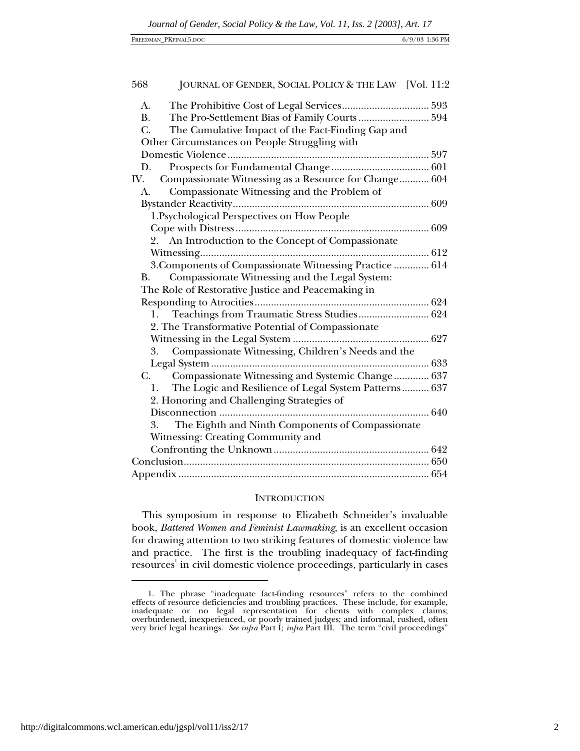A. The Prohibitive Cost of Legal Services ................................ 593
B. The Pro-Settlement Bias of Family Courts .......................... 594
C. The Cumulative Impact of the Fact-Finding Gap and Other Circumstances on People Struggling with Domestic Violence .......................................................................... 597
D. Prospects for Fundamental Change .................................... 601

IV. Compassionate Witnessing as a Resource for Change ........... 604
A. Compassionate Witnessing and the Problem of Bystander Reactivity ........................................................................ 609
1. Psychological Perspectives on How People Cope with Distress ...................................................................... 609
2. An Introduction to the Concept of Compassionate Witnessing .................................................................... 612
3. Components of Compassionate Witnessing Practice ............. 614
B. Compassionate Witnessing and the Legal System: The Role of Restorative Justice and Peacemaking in Responding to Atrocities ................................................................ 624
1. Teachings from Traumatic Stress Studies .......................... 624
2. The Transformative Potential of Compassionate Witnessing in the Legal System .................................................. 627
3. Compassionate Witnessing, Children's Needs and the Legal System ................................................................................ 633
C. Compassionate Witnessing and Systemic Change ............. 637
1. The Logic and Resilience of Legal System Patterns .......... 637
2. Honoring and Challenging Strategies of Disconnection ............................................................................ 640
3. The Eighth and Ninth Components of Compassionate Witnessing: Creating Community and Confronting the Unknown ......................................................... 642

Conclusion .......................................................................................... 650
Appendix ............................................................................................ 654

## INTRODUCTION

This symposium in response to Elizabeth Schneider's invaluable book, *Battered Women and Feminist Lawmaking*, is an excellent occasion for drawing attention to two striking features of domestic violence law and practice. The first is the troubling inadequacy of fact-finding resources[1] in civil domestic violence proceedings, particularly in cases

---

1. The phrase "inadequate fact-finding resources" refers to the combined effects of resource deficiencies and troubling practices. These include, for example, inadequate or no legal representation for clients with complex claims; overburdened, inexperienced, or poorly trained judges; and informal, rushed, often very brief legal hearings. *See infra* Part I; *infra* Part III. The term "civil proceedings"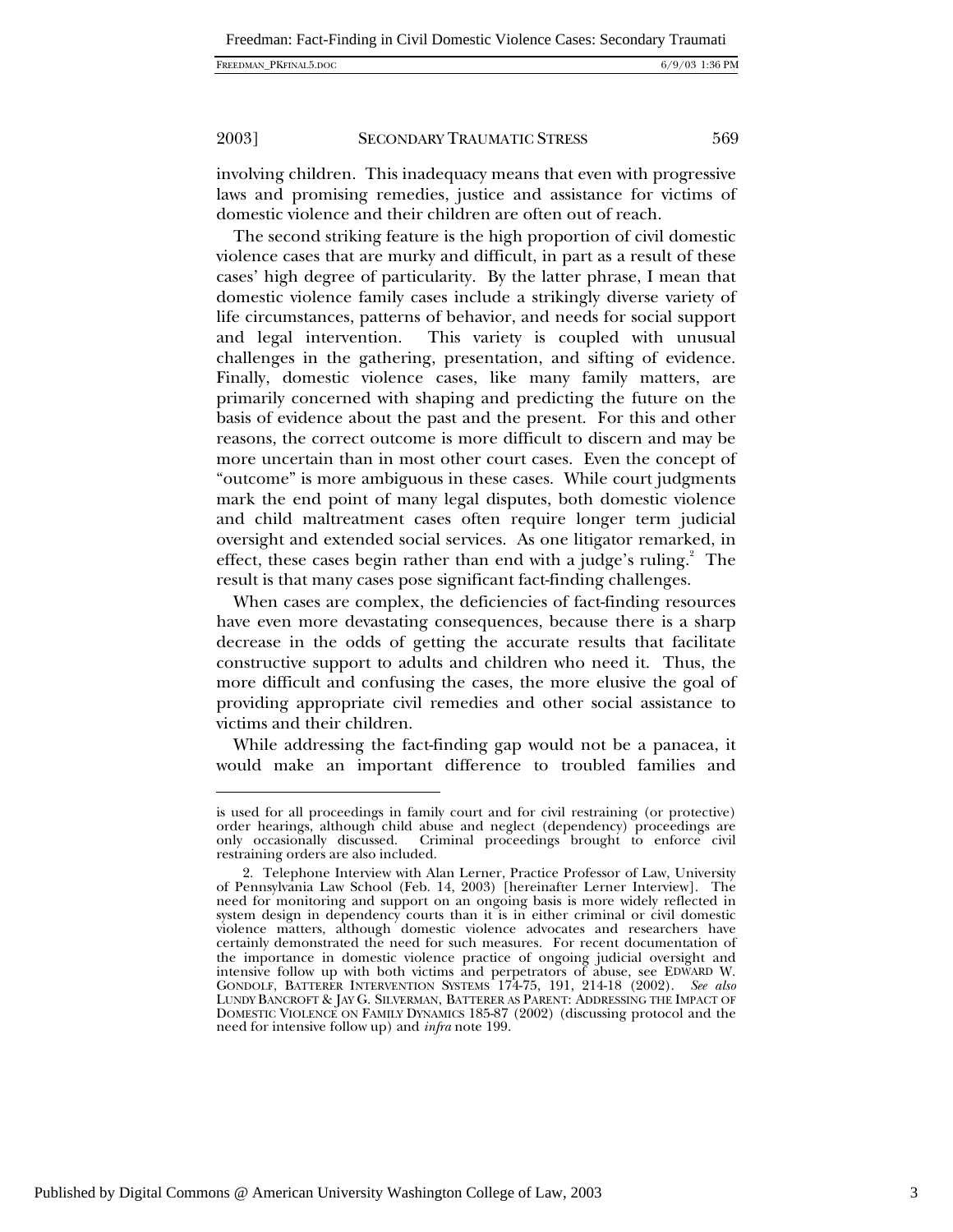involving children. This inadequacy means that even with progressive laws and promising remedies, justice and assistance for victims of domestic violence and their children are often out of reach.

The second striking feature is the high proportion of civil domestic violence cases that are murky and difficult, in part as a result of these cases' high degree of particularity. By the latter phrase, I mean that domestic violence family cases include a strikingly diverse variety of life circumstances, patterns of behavior, and needs for social support and legal intervention. This variety is coupled with unusual challenges in the gathering, presentation, and sifting of evidence. Finally, domestic violence cases, like many family matters, are primarily concerned with shaping and predicting the future on the basis of evidence about the past and the present. For this and other reasons, the correct outcome is more difficult to discern and may be more uncertain than in most other court cases. Even the concept of "outcome" is more ambiguous in these cases. While court judgments mark the end point of many legal disputes, both domestic violence and child maltreatment cases often require longer term judicial oversight and extended social services. As one litigator remarked, in effect, these cases begin rather than end with a judge's ruling.[2] The result is that many cases pose significant fact-finding challenges.

When cases are complex, the deficiencies of fact-finding resources have even more devastating consequences, because there is a sharp decrease in the odds of getting the accurate results that facilitate constructive support to adults and children who need it. Thus, the more difficult and confusing the cases, the more elusive the goal of providing appropriate civil remedies and other social assistance to victims and their children.

While addressing the fact-finding gap would not be a panacea, it would make an important difference to troubled families and

---

is used for all proceedings in family court and for civil restraining (or protective) order hearings, although child abuse and neglect (dependency) proceedings are only occasionally discussed. Criminal proceedings brought to enforce civil restraining orders are also included.

2. Telephone Interview with Alan Lerner, Practice Professor of Law, University of Pennsylvania Law School (Feb. 14, 2003) [hereinafter Lerner Interview]. The need for monitoring and support on an ongoing basis is more widely reflected in system design in dependency courts than it is in either criminal or civil domestic violence matters, although domestic violence advocates and researchers have certainly demonstrated the need for such measures. For recent documentation of the importance in domestic violence practice of ongoing judicial oversight and intensive follow up with both victims and perpetrators of abuse, see EDWARD W. GONDOLF, BATTERER INTERVENTION SYSTEMS 174-75, 191, 214-18 (2002). *See also* LUNDY BANCROFT & JAY G. SILVERMAN, BATTERER AS PARENT: ADDRESSING THE IMPACT OF DOMESTIC VIOLENCE ON FAMILY DYNAMICS 185-87 (2002) (discussing protocol and the need for intensive follow up) and *infra* note 199.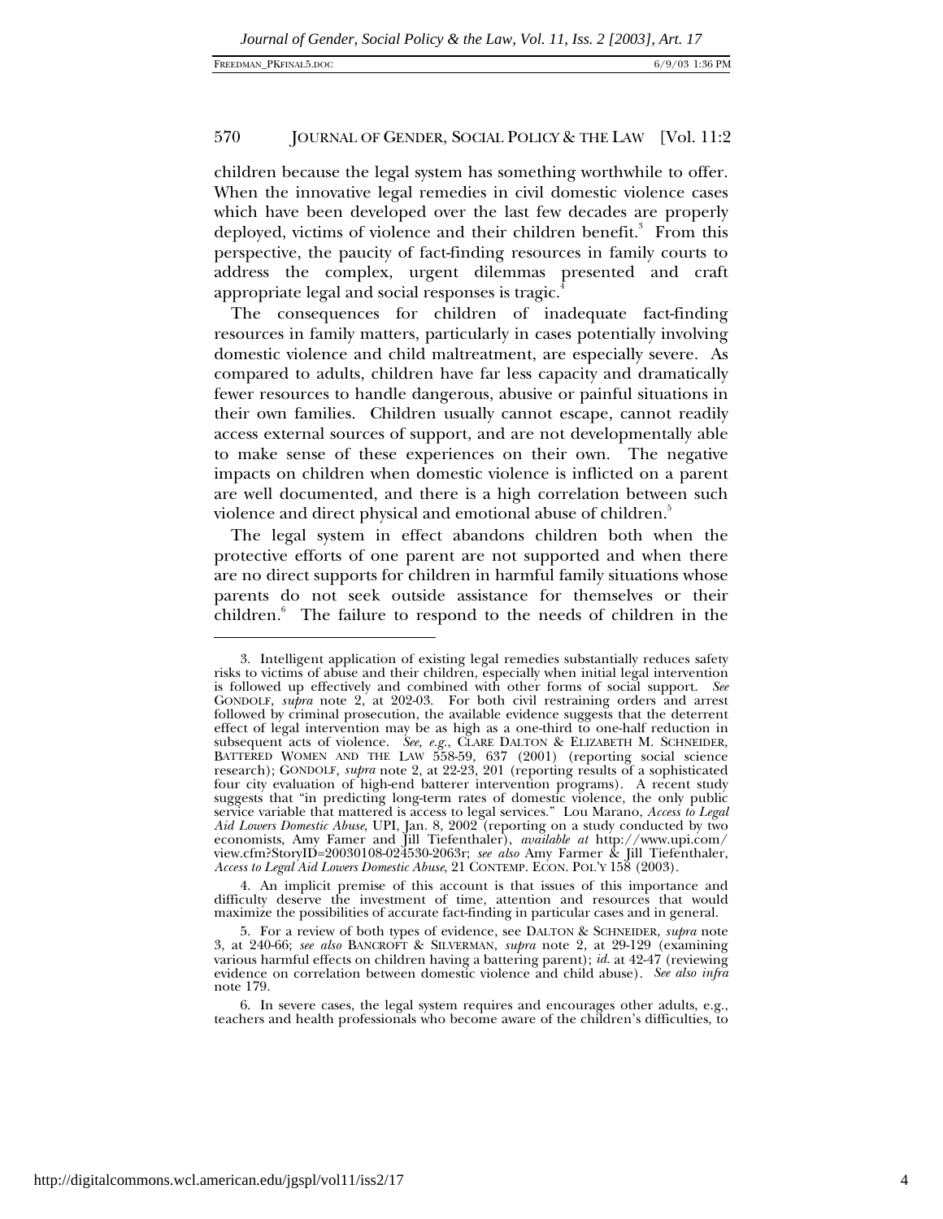children because the legal system has something worthwhile to offer. When the innovative legal remedies in civil domestic violence cases which have been developed over the last few decades are properly deployed, victims of violence and their children benefit.[3] From this perspective, the paucity of fact-finding resources in family courts to address the complex, urgent dilemmas presented and craft appropriate legal and social responses is tragic.[4]

The consequences for children of inadequate fact-finding resources in family matters, particularly in cases potentially involving domestic violence and child maltreatment, are especially severe. As compared to adults, children have far less capacity and dramatically fewer resources to handle dangerous, abusive or painful situations in their own families. Children usually cannot escape, cannot readily access external sources of support, and are not developmentally able to make sense of these experiences on their own. The negative impacts on children when domestic violence is inflicted on a parent are well documented, and there is a high correlation between such violence and direct physical and emotional abuse of children.[5]

The legal system in effect abandons children both when the protective efforts of one parent are not supported and when there are no direct supports for children in harmful family situations whose parents do not seek outside assistance for themselves or their children.[6] The failure to respond to the needs of children in the

---

3. Intelligent application of existing legal remedies substantially reduces safety risks to victims of abuse and their children, especially when initial legal intervention is followed up effectively and combined with other forms of social support. *See* GONDOLF, *supra* note 2, at 202-03. For both civil restraining orders and arrest followed by criminal prosecution, the available evidence suggests that the deterrent effect of legal intervention may be as high as a one-third to one-half reduction in subsequent acts of violence. *See, e.g.*, CLARE DALTON & ELIZABETH M. SCHNEIDER, BATTERED WOMEN AND THE LAW 558-59, 637 (2001) (reporting social science research); GONDOLF, *supra* note 2, at 22-23, 201 (reporting results of a sophisticated four city evaluation of high-end batterer intervention programs). A recent study suggests that "in predicting long-term rates of domestic violence, the only public service variable that mattered is access to legal services." Lou Marano, *Access to Legal Aid Lowers Domestic Abuse*, UPI, Jan. 8, 2002 (reporting on a study conducted by two economists, Amy Famer and Jill Tiefenthaler), *available at* http://www.upi.com/view.cfm?StoryID=20030108-024530-2063r; *see also* Amy Farmer & Jill Tiefenthaler, *Access to Legal Aid Lowers Domestic Abuse*, 21 CONTEMP. ECON. POL'Y 158 (2003).

4. An implicit premise of this account is that issues of this importance and difficulty deserve the investment of time, attention and resources that would maximize the possibilities of accurate fact-finding in particular cases and in general.

5. For a review of both types of evidence, see DALTON & SCHNEIDER, *supra* note 3, at 240-66; *see also* BANCROFT & SILVERMAN, *supra* note 2, at 29-129 (examining various harmful effects on children having a battering parent); *id.* at 42-47 (reviewing evidence on correlation between domestic violence and child abuse). *See also infra* note 179.

6. In severe cases, the legal system requires and encourages other adults, e.g., teachers and health professionals who become aware of the children's difficulties, to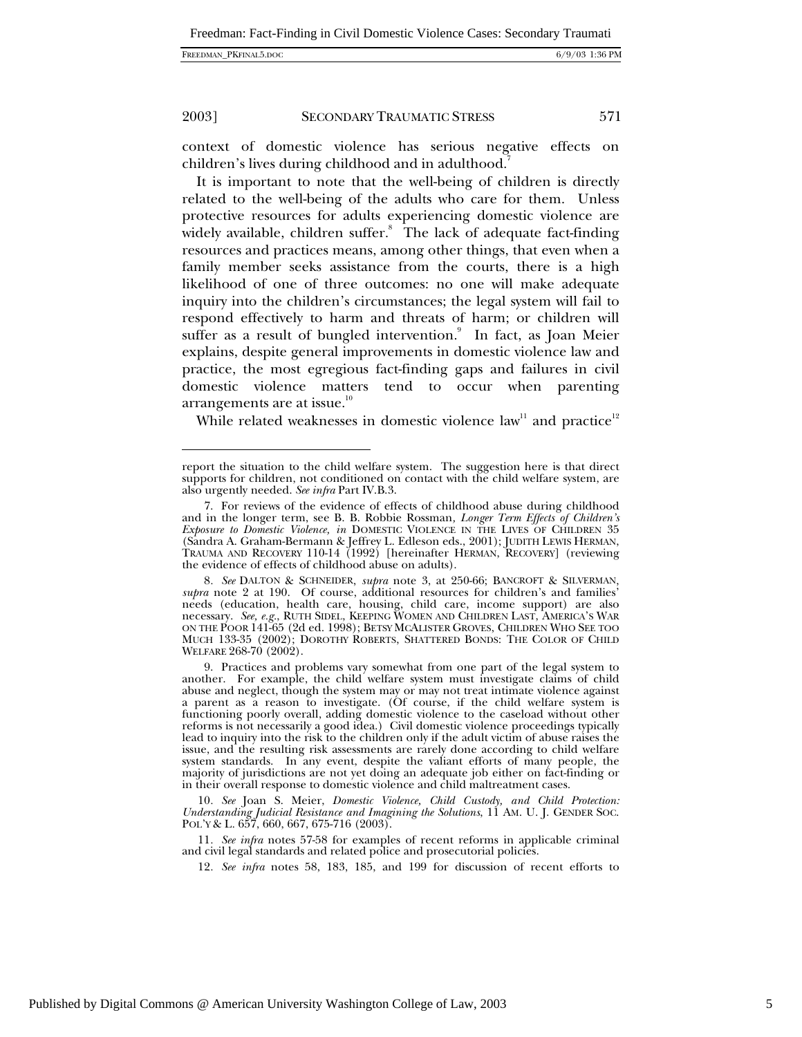context of domestic violence has serious negative effects on children's lives during childhood and in adulthood.[7]

It is important to note that the well-being of children is directly related to the well-being of the adults who care for them. Unless protective resources for adults experiencing domestic violence are widely available, children suffer.[8] The lack of adequate fact-finding resources and practices means, among other things, that even when a family member seeks assistance from the courts, there is a high likelihood of one of three outcomes: no one will make adequate inquiry into the children's circumstances; the legal system will fail to respond effectively to harm and threats of harm; or children will suffer as a result of bungled intervention.[9] In fact, as Joan Meier explains, despite general improvements in domestic violence law and practice, the most egregious fact-finding gaps and failures in civil domestic violence matters tend to occur when parenting arrangements are at issue.[10]

While related weaknesses in domestic violence law[11] and practice[12]

---

report the situation to the child welfare system. The suggestion here is that direct supports for children, not conditioned on contact with the child welfare system, are also urgently needed. *See infra* Part IV.B.3.

7. For reviews of the evidence of effects of childhood abuse during childhood and in the longer term, see B. B. Robbie Rossman, *Longer Term Effects of Children's Exposure to Domestic Violence*, *in* DOMESTIC VIOLENCE IN THE LIVES OF CHILDREN 35 (Sandra A. Graham-Bermann & Jeffrey L. Edleson eds., 2001); JUDITH LEWIS HERMAN, TRAUMA AND RECOVERY 110-14 (1992) [hereinafter HERMAN, RECOVERY] (reviewing the evidence of effects of childhood abuse on adults).

8. *See* DALTON & SCHNEIDER, *supra* note 3, at 250-66; BANCROFT & SILVERMAN, *supra* note 2 at 190. Of course, additional resources for children's and families' needs (education, health care, housing, child care, income support) are also necessary. *See, e.g.*, RUTH SIDEL, KEEPING WOMEN AND CHILDREN LAST, AMERICA'S WAR ON THE POOR 141-65 (2d ed. 1998); BETSY MCALISTER GROVES, CHILDREN WHO SEE TOO MUCH 133-35 (2002); DOROTHY ROBERTS, SHATTERED BONDS: THE COLOR OF CHILD WELFARE 268-70 (2002).

9. Practices and problems vary somewhat from one part of the legal system to another. For example, the child welfare system must investigate claims of child abuse and neglect, though the system may or may not treat intimate violence against a parent as a reason to investigate. (Of course, if the child welfare system is functioning poorly overall, adding domestic violence to the caseload without other reforms is not necessarily a good idea.) Civil domestic violence proceedings typically lead to inquiry into the risk to the children only if the adult victim of abuse raises the issue, and the resulting risk assessments are rarely done according to child welfare system standards. In any event, despite the valiant efforts of many people, the majority of jurisdictions are not yet doing an adequate job either on fact-finding or in their overall response to domestic violence and child maltreatment cases.

10. *See* Joan S. Meier, *Domestic Violence, Child Custody, and Child Protection: Understanding Judicial Resistance and Imagining the Solutions*, 11 AM. U. J. GENDER SOC. POL'Y & L. 657, 660, 667, 675-716 (2003).

11. *See infra* notes 57-58 for examples of recent reforms in applicable criminal and civil legal standards and related police and prosecutorial policies.

12. *See infra* notes 58, 183, 185, and 199 for discussion of recent efforts to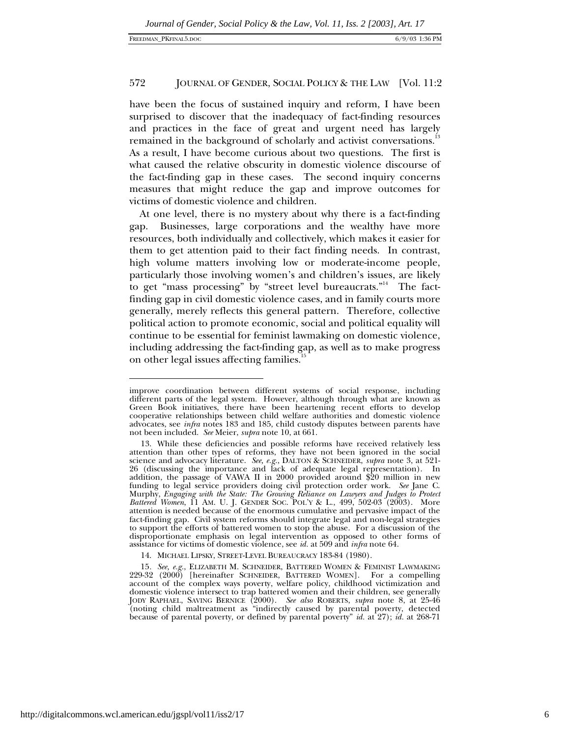have been the focus of sustained inquiry and reform, I have been surprised to discover that the inadequacy of fact-finding resources and practices in the face of great and urgent need has largely remained in the background of scholarly and activist conversations.[13] As a result, I have become curious about two questions. The first is what caused the relative obscurity in domestic violence discourse of the fact-finding gap in these cases. The second inquiry concerns measures that might reduce the gap and improve outcomes for victims of domestic violence and children.

At one level, there is no mystery about why there is a fact-finding gap. Businesses, large corporations and the wealthy have more resources, both individually and collectively, which makes it easier for them to get attention paid to their fact finding needs. In contrast, high volume matters involving low or moderate-income people, particularly those involving women's and children's issues, are likely to get "mass processing" by "street level bureaucrats."[14] The fact-finding gap in civil domestic violence cases, and in family courts more generally, merely reflects this general pattern. Therefore, collective political action to promote economic, social and political equality will continue to be essential for feminist lawmaking on domestic violence, including addressing the fact-finding gap, as well as to make progress on other legal issues affecting families.[15]

---

improve coordination between different systems of social response, including different parts of the legal system. However, although through what are known as Green Book initiatives, there have been heartening recent efforts to develop cooperative relationships between child welfare authorities and domestic violence advocates, see *infra* notes 183 and 185, child custody disputes between parents have not been included. *See* Meier, *supra* note 10, at 661.

13. While these deficiencies and possible reforms have received relatively less attention than other types of reforms, they have not been ignored in the social science and advocacy literature. *See, e.g.*, DALTON & SCHNEIDER, *supra* note 3, at 521-26 (discussing the importance and lack of adequate legal representation). In addition, the passage of VAWA II in 2000 provided around $20 million in new funding to legal service providers doing civil protection order work. *See* Jane C. Murphy, *Engaging with the State: The Growing Reliance on Lawyers and Judges to Protect Battered Women*, 11 AM. U. J. GENDER SOC. POL'Y & L., 499, 502-03 (2003). More attention is needed because of the enormous cumulative and pervasive impact of the fact-finding gap. Civil system reforms should integrate legal and non-legal strategies to support the efforts of battered women to stop the abuse. For a discussion of the disproportionate emphasis on legal intervention as opposed to other forms of assistance for victims of domestic violence, see *id.* at 509 and *infra* note 64.

14. MICHAEL LIPSKY, STREET-LEVEL BUREAUCRACY 183-84 (1980).

15. *See, e.g.*, ELIZABETH M. SCHNEIDER, BATTERED WOMEN & FEMINIST LAWMAKING 229-32 (2000) [hereinafter SCHNEIDER, BATTERED WOMEN]. For a compelling account of the complex ways poverty, welfare policy, childhood victimization and domestic violence intersect to trap battered women and their children, see generally JODY RAPHAEL, SAVING BERNICE (2000). *See also* ROBERTS, *supra* note 8, at 25-46 (noting child maltreatment as "indirectly caused by parental poverty, detected because of parental poverty, or defined by parental poverty" *id.* at 27); *id.* at 268-71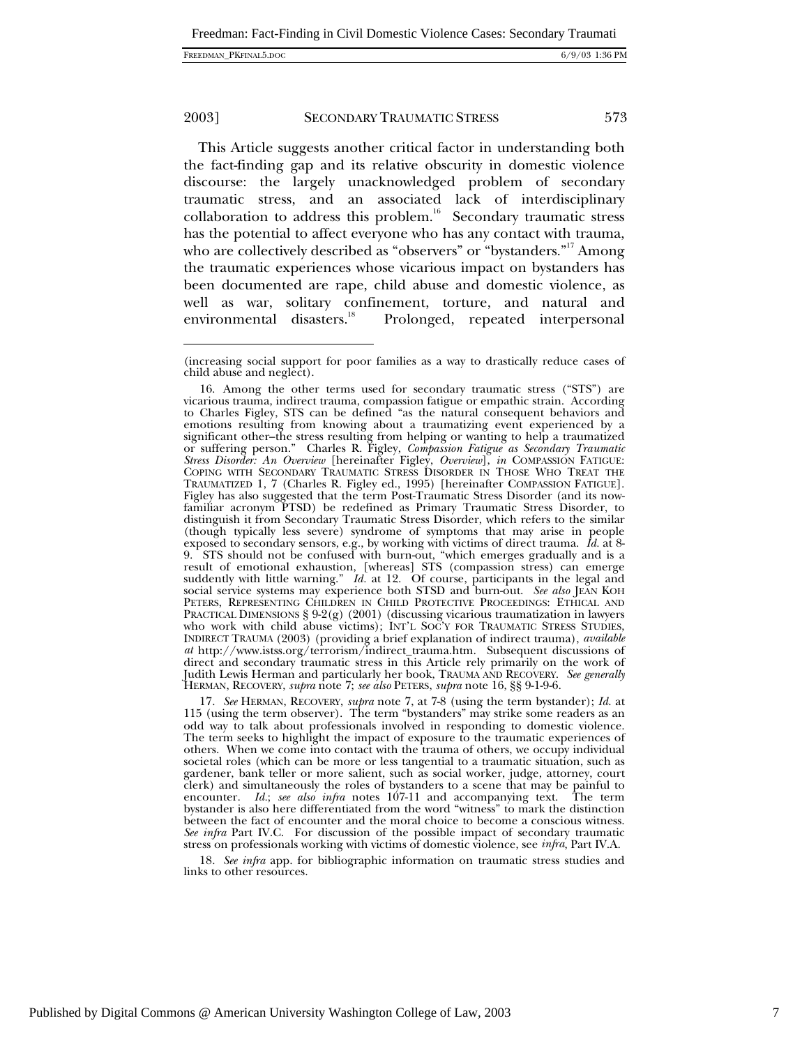This Article suggests another critical factor in understanding both the fact-finding gap and its relative obscurity in domestic violence discourse: the largely unacknowledged problem of secondary traumatic stress, and an associated lack of interdisciplinary collaboration to address this problem.[16] Secondary traumatic stress has the potential to affect everyone who has any contact with trauma, who are collectively described as "observers" or "bystanders."[17] Among the traumatic experiences whose vicarious impact on bystanders has been documented are rape, child abuse and domestic violence, as well as war, solitary confinement, torture, and natural and environmental disasters.[18] Prolonged, repeated interpersonal

---

(increasing social support for poor families as a way to drastically reduce cases of child abuse and neglect).

16. Among the other terms used for secondary traumatic stress ("STS") are vicarious trauma, indirect trauma, compassion fatigue or empathic strain. According to Charles Figley, STS can be defined "as the natural consequent behaviors and emotions resulting from knowing about a traumatizing event experienced by a significant other–the stress resulting from helping or wanting to help a traumatized or suffering person." Charles R. Figley, *Compassion Fatigue as Secondary Traumatic Stress Disorder: An Overview* [hereinafter Figley, *Overview*], *in* COMPASSION FATIGUE: COPING WITH SECONDARY TRAUMATIC STRESS DISORDER IN THOSE WHO TREAT THE TRAUMATIZED 1, 7 (Charles R. Figley ed., 1995) [hereinafter COMPASSION FATIGUE]. Figley has also suggested that the term Post-Traumatic Stress Disorder (and its now-familiar acronym PTSD) be redefined as Primary Traumatic Stress Disorder, to distinguish it from Secondary Traumatic Stress Disorder, which refers to the similar (though typically less severe) syndrome of symptoms that may arise in people exposed to secondary sensors, e.g., by working with victims of direct trauma. *Id.* at 8-9. STS should not be confused with burn-out, "which emerges gradually and is a result of emotional exhaustion, [whereas] STS (compassion stress) can emerge suddenly with little warning." *Id.* at 12. Of course, participants in the legal and social service systems may experience both STSD and burn-out. *See also* JEAN KOH PETERS, REPRESENTING CHILDREN IN CHILD PROTECTIVE PROCEEDINGS: ETHICAL AND PRACTICAL DIMENSIONS § 9-2(g) (2001) (discussing vicarious traumatization in lawyers who work with child abuse victims); INT'L SOC'Y FOR TRAUMATIC STRESS STUDIES, INDIRECT TRAUMA (2003) (providing a brief explanation of indirect trauma), *available at* http://www.istss.org/terrorism/indirect_trauma.htm. Subsequent discussions of direct and secondary traumatic stress in this Article rely primarily on the work of Judith Lewis Herman and particularly her book, TRAUMA AND RECOVERY. *See generally* HERMAN, RECOVERY, *supra* note 7; *see also* PETERS, *supra* note 16, §§ 9-1-9-6.

17. *See* HERMAN, RECOVERY, *supra* note 7, at 7-8 (using the term bystander); *Id.* at 115 (using the term observer). The term "bystanders" may strike some readers as an odd way to talk about professionals involved in responding to domestic violence. The term seeks to highlight the impact of exposure to the traumatic experiences of others. When we come into contact with the trauma of others, we occupy individual societal roles (which can be more or less tangential to a traumatic situation, such as gardener, bank teller or more salient, such as social worker, judge, attorney, court clerk) and simultaneously the roles of bystanders to a scene that may be painful to encounter. *Id.*; *see also infra* notes 107-11 and accompanying text. The term bystander is also here differentiated from the word "witness" to mark the distinction between the fact of encounter and the moral choice to become a conscious witness. *See infra* Part IV.C. For discussion of the possible impact of secondary traumatic stress on professionals working with victims of domestic violence, see *infra*, Part IV.A.

18. *See infra* app. for bibliographic information on traumatic stress studies and links to other resources.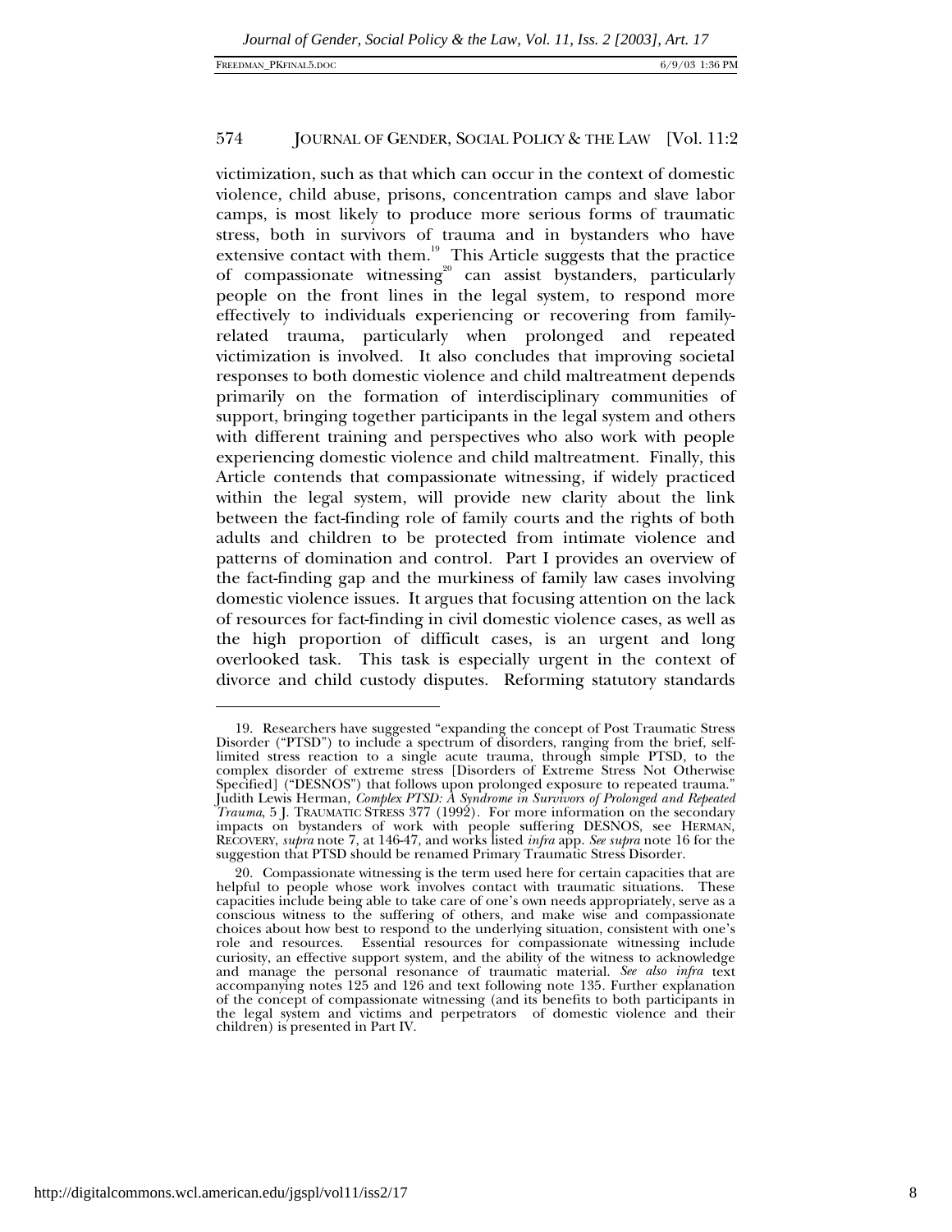victimization, such as that which can occur in the context of domestic violence, child abuse, prisons, concentration camps and slave labor camps, is most likely to produce more serious forms of traumatic stress, both in survivors of trauma and in bystanders who have extensive contact with them.[19] This Article suggests that the practice of compassionate witnessing[20] can assist bystanders, particularly people on the front lines in the legal system, to respond more effectively to individuals experiencing or recovering from family-related trauma, particularly when prolonged and repeated victimization is involved. It also concludes that improving societal responses to both domestic violence and child maltreatment depends primarily on the formation of interdisciplinary communities of support, bringing together participants in the legal system and others with different training and perspectives who also work with people experiencing domestic violence and child maltreatment. Finally, this Article contends that compassionate witnessing, if widely practiced within the legal system, will provide new clarity about the link between the fact-finding role of family courts and the rights of both adults and children to be protected from intimate violence and patterns of domination and control. Part I provides an overview of the fact-finding gap and the murkiness of family law cases involving domestic violence issues. It argues that focusing attention on the lack of resources for fact-finding in civil domestic violence cases, as well as the high proportion of difficult cases, is an urgent and long overlooked task. This task is especially urgent in the context of divorce and child custody disputes. Reforming statutory standards

---

19. Researchers have suggested "expanding the concept of Post Traumatic Stress Disorder ("PTSD") to include a spectrum of disorders, ranging from the brief, self-limited stress reaction to a single acute trauma, through simple PTSD, to the complex disorder of extreme stress [Disorders of Extreme Stress Not Otherwise Specified] ("DESNOS") that follows upon prolonged exposure to repeated trauma." Judith Lewis Herman, *Complex PTSD: A Syndrome in Survivors of Prolonged and Repeated Trauma*, 5 J. TRAUMATIC STRESS 377 (1992). For more information on the secondary impacts on bystanders of work with people suffering DESNOS, see HERMAN, RECOVERY, *supra* note 7, at 146-47, and works listed *infra* app. *See supra* note 16 for the suggestion that PTSD should be renamed Primary Traumatic Stress Disorder.

20. Compassionate witnessing is the term used here for certain capacities that are helpful to people whose work involves contact with traumatic situations. These capacities include being able to take care of one's own needs appropriately, serve as a conscious witness to the suffering of others, and make wise and compassionate choices about how best to respond to the underlying situation, consistent with one's role and resources. Essential resources for compassionate witnessing include curiosity, an effective support system, and the ability of the witness to acknowledge and manage the personal resonance of traumatic material. *See also infra* text accompanying notes 125 and 126 and text following note 135. Further explanation of the concept of compassionate witnessing (and its benefits to both participants in the legal system and victims and perpetrators of domestic violence and their children) is presented in Part IV.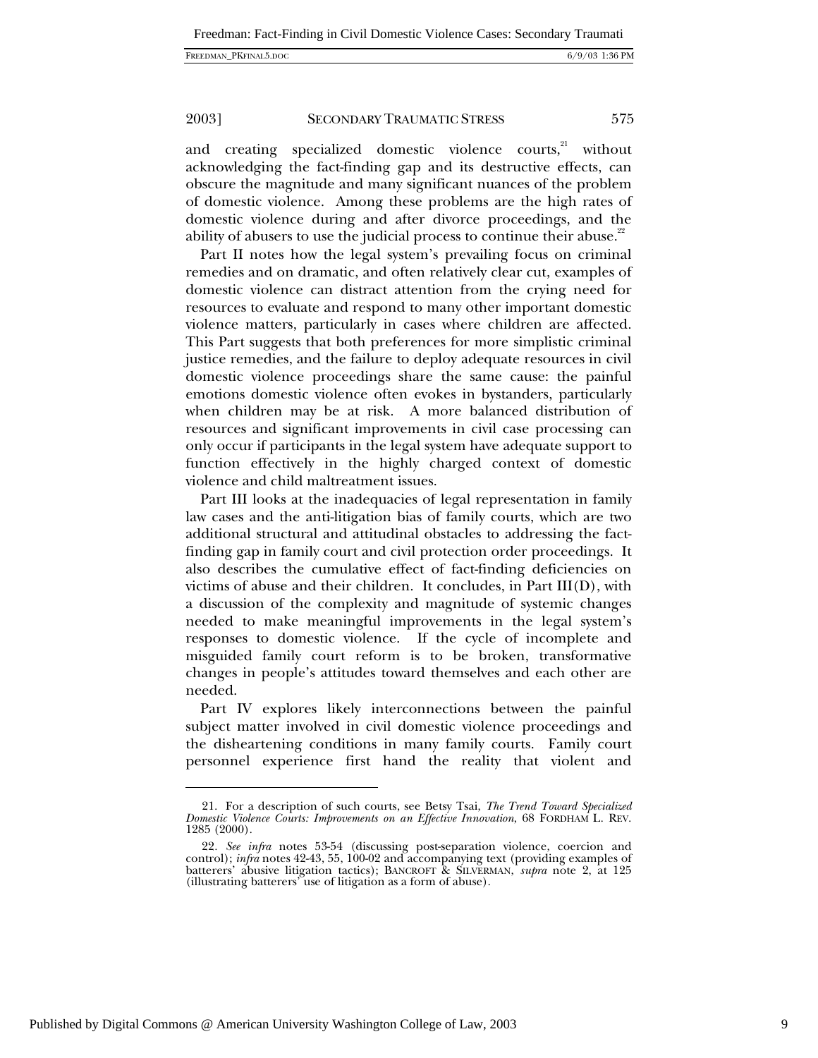and creating specialized domestic violence courts,[21] without acknowledging the fact-finding gap and its destructive effects, can obscure the magnitude and many significant nuances of the problem of domestic violence. Among these problems are the high rates of domestic violence during and after divorce proceedings, and the ability of abusers to use the judicial process to continue their abuse.[22]

Part II notes how the legal system's prevailing focus on criminal remedies and on dramatic, and often relatively clear cut, examples of domestic violence can distract attention from the crying need for resources to evaluate and respond to many other important domestic violence matters, particularly in cases where children are affected. This Part suggests that both preferences for more simplistic criminal justice remedies, and the failure to deploy adequate resources in civil domestic violence proceedings share the same cause: the painful emotions domestic violence often evokes in bystanders, particularly when children may be at risk. A more balanced distribution of resources and significant improvements in civil case processing can only occur if participants in the legal system have adequate support to function effectively in the highly charged context of domestic violence and child maltreatment issues.

Part III looks at the inadequacies of legal representation in family law cases and the anti-litigation bias of family courts, which are two additional structural and attitudinal obstacles to addressing the fact-finding gap in family court and civil protection order proceedings. It also describes the cumulative effect of fact-finding deficiencies on victims of abuse and their children. It concludes, in Part III(D), with a discussion of the complexity and magnitude of systemic changes needed to make meaningful improvements in the legal system's responses to domestic violence. If the cycle of incomplete and misguided family court reform is to be broken, transformative changes in people's attitudes toward themselves and each other are needed.

Part IV explores likely interconnections between the painful subject matter involved in civil domestic violence proceedings and the disheartening conditions in many family courts. Family court personnel experience first hand the reality that violent and

---

21. For a description of such courts, see Betsy Tsai, *The Trend Toward Specialized Domestic Violence Courts: Improvements on an Effective Innovation*, 68 FORDHAM L. REV. 1285 (2000).

22. *See infra* notes 53-54 (discussing post-separation violence, coercion and control); *infra* notes 42-43, 55, 100-02 and accompanying text (providing examples of batterers' abusive litigation tactics); BANCROFT & SILVERMAN, *supra* note 2, at 125 (illustrating batterers' use of litigation as a form of abuse).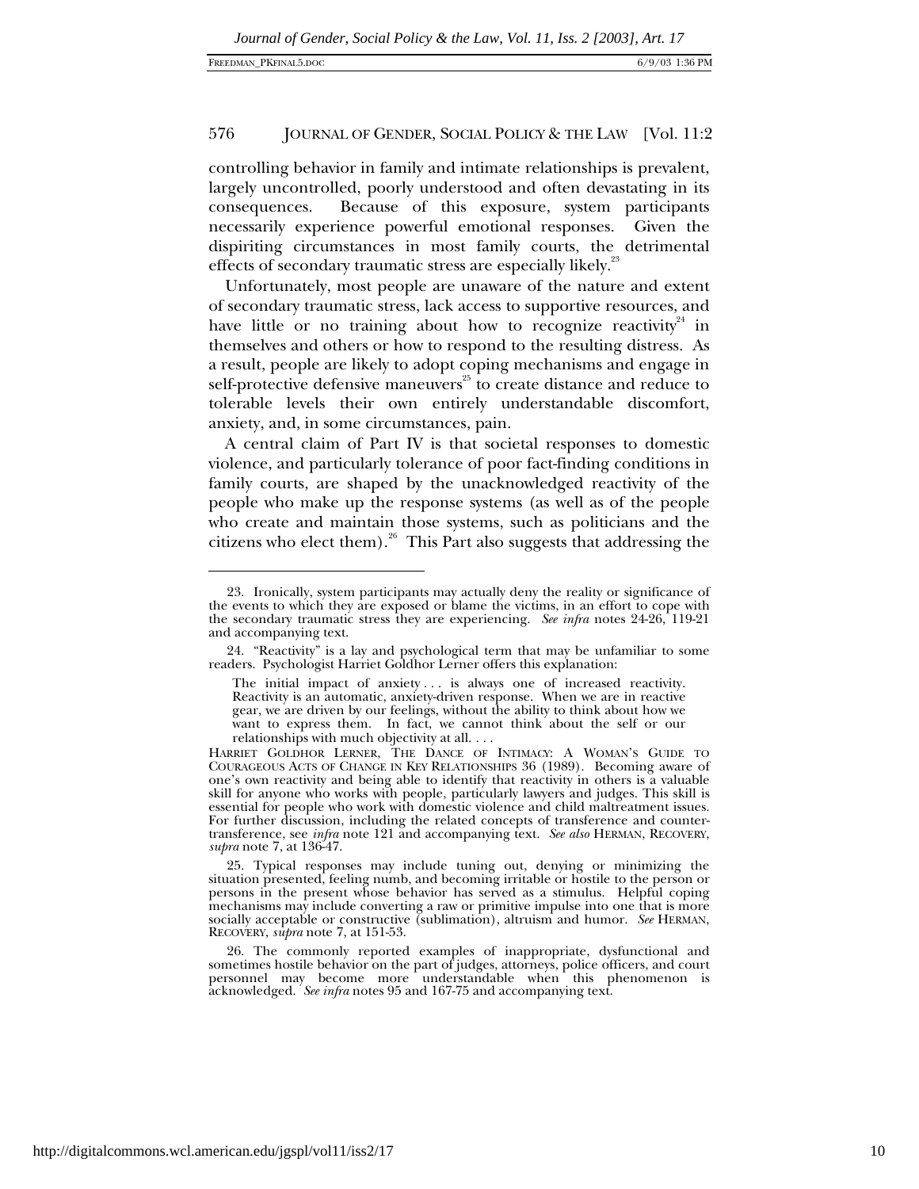controlling behavior in family and intimate relationships is prevalent, largely uncontrolled, poorly understood and often devastating in its consequences. Because of this exposure, system participants necessarily experience powerful emotional responses. Given the dispiriting circumstances in most family courts, the detrimental effects of secondary traumatic stress are especially likely.[23]

Unfortunately, most people are unaware of the nature and extent of secondary traumatic stress, lack access to supportive resources, and have little or no training about how to recognize reactivity[24] in themselves and others or how to respond to the resulting distress. As a result, people are likely to adopt coping mechanisms and engage in self-protective defensive maneuvers[25] to create distance and reduce to tolerable levels their own entirely understandable discomfort, anxiety, and, in some circumstances, pain.

A central claim of Part IV is that societal responses to domestic violence, and particularly tolerance of poor fact-finding conditions in family courts, are shaped by the unacknowledged reactivity of the people who make up the response systems (as well as of the people who create and maintain those systems, such as politicians and the citizens who elect them).[26] This Part also suggests that addressing the

---

23. Ironically, system participants may actually deny the reality or significance of the events to which they are exposed or blame the victims, in an effort to cope with the secondary traumatic stress they are experiencing. *See infra* notes 24-26, 119-21 and accompanying text.

24. "Reactivity" is a lay and psychological term that may be unfamiliar to some readers. Psychologist Harriet Goldhor Lerner offers this explanation:

> The initial impact of anxiety . . . is always one of increased reactivity. Reactivity is an automatic, anxiety-driven response. When we are in reactive gear, we are driven by our feelings, without the ability to think about how we want to express them. In fact, we cannot think about the self or our relationships with much objectivity at all. . . .

HARRIET GOLDHOR LERNER, THE DANCE OF INTIMACY: A WOMAN'S GUIDE TO COURAGEOUS ACTS OF CHANGE IN KEY RELATIONSHIPS 36 (1989). Becoming aware of one's own reactivity and being able to identify that reactivity in others is a valuable skill for anyone who works with people, particularly lawyers and judges. This skill is essential for people who work with domestic violence and child maltreatment issues. For further discussion, including the related concepts of transference and counter-transference, see *infra* note 121 and accompanying text. *See also* HERMAN, RECOVERY, *supra* note 7, at 136-47.

25. Typical responses may include tuning out, denying or minimizing the situation presented, feeling numb, and becoming irritable or hostile to the person or persons in the present whose behavior has served as a stimulus. Helpful coping mechanisms may include converting a raw or primitive impulse into one that is more socially acceptable or constructive (sublimation), altruism and humor. *See* HERMAN, RECOVERY, *supra* note 7, at 151-53.

26. The commonly reported examples of inappropriate, dysfunctional and sometimes hostile behavior on the part of judges, attorneys, police officers, and court personnel may become more understandable when this phenomenon is acknowledged. *See infra* notes 95 and 167-75 and accompanying text.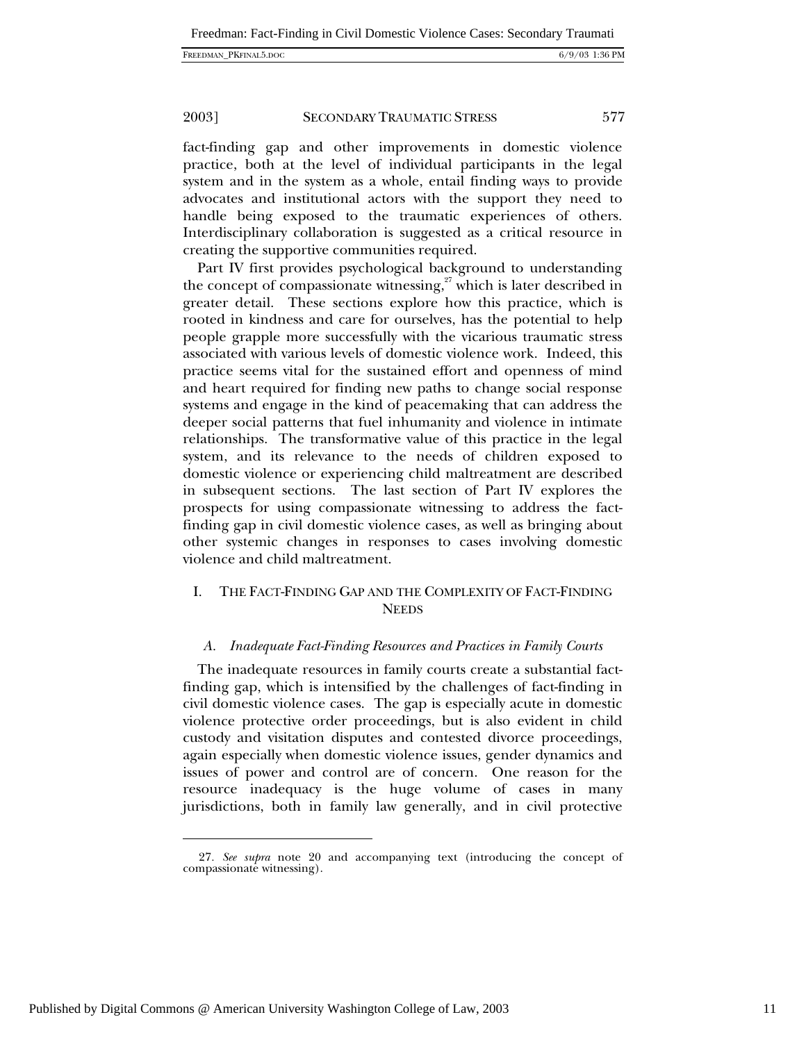fact-finding gap and other improvements in domestic violence practice, both at the level of individual participants in the legal system and in the system as a whole, entail finding ways to provide advocates and institutional actors with the support they need to handle being exposed to the traumatic experiences of others. Interdisciplinary collaboration is suggested as a critical resource in creating the supportive communities required.

Part IV first provides psychological background to understanding the concept of compassionate witnessing,[27] which is later described in greater detail. These sections explore how this practice, which is rooted in kindness and care for ourselves, has the potential to help people grapple more successfully with the vicarious traumatic stress associated with various levels of domestic violence work. Indeed, this practice seems vital for the sustained effort and openness of mind and heart required for finding new paths to change social response systems and engage in the kind of peacemaking that can address the deeper social patterns that fuel inhumanity and violence in intimate relationships. The transformative value of this practice in the legal system, and its relevance to the needs of children exposed to domestic violence or experiencing child maltreatment are described in subsequent sections. The last section of Part IV explores the prospects for using compassionate witnessing to address the fact-finding gap in civil domestic violence cases, as well as bringing about other systemic changes in responses to cases involving domestic violence and child maltreatment.

## I. THE FACT-FINDING GAP AND THE COMPLEXITY OF FACT-FINDING NEEDS

### *A. Inadequate Fact-Finding Resources and Practices in Family Courts*

The inadequate resources in family courts create a substantial fact-finding gap, which is intensified by the challenges of fact-finding in civil domestic violence cases. The gap is especially acute in domestic violence protective order proceedings, but is also evident in child custody and visitation disputes and contested divorce proceedings, again especially when domestic violence issues, gender dynamics and issues of power and control are of concern. One reason for the resource inadequacy is the huge volume of cases in many jurisdictions, both in family law generally, and in civil protective

---

27. *See supra* note 20 and accompanying text (introducing the concept of compassionate witnessing).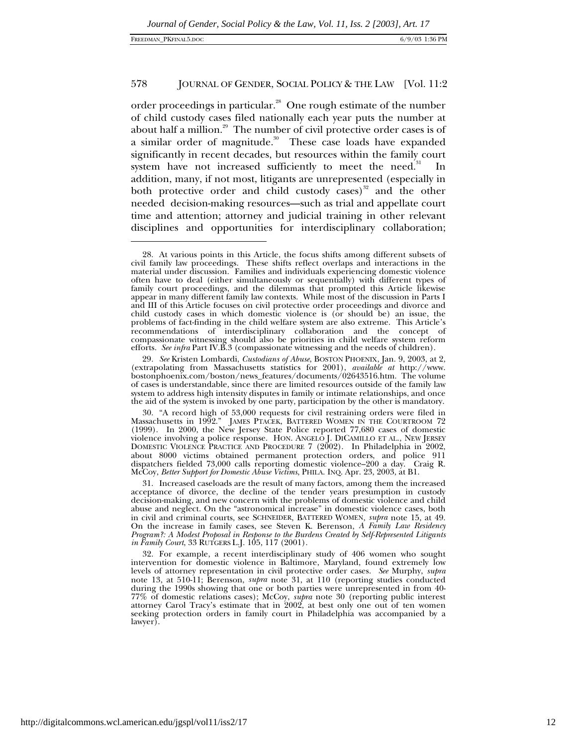order proceedings in particular.[28] One rough estimate of the number of child custody cases filed nationally each year puts the number at about half a million.[29] The number of civil protective order cases is of a similar order of magnitude.[30] These case loads have expanded significantly in recent decades, but resources within the family court system have not increased sufficiently to meet the need.[31] In addition, many, if not most, litigants are unrepresented (especially in both protective order and child custody cases)[32] and the other needed decision-making resources—such as trial and appellate court time and attention; attorney and judicial training in other relevant disciplines and opportunities for interdisciplinary collaboration;

---

28. At various points in this Article, the focus shifts among different subsets of civil family law proceedings. These shifts reflect overlaps and interactions in the material under discussion. Families and individuals experiencing domestic violence often have to deal (either simultaneously or sequentially) with different types of family court proceedings, and the dilemmas that prompted this Article likewise appear in many different family law contexts. While most of the discussion in Parts I and III of this Article focuses on civil protective order proceedings and divorce and child custody cases in which domestic violence is (or should be) an issue, the problems of fact-finding in the child welfare system are also extreme. This Article's recommendations of interdisciplinary collaboration and the concept of compassionate witnessing should also be priorities in child welfare system reform efforts. *See infra* Part IV.B.3 (compassionate witnessing and the needs of children).

29. *See* Kristen Lombardi, *Custodians of Abuse*, BOSTON PHOENIX, Jan. 9, 2003, at 2, (extrapolating from Massachusetts statistics for 2001), *available at* http://www.bostonphoenix.com/boston/news_features/documents/02643516.htm. The volume of cases is understandable, since there are limited resources outside of the family law system to address high intensity disputes in family or intimate relationships, and once the aid of the system is invoked by one party, participation by the other is mandatory.

30. "A record high of 53,000 requests for civil restraining orders were filed in Massachusetts in 1992." JAMES PTACEK, BATTERED WOMEN IN THE COURTROOM 72 (1999). In 2000, the New Jersey State Police reported 77,680 cases of domestic violence involving a police response. HON. ANGELO J. DICAMILLO ET AL., NEW JERSEY DOMESTIC VIOLENCE PRACTICE AND PROCEDURE 7 (2002). In Philadelphia in 2002, about 8000 victims obtained permanent protection orders, and police 911 dispatchers fielded 73,000 calls reporting domestic violence–200 a day. Craig R. McCoy, *Better Support for Domestic Abuse Victims*, PHILA. INQ. Apr. 23, 2003, at B1.

31. Increased caseloads are the result of many factors, among them the increased acceptance of divorce, the decline of the tender years presumption in custody decision-making, and new concern with the problems of domestic violence and child abuse and neglect. On the "astronomical increase" in domestic violence cases, both in civil and criminal courts, see SCHNEIDER, BATTERED WOMEN, *supra* note 15, at 49. On the increase in family cases, see Steven K. Berenson, *A Family Law Residency Program?: A Modest Proposal in Response to the Burdens Created by Self-Represented Litigants in Family Court*, 33 RUTGERS L.J. 105, 117 (2001).

32. For example, a recent interdisciplinary study of 406 women who sought intervention for domestic violence in Baltimore, Maryland, found extremely low levels of attorney representation in civil protective order cases. *See* Murphy, *supra* note 13, at 510-11; Berenson, *supra* note 31, at 110 (reporting studies conducted during the 1990s showing that one or both parties were unrepresented in from 40-77% of domestic relations cases); McCoy, *supra* note 30 (reporting public interest attorney Carol Tracy's estimate that in 2002, at best only one out of ten women seeking protection orders in family court in Philadelphia was accompanied by a lawyer).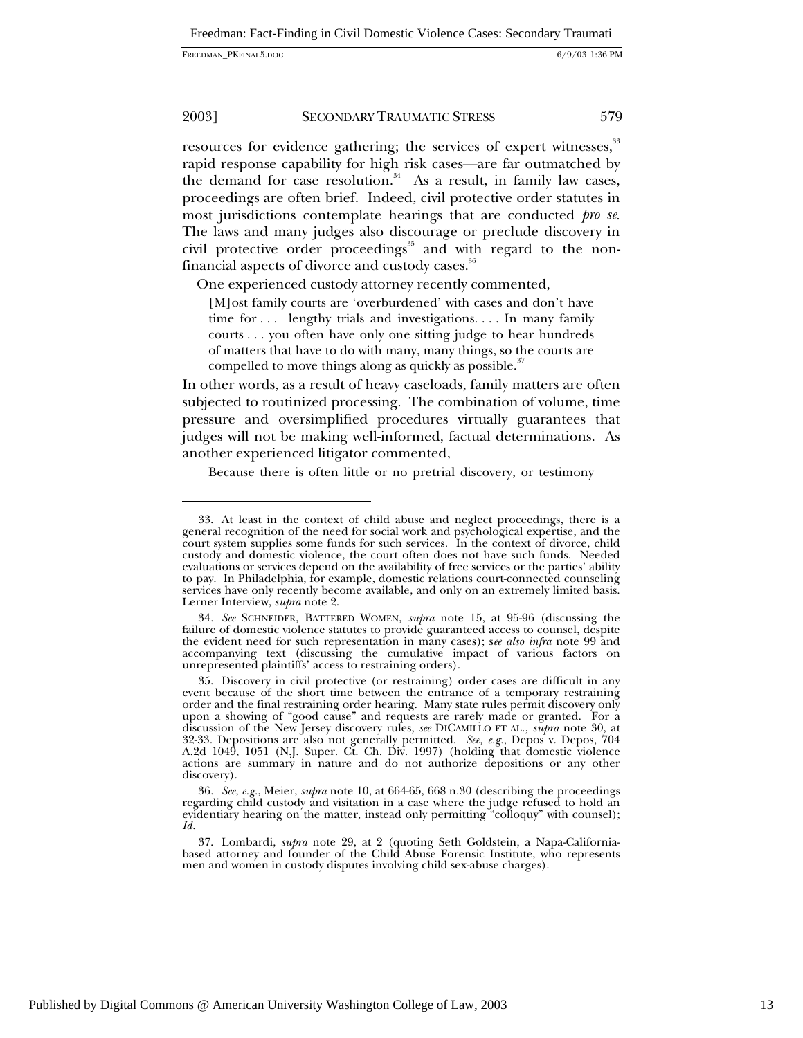resources for evidence gathering; the services of expert witnesses,[33] rapid response capability for high risk cases—are far outmatched by the demand for case resolution.[34] As a result, in family law cases, proceedings are often brief. Indeed, civil protective order statutes in most jurisdictions contemplate hearings that are conducted *pro se*. The laws and many judges also discourage or preclude discovery in civil protective order proceedings[35] and with regard to the non-financial aspects of divorce and custody cases.[36]

One experienced custody attorney recently commented,

> [M]ost family courts are 'overburdened' with cases and don't have time for . . . lengthy trials and investigations. . . . In many family courts . . . you often have only one sitting judge to hear hundreds of matters that have to do with many, many things, so the courts are compelled to move things along as quickly as possible.[37]

In other words, as a result of heavy caseloads, family matters are often subjected to routinized processing. The combination of volume, time pressure and oversimplified procedures virtually guarantees that judges will not be making well-informed, factual determinations. As another experienced litigator commented,

> Because there is often little or no pretrial discovery, or testimony

---

33. At least in the context of child abuse and neglect proceedings, there is a general recognition of the need for social work and psychological expertise, and the court system supplies some funds for such services. In the context of divorce, child custody and domestic violence, the court often does not have such funds. Needed evaluations or services depend on the availability of free services or the parties' ability to pay. In Philadelphia, for example, domestic relations court-connected counseling services have only recently become available, and only on an extremely limited basis. Lerner Interview, *supra* note 2.

34. *See* SCHNEIDER, BATTERED WOMEN, *supra* note 15, at 95-96 (discussing the failure of domestic violence statutes to provide guaranteed access to counsel, despite the evident need for such representation in many cases); s*ee also infra* note 99 and accompanying text (discussing the cumulative impact of various factors on unrepresented plaintiffs' access to restraining orders).

35. Discovery in civil protective (or restraining) order cases are difficult in any event because of the short time between the entrance of a temporary restraining order and the final restraining order hearing. Many state rules permit discovery only upon a showing of "good cause" and requests are rarely made or granted. For a discussion of the New Jersey discovery rules, *see* DICAMILLO ET AL., *supra* note 30, at 32-33. Depositions are also not generally permitted. *See, e.g.*, Depos v. Depos, 704 A.2d 1049, 1051 (N.J. Super. Ct. Ch. Div. 1997) (holding that domestic violence actions are summary in nature and do not authorize depositions or any other discovery).

36. *See, e.g.*, Meier, *supra* note 10, at 664-65, 668 n.30 (describing the proceedings regarding child custody and visitation in a case where the judge refused to hold an evidentiary hearing on the matter, instead only permitting "colloquy" with counsel); *Id.*

37. Lombardi, *supra* note 29, at 2 (quoting Seth Goldstein, a Napa-California-based attorney and founder of the Child Abuse Forensic Institute, who represents men and women in custody disputes involving child sex-abuse charges).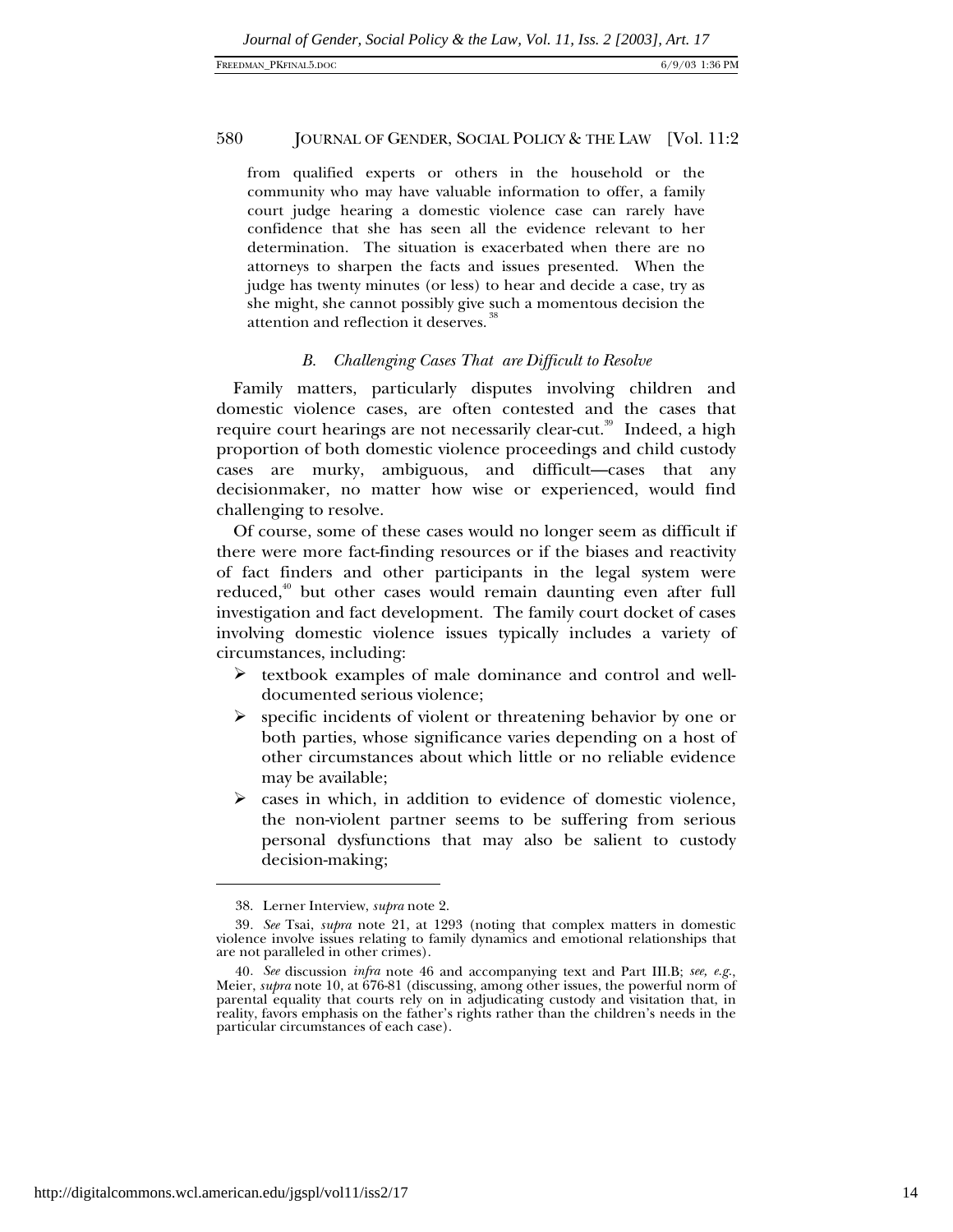from qualified experts or others in the household or the community who may have valuable information to offer, a family court judge hearing a domestic violence case can rarely have confidence that she has seen all the evidence relevant to her determination. The situation is exacerbated when there are no attorneys to sharpen the facts and issues presented. When the judge has twenty minutes (or less) to hear and decide a case, try as she might, she cannot possibly give such a momentous decision the attention and reflection it deserves.[38]

### *B. Challenging Cases That are Difficult to Resolve*

Family matters, particularly disputes involving children and domestic violence cases, are often contested and the cases that require court hearings are not necessarily clear-cut.[39] Indeed, a high proportion of both domestic violence proceedings and child custody cases are murky, ambiguous, and difficult—cases that any decisionmaker, no matter how wise or experienced, would find challenging to resolve.

Of course, some of these cases would no longer seem as difficult if there were more fact-finding resources or if the biases and reactivity of fact finders and other participants in the legal system were reduced,[40] but other cases would remain daunting even after full investigation and fact development. The family court docket of cases involving domestic violence issues typically includes a variety of circumstances, including:

- textbook examples of male dominance and control and well-documented serious violence;
- specific incidents of violent or threatening behavior by one or both parties, whose significance varies depending on a host of other circumstances about which little or no reliable evidence may be available;
- cases in which, in addition to evidence of domestic violence, the non-violent partner seems to be suffering from serious personal dysfunctions that may also be salient to custody decision-making;

---

38. Lerner Interview, *supra* note 2.

39. *See* Tsai, *supra* note 21, at 1293 (noting that complex matters in domestic violence involve issues relating to family dynamics and emotional relationships that are not paralleled in other crimes).

40. *See* discussion *infra* note 46 and accompanying text and Part III.B; *see, e.g.*, Meier, *supra* note 10, at 676-81 (discussing, among other issues, the powerful norm of parental equality that courts rely on in adjudicating custody and visitation that, in reality, favors emphasis on the father's rights rather than the children's needs in the particular circumstances of each case).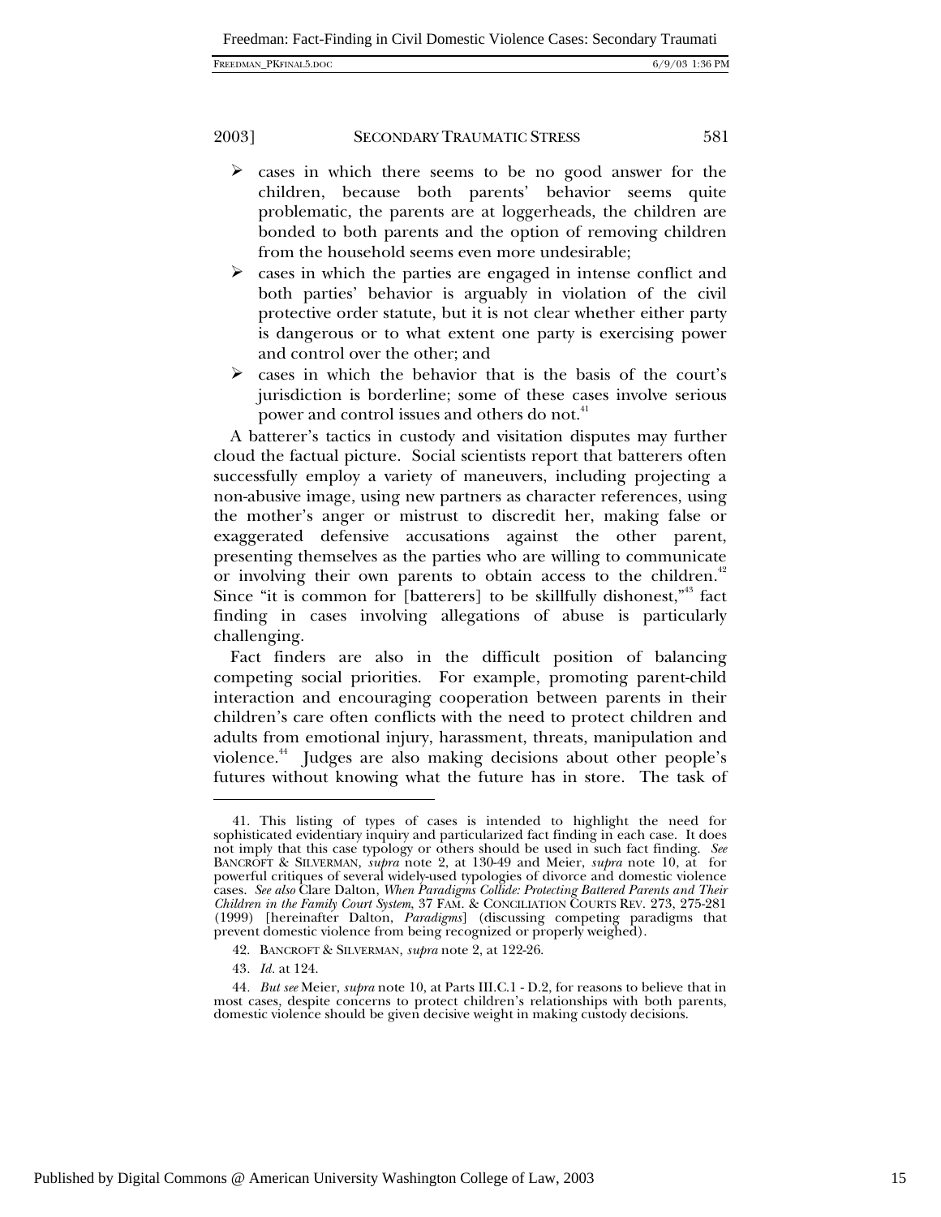- cases in which there seems to be no good answer for the children, because both parents' behavior seems quite problematic, the parents are at loggerheads, the children are bonded to both parents and the option of removing children from the household seems even more undesirable;
- cases in which the parties are engaged in intense conflict and both parties' behavior is arguably in violation of the civil protective order statute, but it is not clear whether either party is dangerous or to what extent one party is exercising power and control over the other; and
- cases in which the behavior that is the basis of the court's jurisdiction is borderline; some of these cases involve serious power and control issues and others do not.[41]

A batterer's tactics in custody and visitation disputes may further cloud the factual picture. Social scientists report that batterers often successfully employ a variety of maneuvers, including projecting a non-abusive image, using new partners as character references, using the mother's anger or mistrust to discredit her, making false or exaggerated defensive accusations against the other parent, presenting themselves as the parties who are willing to communicate or involving their own parents to obtain access to the children.[42] Since "it is common for [batterers] to be skillfully dishonest,"[43] fact finding in cases involving allegations of abuse is particularly challenging.

Fact finders are also in the difficult position of balancing competing social priorities. For example, promoting parent-child interaction and encouraging cooperation between parents in their children's care often conflicts with the need to protect children and adults from emotional injury, harassment, threats, manipulation and violence.[44] Judges are also making decisions about other people's futures without knowing what the future has in store. The task of

---

41. This listing of types of cases is intended to highlight the need for sophisticated evidentiary inquiry and particularized fact finding in each case. It does not imply that this case typology or others should be used in such fact finding. *See* BANCROFT & SILVERMAN, *supra* note 2, at 130-49 and Meier, *supra* note 10, at for powerful critiques of several widely-used typologies of divorce and domestic violence cases. *See also* Clare Dalton, *When Paradigms Collide: Protecting Battered Parents and Their Children in the Family Court System*, 37 FAM. & CONCILIATION COURTS REV. 273, 275-281 (1999) [hereinafter Dalton, *Paradigms*] (discussing competing paradigms that prevent domestic violence from being recognized or properly weighed).

42. BANCROFT & SILVERMAN, *supra* note 2, at 122-26.

43. *Id.* at 124.

44. *But see* Meier, *supra* note 10, at Parts III.C.1 - D.2, for reasons to believe that in most cases, despite concerns to protect children's relationships with both parents, domestic violence should be given decisive weight in making custody decisions.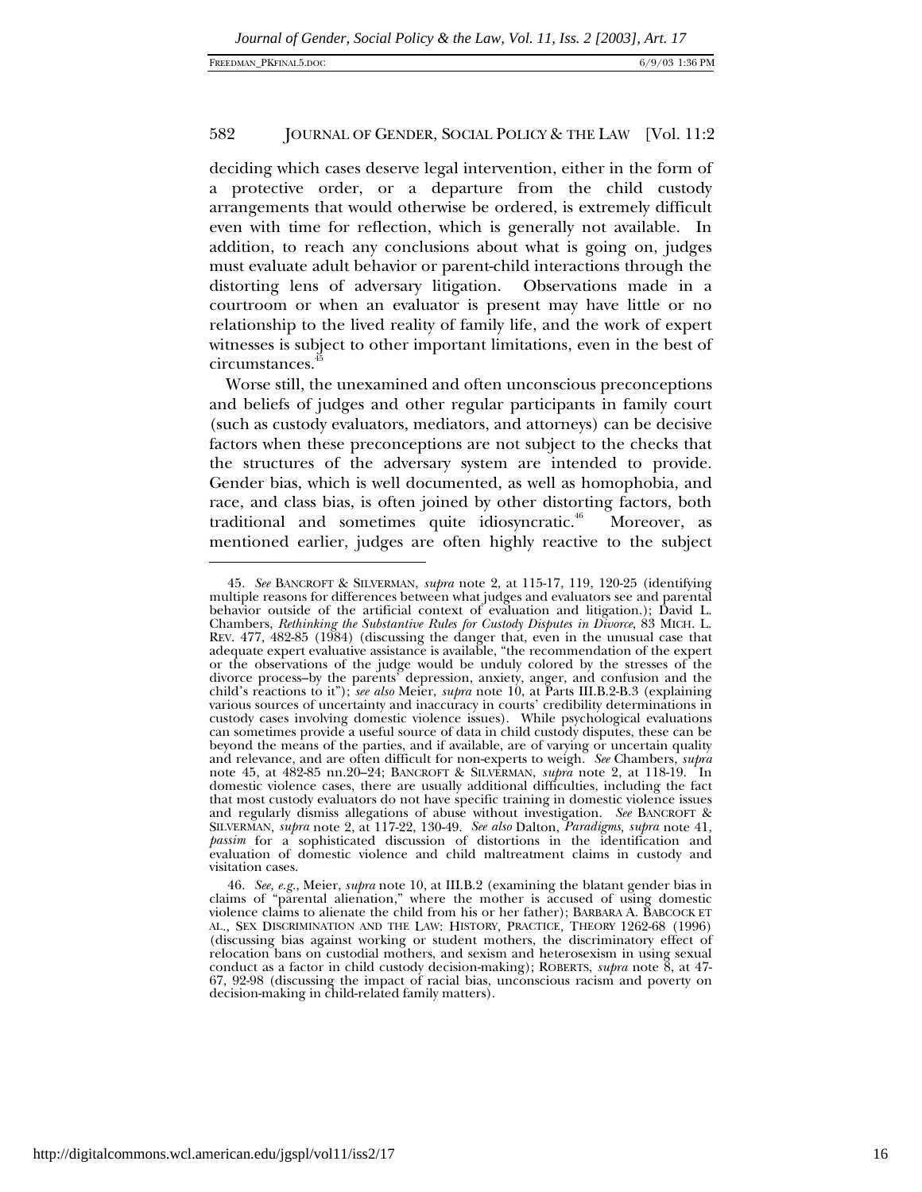deciding which cases deserve legal intervention, either in the form of a protective order, or a departure from the child custody arrangements that would otherwise be ordered, is extremely difficult even with time for reflection, which is generally not available. In addition, to reach any conclusions about what is going on, judges must evaluate adult behavior or parent-child interactions through the distorting lens of adversary litigation. Observations made in a courtroom or when an evaluator is present may have little or no relationship to the lived reality of family life, and the work of expert witnesses is subject to other important limitations, even in the best of circumstances.[45]

Worse still, the unexamined and often unconscious preconceptions and beliefs of judges and other regular participants in family court (such as custody evaluators, mediators, and attorneys) can be decisive factors when these preconceptions are not subject to the checks that the structures of the adversary system are intended to provide. Gender bias, which is well documented, as well as homophobia, and race, and class bias, is often joined by other distorting factors, both traditional and sometimes quite idiosyncratic.[46] Moreover, as mentioned earlier, judges are often highly reactive to the subject

---

45. *See* BANCROFT & SILVERMAN, *supra* note 2, at 115-17, 119, 120-25 (identifying multiple reasons for differences between what judges and evaluators see and parental behavior outside of the artificial context of evaluation and litigation.); David L. Chambers, *Rethinking the Substantive Rules for Custody Disputes in Divorce*, 83 MICH. L. REV. 477, 482-85 (1984) (discussing the danger that, even in the unusual case that adequate expert evaluative assistance is available, "the recommendation of the expert or the observations of the judge would be unduly colored by the stresses of the divorce process–by the parents' depression, anxiety, anger, and confusion and the child's reactions to it"); *see also* Meier, *supra* note 10, at Parts III.B.2-B.3 (explaining various sources of uncertainty and inaccuracy in courts' credibility determinations in custody cases involving domestic violence issues). While psychological evaluations can sometimes provide a useful source of data in child custody disputes, these can be beyond the means of the parties, and if available, are of varying or uncertain quality and relevance, and are often difficult for non-experts to weigh. *See* Chambers, *supra* note 45, at 482-85 nn.20–24; BANCROFT & SILVERMAN, *supra* note 2, at 118-19. In domestic violence cases, there are usually additional difficulties, including the fact that most custody evaluators do not have specific training in domestic violence issues and regularly dismiss allegations of abuse without investigation. *See* BANCROFT & SILVERMAN, *supra* note 2, at 117-22, 130-49. *See also* Dalton, *Paradigms*, *supra* note 41, *passim* for a sophisticated discussion of distortions in the identification and evaluation of domestic violence and child maltreatment claims in custody and visitation cases.

46. *See, e.g.*, Meier, *supra* note 10, at III.B.2 (examining the blatant gender bias in claims of "parental alienation," where the mother is accused of using domestic violence claims to alienate the child from his or her father); BARBARA A. BABCOCK ET AL., SEX DISCRIMINATION AND THE LAW: HISTORY, PRACTICE, THEORY 1262-68 (1996) (discussing bias against working or student mothers, the discriminatory effect of relocation bans on custodial mothers, and sexism and heterosexism in using sexual conduct as a factor in child custody decision-making); ROBERTS, *supra* note 8, at 47-67, 92-98 (discussing the impact of racial bias, unconscious racism and poverty on decision-making in child-related family matters).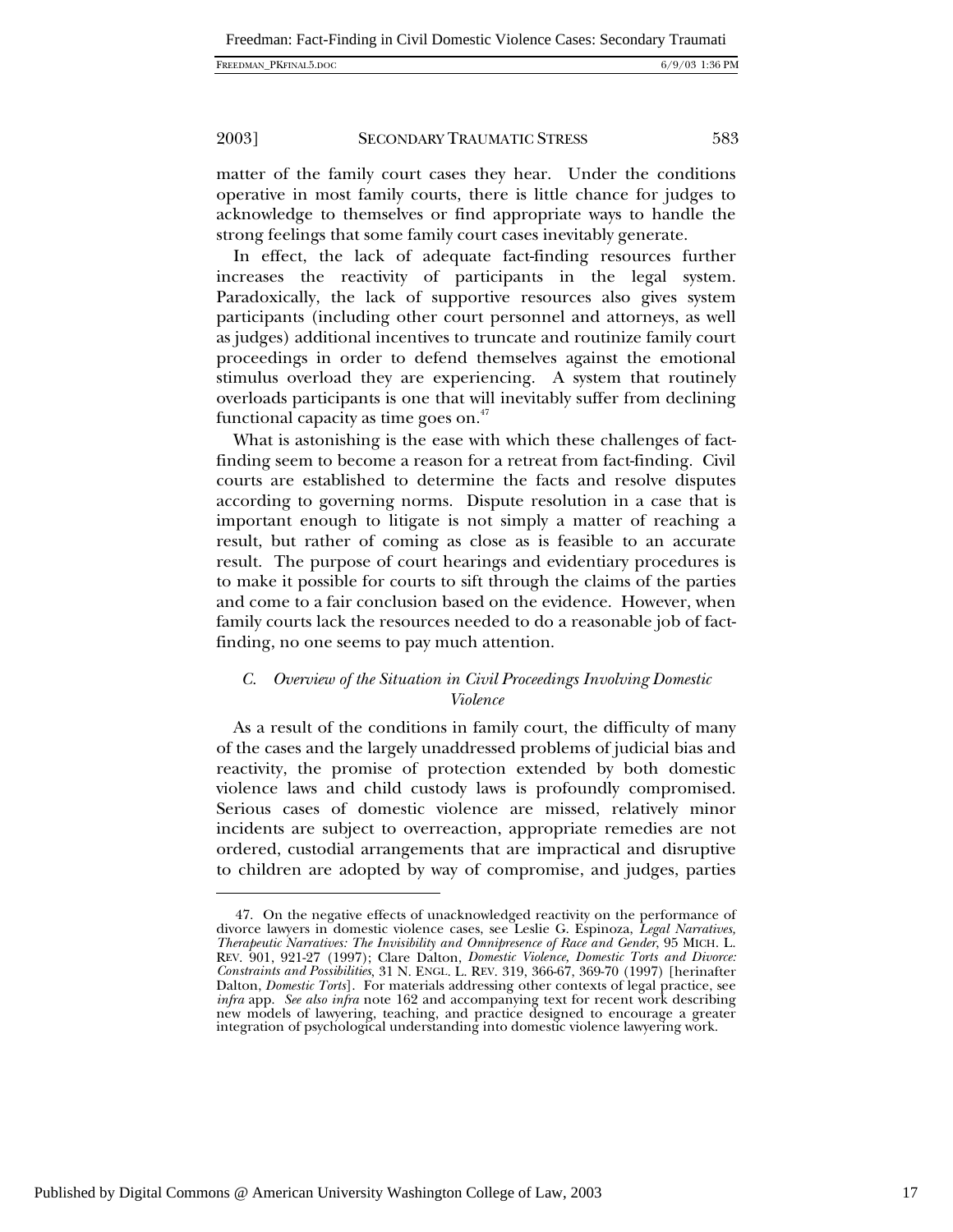matter of the family court cases they hear. Under the conditions operative in most family courts, there is little chance for judges to acknowledge to themselves or find appropriate ways to handle the strong feelings that some family court cases inevitably generate.

In effect, the lack of adequate fact-finding resources further increases the reactivity of participants in the legal system. Paradoxically, the lack of supportive resources also gives system participants (including other court personnel and attorneys, as well as judges) additional incentives to truncate and routinize family court proceedings in order to defend themselves against the emotional stimulus overload they are experiencing. A system that routinely overloads participants is one that will inevitably suffer from declining functional capacity as time goes on.[47]

What is astonishing is the ease with which these challenges of fact-finding seem to become a reason for a retreat from fact-finding. Civil courts are established to determine the facts and resolve disputes according to governing norms. Dispute resolution in a case that is important enough to litigate is not simply a matter of reaching a result, but rather of coming as close as is feasible to an accurate result. The purpose of court hearings and evidentiary procedures is to make it possible for courts to sift through the claims of the parties and come to a fair conclusion based on the evidence. However, when family courts lack the resources needed to do a reasonable job of fact-finding, no one seems to pay much attention.

### *C. Overview of the Situation in Civil Proceedings Involving Domestic Violence*

As a result of the conditions in family court, the difficulty of many of the cases and the largely unaddressed problems of judicial bias and reactivity, the promise of protection extended by both domestic violence laws and child custody laws is profoundly compromised. Serious cases of domestic violence are missed, relatively minor incidents are subject to overreaction, appropriate remedies are not ordered, custodial arrangements that are impractical and disruptive to children are adopted by way of compromise, and judges, parties

47. On the negative effects of unacknowledged reactivity on the performance of divorce lawyers in domestic violence cases, see Leslie G. Espinoza, *Legal Narratives, Therapeutic Narratives: The Invisibility and Omnipresence of Race and Gender*, 95 MICH. L. REV. 901, 921-27 (1997); Clare Dalton, *Domestic Violence, Domestic Torts and Divorce: Constraints and Possibilities*, 31 N. ENGL. L. REV. 319, 366-67, 369-70 (1997) [herinafter Dalton, *Domestic Torts*]. For materials addressing other contexts of legal practice, see *infra* app. *See also infra* note 162 and accompanying text for recent work describing new models of lawyering, teaching, and practice designed to encourage a greater integration of psychological understanding into domestic violence lawyering work.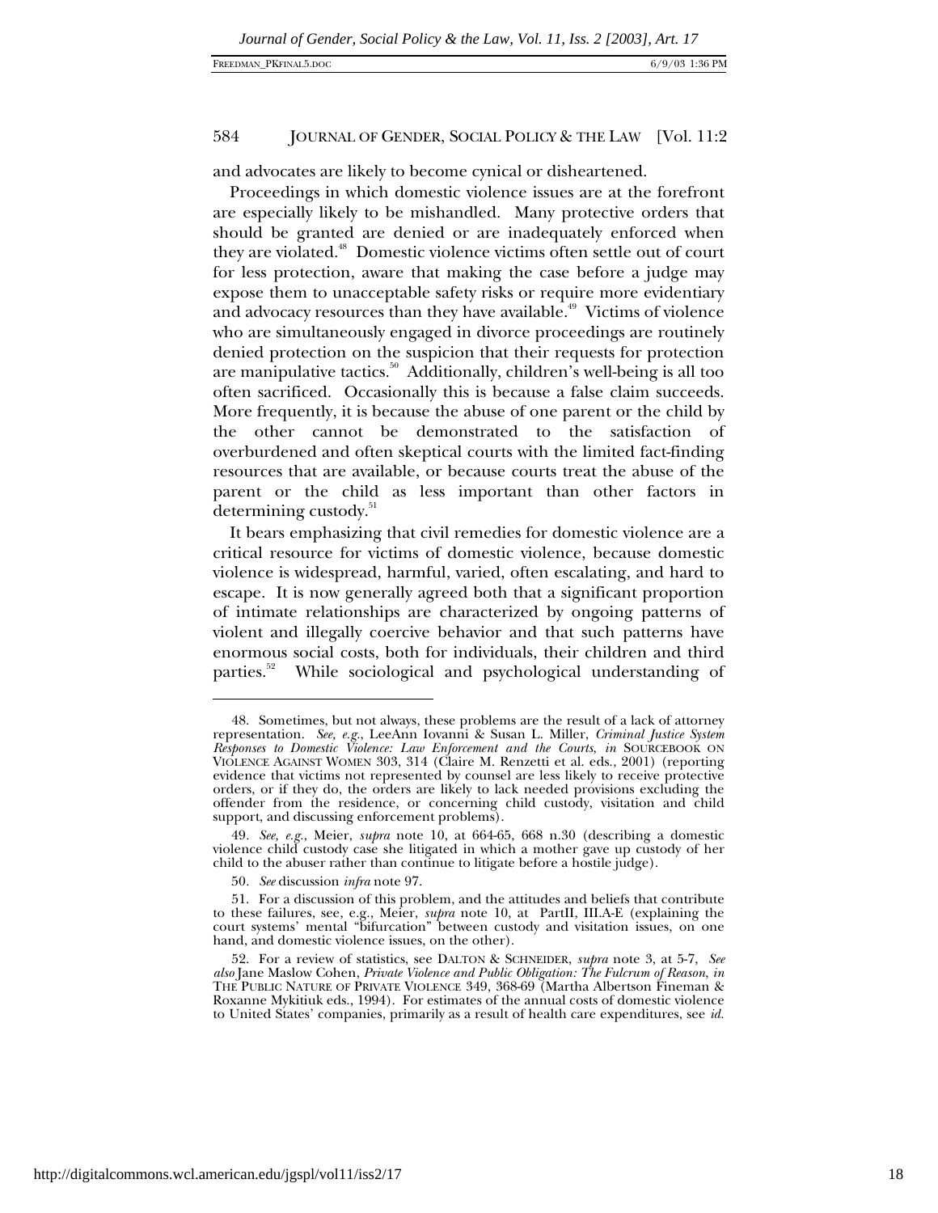and advocates are likely to become cynical or disheartened.

Proceedings in which domestic violence issues are at the forefront are especially likely to be mishandled. Many protective orders that should be granted are denied or are inadequately enforced when they are violated.[48] Domestic violence victims often settle out of court for less protection, aware that making the case before a judge may expose them to unacceptable safety risks or require more evidentiary and advocacy resources than they have available.[49] Victims of violence who are simultaneously engaged in divorce proceedings are routinely denied protection on the suspicion that their requests for protection are manipulative tactics.[50] Additionally, children's well-being is all too often sacrificed. Occasionally this is because a false claim succeeds. More frequently, it is because the abuse of one parent or the child by the other cannot be demonstrated to the satisfaction of overburdened and often skeptical courts with the limited fact-finding resources that are available, or because courts treat the abuse of the parent or the child as less important than other factors in determining custody.[51]

It bears emphasizing that civil remedies for domestic violence are a critical resource for victims of domestic violence, because domestic violence is widespread, harmful, varied, often escalating, and hard to escape. It is now generally agreed both that a significant proportion of intimate relationships are characterized by ongoing patterns of violent and illegally coercive behavior and that such patterns have enormous social costs, both for individuals, their children and third parties.[52] While sociological and psychological understanding of

---

48. Sometimes, but not always, these problems are the result of a lack of attorney representation. *See, e.g.*, LeeAnn Iovanni & Susan L. Miller, *Criminal Justice System Responses to Domestic Violence: Law Enforcement and the Courts*, *in* SOURCEBOOK ON VIOLENCE AGAINST WOMEN 303, 314 (Claire M. Renzetti et al. eds., 2001) (reporting evidence that victims not represented by counsel are less likely to receive protective orders, or if they do, the orders are likely to lack needed provisions excluding the offender from the residence, or concerning child custody, visitation and child support, and discussing enforcement problems).

49. *See, e.g.*, Meier, *supra* note 10, at 664-65, 668 n.30 (describing a domestic violence child custody case she litigated in which a mother gave up custody of her child to the abuser rather than continue to litigate before a hostile judge).

50. *See* discussion *infra* note 97.

51. For a discussion of this problem, and the attitudes and beliefs that contribute to these failures, see, e.g., Meier, *supra* note 10, at PartII, III.A-E (explaining the court systems' mental "bifurcation" between custody and visitation issues, on one hand, and domestic violence issues, on the other).

52. For a review of statistics, see DALTON & SCHNEIDER, *supra* note 3, at 5-7, *See also* Jane Maslow Cohen, *Private Violence and Public Obligation: The Fulcrum of Reason*, *in* THE PUBLIC NATURE OF PRIVATE VIOLENCE 349, 368-69 (Martha Albertson Fineman & Roxanne Mykitiuk eds., 1994). For estimates of the annual costs of domestic violence to United States' companies, primarily as a result of health care expenditures, see *id.*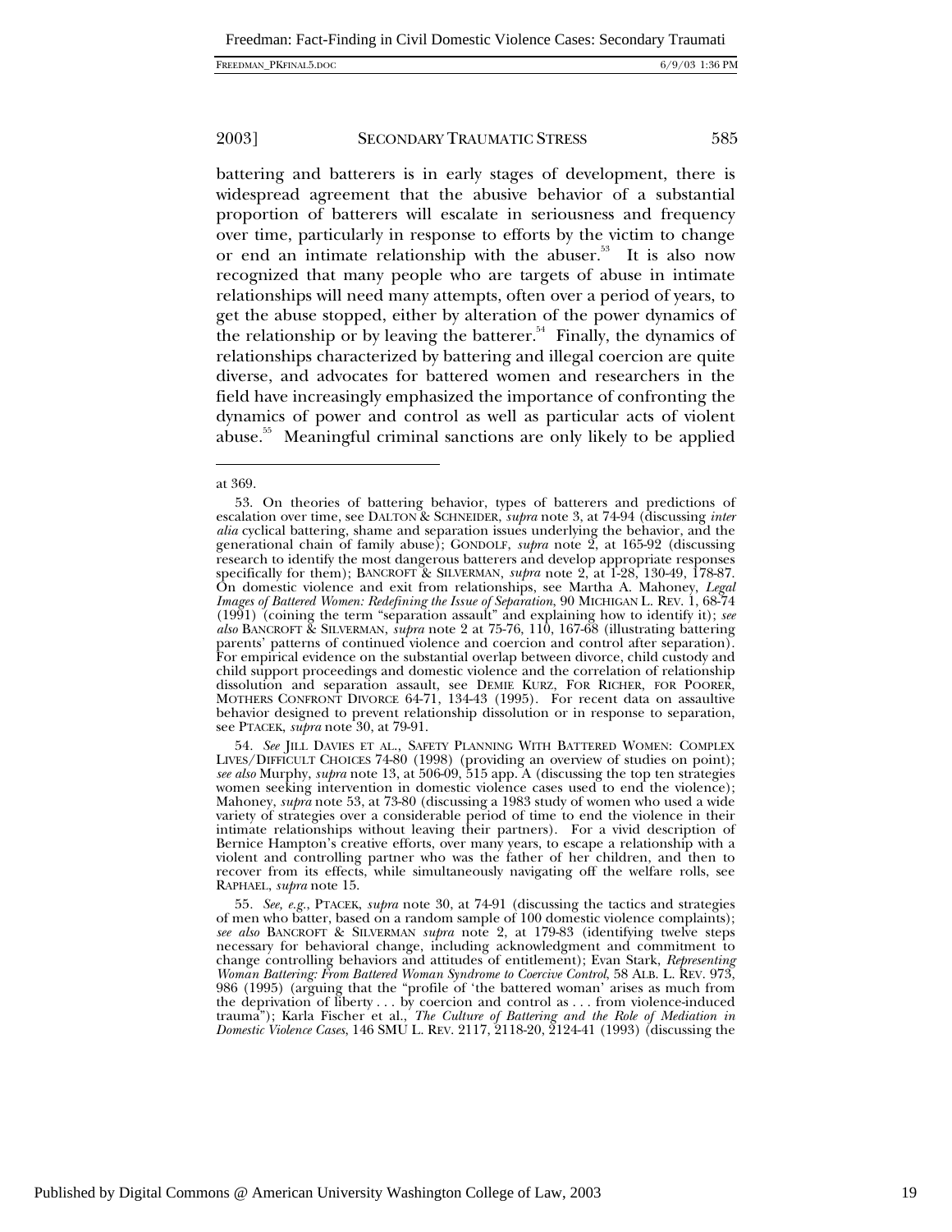battering and batterers is in early stages of development, there is widespread agreement that the abusive behavior of a substantial proportion of batterers will escalate in seriousness and frequency over time, particularly in response to efforts by the victim to change or end an intimate relationship with the abuser.[53] It is also now recognized that many people who are targets of abuse in intimate relationships will need many attempts, often over a period of years, to get the abuse stopped, either by alteration of the power dynamics of the relationship or by leaving the batterer.[54] Finally, the dynamics of relationships characterized by battering and illegal coercion are quite diverse, and advocates for battered women and researchers in the field have increasingly emphasized the importance of confronting the dynamics of power and control as well as particular acts of violent abuse.[55] Meaningful criminal sanctions are only likely to be applied

---

at 369.

53. On theories of battering behavior, types of batterers and predictions of escalation over time, see DALTON & SCHNEIDER, *supra* note 3, at 74-94 (discussing *inter alia* cyclical battering, shame and separation issues underlying the behavior, and the generational chain of family abuse); GONDOLF, *supra* note 2, at 165-92 (discussing research to identify the most dangerous batterers and develop appropriate responses specifically for them); BANCROFT & SILVERMAN, *supra* note 2, at 1-28, 130-49, 178-87. On domestic violence and exit from relationships, see Martha A. Mahoney, *Legal Images of Battered Women: Redefining the Issue of Separation*, 90 MICHIGAN L. REV. 1, 68-74 (1991) (coining the term "separation assault" and explaining how to identify it); *see also* BANCROFT & SILVERMAN, *supra* note 2 at 75-76, 110, 167-68 (illustrating battering parents' patterns of continued violence and coercion and control after separation). For empirical evidence on the substantial overlap between divorce, child custody and child support proceedings and domestic violence and the correlation of relationship dissolution and separation assault, see DEMIE KURZ, FOR RICHER, FOR POORER, MOTHERS CONFRONT DIVORCE 64-71, 134-43 (1995). For recent data on assaultive behavior designed to prevent relationship dissolution or in response to separation, see PTACEK, *supra* note 30, at 79-91.

54. *See* JILL DAVIES ET AL., SAFETY PLANNING WITH BATTERED WOMEN: COMPLEX LIVES/DIFFICULT CHOICES 74-80 (1998) (providing an overview of studies on point); *see also* Murphy, *supra* note 13, at 506-09, 515 app. A (discussing the top ten strategies women seeking intervention in domestic violence cases used to end the violence); Mahoney, *supra* note 53, at 73-80 (discussing a 1983 study of women who used a wide variety of strategies over a considerable period of time to end the violence in their intimate relationships without leaving their partners). For a vivid description of Bernice Hampton's creative efforts, over many years, to escape a relationship with a violent and controlling partner who was the father of her children, and then to recover from its effects, while simultaneously navigating off the welfare rolls, see RAPHAEL, *supra* note 15.

55. *See, e.g.*, PTACEK, *supra* note 30, at 74-91 (discussing the tactics and strategies of men who batter, based on a random sample of 100 domestic violence complaints); *see also* BANCROFT & SILVERMAN *supra* note 2, at 179-83 (identifying twelve steps necessary for behavioral change, including acknowledgment and commitment to change controlling behaviors and attitudes of entitlement); Evan Stark, *Representing Woman Battering: From Battered Woman Syndrome to Coercive Control*, 58 ALB. L. REV. 973, 986 (1995) (arguing that the "profile of 'the battered woman' arises as much from the deprivation of liberty . . . by coercion and control as . . . from violence-induced trauma"); Karla Fischer et al., *The Culture of Battering and the Role of Mediation in Domestic Violence Cases*, 146 SMU L. REV. 2117, 2118-20, 2124-41 (1993) (discussing the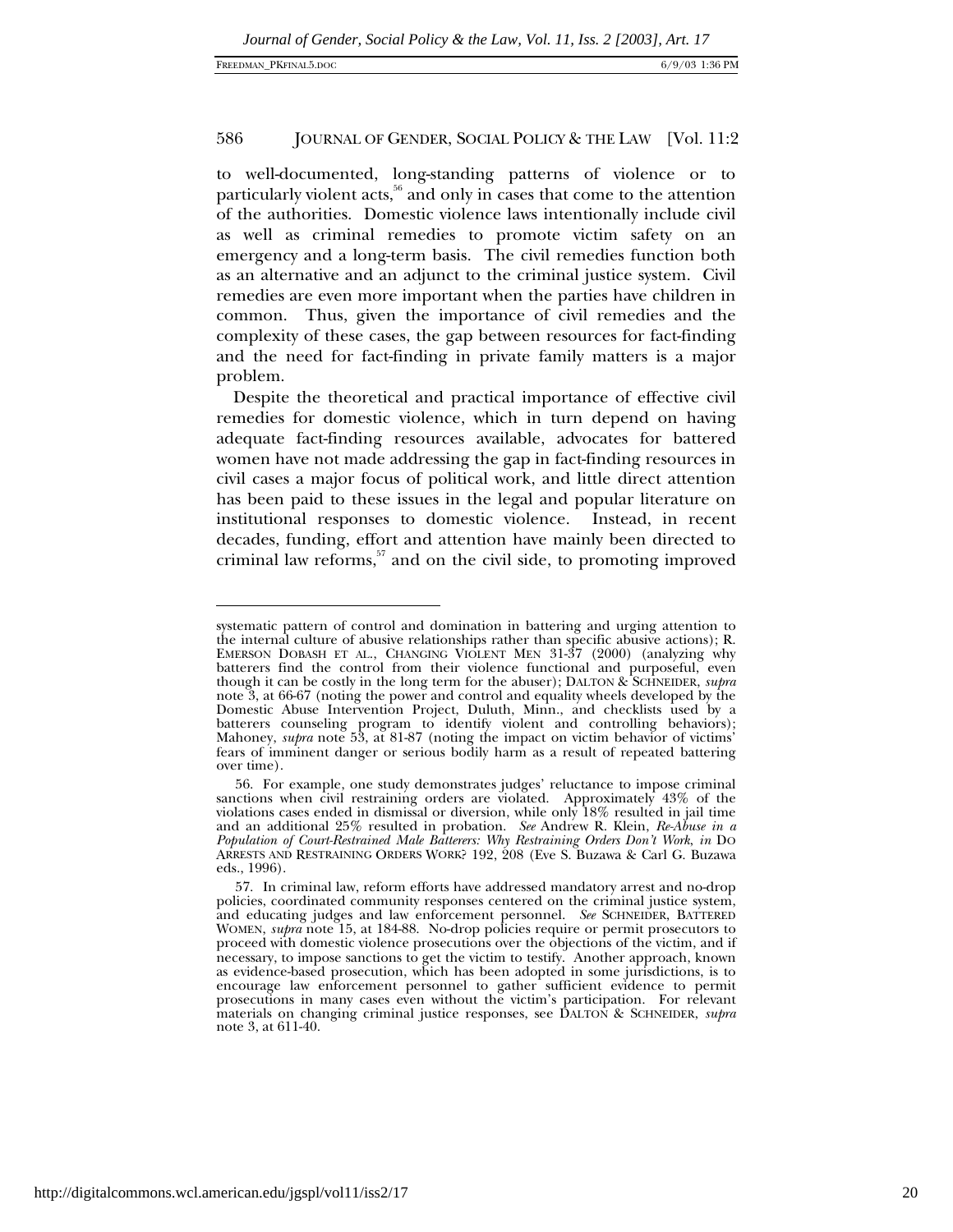to well-documented, long-standing patterns of violence or to particularly violent acts,[56] and only in cases that come to the attention of the authorities. Domestic violence laws intentionally include civil as well as criminal remedies to promote victim safety on an emergency and a long-term basis. The civil remedies function both as an alternative and an adjunct to the criminal justice system. Civil remedies are even more important when the parties have children in common. Thus, given the importance of civil remedies and the complexity of these cases, the gap between resources for fact-finding and the need for fact-finding in private family matters is a major problem.

Despite the theoretical and practical importance of effective civil remedies for domestic violence, which in turn depend on having adequate fact-finding resources available, advocates for battered women have not made addressing the gap in fact-finding resources in civil cases a major focus of political work, and little direct attention has been paid to these issues in the legal and popular literature on institutional responses to domestic violence. Instead, in recent decades, funding, effort and attention have mainly been directed to criminal law reforms,[57] and on the civil side, to promoting improved

---

systematic pattern of control and domination in battering and urging attention to the internal culture of abusive relationships rather than specific abusive actions); R. EMERSON DOBASH ET AL., CHANGING VIOLENT MEN 31-37 (2000) (analyzing why batterers find the control from their violence functional and purposeful, even though it can be costly in the long term for the abuser); DALTON & SCHNEIDER, *supra* note 3, at 66-67 (noting the power and control and equality wheels developed by the Domestic Abuse Intervention Project, Duluth, Minn., and checklists used by a batterers counseling program to identify violent and controlling behaviors); Mahoney, *supra* note 53, at 81-87 (noting the impact on victim behavior of victims' fears of imminent danger or serious bodily harm as a result of repeated battering over time).

56. For example, one study demonstrates judges' reluctance to impose criminal sanctions when civil restraining orders are violated. Approximately 43% of the violations cases ended in dismissal or diversion, while only 18% resulted in jail time and an additional 25% resulted in probation. *See* Andrew R. Klein, *Re-Abuse in a Population of Court-Restrained Male Batterers: Why Restraining Orders Don't Work*, *in* DO ARRESTS AND RESTRAINING ORDERS WORK? 192, 208 (Eve S. Buzawa & Carl G. Buzawa eds., 1996).

57. In criminal law, reform efforts have addressed mandatory arrest and no-drop policies, coordinated community responses centered on the criminal justice system, and educating judges and law enforcement personnel. *See* SCHNEIDER, BATTERED WOMEN, *supra* note 15, at 184-88. No-drop policies require or permit prosecutors to proceed with domestic violence prosecutions over the objections of the victim, and if necessary, to impose sanctions to get the victim to testify. Another approach, known as evidence-based prosecution, which has been adopted in some jurisdictions, is to encourage law enforcement personnel to gather sufficient evidence to permit prosecutions in many cases even without the victim's participation. For relevant materials on changing criminal justice responses, see DALTON & SCHNEIDER, *supra* note 3, at 611-40.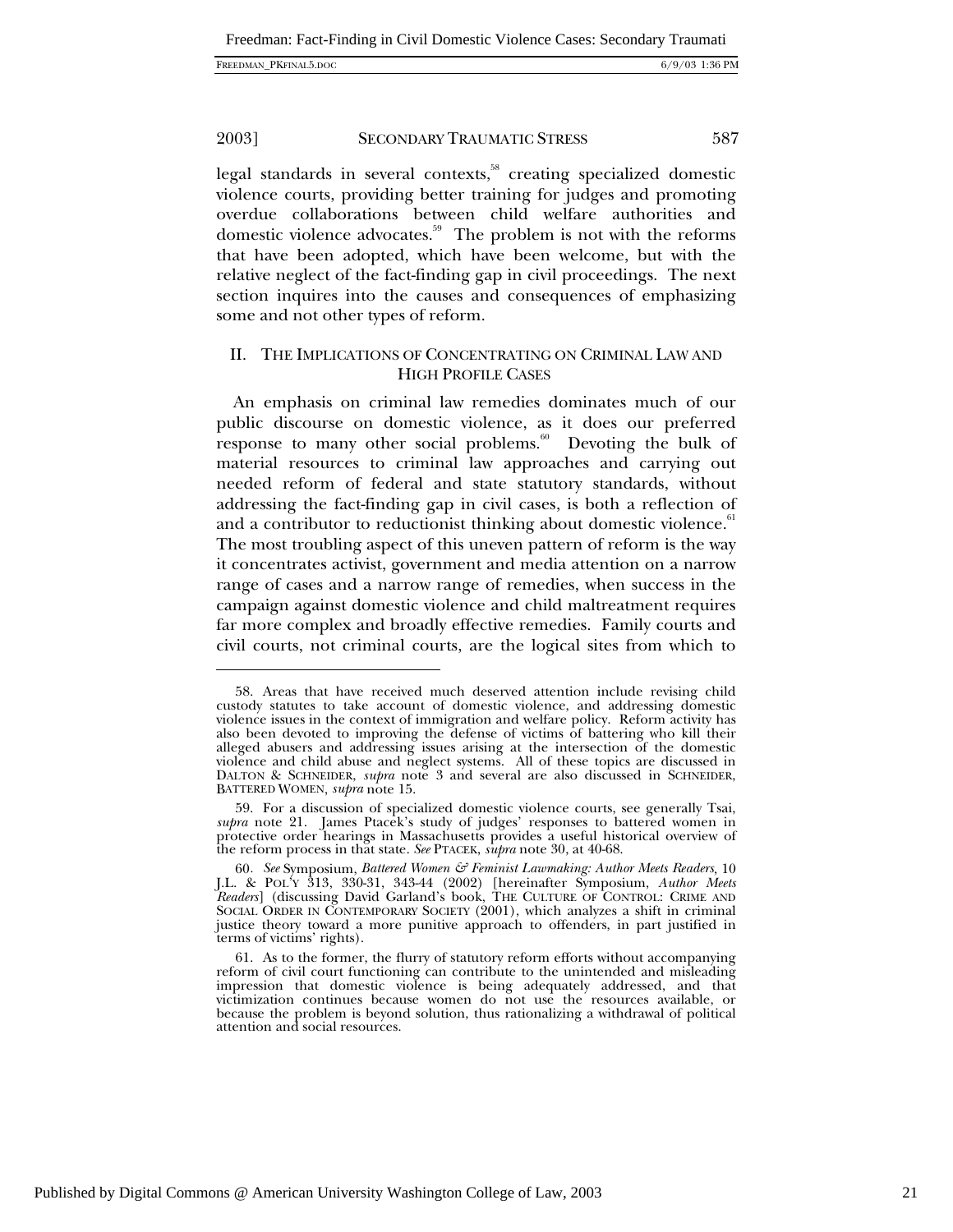legal standards in several contexts,[58] creating specialized domestic violence courts, providing better training for judges and promoting overdue collaborations between child welfare authorities and domestic violence advocates.[59] The problem is not with the reforms that have been adopted, which have been welcome, but with the relative neglect of the fact-finding gap in civil proceedings. The next section inquires into the causes and consequences of emphasizing some and not other types of reform.

## II. THE IMPLICATIONS OF CONCENTRATING ON CRIMINAL LAW AND HIGH PROFILE CASES

An emphasis on criminal law remedies dominates much of our public discourse on domestic violence, as it does our preferred response to many other social problems.[60] Devoting the bulk of material resources to criminal law approaches and carrying out needed reform of federal and state statutory standards, without addressing the fact-finding gap in civil cases, is both a reflection of and a contributor to reductionist thinking about domestic violence.[61] The most troubling aspect of this uneven pattern of reform is the way it concentrates activist, government and media attention on a narrow range of cases and a narrow range of remedies, when success in the campaign against domestic violence and child maltreatment requires far more complex and broadly effective remedies. Family courts and civil courts, not criminal courts, are the logical sites from which to

---

58. Areas that have received much deserved attention include revising child custody statutes to take account of domestic violence, and addressing domestic violence issues in the context of immigration and welfare policy. Reform activity has also been devoted to improving the defense of victims of battering who kill their alleged abusers and addressing issues arising at the intersection of the domestic violence and child abuse and neglect systems. All of these topics are discussed in DALTON & SCHNEIDER, *supra* note 3 and several are also discussed in SCHNEIDER, BATTERED WOMEN, *supra* note 15.

59. For a discussion of specialized domestic violence courts, see generally Tsai, *supra* note 21. James Ptacek's study of judges' responses to battered women in protective order hearings in Massachusetts provides a useful historical overview of the reform process in that state. *See* PTACEK, *supra* note 30, at 40-68.

60. *See* Symposium, *Battered Women & Feminist Lawmaking: Author Meets Readers*, 10 J.L. & POL'Y 313, 330-31, 343-44 (2002) [hereinafter Symposium, *Author Meets Readers*] (discussing David Garland's book, THE CULTURE OF CONTROL: CRIME AND SOCIAL ORDER IN CONTEMPORARY SOCIETY (2001), which analyzes a shift in criminal justice theory toward a more punitive approach to offenders, in part justified in terms of victims' rights).

61. As to the former, the flurry of statutory reform efforts without accompanying reform of civil court functioning can contribute to the unintended and misleading impression that domestic violence is being adequately addressed, and that victimization continues because women do not use the resources available, or because the problem is beyond solution, thus rationalizing a withdrawal of political attention and social resources.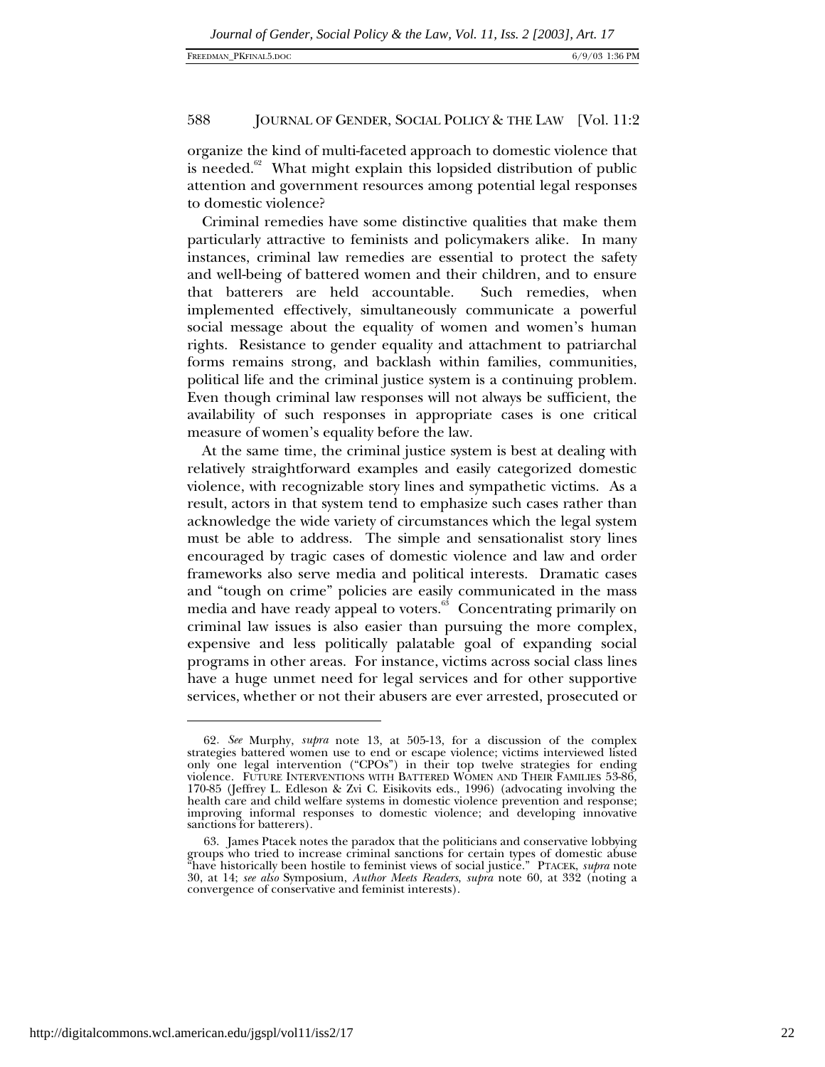organize the kind of multi-faceted approach to domestic violence that is needed.[62] What might explain this lopsided distribution of public attention and government resources among potential legal responses to domestic violence?

Criminal remedies have some distinctive qualities that make them particularly attractive to feminists and policymakers alike. In many instances, criminal law remedies are essential to protect the safety and well-being of battered women and their children, and to ensure that batterers are held accountable. Such remedies, when implemented effectively, simultaneously communicate a powerful social message about the equality of women and women's human rights. Resistance to gender equality and attachment to patriarchal forms remains strong, and backlash within families, communities, political life and the criminal justice system is a continuing problem. Even though criminal law responses will not always be sufficient, the availability of such responses in appropriate cases is one critical measure of women's equality before the law.

At the same time, the criminal justice system is best at dealing with relatively straightforward examples and easily categorized domestic violence, with recognizable story lines and sympathetic victims. As a result, actors in that system tend to emphasize such cases rather than acknowledge the wide variety of circumstances which the legal system must be able to address. The simple and sensationalist story lines encouraged by tragic cases of domestic violence and law and order frameworks also serve media and political interests. Dramatic cases and "tough on crime" policies are easily communicated in the mass media and have ready appeal to voters.[63] Concentrating primarily on criminal law issues is also easier than pursuing the more complex, expensive and less politically palatable goal of expanding social programs in other areas. For instance, victims across social class lines have a huge unmet need for legal services and for other supportive services, whether or not their abusers are ever arrested, prosecuted or

---

62. *See* Murphy, *supra* note 13, at 505-13, for a discussion of the complex strategies battered women use to end or escape violence; victims interviewed listed only one legal intervention ("CPOs") in their top twelve strategies for ending violence. FUTURE INTERVENTIONS WITH BATTERED WOMEN AND THEIR FAMILIES 53-86, 170-85 (Jeffrey L. Edleson & Zvi C. Eisikovits eds., 1996) (advocating involving the health care and child welfare systems in domestic violence prevention and response; improving informal responses to domestic violence; and developing innovative sanctions for batterers).

63. James Ptacek notes the paradox that the politicians and conservative lobbying groups who tried to increase criminal sanctions for certain types of domestic abuse "have historically been hostile to feminist views of social justice." PTACEK, *supra* note 30, at 14; *see also* Symposium, *Author Meets Readers*, *supra* note 60, at 332 (noting a convergence of conservative and feminist interests).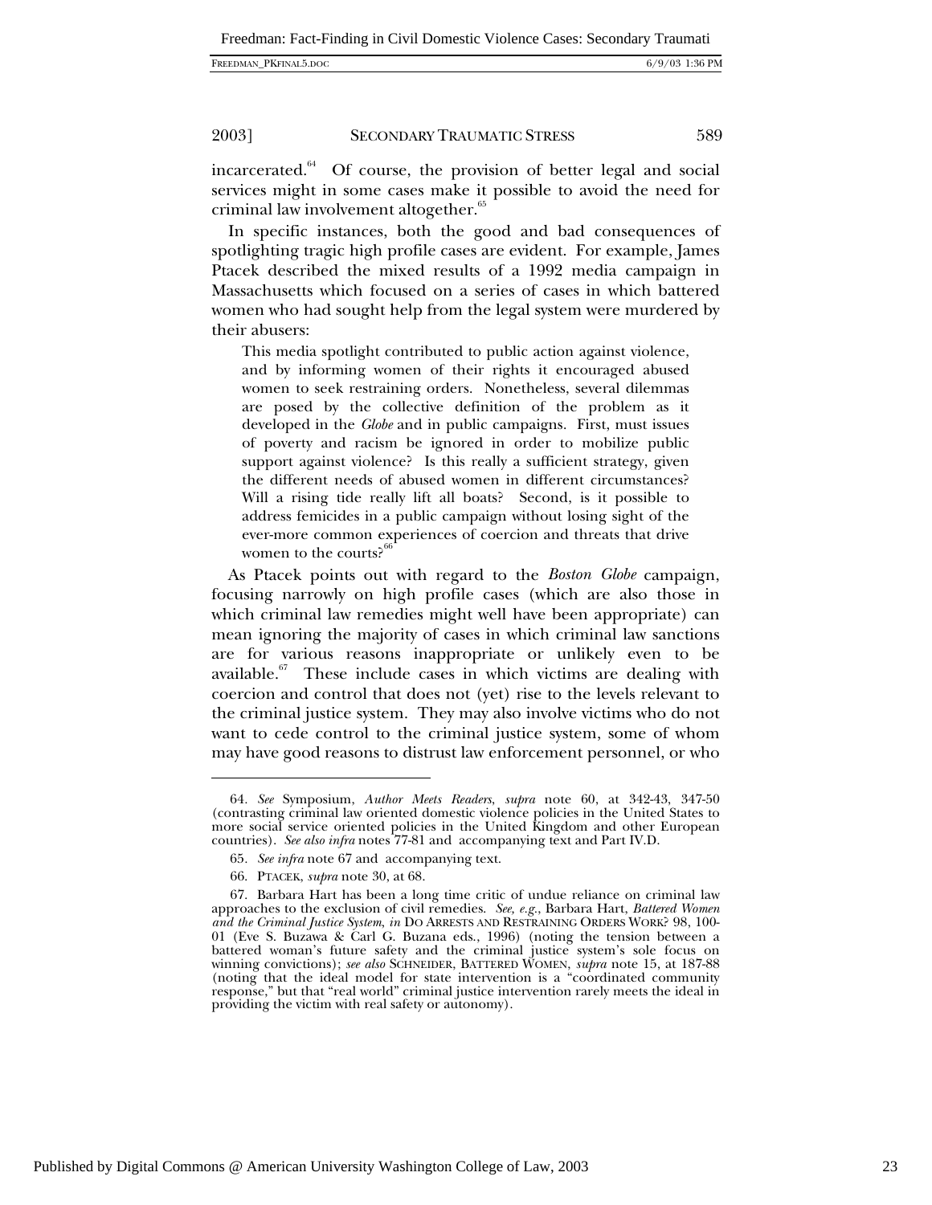incarcerated.[64] Of course, the provision of better legal and social services might in some cases make it possible to avoid the need for criminal law involvement altogether.[65]

In specific instances, both the good and bad consequences of spotlighting tragic high profile cases are evident. For example, James Ptacek described the mixed results of a 1992 media campaign in Massachusetts which focused on a series of cases in which battered women who had sought help from the legal system were murdered by their abusers:

> This media spotlight contributed to public action against violence, and by informing women of their rights it encouraged abused women to seek restraining orders. Nonetheless, several dilemmas are posed by the collective definition of the problem as it developed in the *Globe* and in public campaigns. First, must issues of poverty and racism be ignored in order to mobilize public support against violence? Is this really a sufficient strategy, given the different needs of abused women in different circumstances? Will a rising tide really lift all boats? Second, is it possible to address femicides in a public campaign without losing sight of the ever-more common experiences of coercion and threats that drive women to the courts?[66]

As Ptacek points out with regard to the *Boston Globe* campaign, focusing narrowly on high profile cases (which are also those in which criminal law remedies might well have been appropriate) can mean ignoring the majority of cases in which criminal law sanctions are for various reasons inappropriate or unlikely even to be available.[67] These include cases in which victims are dealing with coercion and control that does not (yet) rise to the levels relevant to the criminal justice system. They may also involve victims who do not want to cede control to the criminal justice system, some of whom may have good reasons to distrust law enforcement personnel, or who

---

64. *See* Symposium, *Author Meets Readers*, *supra* note 60, at 342-43, 347-50 (contrasting criminal law oriented domestic violence policies in the United States to more social service oriented policies in the United Kingdom and other European countries). *See also infra* notes 77-81 and accompanying text and Part IV.D.

65. *See infra* note 67 and accompanying text.

66. PTACEK, *supra* note 30, at 68.

67. Barbara Hart has been a long time critic of undue reliance on criminal law approaches to the exclusion of civil remedies. *See, e.g.*, Barbara Hart, *Battered Women and the Criminal Justice System*, *in* DO ARRESTS AND RESTRAINING ORDERS WORK? 98, 100-01 (Eve S. Buzawa & Carl G. Buzana eds., 1996) (noting the tension between a battered woman's future safety and the criminal justice system's sole focus on winning convictions); *see also* SCHNEIDER, BATTERED WOMEN, *supra* note 15, at 187-88 (noting that the ideal model for state intervention is a "coordinated community response," but that "real world" criminal justice intervention rarely meets the ideal in providing the victim with real safety or autonomy).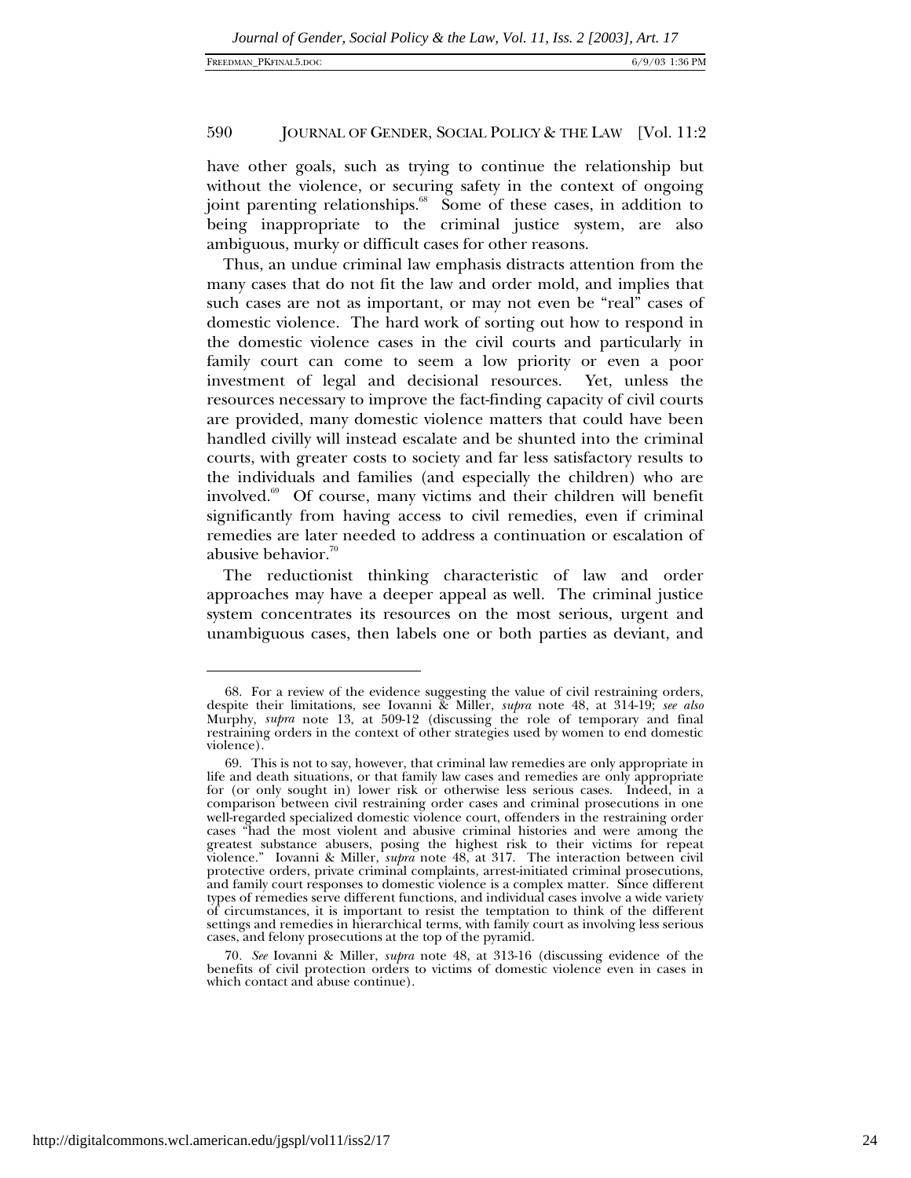have other goals, such as trying to continue the relationship but without the violence, or securing safety in the context of ongoing joint parenting relationships.[68] Some of these cases, in addition to being inappropriate to the criminal justice system, are also ambiguous, murky or difficult cases for other reasons.

Thus, an undue criminal law emphasis distracts attention from the many cases that do not fit the law and order mold, and implies that such cases are not as important, or may not even be "real" cases of domestic violence. The hard work of sorting out how to respond in the domestic violence cases in the civil courts and particularly in family court can come to seem a low priority or even a poor investment of legal and decisional resources. Yet, unless the resources necessary to improve the fact-finding capacity of civil courts are provided, many domestic violence matters that could have been handled civilly will instead escalate and be shunted into the criminal courts, with greater costs to society and far less satisfactory results to the individuals and families (and especially the children) who are involved.[69] Of course, many victims and their children will benefit significantly from having access to civil remedies, even if criminal remedies are later needed to address a continuation or escalation of abusive behavior.[70]

The reductionist thinking characteristic of law and order approaches may have a deeper appeal as well. The criminal justice system concentrates its resources on the most serious, urgent and unambiguous cases, then labels one or both parties as deviant, and

---

68. For a review of the evidence suggesting the value of civil restraining orders, despite their limitations, see Iovanni & Miller, *supra* note 48, at 314-19; *see also* Murphy, *supra* note 13, at 509-12 (discussing the role of temporary and final restraining orders in the context of other strategies used by women to end domestic violence).

69. This is not to say, however, that criminal law remedies are only appropriate in life and death situations, or that family law cases and remedies are only appropriate for (or only sought in) lower risk or otherwise less serious cases. Indeed, in a comparison between civil restraining order cases and criminal prosecutions in one well-regarded specialized domestic violence court, offenders in the restraining order cases "had the most violent and abusive criminal histories and were among the greatest substance abusers, posing the highest risk to their victims for repeat violence." Iovanni & Miller, *supra* note 48, at 317. The interaction between civil protective orders, private criminal complaints, arrest-initiated criminal prosecutions, and family court responses to domestic violence is a complex matter. Since different types of remedies serve different functions, and individual cases involve a wide variety of circumstances, it is important to resist the temptation to think of the different settings and remedies in hierarchical terms, with family court as involving less serious cases, and felony prosecutions at the top of the pyramid.

70. *See* Iovanni & Miller, *supra* note 48, at 313-16 (discussing evidence of the benefits of civil protection orders to victims of domestic violence even in cases in which contact and abuse continue).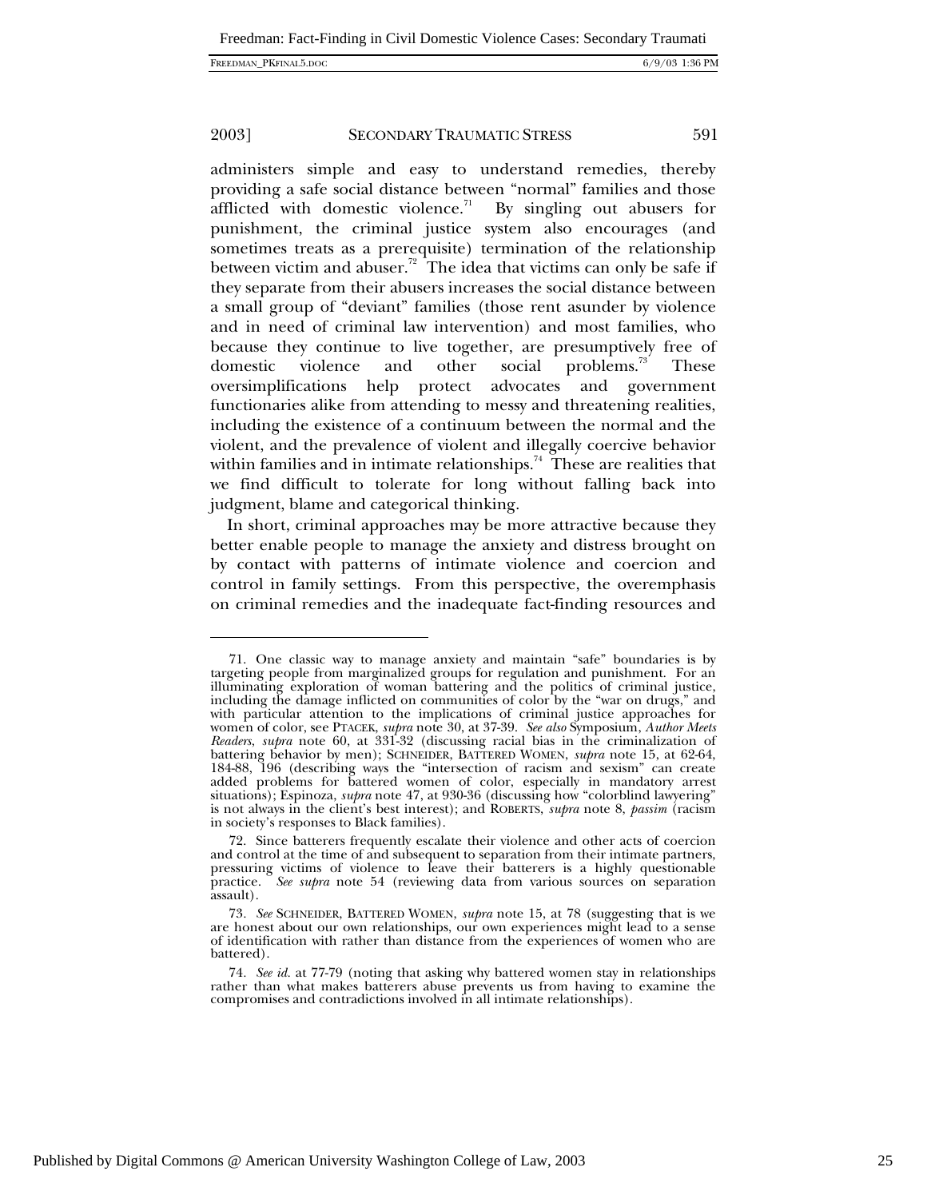administers simple and easy to understand remedies, thereby providing a safe social distance between "normal" families and those afflicted with domestic violence.[71] By singling out abusers for punishment, the criminal justice system also encourages (and sometimes treats as a prerequisite) termination of the relationship between victim and abuser.[72] The idea that victims can only be safe if they separate from their abusers increases the social distance between a small group of "deviant" families (those rent asunder by violence and in need of criminal law intervention) and most families, who because they continue to live together, are presumptively free of domestic violence and other social problems.[73] These oversimplifications help protect advocates and government functionaries alike from attending to messy and threatening realities, including the existence of a continuum between the normal and the violent, and the prevalence of violent and illegally coercive behavior within families and in intimate relationships.[74] These are realities that we find difficult to tolerate for long without falling back into judgment, blame and categorical thinking.

In short, criminal approaches may be more attractive because they better enable people to manage the anxiety and distress brought on by contact with patterns of intimate violence and coercion and control in family settings. From this perspective, the overemphasis on criminal remedies and the inadequate fact-finding resources and

---

71. One classic way to manage anxiety and maintain "safe" boundaries is by targeting people from marginalized groups for regulation and punishment. For an illuminating exploration of woman battering and the politics of criminal justice, including the damage inflicted on communities of color by the "war on drugs," and with particular attention to the implications of criminal justice approaches for women of color, see PTACEK, *supra* note 30, at 37-39. *See also* Symposium, *Author Meets Readers*, *supra* note 60, at 331-32 (discussing racial bias in the criminalization of battering behavior by men); SCHNEIDER, BATTERED WOMEN, *supra* note 15, at 62-64, 184-88, 196 (describing ways the "intersection of racism and sexism" can create added problems for battered women of color, especially in mandatory arrest situations); Espinoza, *supra* note 47, at 930-36 (discussing how "colorblind lawyering" is not always in the client's best interest); and ROBERTS, *supra* note 8, *passim* (racism in society's responses to Black families).

72. Since batterers frequently escalate their violence and other acts of coercion and control at the time of and subsequent to separation from their intimate partners, pressuring victims of violence to leave their batterers is a highly questionable practice. *See supra* note 54 (reviewing data from various sources on separation assault).

73. *See* SCHNEIDER, BATTERED WOMEN, *supra* note 15, at 78 (suggesting that is we are honest about our own relationships, our own experiences might lead to a sense of identification with rather than distance from the experiences of women who are battered).

74. *See id.* at 77-79 (noting that asking why battered women stay in relationships rather than what makes batterers abuse prevents us from having to examine the compromises and contradictions involved in all intimate relationships).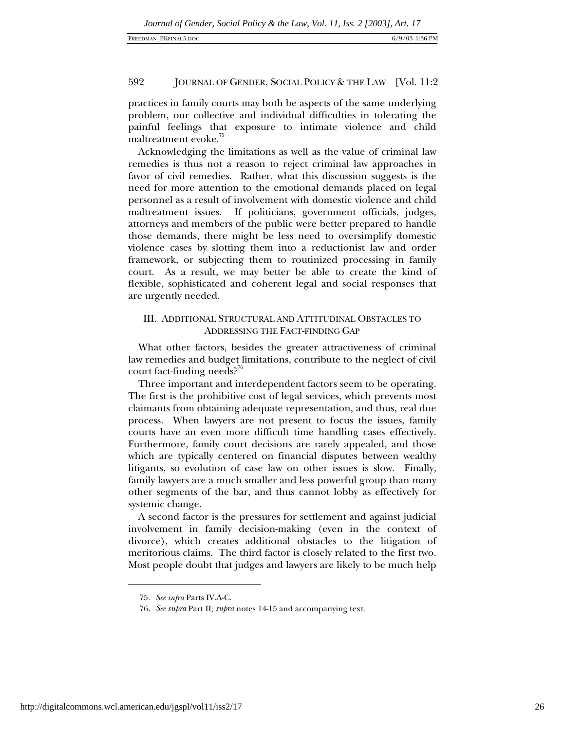practices in family courts may both be aspects of the same underlying problem, our collective and individual difficulties in tolerating the painful feelings that exposure to intimate violence and child maltreatment evoke.[75]

Acknowledging the limitations as well as the value of criminal law remedies is thus not a reason to reject criminal law approaches in favor of civil remedies. Rather, what this discussion suggests is the need for more attention to the emotional demands placed on legal personnel as a result of involvement with domestic violence and child maltreatment issues. If politicians, government officials, judges, attorneys and members of the public were better prepared to handle those demands, there might be less need to oversimplify domestic violence cases by slotting them into a reductionist law and order framework, or subjecting them to routinized processing in family court. As a result, we may better be able to create the kind of flexible, sophisticated and coherent legal and social responses that are urgently needed.

## III. ADDITIONAL STRUCTURAL AND ATTITUDINAL OBSTACLES TO ADDRESSING THE FACT-FINDING GAP

What other factors, besides the greater attractiveness of criminal law remedies and budget limitations, contribute to the neglect of civil court fact-finding needs?[76]

Three important and interdependent factors seem to be operating. The first is the prohibitive cost of legal services, which prevents most claimants from obtaining adequate representation, and thus, real due process. When lawyers are not present to focus the issues, family courts have an even more difficult time handling cases effectively. Furthermore, family court decisions are rarely appealed, and those which are typically centered on financial disputes between wealthy litigants, so evolution of case law on other issues is slow. Finally, family lawyers are a much smaller and less powerful group than many other segments of the bar, and thus cannot lobby as effectively for systemic change.

A second factor is the pressures for settlement and against judicial involvement in family decision-making (even in the context of divorce), which creates additional obstacles to the litigation of meritorious claims. The third factor is closely related to the first two. Most people doubt that judges and lawyers are likely to be much help

---

75. *See infra* Parts IV.A-C.

76. *See supra* Part II; *supra* notes 14-15 and accompanying text.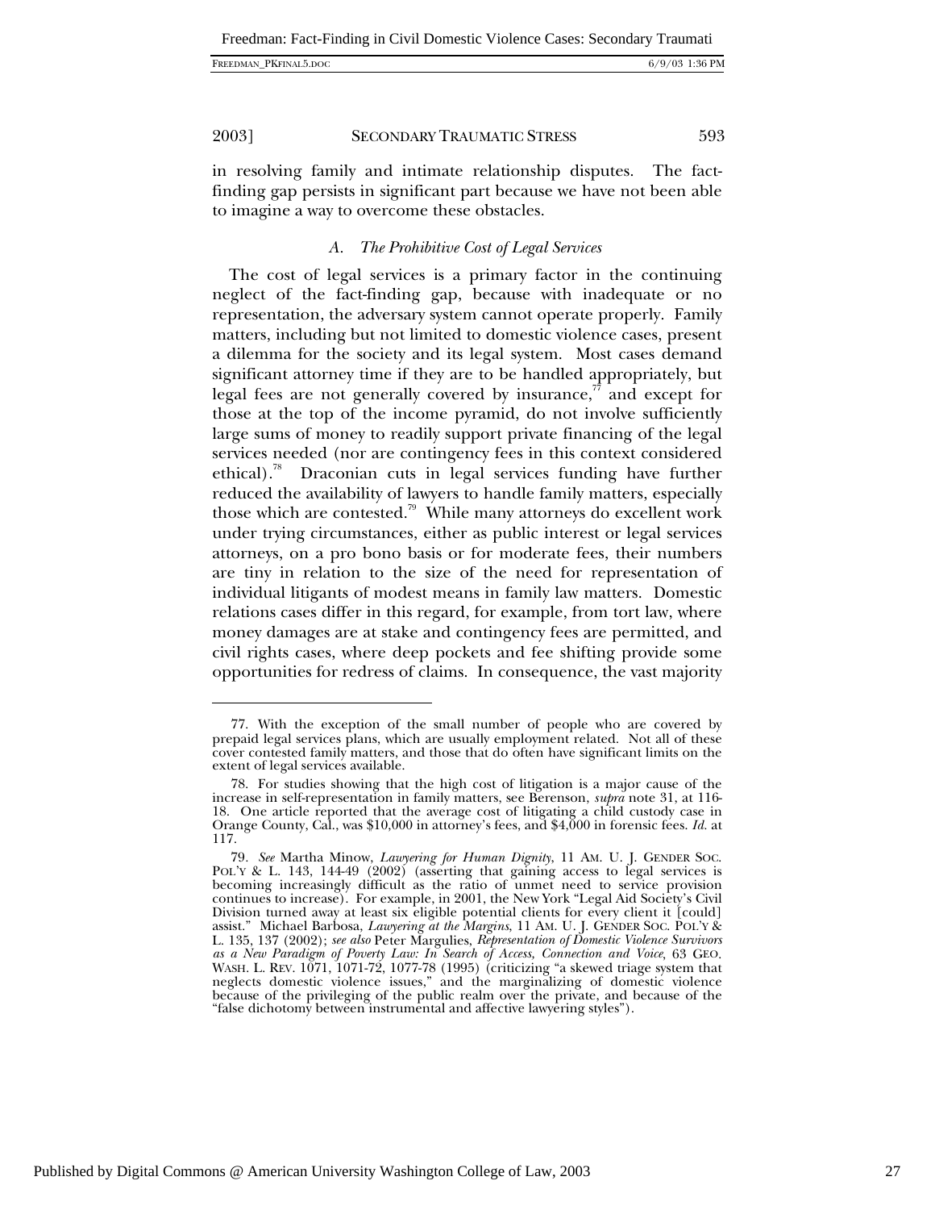in resolving family and intimate relationship disputes. The fact-finding gap persists in significant part because we have not been able to imagine a way to overcome these obstacles.

### *A. The Prohibitive Cost of Legal Services*

The cost of legal services is a primary factor in the continuing neglect of the fact-finding gap, because with inadequate or no representation, the adversary system cannot operate properly. Family matters, including but not limited to domestic violence cases, present a dilemma for the society and its legal system. Most cases demand significant attorney time if they are to be handled appropriately, but legal fees are not generally covered by insurance,[77] and except for those at the top of the income pyramid, do not involve sufficiently large sums of money to readily support private financing of the legal services needed (nor are contingency fees in this context considered ethical).[78] Draconian cuts in legal services funding have further reduced the availability of lawyers to handle family matters, especially those which are contested.[79] While many attorneys do excellent work under trying circumstances, either as public interest or legal services attorneys, on a pro bono basis or for moderate fees, their numbers are tiny in relation to the size of the need for representation of individual litigants of modest means in family law matters. Domestic relations cases differ in this regard, for example, from tort law, where money damages are at stake and contingency fees are permitted, and civil rights cases, where deep pockets and fee shifting provide some opportunities for redress of claims. In consequence, the vast majority

---

77. With the exception of the small number of people who are covered by prepaid legal services plans, which are usually employment related. Not all of these cover contested family matters, and those that do often have significant limits on the extent of legal services available.

78. For studies showing that the high cost of litigation is a major cause of the increase in self-representation in family matters, see Berenson, *supra* note 31, at 116-18. One article reported that the average cost of litigating a child custody case in Orange County, Cal., was $10,000 in attorney's fees, and $4,000 in forensic fees. *Id.* at 117.

79. *See* Martha Minow, *Lawyering for Human Dignity*, 11 AM. U. J. GENDER SOC. POL'Y & L. 143, 144-49 (2002) (asserting that gaining access to legal services is becoming increasingly difficult as the ratio of unmet need to service provision continues to increase). For example, in 2001, the New York "Legal Aid Society's Civil Division turned away at least six eligible potential clients for every client it [could] assist." Michael Barbosa, *Lawyering at the Margins*, 11 AM. U. J. GENDER SOC. POL'Y & L. 135, 137 (2002); *see also* Peter Margulies, *Representation of Domestic Violence Survivors as a New Paradigm of Poverty Law: In Search of Access, Connection and Voice*, 63 GEO. WASH. L. REV. 1071, 1071-72, 1077-78 (1995) (criticizing "a skewed triage system that neglects domestic violence issues," and the marginalizing of domestic violence because of the privileging of the public realm over the private, and because of the "false dichotomy between instrumental and affective lawyering styles").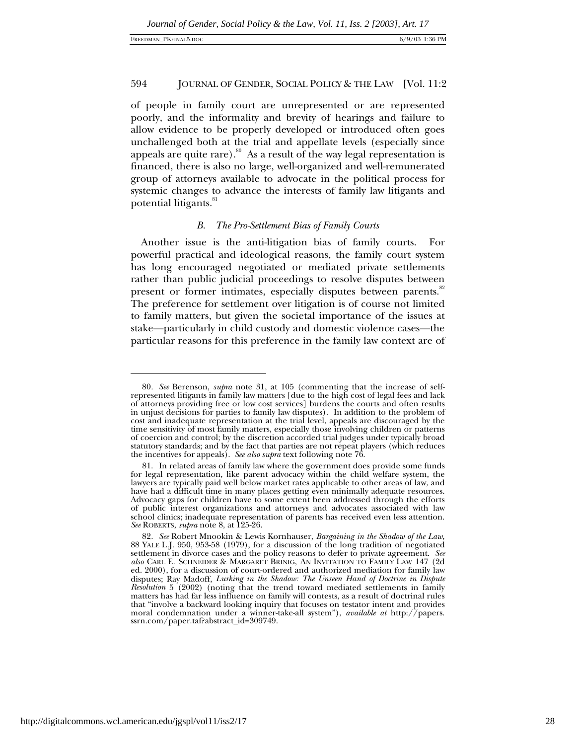of people in family court are unrepresented or are represented poorly, and the informality and brevity of hearings and failure to allow evidence to be properly developed or introduced often goes unchallenged both at the trial and appellate levels (especially since appeals are quite rare).[80] As a result of the way legal representation is financed, there is also no large, well-organized and well-remunerated group of attorneys available to advocate in the political process for systemic changes to advance the interests of family law litigants and potential litigants.[81]

### *B. The Pro-Settlement Bias of Family Courts*

Another issue is the anti-litigation bias of family courts. For powerful practical and ideological reasons, the family court system has long encouraged negotiated or mediated private settlements rather than public judicial proceedings to resolve disputes between present or former intimates, especially disputes between parents.[82] The preference for settlement over litigation is of course not limited to family matters, but given the societal importance of the issues at stake—particularly in child custody and domestic violence cases—the particular reasons for this preference in the family law context are of

---

80. *See* Berenson, *supra* note 31, at 105 (commenting that the increase of self-represented litigants in family law matters [due to the high cost of legal fees and lack of attorneys providing free or low cost services] burdens the courts and often results in unjust decisions for parties to family law disputes). In addition to the problem of cost and inadequate representation at the trial level, appeals are discouraged by the time sensitivity of most family matters, especially those involving children or patterns of coercion and control; by the discretion accorded trial judges under typically broad statutory standards; and by the fact that parties are not repeat players (which reduces the incentives for appeals). *See also supra* text following note 76.

81. In related areas of family law where the government does provide some funds for legal representation, like parent advocacy within the child welfare system, the lawyers are typically paid well below market rates applicable to other areas of law, and have had a difficult time in many places getting even minimally adequate resources. Advocacy gaps for children have to some extent been addressed through the efforts of public interest organizations and attorneys and advocates associated with law school clinics; inadequate representation of parents has received even less attention. *See* ROBERTS, *supra* note 8, at 125-26.

82. *See* Robert Mnookin & Lewis Kornhauser, *Bargaining in the Shadow of the Law*, 88 YALE L.J. 950, 953-58 (1979), for a discussion of the long tradition of negotiated settlement in divorce cases and the policy reasons to defer to private agreement. *See also* CARL E. SCHNEIDER & MARGARET BRINIG, AN INVITATION TO FAMILY LAW 147 (2d ed. 2000), for a discussion of court-ordered and authorized mediation for family law disputes; Ray Madoff, *Lurking in the Shadow: The Unseen Hand of Doctrine in Dispute Resolution* 5 (2002) (noting that the trend toward mediated settlements in family matters has had far less influence on family will contests, as a result of doctrinal rules that "involve a backward looking inquiry that focuses on testator intent and provides moral condemnation under a winner-take-all system"), *available at* http://papers.ssrn.com/paper.taf?abstract_id=309749.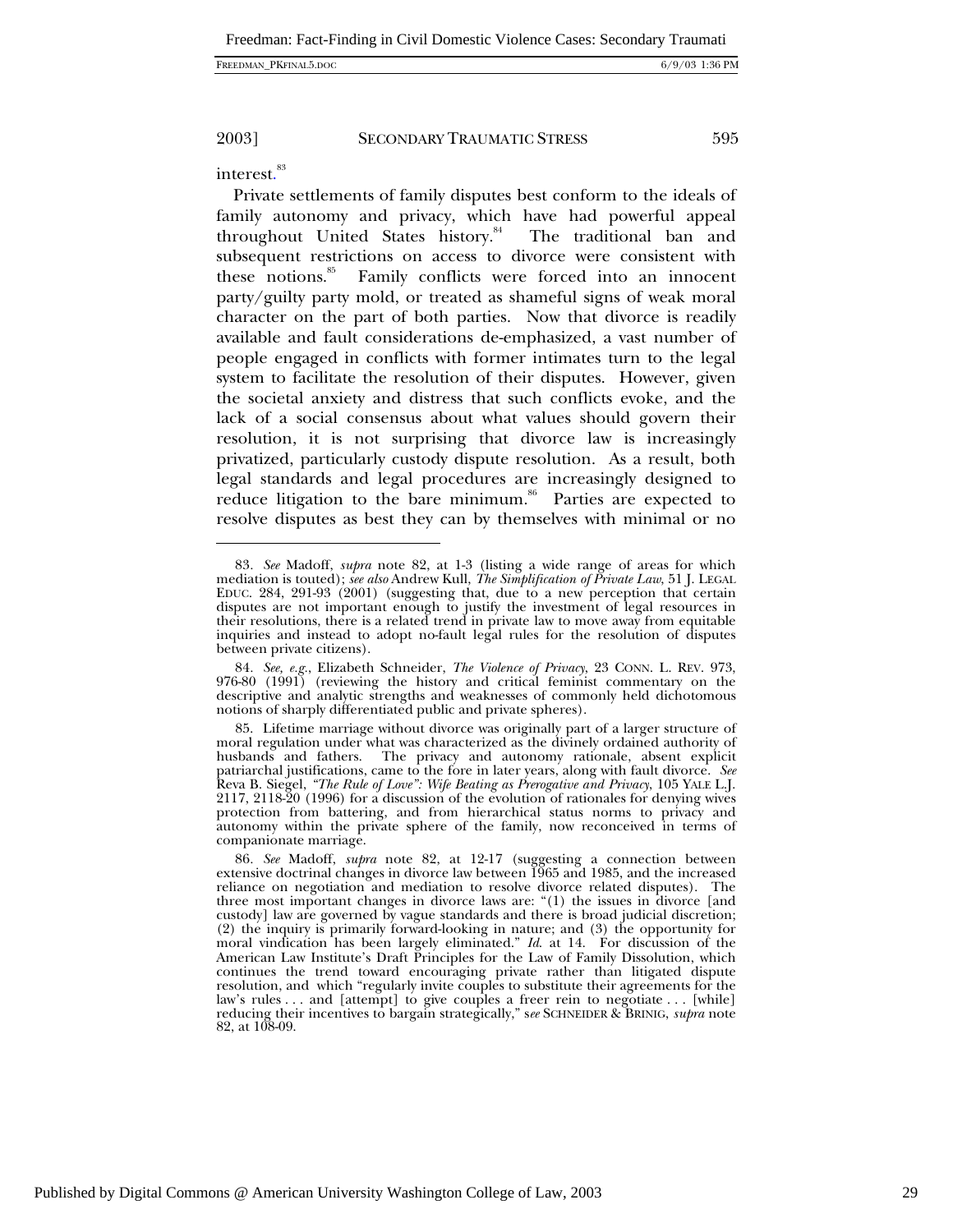interest.[83]

Private settlements of family disputes best conform to the ideals of family autonomy and privacy, which have had powerful appeal throughout United States history.[84] The traditional ban and subsequent restrictions on access to divorce were consistent with these notions.[85] Family conflicts were forced into an innocent party/guilty party mold, or treated as shameful signs of weak moral character on the part of both parties. Now that divorce is readily available and fault considerations de-emphasized, a vast number of people engaged in conflicts with former intimates turn to the legal system to facilitate the resolution of their disputes. However, given the societal anxiety and distress that such conflicts evoke, and the lack of a social consensus about what values should govern their resolution, it is not surprising that divorce law is increasingly privatized, particularly custody dispute resolution. As a result, both legal standards and legal procedures are increasingly designed to reduce litigation to the bare minimum.[86] Parties are expected to resolve disputes as best they can by themselves with minimal or no

---

83. *See* Madoff, *supra* note 82, at 1-3 (listing a wide range of areas for which mediation is touted); *see also* Andrew Kull, *The Simplification of Private Law*, 51 J. LEGAL EDUC. 284, 291-93 (2001) (suggesting that, due to a new perception that certain disputes are not important enough to justify the investment of legal resources in their resolutions, there is a related trend in private law to move away from equitable inquiries and instead to adopt no-fault legal rules for the resolution of disputes between private citizens).

84. *See, e.g.*, Elizabeth Schneider, *The Violence of Privacy*, 23 CONN. L. REV. 973, 976-80 (1991) (reviewing the history and critical feminist commentary on the descriptive and analytic strengths and weaknesses of commonly held dichotomous notions of sharply differentiated public and private spheres).

85. Lifetime marriage without divorce was originally part of a larger structure of moral regulation under what was characterized as the divinely ordained authority of husbands and fathers. The privacy and autonomy rationale, absent explicit patriarchal justifications, came to the fore in later years, along with fault divorce. *See* Reva B. Siegel, *"The Rule of Love": Wife Beating as Prerogative and Privacy*, 105 YALE L.J. 2117, 2118-20 (1996) for a discussion of the evolution of rationales for denying wives protection from battering, and from hierarchical status norms to privacy and autonomy within the private sphere of the family, now reconceived in terms of companionate marriage.

86. *See* Madoff, *supra* note 82, at 12-17 (suggesting a connection between extensive doctrinal changes in divorce law between 1965 and 1985, and the increased reliance on negotiation and mediation to resolve divorce related disputes). The three most important changes in divorce laws are: "(1) the issues in divorce [and custody] law are governed by vague standards and there is broad judicial discretion; (2) the inquiry is primarily forward-looking in nature; and (3) the opportunity for moral vindication has been largely eliminated." *Id.* at 14. For discussion of the American Law Institute's Draft Principles for the Law of Family Dissolution, which continues the trend toward encouraging private rather than litigated dispute resolution, and which "regularly invite couples to substitute their agreements for the law's rules . . . and [attempt] to give couples a freer rein to negotiate . . . [while] reducing their incentives to bargain strategically," s*ee* SCHNEIDER & BRINIG, *supra* note 82, at 108-09.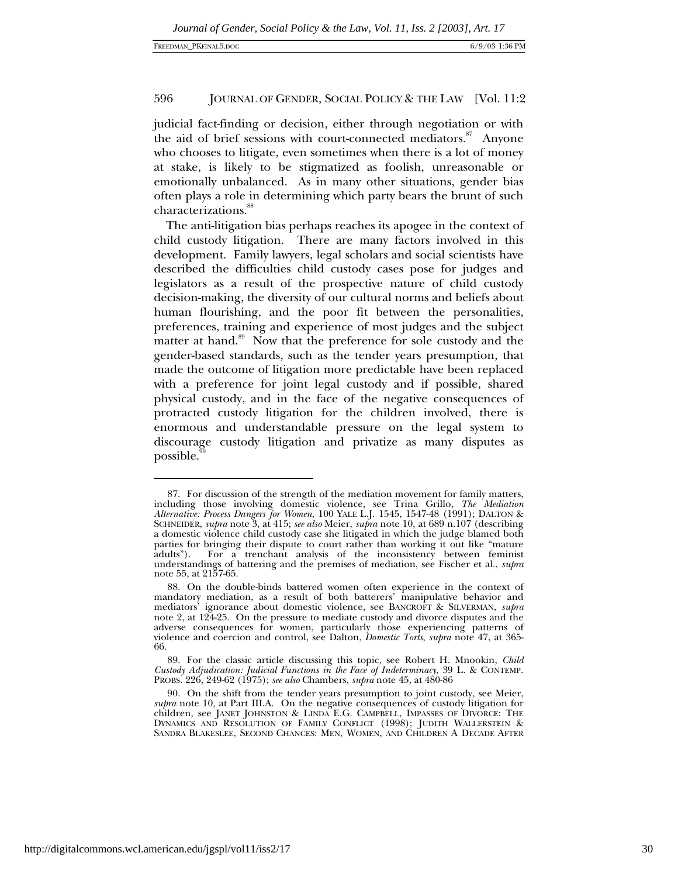judicial fact-finding or decision, either through negotiation or with the aid of brief sessions with court-connected mediators.[87] Anyone who chooses to litigate, even sometimes when there is a lot of money at stake, is likely to be stigmatized as foolish, unreasonable or emotionally unbalanced. As in many other situations, gender bias often plays a role in determining which party bears the brunt of such characterizations.[88]

The anti-litigation bias perhaps reaches its apogee in the context of child custody litigation. There are many factors involved in this development. Family lawyers, legal scholars and social scientists have described the difficulties child custody cases pose for judges and legislators as a result of the prospective nature of child custody decision-making, the diversity of our cultural norms and beliefs about human flourishing, and the poor fit between the personalities, preferences, training and experience of most judges and the subject matter at hand.[89] Now that the preference for sole custody and the gender-based standards, such as the tender years presumption, that made the outcome of litigation more predictable have been replaced with a preference for joint legal custody and if possible, shared physical custody, and in the face of the negative consequences of protracted custody litigation for the children involved, there is enormous and understandable pressure on the legal system to discourage custody litigation and privatize as many disputes as possible.[90]

---

87. For discussion of the strength of the mediation movement for family matters, including those involving domestic violence, see Trina Grillo, *The Mediation Alternative: Process Dangers for Women*, 100 YALE L.J. 1545, 1547-48 (1991); DALTON & SCHNEIDER, *supra* note 3, at 415; *see also* Meier, *supra* note 10, at 689 n.107 (describing a domestic violence child custody case she litigated in which the judge blamed both parties for bringing their dispute to court rather than working it out like "mature adults"). For a trenchant analysis of the inconsistency between feminist understandings of battering and the premises of mediation, see Fischer et al., *supra* note 55, at 2157-65.

88. On the double-binds battered women often experience in the context of mandatory mediation, as a result of both batterers' manipulative behavior and mediators' ignorance about domestic violence, see BANCROFT & SILVERMAN, *supra* note 2, at 124-25. On the pressure to mediate custody and divorce disputes and the adverse consequences for women, particularly those experiencing patterns of violence and coercion and control, see Dalton, *Domestic Torts*, *supra* note 47, at 365-66.

89. For the classic article discussing this topic, see Robert H. Mnookin, *Child Custody Adjudication: Judicial Functions in the Face of Indeterminacy*, 39 L. & CONTEMP. PROBS. 226, 249-62 (1975); *see also* Chambers, *supra* note 45, at 480-86

90. On the shift from the tender years presumption to joint custody, see Meier, *supra* note 10, at Part III.A. On the negative consequences of custody litigation for children, see JANET JOHNSTON & LINDA E.G. CAMPBELL, IMPASSES OF DIVORCE: THE DYNAMICS AND RESOLUTION OF FAMILY CONFLICT (1998); JUDITH WALLERSTEIN & SANDRA BLAKESLEE, SECOND CHANCES: MEN, WOMEN, AND CHILDREN A DECADE AFTER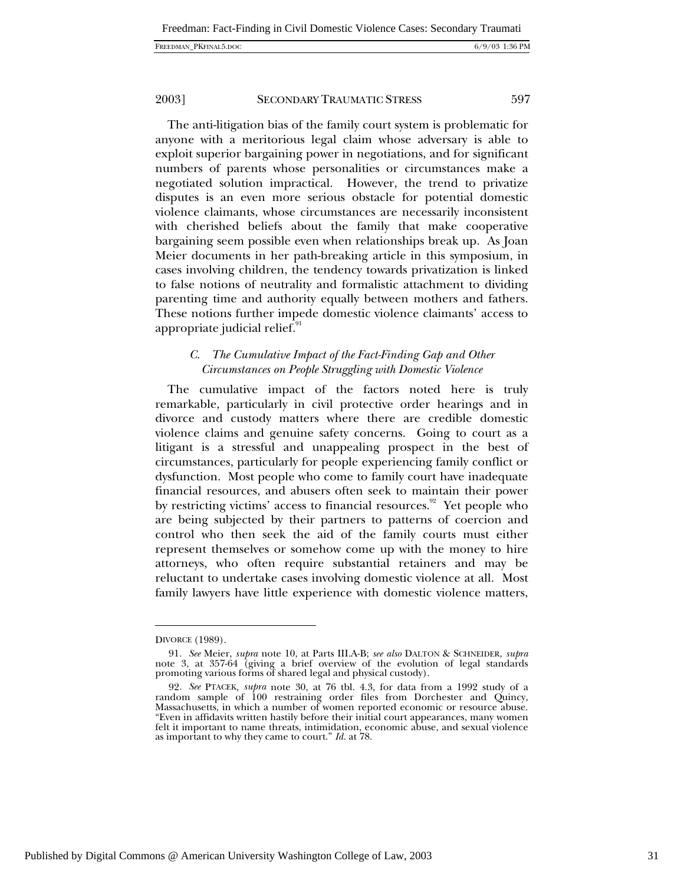The anti-litigation bias of the family court system is problematic for anyone with a meritorious legal claim whose adversary is able to exploit superior bargaining power in negotiations, and for significant numbers of parents whose personalities or circumstances make a negotiated solution impractical. However, the trend to privatize disputes is an even more serious obstacle for potential domestic violence claimants, whose circumstances are necessarily inconsistent with cherished beliefs about the family that make cooperative bargaining seem possible even when relationships break up. As Joan Meier documents in her path-breaking article in this symposium, in cases involving children, the tendency towards privatization is linked to false notions of neutrality and formalistic attachment to dividing parenting time and authority equally between mothers and fathers. These notions further impede domestic violence claimants' access to appropriate judicial relief.[91]

### C. *The Cumulative Impact of the Fact-Finding Gap and Other Circumstances on People Struggling with Domestic Violence*

The cumulative impact of the factors noted here is truly remarkable, particularly in civil protective order hearings and in divorce and custody matters where there are credible domestic violence claims and genuine safety concerns. Going to court as a litigant is a stressful and unappealing prospect in the best of circumstances, particularly for people experiencing family conflict or dysfunction. Most people who come to family court have inadequate financial resources, and abusers often seek to maintain their power by restricting victims' access to financial resources.[92] Yet people who are being subjected by their partners to patterns of coercion and control who then seek the aid of the family courts must either represent themselves or somehow come up with the money to hire attorneys, who often require substantial retainers and may be reluctant to undertake cases involving domestic violence at all. Most family lawyers have little experience with domestic violence matters,

---

DIVORCE (1989).

91. *See* Meier, *supra* note 10, at Parts III.A-B; *see also* DALTON & SCHNEIDER, *supra* note 3, at 357-64 (giving a brief overview of the evolution of legal standards promoting various forms of shared legal and physical custody).

92. *See* PTACEK, *supra* note 30, at 76 tbl. 4.3, for data from a 1992 study of a random sample of 100 restraining order files from Dorchester and Quincy, Massachusetts, in which a number of women reported economic or resource abuse. "Even in affidavits written hastily before their initial court appearances, many women felt it important to name threats, intimidation, economic abuse, and sexual violence as important to why they came to court." *Id.* at 78.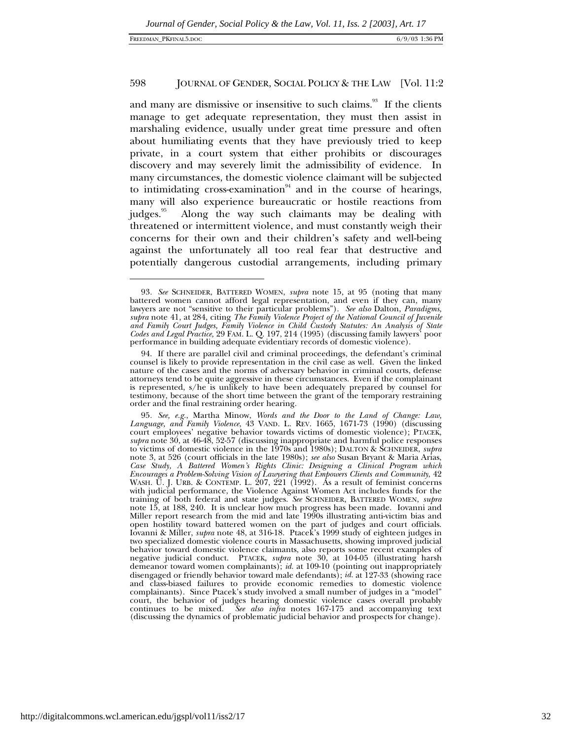and many are dismissive or insensitive to such claims.[93] If the clients manage to get adequate representation, they must then assist in marshaling evidence, usually under great time pressure and often about humiliating events that they have previously tried to keep private, in a court system that either prohibits or discourages discovery and may severely limit the admissibility of evidence. In many circumstances, the domestic violence claimant will be subjected to intimidating cross-examination[94] and in the course of hearings, many will also experience bureaucratic or hostile reactions from judges.[95] Along the way such claimants may be dealing with threatened or intermittent violence, and must constantly weigh their concerns for their own and their children's safety and well-being against the unfortunately all too real fear that destructive and potentially dangerous custodial arrangements, including primary

---

93. *See* SCHNEIDER, BATTERED WOMEN, *supra* note 15, at 95 (noting that many battered women cannot afford legal representation, and even if they can, many lawyers are not "sensitive to their particular problems"). *See also* Dalton, *Paradigms*, *supra* note 41, at 284, citing *The Family Violence Project of the National Council of Juvenile and Family Court Judges, Family Violence in Child Custody Statutes: An Analysis of State Codes and Legal Practice*, 29 FAM. L. Q. 197, 214 (1995) (discussing family lawyers' poor performance in building adequate evidentiary records of domestic violence).

94. If there are parallel civil and criminal proceedings, the defendant's criminal counsel is likely to provide representation in the civil case as well. Given the linked nature of the cases and the norms of adversary behavior in criminal courts, defense attorneys tend to be quite aggressive in these circumstances. Even if the complainant is represented, s/he is unlikely to have been adequately prepared by counsel for testimony, because of the short time between the grant of the temporary restraining order and the final restraining order hearing.

95. *See, e.g.*, Martha Minow, *Words and the Door to the Land of Change: Law, Language, and Family Violence*, 43 VAND. L. REV. 1665, 1671-73 (1990) (discussing court employees' negative behavior towards victims of domestic violence); PTACEK, *supra* note 30, at 46-48, 52-57 (discussing inappropriate and harmful police responses to victims of domestic violence in the 1970s and 1980s); DALTON & SCHNEIDER, *supra* note 3, at 526 (court officials in the late 1980s); *see also* Susan Bryant & Maria Arias, *Case Study, A Battered Women's Rights Clinic: Designing a Clinical Program which Encourages a Problem-Solving Vision of Lawyering that Empowers Clients and Community*, 42 WASH. U. J. URB. & CONTEMP. L. 207, 221 (1992). As a result of feminist concerns with judicial performance, the Violence Against Women Act includes funds for the training of both federal and state judges. *See* SCHNEIDER, BATTERED WOMEN, *supra* note 15, at 188, 240. It is unclear how much progress has been made. Iovanni and Miller report research from the mid and late 1990s illustrating anti-victim bias and open hostility toward battered women on the part of judges and court officials. Iovanni & Miller, *supra* note 48, at 316-18. Ptacek's 1999 study of eighteen judges in two specialized domestic violence courts in Massachusetts, showing improved judicial behavior toward domestic violence claimants, also reports some recent examples of negative judicial conduct. PTACEK, *supra* note 30, at 104-05 (illustrating harsh demeanor toward women complainants); *id.* at 109-10 (pointing out inappropriately disengaged or friendly behavior toward male defendants); *id.* at 127-33 (showing race and class-biased failures to provide economic remedies to domestic violence complainants). Since Ptacek's study involved a small number of judges in a "model" court, the behavior of judges hearing domestic violence cases overall probably continues to be mixed. *See also infra* notes 167-175 and accompanying text (discussing the dynamics of problematic judicial behavior and prospects for change).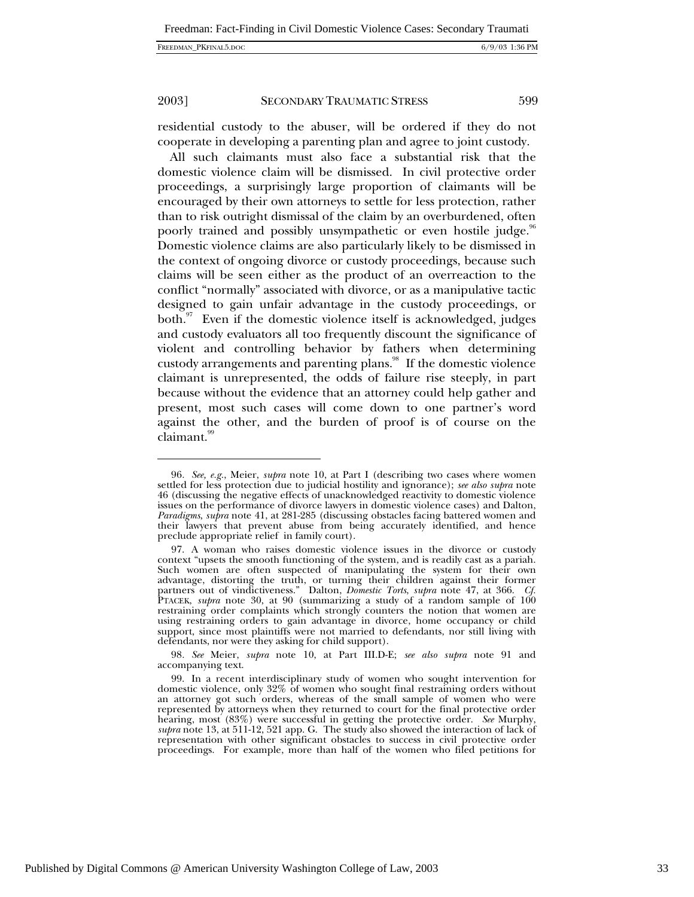residential custody to the abuser, will be ordered if they do not cooperate in developing a parenting plan and agree to joint custody.

All such claimants must also face a substantial risk that the domestic violence claim will be dismissed. In civil protective order proceedings, a surprisingly large proportion of claimants will be encouraged by their own attorneys to settle for less protection, rather than to risk outright dismissal of the claim by an overburdened, often poorly trained and possibly unsympathetic or even hostile judge.[96] Domestic violence claims are also particularly likely to be dismissed in the context of ongoing divorce or custody proceedings, because such claims will be seen either as the product of an overreaction to the conflict "normally" associated with divorce, or as a manipulative tactic designed to gain unfair advantage in the custody proceedings, or both.[97] Even if the domestic violence itself is acknowledged, judges and custody evaluators all too frequently discount the significance of violent and controlling behavior by fathers when determining custody arrangements and parenting plans.[98] If the domestic violence claimant is unrepresented, the odds of failure rise steeply, in part because without the evidence that an attorney could help gather and present, most such cases will come down to one partner's word against the other, and the burden of proof is of course on the claimant.[99]

---

96. *See, e.g.*, Meier, *supra* note 10, at Part I (describing two cases where women settled for less protection due to judicial hostility and ignorance); *see also supra* note 46 (discussing the negative effects of unacknowledged reactivity to domestic violence issues on the performance of divorce lawyers in domestic violence cases) and Dalton, *Paradigms*, *supra* note 41, at 281-285 (discussing obstacles facing battered women and their lawyers that prevent abuse from being accurately identified, and hence preclude appropriate relief in family court).

97. A woman who raises domestic violence issues in the divorce or custody context "upsets the smooth functioning of the system, and is readily cast as a pariah. Such women are often suspected of manipulating the system for their own advantage, distorting the truth, or turning their children against their former partners out of vindictiveness." Dalton, *Domestic Torts*, *supra* note 47, at 366. *Cf.* PTACEK, *supra* note 30, at 90 (summarizing a study of a random sample of 100 restraining order complaints which strongly counters the notion that women are using restraining orders to gain advantage in divorce, home occupancy or child support, since most plaintiffs were not married to defendants, nor still living with defendants, nor were they asking for child support).

98. *See* Meier, *supra* note 10, at Part III.D-E; *see also supra* note 91 and accompanying text.

99. In a recent interdisciplinary study of women who sought intervention for domestic violence, only 32% of women who sought final restraining orders without an attorney got such orders, whereas of the small sample of women who were represented by attorneys when they returned to court for the final protective order hearing, most (83%) were successful in getting the protective order. *See* Murphy, *supra* note 13, at 511-12, 521 app. G. The study also showed the interaction of lack of representation with other significant obstacles to success in civil protective order proceedings. For example, more than half of the women who filed petitions for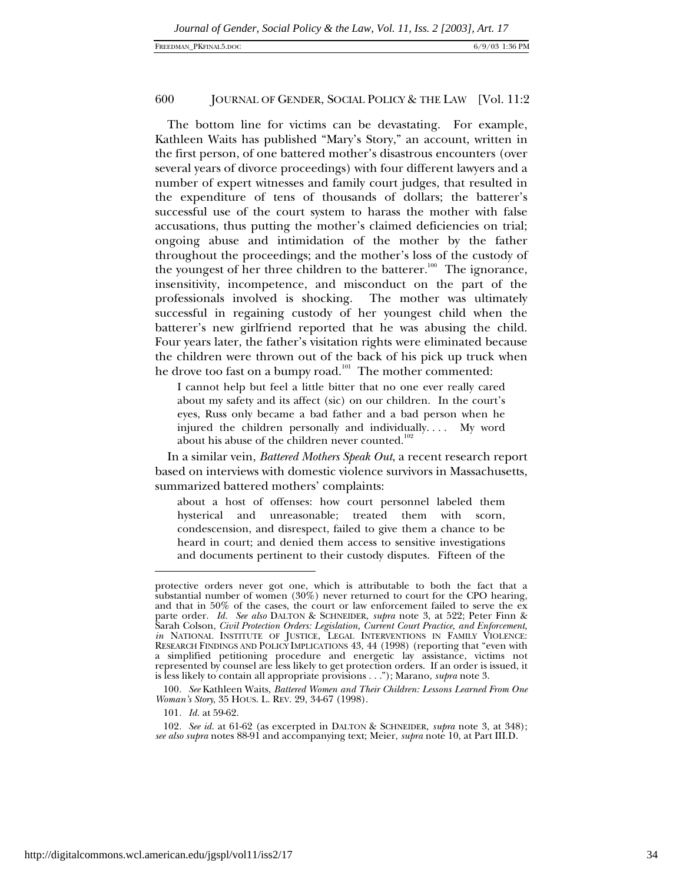The bottom line for victims can be devastating. For example, Kathleen Waits has published "Mary's Story," an account, written in the first person, of one battered mother's disastrous encounters (over several years of divorce proceedings) with four different lawyers and a number of expert witnesses and family court judges, that resulted in the expenditure of tens of thousands of dollars; the batterer's successful use of the court system to harass the mother with false accusations, thus putting the mother's claimed deficiencies on trial; ongoing abuse and intimidation of the mother by the father throughout the proceedings; and the mother's loss of the custody of the youngest of her three children to the batterer.[100] The ignorance, insensitivity, incompetence, and misconduct on the part of the professionals involved is shocking. The mother was ultimately successful in regaining custody of her youngest child when the batterer's new girlfriend reported that he was abusing the child. Four years later, the father's visitation rights were eliminated because the children were thrown out of the back of his pick up truck when he drove too fast on a bumpy road.[101] The mother commented:

> I cannot help but feel a little bitter that no one ever really cared about my safety and its affect (sic) on our children. In the court's eyes, Russ only became a bad father and a bad person when he injured the children personally and individually. . . . My word about his abuse of the children never counted.[102]

In a similar vein, *Battered Mothers Speak Out*, a recent research report based on interviews with domestic violence survivors in Massachusetts, summarized battered mothers' complaints:

> about a host of offenses: how court personnel labeled them hysterical and unreasonable; treated them with scorn, condescension, and disrespect, failed to give them a chance to be heard in court; and denied them access to sensitive investigations and documents pertinent to their custody disputes. Fifteen of the

---

protective orders never got one, which is attributable to both the fact that a substantial number of women (30%) never returned to court for the CPO hearing, and that in 50% of the cases, the court or law enforcement failed to serve the ex parte order. *Id.* *See also* DALTON & SCHNEIDER, *supra* note 3, at 522; Peter Finn & Sarah Colson, *Civil Protection Orders: Legislation, Current Court Practice, and Enforcement*, *in* NATIONAL INSTITUTE OF JUSTICE, LEGAL INTERVENTIONS IN FAMILY VIOLENCE: RESEARCH FINDINGS AND POLICY IMPLICATIONS 43, 44 (1998) (reporting that "even with a simplified petitioning procedure and energetic lay assistance, victims not represented by counsel are less likely to get protection orders. If an order is issued, it is less likely to contain all appropriate provisions . . ."); Marano, *supra* note 3.

100. *See* Kathleen Waits, *Battered Women and Their Children: Lessons Learned From One Woman's Story*, 35 HOUS. L. REV. 29, 34-67 (1998).

101. *Id.* at 59-62.

102. *See id.* at 61-62 (as excerpted in DALTON & SCHNEIDER, *supra* note 3, at 348); *see also supra* notes 88-91 and accompanying text; Meier, *supra* note 10, at Part III.D.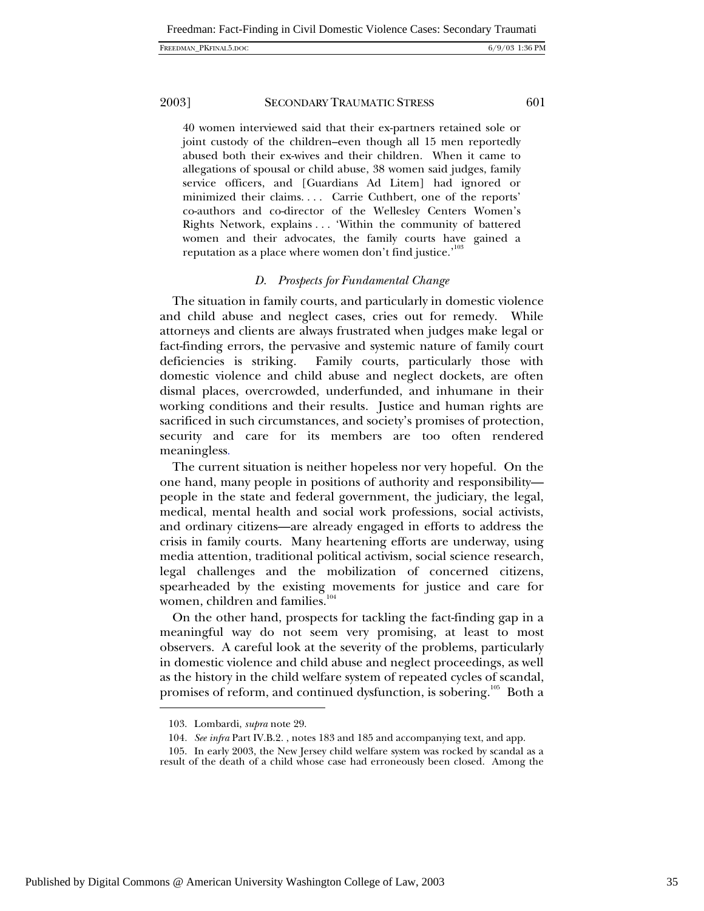> 40 women interviewed said that their ex-partners retained sole or joint custody of the children–even though all 15 men reportedly abused both their ex-wives and their children. When it came to allegations of spousal or child abuse, 38 women said judges, family service officers, and [Guardians Ad Litem] had ignored or minimized their claims. . . . Carrie Cuthbert, one of the reports' co-authors and co-director of the Wellesley Centers Women's Rights Network, explains . . . 'Within the community of battered women and their advocates, the family courts have gained a reputation as a place where women don't find justice.'[103]

### *D. Prospects for Fundamental Change*

The situation in family courts, and particularly in domestic violence and child abuse and neglect cases, cries out for remedy. While attorneys and clients are always frustrated when judges make legal or fact-finding errors, the pervasive and systemic nature of family court deficiencies is striking. Family courts, particularly those with domestic violence and child abuse and neglect dockets, are often dismal places, overcrowded, underfunded, and inhumane in their working conditions and their results. Justice and human rights are sacrificed in such circumstances, and society's promises of protection, security and care for its members are too often rendered meaningless.

The current situation is neither hopeless nor very hopeful. On the one hand, many people in positions of authority and responsibility—people in the state and federal government, the judiciary, the legal, medical, mental health and social work professions, social activists, and ordinary citizens—are already engaged in efforts to address the crisis in family courts. Many heartening efforts are underway, using media attention, traditional political activism, social science research, legal challenges and the mobilization of concerned citizens, spearheaded by the existing movements for justice and care for women, children and families.[104]

On the other hand, prospects for tackling the fact-finding gap in a meaningful way do not seem very promising, at least to most observers. A careful look at the severity of the problems, particularly in domestic violence and child abuse and neglect proceedings, as well as the history in the child welfare system of repeated cycles of scandal, promises of reform, and continued dysfunction, is sobering.[105] Both a

---

103. Lombardi, *supra* note 29.

104. *See infra* Part IV.B.2. , notes 183 and 185 and accompanying text, and app.

105. In early 2003, the New Jersey child welfare system was rocked by scandal as a result of the death of a child whose case had erroneously been closed. Among the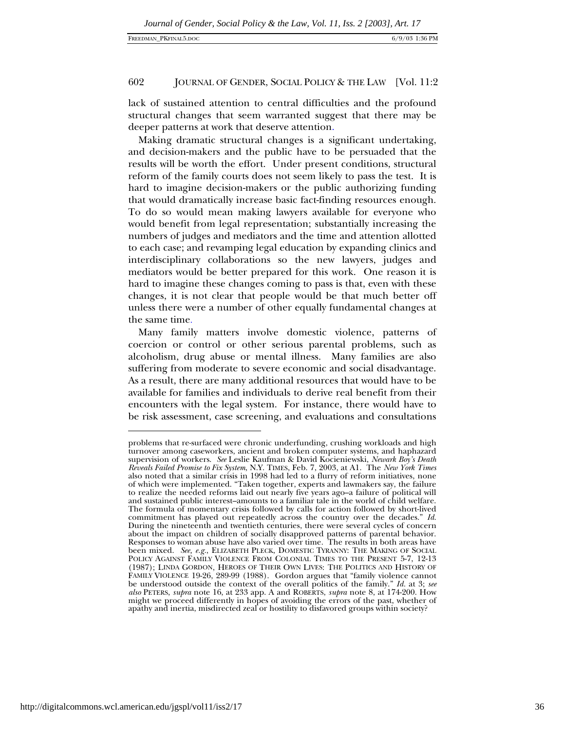lack of sustained attention to central difficulties and the profound structural changes that seem warranted suggest that there may be deeper patterns at work that deserve attention.

Making dramatic structural changes is a significant undertaking, and decision-makers and the public have to be persuaded that the results will be worth the effort. Under present conditions, structural reform of the family courts does not seem likely to pass the test. It is hard to imagine decision-makers or the public authorizing funding that would dramatically increase basic fact-finding resources enough. To do so would mean making lawyers available for everyone who would benefit from legal representation; substantially increasing the numbers of judges and mediators and the time and attention allotted to each case; and revamping legal education by expanding clinics and interdisciplinary collaborations so the new lawyers, judges and mediators would be better prepared for this work. One reason it is hard to imagine these changes coming to pass is that, even with these changes, it is not clear that people would be that much better off unless there were a number of other equally fundamental changes at the same time.

Many family matters involve domestic violence, patterns of coercion or control or other serious parental problems, such as alcoholism, drug abuse or mental illness. Many families are also suffering from moderate to severe economic and social disadvantage. As a result, there are many additional resources that would have to be available for families and individuals to derive real benefit from their encounters with the legal system. For instance, there would have to be risk assessment, case screening, and evaluations and consultations

---

problems that re-surfaced were chronic underfunding, crushing workloads and high turnover among caseworkers, ancient and broken computer systems, and haphazard supervision of workers. *See* Leslie Kaufman & David Kocieniewski, *Newark Boy's Death Reveals Failed Promise to Fix System*, N.Y. TIMES, Feb. 7, 2003, at A1. The *New York Times* also noted that a similar crisis in 1998 had led to a flurry of reform initiatives, none of which were implemented. "Taken together, experts and lawmakers say, the failure to realize the needed reforms laid out nearly five years ago–a failure of political will and sustained public interest–amounts to a familiar tale in the world of child welfare. The formula of momentary crisis followed by calls for action followed by short-lived commitment has played out repeatedly across the country over the decades." *Id.* During the nineteenth and twentieth centuries, there were several cycles of concern about the impact on children of socially disapproved patterns of parental behavior. Responses to woman abuse have also varied over time. The results in both areas have been mixed. *See, e.g.*, ELIZABETH PLECK, DOMESTIC TYRANNY: THE MAKING OF SOCIAL POLICY AGAINST FAMILY VIOLENCE FROM COLONIAL TIMES TO THE PRESENT 5-7, 12-13 (1987); LINDA GORDON, HEROES OF THEIR OWN LIVES: THE POLITICS AND HISTORY OF FAMILY VIOLENCE 19-26, 289-99 (1988). Gordon argues that "family violence cannot be understood outside the context of the overall politics of the family." *Id.* at 3; *see also* PETERS, *supra* note 16, at 233 app. A and ROBERTS, *supra* note 8, at 174-200. How might we proceed differently in hopes of avoiding the errors of the past, whether of apathy and inertia, misdirected zeal or hostility to disfavored groups within society?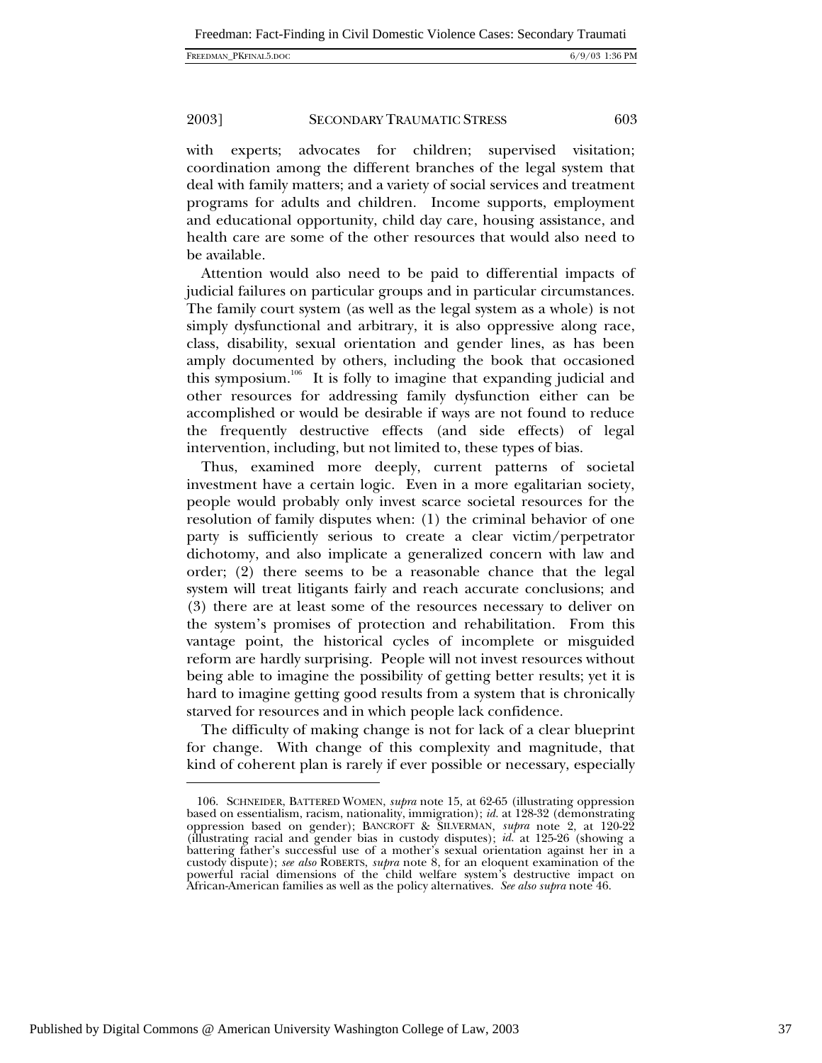with experts; advocates for children; supervised visitation; coordination among the different branches of the legal system that deal with family matters; and a variety of social services and treatment programs for adults and children. Income supports, employment and educational opportunity, child day care, housing assistance, and health care are some of the other resources that would also need to be available.

Attention would also need to be paid to differential impacts of judicial failures on particular groups and in particular circumstances. The family court system (as well as the legal system as a whole) is not simply dysfunctional and arbitrary, it is also oppressive along race, class, disability, sexual orientation and gender lines, as has been amply documented by others, including the book that occasioned this symposium.[106] It is folly to imagine that expanding judicial and other resources for addressing family dysfunction either can be accomplished or would be desirable if ways are not found to reduce the frequently destructive effects (and side effects) of legal intervention, including, but not limited to, these types of bias.

Thus, examined more deeply, current patterns of societal investment have a certain logic. Even in a more egalitarian society, people would probably only invest scarce societal resources for the resolution of family disputes when: (1) the criminal behavior of one party is sufficiently serious to create a clear victim/perpetrator dichotomy, and also implicate a generalized concern with law and order; (2) there seems to be a reasonable chance that the legal system will treat litigants fairly and reach accurate conclusions; and (3) there are at least some of the resources necessary to deliver on the system's promises of protection and rehabilitation. From this vantage point, the historical cycles of incomplete or misguided reform are hardly surprising. People will not invest resources without being able to imagine the possibility of getting better results; yet it is hard to imagine getting good results from a system that is chronically starved for resources and in which people lack confidence.

The difficulty of making change is not for lack of a clear blueprint for change. With change of this complexity and magnitude, that kind of coherent plan is rarely if ever possible or necessary, especially

---

106. SCHNEIDER, BATTERED WOMEN, *supra* note 15, at 62-65 (illustrating oppression based on essentialism, racism, nationality, immigration); *id.* at 128-32 (demonstrating oppression based on gender); BANCROFT & SILVERMAN, *supra* note 2, at 120-22 (illustrating racial and gender bias in custody disputes); *id.* at 125-26 (showing a battering father's successful use of a mother's sexual orientation against her in a custody dispute); *see also* ROBERTS, *supra* note 8, for an eloquent examination of the powerful racial dimensions of the child welfare system's destructive impact on African-American families as well as the policy alternatives. *See also supra* note 46.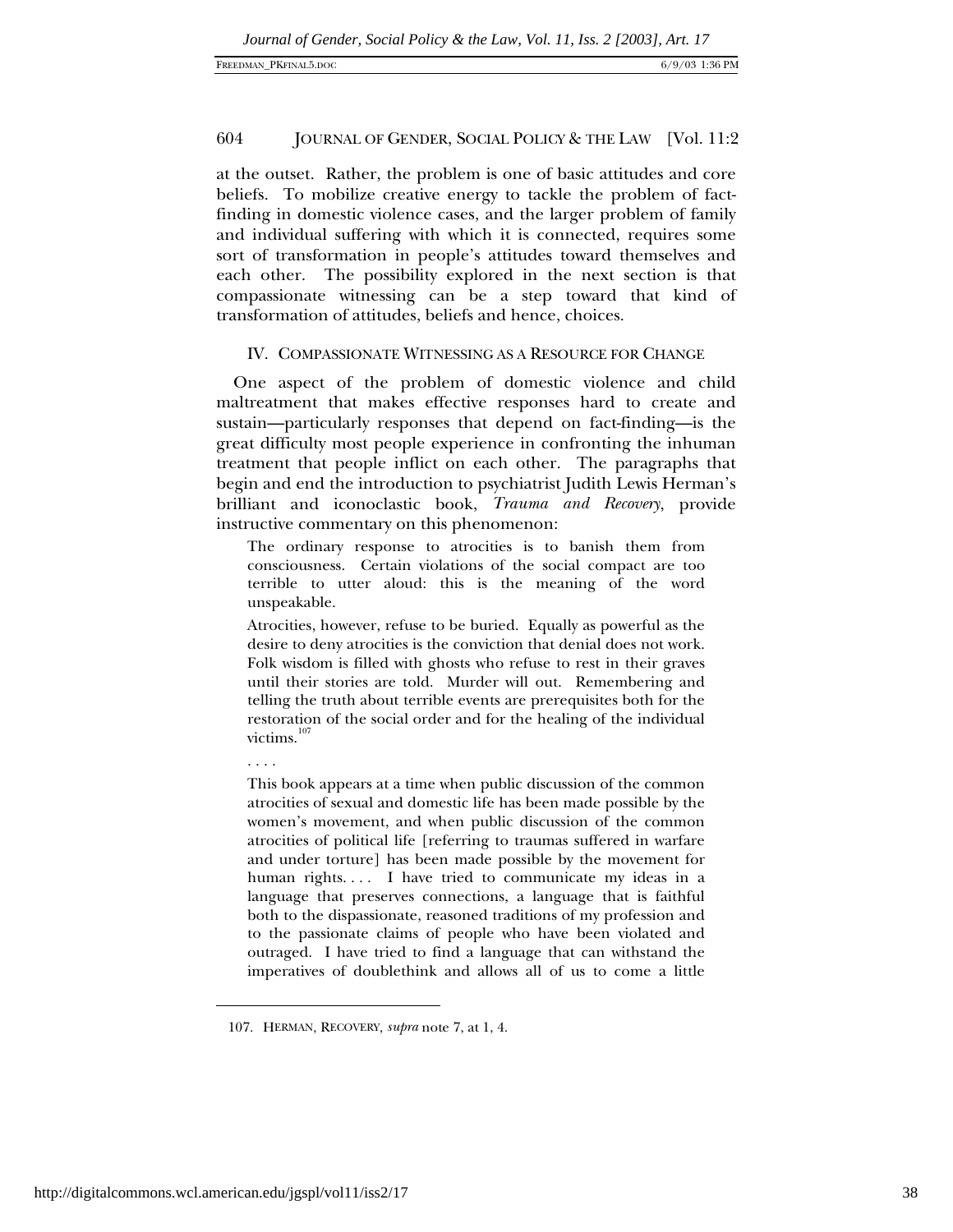at the outset. Rather, the problem is one of basic attitudes and core beliefs. To mobilize creative energy to tackle the problem of fact-finding in domestic violence cases, and the larger problem of family and individual suffering with which it is connected, requires some sort of transformation in people's attitudes toward themselves and each other. The possibility explored in the next section is that compassionate witnessing can be a step toward that kind of transformation of attitudes, beliefs and hence, choices.

## IV. COMPASSIONATE WITNESSING AS A RESOURCE FOR CHANGE

One aspect of the problem of domestic violence and child maltreatment that makes effective responses hard to create and sustain—particularly responses that depend on fact-finding—is the great difficulty most people experience in confronting the inhuman treatment that people inflict on each other. The paragraphs that begin and end the introduction to psychiatrist Judith Lewis Herman's brilliant and iconoclastic book, *Trauma and Recovery*, provide instructive commentary on this phenomenon:

> The ordinary response to atrocities is to banish them from consciousness. Certain violations of the social compact are too terrible to utter aloud: this is the meaning of the word unspeakable.
>
> Atrocities, however, refuse to be buried. Equally as powerful as the desire to deny atrocities is the conviction that denial does not work. Folk wisdom is filled with ghosts who refuse to rest in their graves until their stories are told. Murder will out. Remembering and telling the truth about terrible events are prerequisites both for the restoration of the social order and for the healing of the individual victims.[107]
>
> . . . .
>
> This book appears at a time when public discussion of the common atrocities of sexual and domestic life has been made possible by the women's movement, and when public discussion of the common atrocities of political life [referring to traumas suffered in warfare and under torture] has been made possible by the movement for human rights. . . . I have tried to communicate my ideas in a language that preserves connections, a language that is faithful both to the dispassionate, reasoned traditions of my profession and to the passionate claims of people who have been violated and outraged. I have tried to find a language that can withstand the imperatives of doublethink and allows all of us to come a little

---

107. HERMAN, RECOVERY, *supra* note 7, at 1, 4.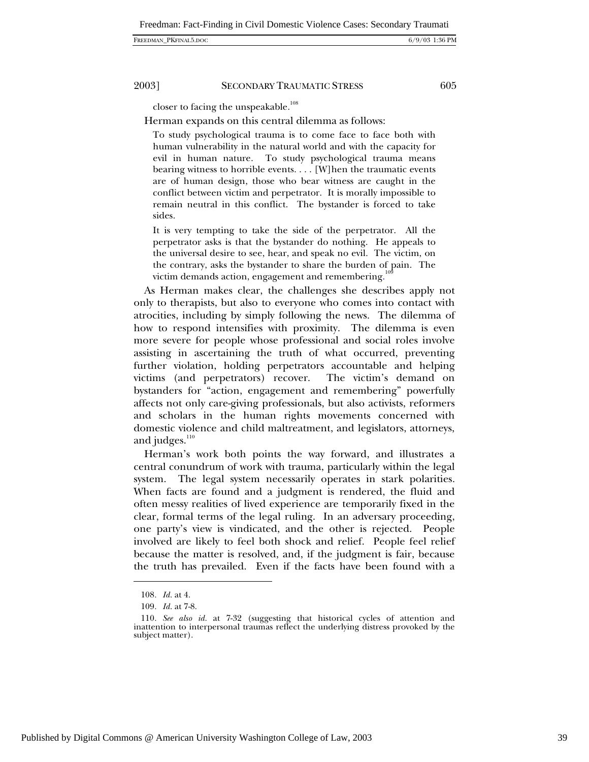closer to facing the unspeakable.[108]

Herman expands on this central dilemma as follows:

> To study psychological trauma is to come face to face both with human vulnerability in the natural world and with the capacity for evil in human nature. To study psychological trauma means bearing witness to horrible events. . . . [W]hen the traumatic events are of human design, those who bear witness are caught in the conflict between victim and perpetrator. It is morally impossible to remain neutral in this conflict. The bystander is forced to take sides.
>
> It is very tempting to take the side of the perpetrator. All the perpetrator asks is that the bystander do nothing. He appeals to the universal desire to see, hear, and speak no evil. The victim, on the contrary, asks the bystander to share the burden of pain. The victim demands action, engagement and remembering.[109]

As Herman makes clear, the challenges she describes apply not only to therapists, but also to everyone who comes into contact with atrocities, including by simply following the news. The dilemma of how to respond intensifies with proximity. The dilemma is even more severe for people whose professional and social roles involve assisting in ascertaining the truth of what occurred, preventing further violation, holding perpetrators accountable and helping victims (and perpetrators) recover. The victim's demand on bystanders for "action, engagement and remembering" powerfully affects not only care-giving professionals, but also activists, reformers and scholars in the human rights movements concerned with domestic violence and child maltreatment, and legislators, attorneys, and judges.[110]

Herman's work both points the way forward, and illustrates a central conundrum of work with trauma, particularly within the legal system. The legal system necessarily operates in stark polarities. When facts are found and a judgment is rendered, the fluid and often messy realities of lived experience are temporarily fixed in the clear, formal terms of the legal ruling. In an adversary proceeding, one party's view is vindicated, and the other is rejected. People involved are likely to feel both shock and relief. People feel relief because the matter is resolved, and, if the judgment is fair, because the truth has prevailed. Even if the facts have been found with a

---

108. *Id.* at 4.

109. *Id.* at 7-8.

110. *See also id.* at 7-32 (suggesting that historical cycles of attention and inattention to interpersonal traumas reflect the underlying distress provoked by the subject matter).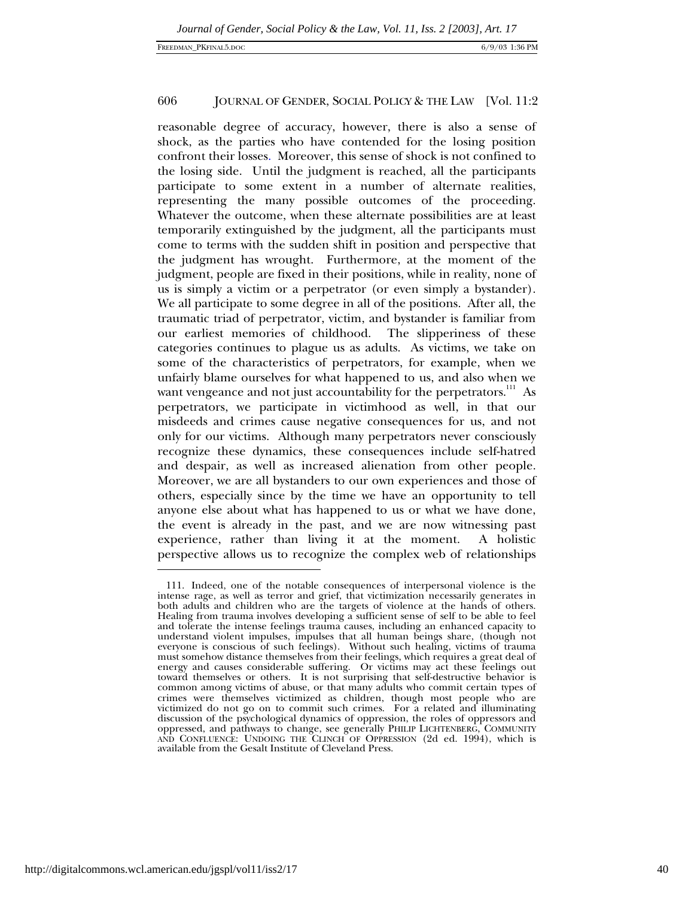reasonable degree of accuracy, however, there is also a sense of shock, as the parties who have contended for the losing position confront their losses. Moreover, this sense of shock is not confined to the losing side. Until the judgment is reached, all the participants participate to some extent in a number of alternate realities, representing the many possible outcomes of the proceeding. Whatever the outcome, when these alternate possibilities are at least temporarily extinguished by the judgment, all the participants must come to terms with the sudden shift in position and perspective that the judgment has wrought. Furthermore, at the moment of the judgment, people are fixed in their positions, while in reality, none of us is simply a victim or a perpetrator (or even simply a bystander). We all participate to some degree in all of the positions. After all, the traumatic triad of perpetrator, victim, and bystander is familiar from our earliest memories of childhood. The slipperiness of these categories continues to plague us as adults. As victims, we take on some of the characteristics of perpetrators, for example, when we unfairly blame ourselves for what happened to us, and also when we want vengeance and not just accountability for the perpetrators.[111] As perpetrators, we participate in victimhood as well, in that our misdeeds and crimes cause negative consequences for us, and not only for our victims. Although many perpetrators never consciously recognize these dynamics, these consequences include self-hatred and despair, as well as increased alienation from other people. Moreover, we are all bystanders to our own experiences and those of others, especially since by the time we have an opportunity to tell anyone else about what has happened to us or what we have done, the event is already in the past, and we are now witnessing past experience, rather than living it at the moment. A holistic perspective allows us to recognize the complex web of relationships

---

111. Indeed, one of the notable consequences of interpersonal violence is the intense rage, as well as terror and grief, that victimization necessarily generates in both adults and children who are the targets of violence at the hands of others. Healing from trauma involves developing a sufficient sense of self to be able to feel and tolerate the intense feelings trauma causes, including an enhanced capacity to understand violent impulses, impulses that all human beings share, (though not everyone is conscious of such feelings). Without such healing, victims of trauma must somehow distance themselves from their feelings, which requires a great deal of energy and causes considerable suffering. Or victims may act these feelings out toward themselves or others. It is not surprising that self-destructive behavior is common among victims of abuse, or that many adults who commit certain types of crimes were themselves victimized as children, though most people who are victimized do not go on to commit such crimes. For a related and illuminating discussion of the psychological dynamics of oppression, the roles of oppressors and oppressed, and pathways to change, see generally PHILIP LICHTENBERG, COMMUNITY AND CONFLUENCE: UNDOING THE CLINCH OF OPPRESSION (2d ed. 1994), which is available from the Gesalt Institute of Cleveland Press.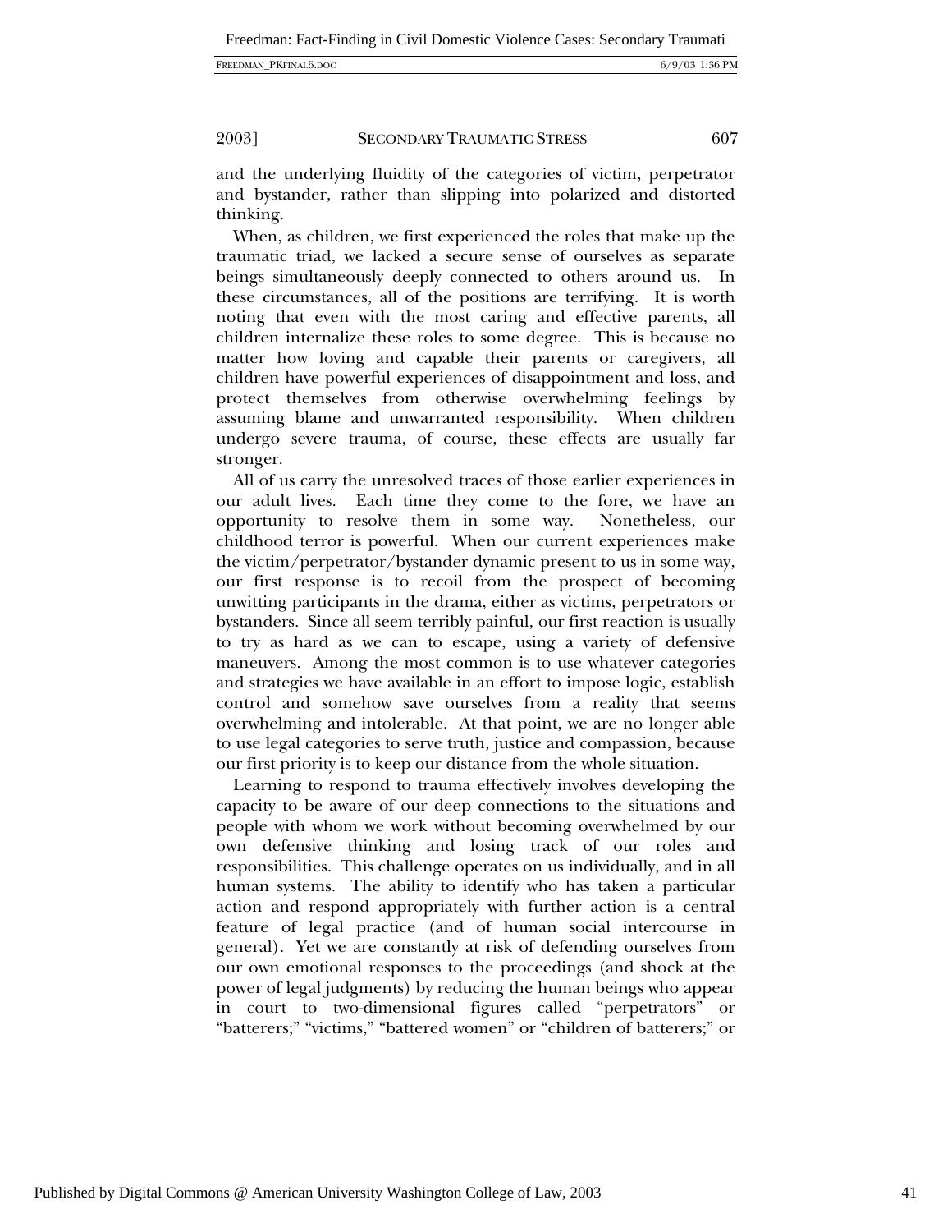and the underlying fluidity of the categories of victim, perpetrator and bystander, rather than slipping into polarized and distorted thinking.

When, as children, we first experienced the roles that make up the traumatic triad, we lacked a secure sense of ourselves as separate beings simultaneously deeply connected to others around us. In these circumstances, all of the positions are terrifying. It is worth noting that even with the most caring and effective parents, all children internalize these roles to some degree. This is because no matter how loving and capable their parents or caregivers, all children have powerful experiences of disappointment and loss, and protect themselves from otherwise overwhelming feelings by assuming blame and unwarranted responsibility. When children undergo severe trauma, of course, these effects are usually far stronger.

All of us carry the unresolved traces of those earlier experiences in our adult lives. Each time they come to the fore, we have an opportunity to resolve them in some way. Nonetheless, our childhood terror is powerful. When our current experiences make the victim/perpetrator/bystander dynamic present to us in some way, our first response is to recoil from the prospect of becoming unwitting participants in the drama, either as victims, perpetrators or bystanders. Since all seem terribly painful, our first reaction is usually to try as hard as we can to escape, using a variety of defensive maneuvers. Among the most common is to use whatever categories and strategies we have available in an effort to impose logic, establish control and somehow save ourselves from a reality that seems overwhelming and intolerable. At that point, we are no longer able to use legal categories to serve truth, justice and compassion, because our first priority is to keep our distance from the whole situation.

Learning to respond to trauma effectively involves developing the capacity to be aware of our deep connections to the situations and people with whom we work without becoming overwhelmed by our own defensive thinking and losing track of our roles and responsibilities. This challenge operates on us individually, and in all human systems. The ability to identify who has taken a particular action and respond appropriately with further action is a central feature of legal practice (and of human social intercourse in general). Yet we are constantly at risk of defending ourselves from our own emotional responses to the proceedings (and shock at the power of legal judgments) by reducing the human beings who appear in court to two-dimensional figures called "perpetrators" or "batterers;" "victims," "battered women" or "children of batterers;" or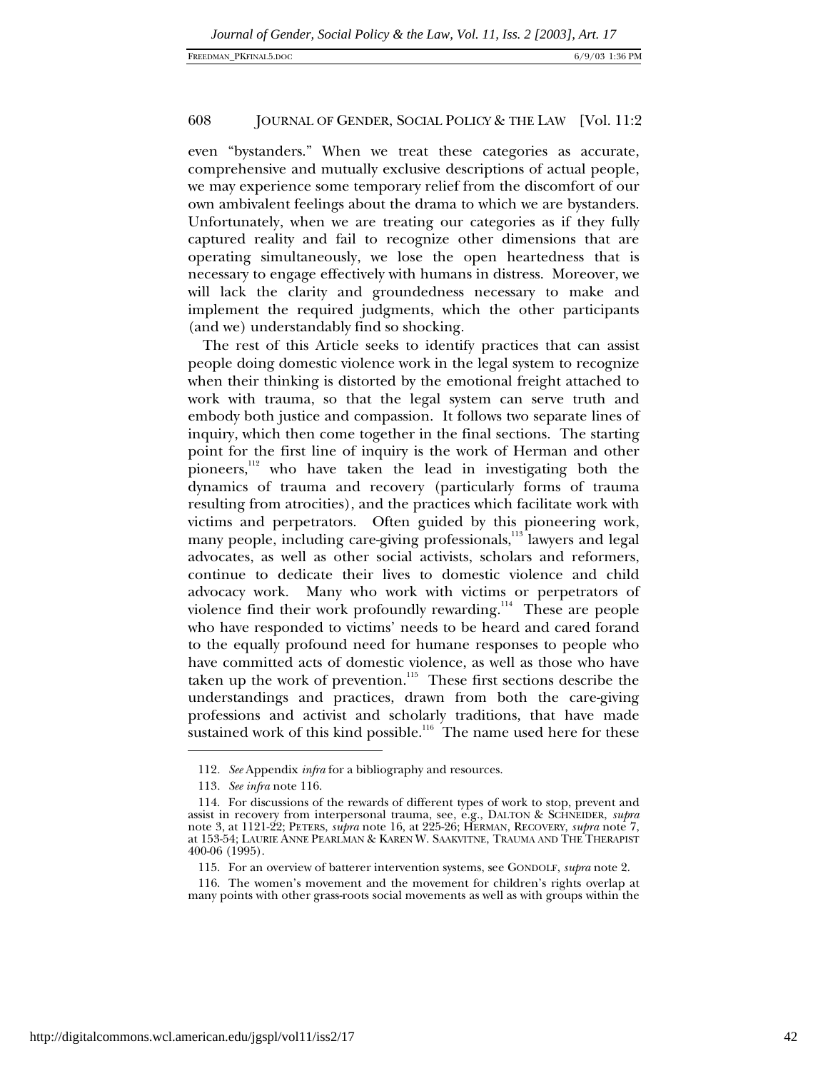even "bystanders." When we treat these categories as accurate, comprehensive and mutually exclusive descriptions of actual people, we may experience some temporary relief from the discomfort of our own ambivalent feelings about the drama to which we are bystanders. Unfortunately, when we are treating our categories as if they fully captured reality and fail to recognize other dimensions that are operating simultaneously, we lose the open heartedness that is necessary to engage effectively with humans in distress. Moreover, we will lack the clarity and groundedness necessary to make and implement the required judgments, which the other participants (and we) understandably find so shocking.

The rest of this Article seeks to identify practices that can assist people doing domestic violence work in the legal system to recognize when their thinking is distorted by the emotional freight attached to work with trauma, so that the legal system can serve truth and embody both justice and compassion. It follows two separate lines of inquiry, which then come together in the final sections. The starting point for the first line of inquiry is the work of Herman and other pioneers,[112] who have taken the lead in investigating both the dynamics of trauma and recovery (particularly forms of trauma resulting from atrocities), and the practices which facilitate work with victims and perpetrators. Often guided by this pioneering work, many people, including care-giving professionals,[113] lawyers and legal advocates, as well as other social activists, scholars and reformers, continue to dedicate their lives to domestic violence and child advocacy work. Many who work with victims or perpetrators of violence find their work profoundly rewarding.[114] These are people who have responded to victims' needs to be heard and cared forand to the equally profound need for humane responses to people who have committed acts of domestic violence, as well as those who have taken up the work of prevention.[115] These first sections describe the understandings and practices, drawn from both the care-giving professions and activist and scholarly traditions, that have made sustained work of this kind possible.[116] The name used here for these

---

112. *See* Appendix *infra* for a bibliography and resources.

113. *See infra* note 116.

114. For discussions of the rewards of different types of work to stop, prevent and assist in recovery from interpersonal trauma, see, e.g., DALTON & SCHNEIDER, *supra* note 3, at 1121-22; PETERS, *supra* note 16, at 225-26; HERMAN, RECOVERY, *supra* note 7, at 153-54; LAURIE ANNE PEARLMAN & KAREN W. SAAKVITNE, TRAUMA AND THE THERAPIST 400-06 (1995).

115. For an overview of batterer intervention systems, see GONDOLF, *supra* note 2.

116. The women's movement and the movement for children's rights overlap at many points with other grass-roots social movements as well as with groups within the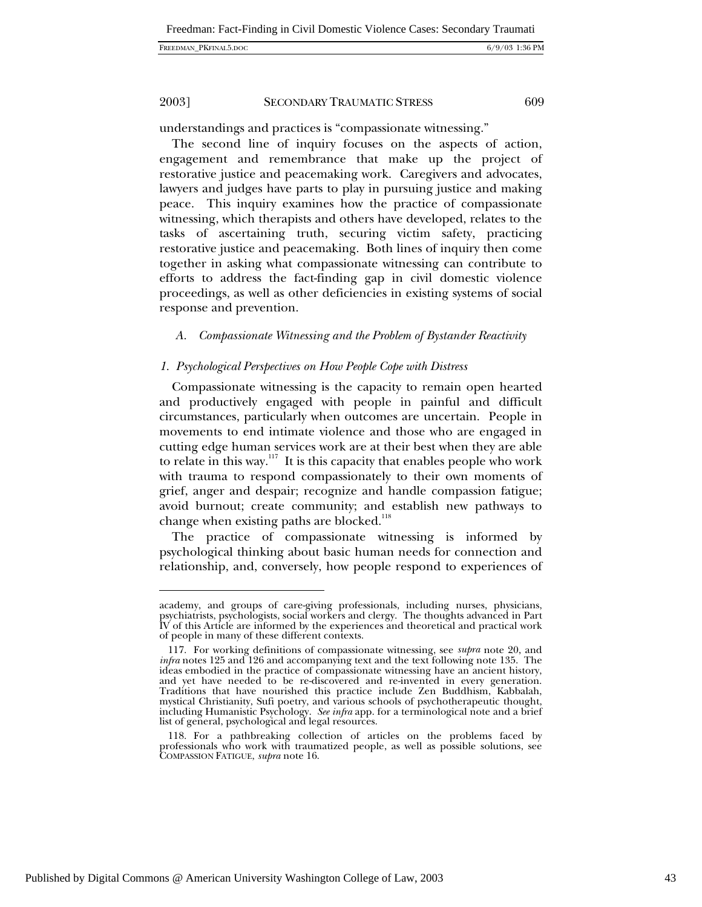understandings and practices is "compassionate witnessing."

The second line of inquiry focuses on the aspects of action, engagement and remembrance that make up the project of restorative justice and peacemaking work. Caregivers and advocates, lawyers and judges have parts to play in pursuing justice and making peace. This inquiry examines how the practice of compassionate witnessing, which therapists and others have developed, relates to the tasks of ascertaining truth, securing victim safety, practicing restorative justice and peacemaking. Both lines of inquiry then come together in asking what compassionate witnessing can contribute to efforts to address the fact-finding gap in civil domestic violence proceedings, as well as other deficiencies in existing systems of social response and prevention.

### *A. Compassionate Witnessing and the Problem of Bystander Reactivity*

#### *1. Psychological Perspectives on How People Cope with Distress*

Compassionate witnessing is the capacity to remain open hearted and productively engaged with people in painful and difficult circumstances, particularly when outcomes are uncertain. People in movements to end intimate violence and those who are engaged in cutting edge human services work are at their best when they are able to relate in this way.[117] It is this capacity that enables people who work with trauma to respond compassionately to their own moments of grief, anger and despair; recognize and handle compassion fatigue; avoid burnout; create community; and establish new pathways to change when existing paths are blocked.[118]

The practice of compassionate witnessing is informed by psychological thinking about basic human needs for connection and relationship, and, conversely, how people respond to experiences of

---

academy, and groups of care-giving professionals, including nurses, physicians, psychiatrists, psychologists, social workers and clergy. The thoughts advanced in Part IV of this Article are informed by the experiences and theoretical and practical work of people in many of these different contexts.

117. For working definitions of compassionate witnessing, see *supra* note 20, and *infra* notes 125 and 126 and accompanying text and the text following note 135. The ideas embodied in the practice of compassionate witnessing have an ancient history, and yet have needed to be re-discovered and re-invented in every generation. Traditions that have nourished this practice include Zen Buddhism, Kabbalah, mystical Christianity, Sufi poetry, and various schools of psychotherapeutic thought, including Humanistic Psychology. *See infra* app. for a terminological note and a brief list of general, psychological and legal resources.

118. For a pathbreaking collection of articles on the problems faced by professionals who work with traumatized people, as well as possible solutions, see COMPASSION FATIGUE, *supra* note 16.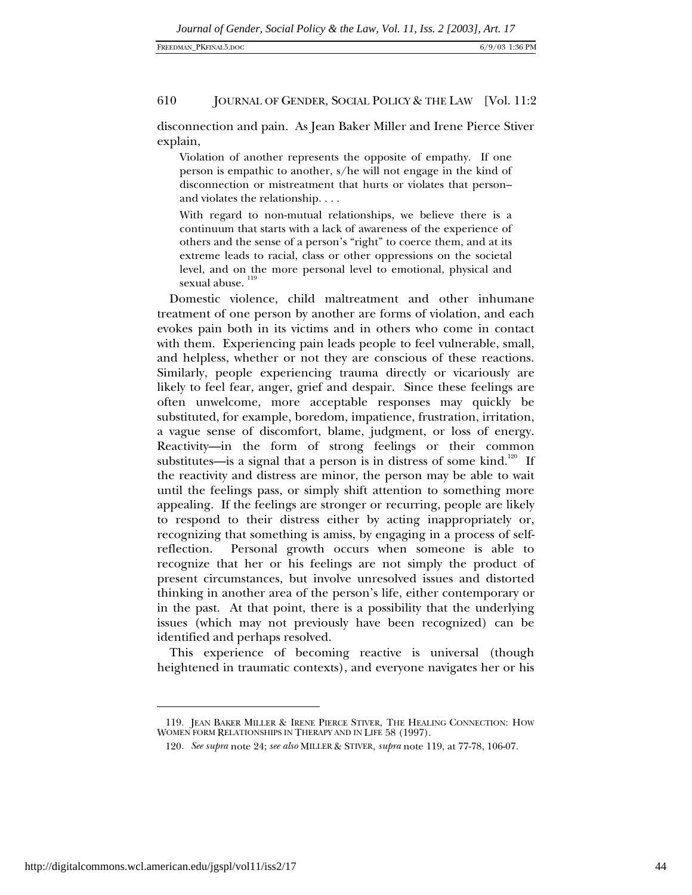disconnection and pain. As Jean Baker Miller and Irene Pierce Stiver explain,

> Violation of another represents the opposite of empathy. If one person is empathic to another, s/he will not engage in the kind of disconnection or mistreatment that hurts or violates that person–and violates the relationship. . . .
>
> With regard to non-mutual relationships, we believe there is a continuum that starts with a lack of awareness of the experience of others and the sense of a person's "right" to coerce them, and at its extreme leads to racial, class or other oppressions on the societal level, and on the more personal level to emotional, physical and sexual abuse.[119]

Domestic violence, child maltreatment and other inhumane treatment of one person by another are forms of violation, and each evokes pain both in its victims and in others who come in contact with them. Experiencing pain leads people to feel vulnerable, small, and helpless, whether or not they are conscious of these reactions. Similarly, people experiencing trauma directly or vicariously are likely to feel fear, anger, grief and despair. Since these feelings are often unwelcome, more acceptable responses may quickly be substituted, for example, boredom, impatience, frustration, irritation, a vague sense of discomfort, blame, judgment, or loss of energy. Reactivity—in the form of strong feelings or their common substitutes—is a signal that a person is in distress of some kind.[120] If the reactivity and distress are minor, the person may be able to wait until the feelings pass, or simply shift attention to something more appealing. If the feelings are stronger or recurring, people are likely to respond to their distress either by acting inappropriately or, recognizing that something is amiss, by engaging in a process of self-reflection. Personal growth occurs when someone is able to recognize that her or his feelings are not simply the product of present circumstances, but involve unresolved issues and distorted thinking in another area of the person's life, either contemporary or in the past. At that point, there is a possibility that the underlying issues (which may not previously have been recognized) can be identified and perhaps resolved.

This experience of becoming reactive is universal (though heightened in traumatic contexts), and everyone navigates her or his

---

119. JEAN BAKER MILLER & IRENE PIERCE STIVER, THE HEALING CONNECTION: HOW WOMEN FORM RELATIONSHIPS IN THERAPY AND IN LIFE 58 (1997).

120. *See supra* note 24; *see also* MILLER & STIVER, *supra* note 119, at 77-78, 106-07.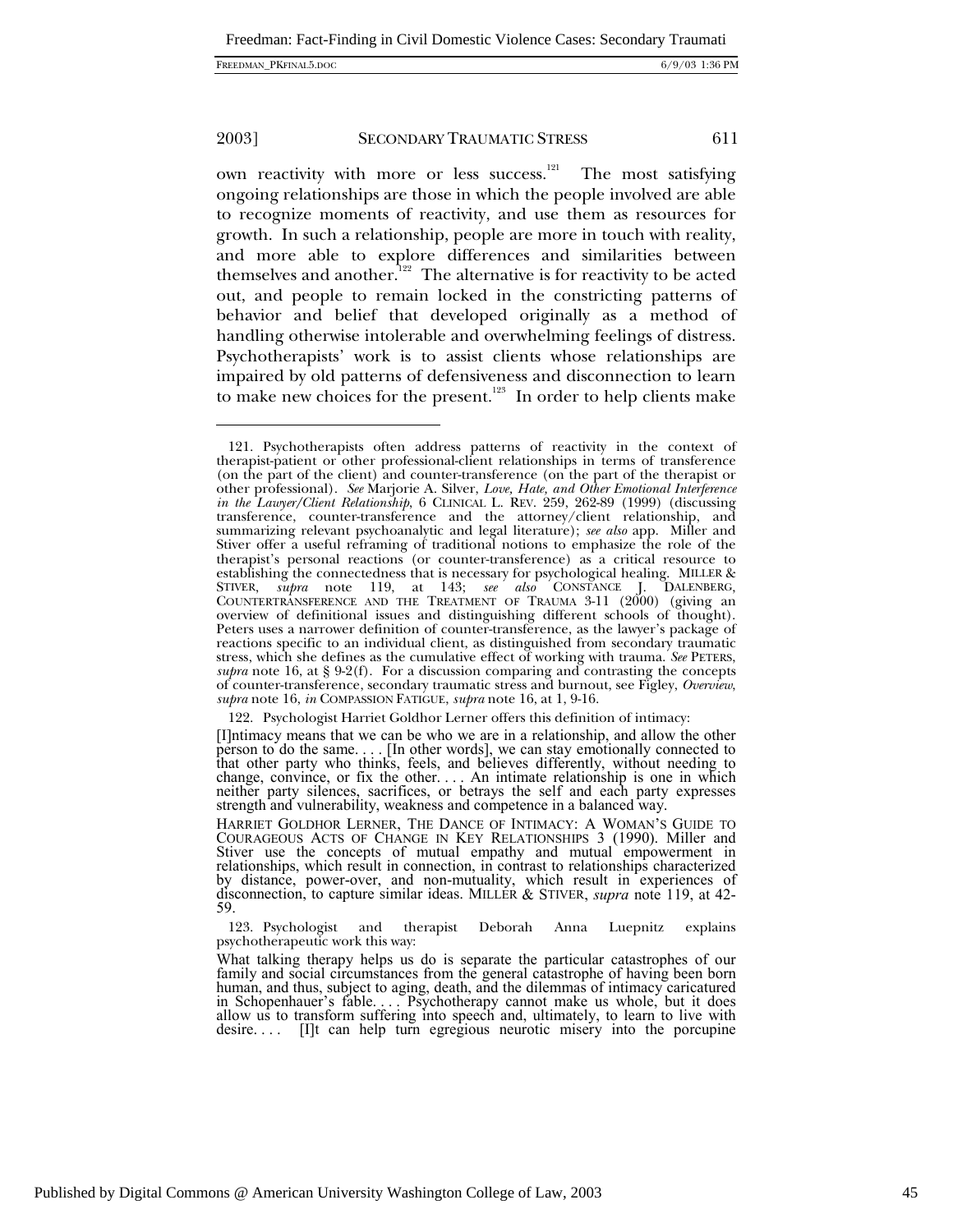own reactivity with more or less success.[121] The most satisfying ongoing relationships are those in which the people involved are able to recognize moments of reactivity, and use them as resources for growth. In such a relationship, people are more in touch with reality, and more able to explore differences and similarities between themselves and another.[122] The alternative is for reactivity to be acted out, and people to remain locked in the constricting patterns of behavior and belief that developed originally as a method of handling otherwise intolerable and overwhelming feelings of distress. Psychotherapists' work is to assist clients whose relationships are impaired by old patterns of defensiveness and disconnection to learn to make new choices for the present.[123] In order to help clients make

---

121. Psychotherapists often address patterns of reactivity in the context of therapist-patient or other professional-client relationships in terms of transference (on the part of the client) and counter-transference (on the part of the therapist or other professional). *See* Marjorie A. Silver, *Love, Hate, and Other Emotional Interference in the Lawyer/Client Relationship*, 6 CLINICAL L. REV. 259, 262-89 (1999) (discussing transference, counter-transference and the attorney/client relationship, and summarizing relevant psychoanalytic and legal literature); *see also* app. Miller and Stiver offer a useful reframing of traditional notions to emphasize the role of the therapist's personal reactions (or counter-transference) as a critical resource to establishing the connectedness that is necessary for psychological healing. MILLER & STIVER, *supra* note 119, at 143; *see also* CONSTANCE J. DALENBERG, COUNTERTRANSFERENCE AND THE TREATMENT OF TRAUMA 3-11 (2000) (giving an overview of definitional issues and distinguishing different schools of thought). Peters uses a narrower definition of counter-transference, as the lawyer's package of reactions specific to an individual client, as distinguished from secondary traumatic stress, which she defines as the cumulative effect of working with trauma. *See* PETERS, *supra* note 16, at § 9-2(f). For a discussion comparing and contrasting the concepts of counter-transference, secondary traumatic stress and burnout, see Figley, *Overview*, *supra* note 16, *in* COMPASSION FATIGUE, *supra* note 16, at 1, 9-16.

122. Psychologist Harriet Goldhor Lerner offers this definition of intimacy:

> [I]ntimacy means that we can be who we are in a relationship, and allow the other person to do the same. . . . [In other words], we can stay emotionally connected to that other party who thinks, feels, and believes differently, without needing to change, convince, or fix the other. . . . An intimate relationship is one in which neither party silences, sacrifices, or betrays the self and each party expresses strength and vulnerability, weakness and competence in a balanced way.

HARRIET GOLDHOR LERNER, THE DANCE OF INTIMACY: A WOMAN'S GUIDE TO COURAGEOUS ACTS OF CHANGE IN KEY RELATIONSHIPS 3 (1990). Miller and Stiver use the concepts of mutual empathy and mutual empowerment in relationships, which result in connection, in contrast to relationships characterized by distance, power-over, and non-mutuality, which result in experiences of disconnection, to capture similar ideas. MILLER & STIVER, *supra* note 119, at 42-59.

123. Psychologist and therapist Deborah Anna Luepnitz explains psychotherapeutic work this way:

> What talking therapy helps us do is separate the particular catastrophes of our family and social circumstances from the general catastrophe of having been born human, and thus, subject to aging, death, and the dilemmas of intimacy caricatured in Schopenhauer's fable. . . . Psychotherapy cannot make us whole, but it does allow us to transform suffering into speech and, ultimately, to learn to live with desire. . . . [I]t can help turn egregious neurotic misery into the porcupine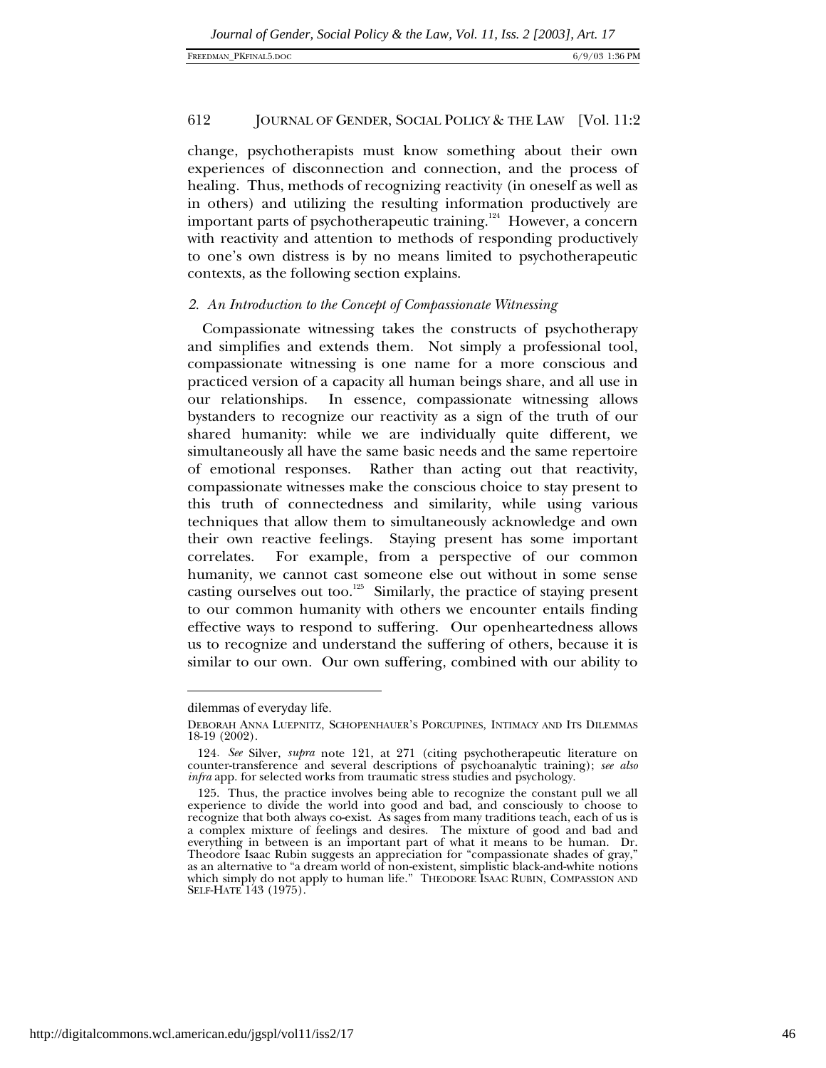change, psychotherapists must know something about their own experiences of disconnection and connection, and the process of healing. Thus, methods of recognizing reactivity (in oneself as well as in others) and utilizing the resulting information productively are important parts of psychotherapeutic training.[124] However, a concern with reactivity and attention to methods of responding productively to one's own distress is by no means limited to psychotherapeutic contexts, as the following section explains.

### *2. An Introduction to the Concept of Compassionate Witnessing*

Compassionate witnessing takes the constructs of psychotherapy and simplifies and extends them. Not simply a professional tool, compassionate witnessing is one name for a more conscious and practiced version of a capacity all human beings share, and all use in our relationships. In essence, compassionate witnessing allows bystanders to recognize our reactivity as a sign of the truth of our shared humanity: while we are individually quite different, we simultaneously all have the same basic needs and the same repertoire of emotional responses. Rather than acting out that reactivity, compassionate witnesses make the conscious choice to stay present to this truth of connectedness and similarity, while using various techniques that allow them to simultaneously acknowledge and own their own reactive feelings. Staying present has some important correlates. For example, from a perspective of our common humanity, we cannot cast someone else out without in some sense casting ourselves out too.[125] Similarly, the practice of staying present to our common humanity with others we encounter entails finding effective ways to respond to suffering. Our openheartedness allows us to recognize and understand the suffering of others, because it is similar to our own. Our own suffering, combined with our ability to

---

dilemmas of everyday life.

DEBORAH ANNA LUEPNITZ, SCHOPENHAUER'S PORCUPINES, INTIMACY AND ITS DILEMMAS 18-19 (2002).

124. *See* Silver, *supra* note 121, at 271 (citing psychotherapeutic literature on counter-transference and several descriptions of psychoanalytic training); *see also infra* app. for selected works from traumatic stress studies and psychology.

125. Thus, the practice involves being able to recognize the constant pull we all experience to divide the world into good and bad, and consciously to choose to recognize that both always co-exist. As sages from many traditions teach, each of us is a complex mixture of feelings and desires. The mixture of good and bad and everything in between is an important part of what it means to be human. Dr. Theodore Isaac Rubin suggests an appreciation for "compassionate shades of gray," as an alternative to "a dream world of non-existent, simplistic black-and-white notions which simply do not apply to human life." THEODORE ISAAC RUBIN, COMPASSION AND SELF-HATE 143 (1975).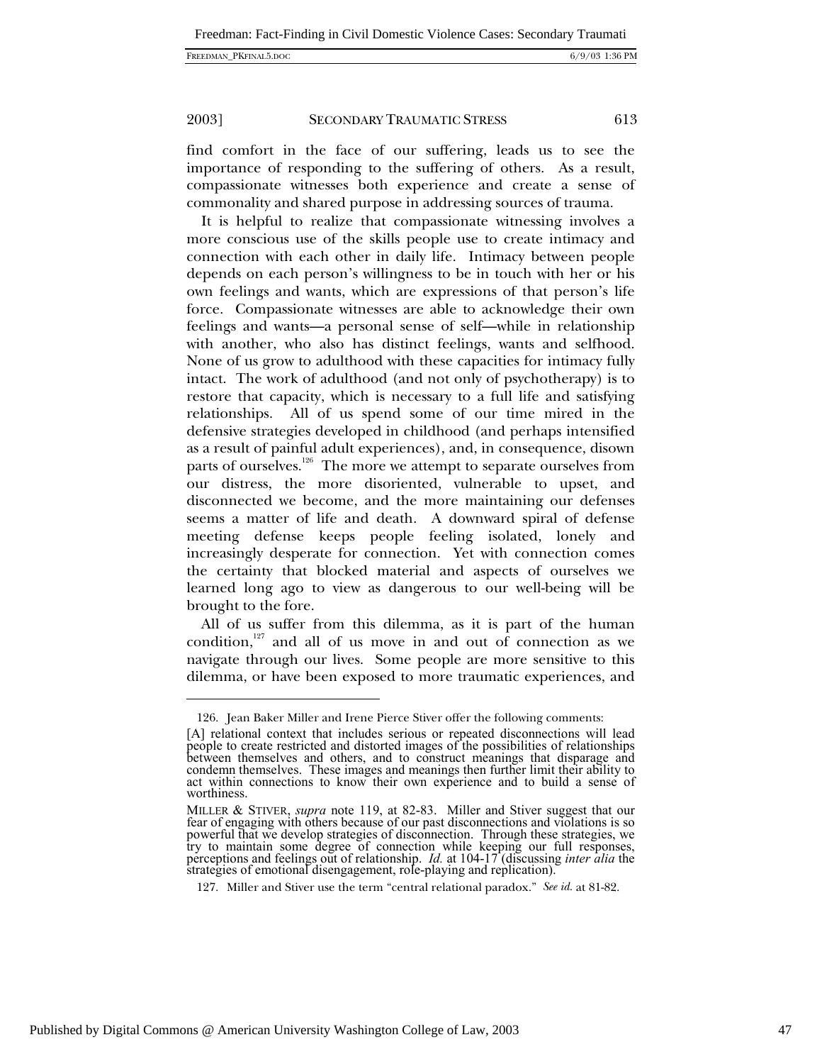find comfort in the face of our suffering, leads us to see the importance of responding to the suffering of others. As a result, compassionate witnesses both experience and create a sense of commonality and shared purpose in addressing sources of trauma.

It is helpful to realize that compassionate witnessing involves a more conscious use of the skills people use to create intimacy and connection with each other in daily life. Intimacy between people depends on each person's willingness to be in touch with her or his own feelings and wants, which are expressions of that person's life force. Compassionate witnesses are able to acknowledge their own feelings and wants—a personal sense of self—while in relationship with another, who also has distinct feelings, wants and selfhood. None of us grow to adulthood with these capacities for intimacy fully intact. The work of adulthood (and not only of psychotherapy) is to restore that capacity, which is necessary to a full life and satisfying relationships. All of us spend some of our time mired in the defensive strategies developed in childhood (and perhaps intensified as a result of painful adult experiences), and, in consequence, disown parts of ourselves.[126] The more we attempt to separate ourselves from our distress, the more disoriented, vulnerable to upset, and disconnected we become, and the more maintaining our defenses seems a matter of life and death. A downward spiral of defense meeting defense keeps people feeling isolated, lonely and increasingly desperate for connection. Yet with connection comes the certainty that blocked material and aspects of ourselves we learned long ago to view as dangerous to our well-being will be brought to the fore.

All of us suffer from this dilemma, as it is part of the human condition,[127] and all of us move in and out of connection as we navigate through our lives. Some people are more sensitive to this dilemma, or have been exposed to more traumatic experiences, and

---

126. Jean Baker Miller and Irene Pierce Stiver offer the following comments:

> [A] relational context that includes serious or repeated disconnections will lead people to create restricted and distorted images of the possibilities of relationships between themselves and others, and to construct meanings that disparage and condemn themselves. These images and meanings then further limit their ability to act within connections to know their own experience and to build a sense of worthiness.

MILLER & STIVER, *supra* note 119, at 82-83. Miller and Stiver suggest that our fear of engaging with others because of our past disconnections and violations is so powerful that we develop strategies of disconnection. Through these strategies, we try to maintain some degree of connection while keeping our full responses, perceptions and feelings out of relationship. *Id.* at 104-17 (discussing *inter alia* the strategies of emotional disengagement, role-playing and replication).

127. Miller and Stiver use the term "central relational paradox." *See id.* at 81-82.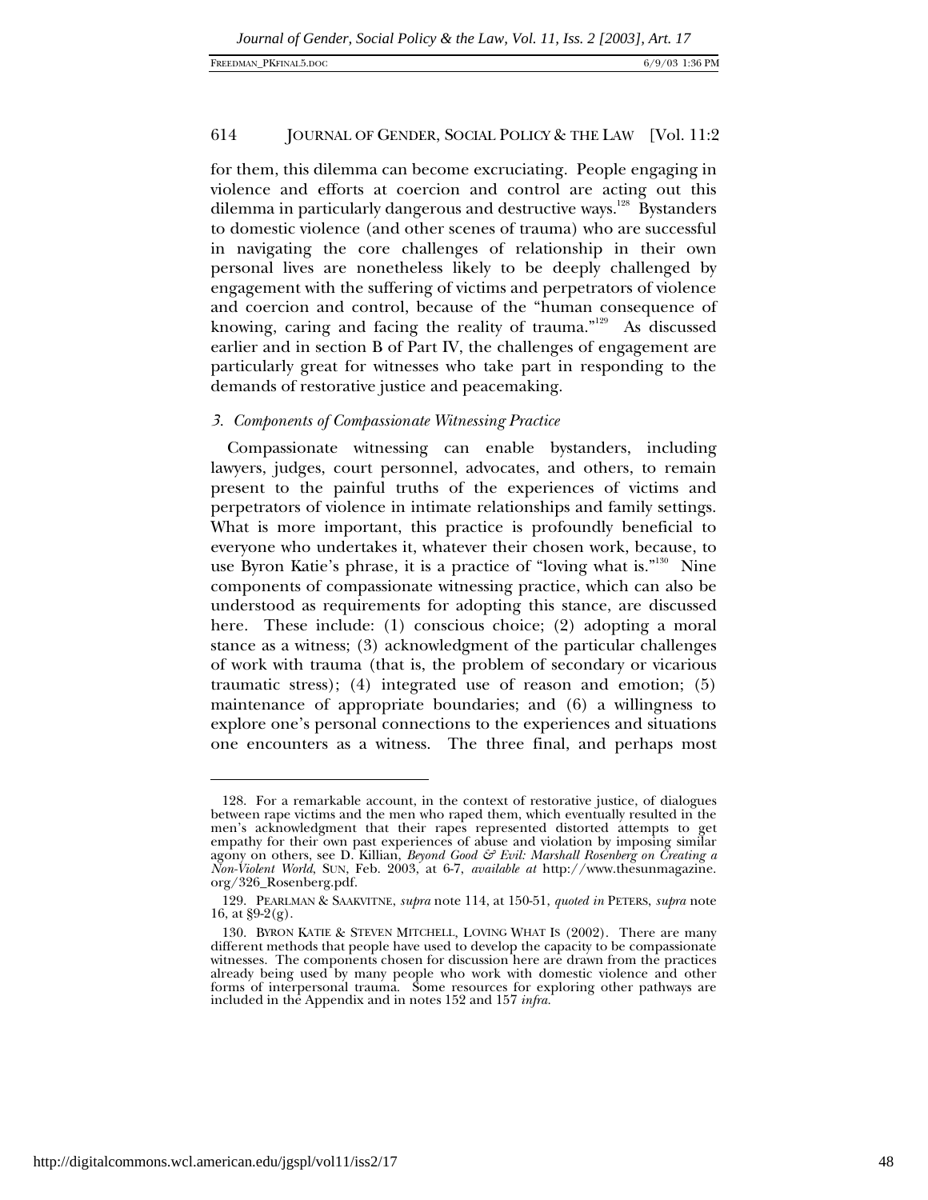for them, this dilemma can become excruciating. People engaging in violence and efforts at coercion and control are acting out this dilemma in particularly dangerous and destructive ways.[128] Bystanders to domestic violence (and other scenes of trauma) who are successful in navigating the core challenges of relationship in their own personal lives are nonetheless likely to be deeply challenged by engagement with the suffering of victims and perpetrators of violence and coercion and control, because of the "human consequence of knowing, caring and facing the reality of trauma."[129] As discussed earlier and in section B of Part IV, the challenges of engagement are particularly great for witnesses who take part in responding to the demands of restorative justice and peacemaking.

### *3. Components of Compassionate Witnessing Practice*

Compassionate witnessing can enable bystanders, including lawyers, judges, court personnel, advocates, and others, to remain present to the painful truths of the experiences of victims and perpetrators of violence in intimate relationships and family settings. What is more important, this practice is profoundly beneficial to everyone who undertakes it, whatever their chosen work, because, to use Byron Katie's phrase, it is a practice of "loving what is."[130] Nine components of compassionate witnessing practice, which can also be understood as requirements for adopting this stance, are discussed here. These include: (1) conscious choice; (2) adopting a moral stance as a witness; (3) acknowledgment of the particular challenges of work with trauma (that is, the problem of secondary or vicarious traumatic stress); (4) integrated use of reason and emotion; (5) maintenance of appropriate boundaries; and (6) a willingness to explore one's personal connections to the experiences and situations one encounters as a witness. The three final, and perhaps most

---

128. For a remarkable account, in the context of restorative justice, of dialogues between rape victims and the men who raped them, which eventually resulted in the men's acknowledgment that their rapes represented distorted attempts to get empathy for their own past experiences of abuse and violation by imposing similar agony on others, see D. Killian, *Beyond Good & Evil: Marshall Rosenberg on Creating a Non-Violent World*, SUN, Feb. 2003, at 6-7, *available at* http://www.thesunmagazine.org/326_Rosenberg.pdf.

129. PEARLMAN & SAAKVITNE, *supra* note 114, at 150-51, *quoted in* PETERS, *supra* note 16, at §9-2(g).

130. BYRON KATIE & STEVEN MITCHELL, LOVING WHAT IS (2002). There are many different methods that people have used to develop the capacity to be compassionate witnesses. The components chosen for discussion here are drawn from the practices already being used by many people who work with domestic violence and other forms of interpersonal trauma. Some resources for exploring other pathways are included in the Appendix and in notes 152 and 157 *infra*.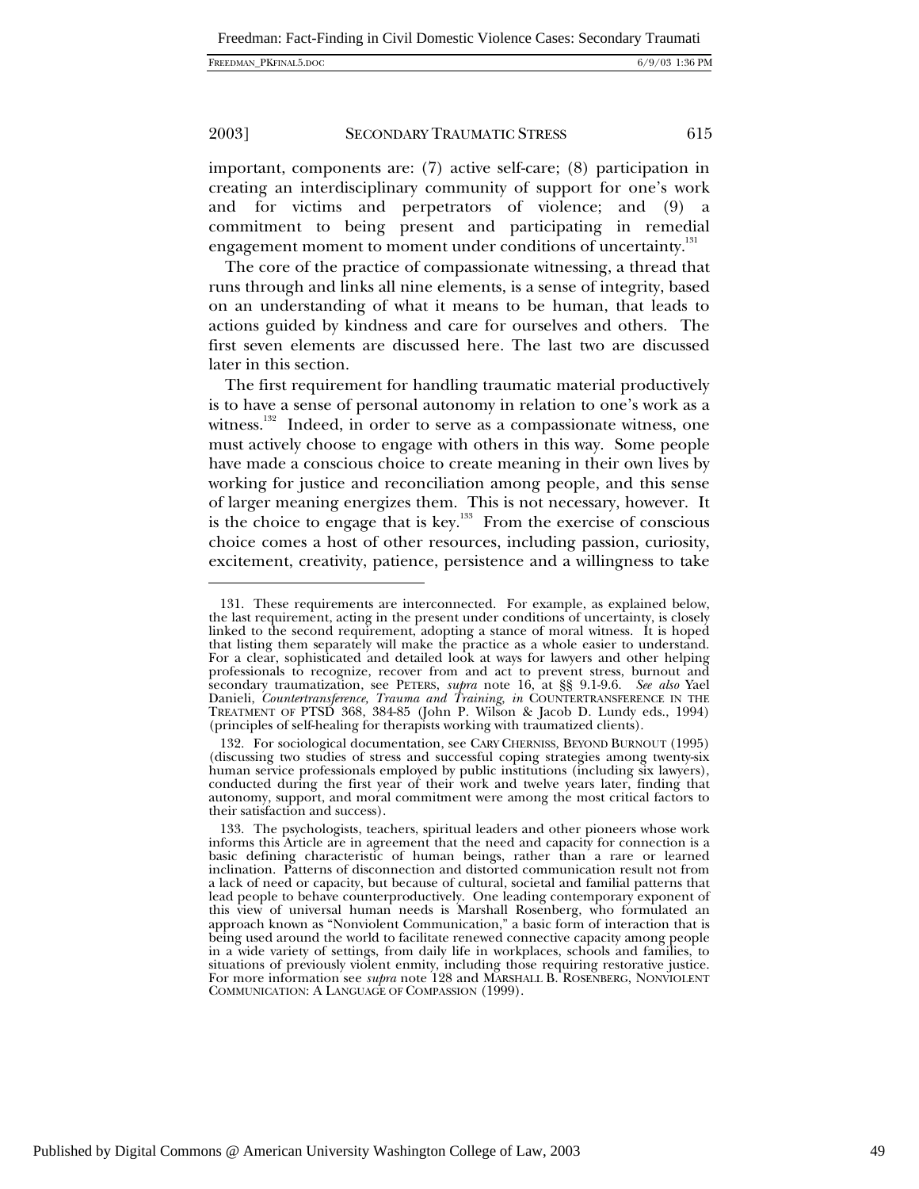important, components are: (7) active self-care; (8) participation in creating an interdisciplinary community of support for one's work and for victims and perpetrators of violence; and (9) a commitment to being present and participating in remedial engagement moment to moment under conditions of uncertainty.[131]

The core of the practice of compassionate witnessing, a thread that runs through and links all nine elements, is a sense of integrity, based on an understanding of what it means to be human, that leads to actions guided by kindness and care for ourselves and others. The first seven elements are discussed here. The last two are discussed later in this section.

The first requirement for handling traumatic material productively is to have a sense of personal autonomy in relation to one's work as a witness.[132] Indeed, in order to serve as a compassionate witness, one must actively choose to engage with others in this way. Some people have made a conscious choice to create meaning in their own lives by working for justice and reconciliation among people, and this sense of larger meaning energizes them. This is not necessary, however. It is the choice to engage that is key.[133] From the exercise of conscious choice comes a host of other resources, including passion, curiosity, excitement, creativity, patience, persistence and a willingness to take

---

131. These requirements are interconnected. For example, as explained below, the last requirement, acting in the present under conditions of uncertainty, is closely linked to the second requirement, adopting a stance of moral witness. It is hoped that listing them separately will make the practice as a whole easier to understand. For a clear, sophisticated and detailed look at ways for lawyers and other helping professionals to recognize, recover from and act to prevent stress, burnout and secondary traumatization, see PETERS, *supra* note 16, at §§ 9.1-9.6. *See also* Yael Danieli, *Countertransference, Trauma and Training*, *in* COUNTERTRANSFERENCE IN THE TREATMENT OF PTSD 368, 384-85 (John P. Wilson & Jacob D. Lundy eds., 1994) (principles of self-healing for therapists working with traumatized clients).

132. For sociological documentation, see CARY CHERNISS, BEYOND BURNOUT (1995) (discussing two studies of stress and successful coping strategies among twenty-six human service professionals employed by public institutions (including six lawyers), conducted during the first year of their work and twelve years later, finding that autonomy, support, and moral commitment were among the most critical factors to their satisfaction and success).

133. The psychologists, teachers, spiritual leaders and other pioneers whose work informs this Article are in agreement that the need and capacity for connection is a basic defining characteristic of human beings, rather than a rare or learned inclination. Patterns of disconnection and distorted communication result not from a lack of need or capacity, but because of cultural, societal and familial patterns that lead people to behave counterproductively. One leading contemporary exponent of this view of universal human needs is Marshall Rosenberg, who formulated an approach known as "Nonviolent Communication," a basic form of interaction that is being used around the world to facilitate renewed connective capacity among people in a wide variety of settings, from daily life in workplaces, schools and families, to situations of previously violent enmity, including those requiring restorative justice. For more information see *supra* note 128 and MARSHALL B. ROSENBERG, NONVIOLENT COMMUNICATION: A LANGUAGE OF COMPASSION (1999).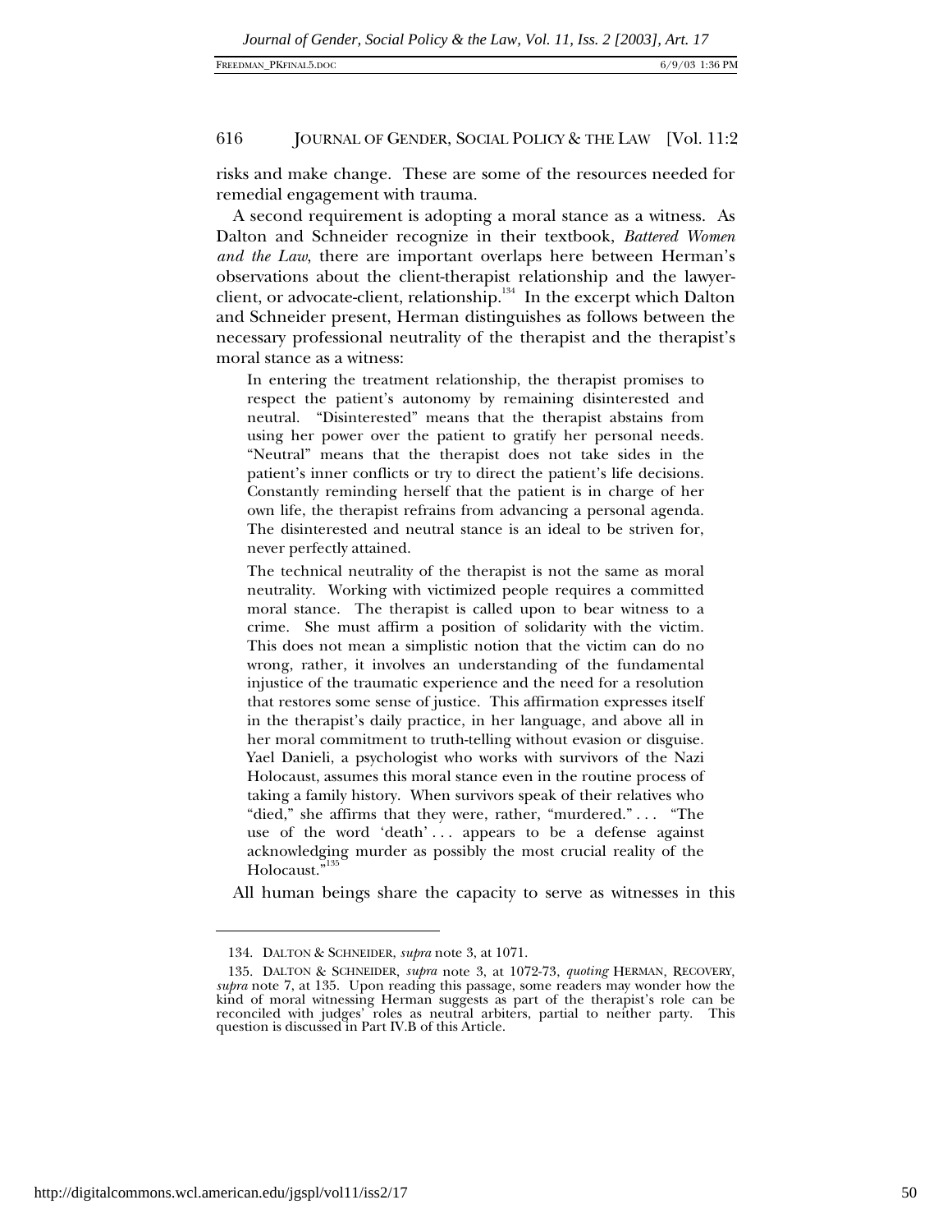risks and make change. These are some of the resources needed for remedial engagement with trauma.

A second requirement is adopting a moral stance as a witness. As Dalton and Schneider recognize in their textbook, *Battered Women and the Law*, there are important overlaps here between Herman's observations about the client-therapist relationship and the lawyer-client, or advocate-client, relationship.[134] In the excerpt which Dalton and Schneider present, Herman distinguishes as follows between the necessary professional neutrality of the therapist and the therapist's moral stance as a witness:

> In entering the treatment relationship, the therapist promises to respect the patient's autonomy by remaining disinterested and neutral. "Disinterested" means that the therapist abstains from using her power over the patient to gratify her personal needs. "Neutral" means that the therapist does not take sides in the patient's inner conflicts or try to direct the patient's life decisions. Constantly reminding herself that the patient is in charge of her own life, the therapist refrains from advancing a personal agenda. The disinterested and neutral stance is an ideal to be striven for, never perfectly attained.
>
> The technical neutrality of the therapist is not the same as moral neutrality. Working with victimized people requires a committed moral stance. The therapist is called upon to bear witness to a crime. She must affirm a position of solidarity with the victim. This does not mean a simplistic notion that the victim can do no wrong, rather, it involves an understanding of the fundamental injustice of the traumatic experience and the need for a resolution that restores some sense of justice. This affirmation expresses itself in the therapist's daily practice, in her language, and above all in her moral commitment to truth-telling without evasion or disguise. Yael Danieli, a psychologist who works with survivors of the Nazi Holocaust, assumes this moral stance even in the routine process of taking a family history. When survivors speak of their relatives who "died," she affirms that they were, rather, "murdered." . . . "The use of the word 'death' . . . appears to be a defense against acknowledging murder as possibly the most crucial reality of the Holocaust."[135]

All human beings share the capacity to serve as witnesses in this

---

134. DALTON & SCHNEIDER, *supra* note 3, at 1071.

135. DALTON & SCHNEIDER, *supra* note 3, at 1072-73, *quoting* HERMAN, RECOVERY, *supra* note 7, at 135. Upon reading this passage, some readers may wonder how the kind of moral witnessing Herman suggests as part of the therapist's role can be reconciled with judges' roles as neutral arbiters, partial to neither party. This question is discussed in Part IV.B of this Article.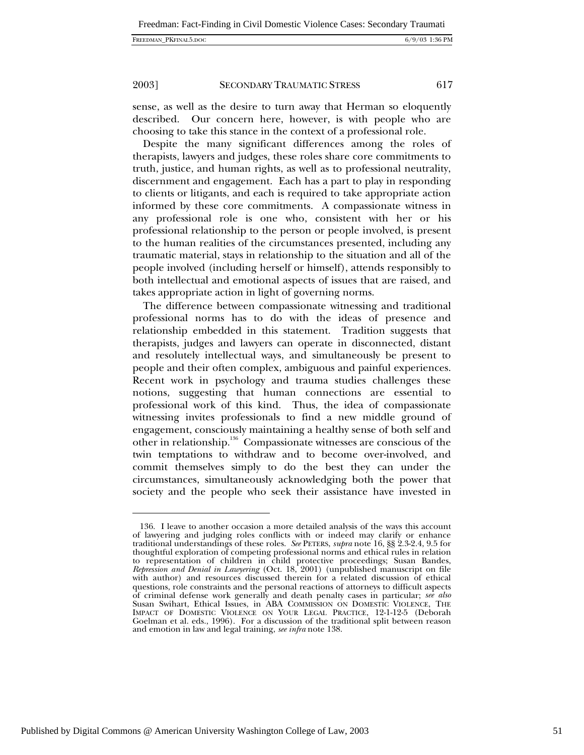sense, as well as the desire to turn away that Herman so eloquently described. Our concern here, however, is with people who are choosing to take this stance in the context of a professional role.

Despite the many significant differences among the roles of therapists, lawyers and judges, these roles share core commitments to truth, justice, and human rights, as well as to professional neutrality, discernment and engagement. Each has a part to play in responding to clients or litigants, and each is required to take appropriate action informed by these core commitments. A compassionate witness in any professional role is one who, consistent with her or his professional relationship to the person or people involved, is present to the human realities of the circumstances presented, including any traumatic material, stays in relationship to the situation and all of the people involved (including herself or himself), attends responsibly to both intellectual and emotional aspects of issues that are raised, and takes appropriate action in light of governing norms.

The difference between compassionate witnessing and traditional professional norms has to do with the ideas of presence and relationship embedded in this statement. Tradition suggests that therapists, judges and lawyers can operate in disconnected, distant and resolutely intellectual ways, and simultaneously be present to people and their often complex, ambiguous and painful experiences. Recent work in psychology and trauma studies challenges these notions, suggesting that human connections are essential to professional work of this kind. Thus, the idea of compassionate witnessing invites professionals to find a new middle ground of engagement, consciously maintaining a healthy sense of both self and other in relationship.[136] Compassionate witnesses are conscious of the twin temptations to withdraw and to become over-involved, and commit themselves simply to do the best they can under the circumstances, simultaneously acknowledging both the power that society and the people who seek their assistance have invested in

---

136. I leave to another occasion a more detailed analysis of the ways this account of lawyering and judging roles conflicts with or indeed may clarify or enhance traditional understandings of these roles. *See* PETERS, *supra* note 16, §§ 2.3-2.4, 9.5 for thoughtful exploration of competing professional norms and ethical rules in relation to representation of children in child protective proceedings; Susan Bandes, *Repression and Denial in Lawyering* (Oct. 18, 2001) (unpublished manuscript on file with author) and resources discussed therein for a related discussion of ethical questions, role constraints and the personal reactions of attorneys to difficult aspects of criminal defense work generally and death penalty cases in particular; *see also* Susan Swihart, Ethical Issues, in ABA COMMISSION ON DOMESTIC VIOLENCE, THE IMPACT OF DOMESTIC VIOLENCE ON YOUR LEGAL PRACTICE, 12-1-12-5 (Deborah Goelman et al. eds., 1996). For a discussion of the traditional split between reason and emotion in law and legal training, *see infra* note 138.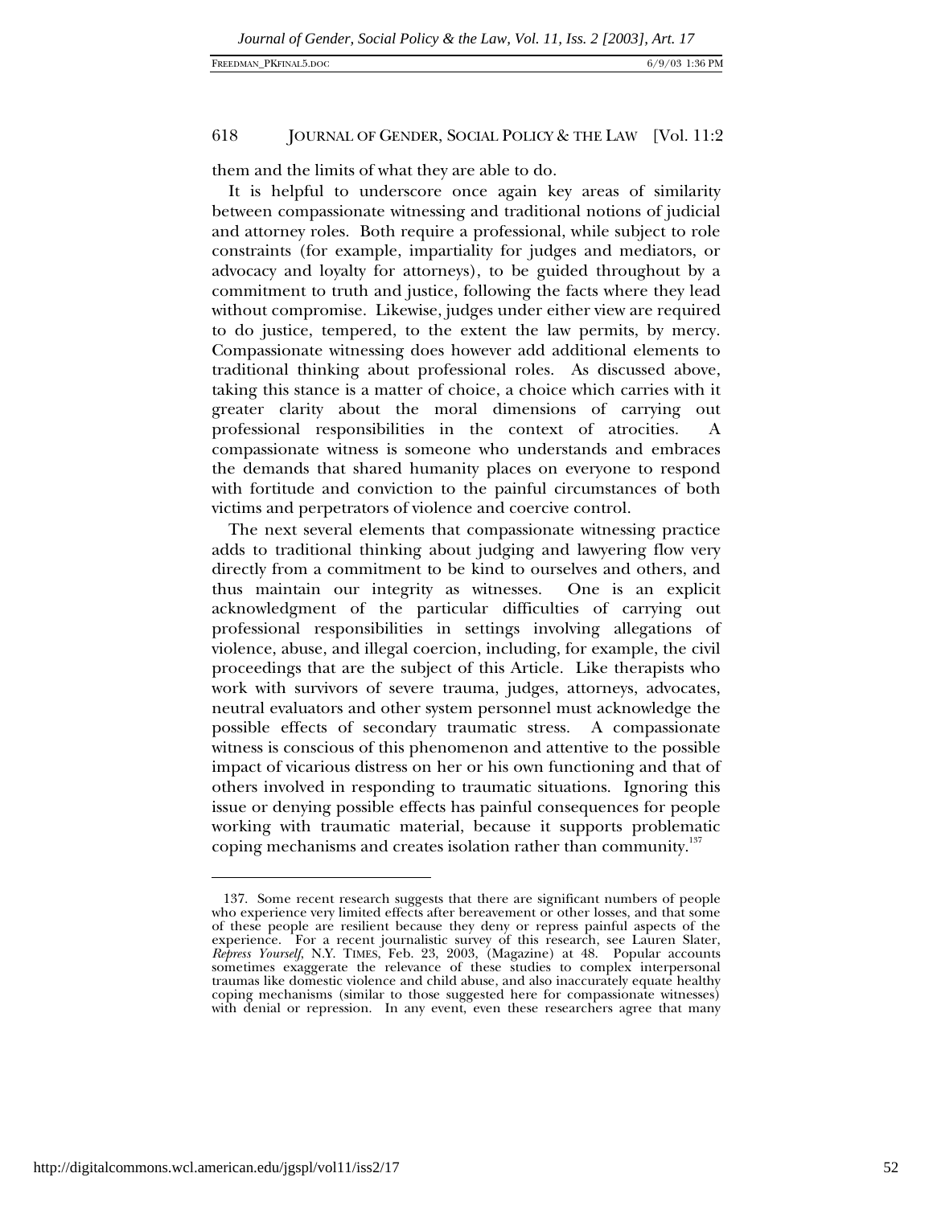them and the limits of what they are able to do.

It is helpful to underscore once again key areas of similarity between compassionate witnessing and traditional notions of judicial and attorney roles. Both require a professional, while subject to role constraints (for example, impartiality for judges and mediators, or advocacy and loyalty for attorneys), to be guided throughout by a commitment to truth and justice, following the facts where they lead without compromise. Likewise, judges under either view are required to do justice, tempered, to the extent the law permits, by mercy. Compassionate witnessing does however add additional elements to traditional thinking about professional roles. As discussed above, taking this stance is a matter of choice, a choice which carries with it greater clarity about the moral dimensions of carrying out professional responsibilities in the context of atrocities. A compassionate witness is someone who understands and embraces the demands that shared humanity places on everyone to respond with fortitude and conviction to the painful circumstances of both victims and perpetrators of violence and coercive control.

The next several elements that compassionate witnessing practice adds to traditional thinking about judging and lawyering flow very directly from a commitment to be kind to ourselves and others, and thus maintain our integrity as witnesses. One is an explicit acknowledgment of the particular difficulties of carrying out professional responsibilities in settings involving allegations of violence, abuse, and illegal coercion, including, for example, the civil proceedings that are the subject of this Article. Like therapists who work with survivors of severe trauma, judges, attorneys, advocates, neutral evaluators and other system personnel must acknowledge the possible effects of secondary traumatic stress. A compassionate witness is conscious of this phenomenon and attentive to the possible impact of vicarious distress on her or his own functioning and that of others involved in responding to traumatic situations. Ignoring this issue or denying possible effects has painful consequences for people working with traumatic material, because it supports problematic coping mechanisms and creates isolation rather than community.[137]

---

137. Some recent research suggests that there are significant numbers of people who experience very limited effects after bereavement or other losses, and that some of these people are resilient because they deny or repress painful aspects of the experience. For a recent journalistic survey of this research, see Lauren Slater, *Repress Yourself*, N.Y. TIMES, Feb. 23, 2003, (Magazine) at 48. Popular accounts sometimes exaggerate the relevance of these studies to complex interpersonal traumas like domestic violence and child abuse, and also inaccurately equate healthy coping mechanisms (similar to those suggested here for compassionate witnesses) with denial or repression. In any event, even these researchers agree that many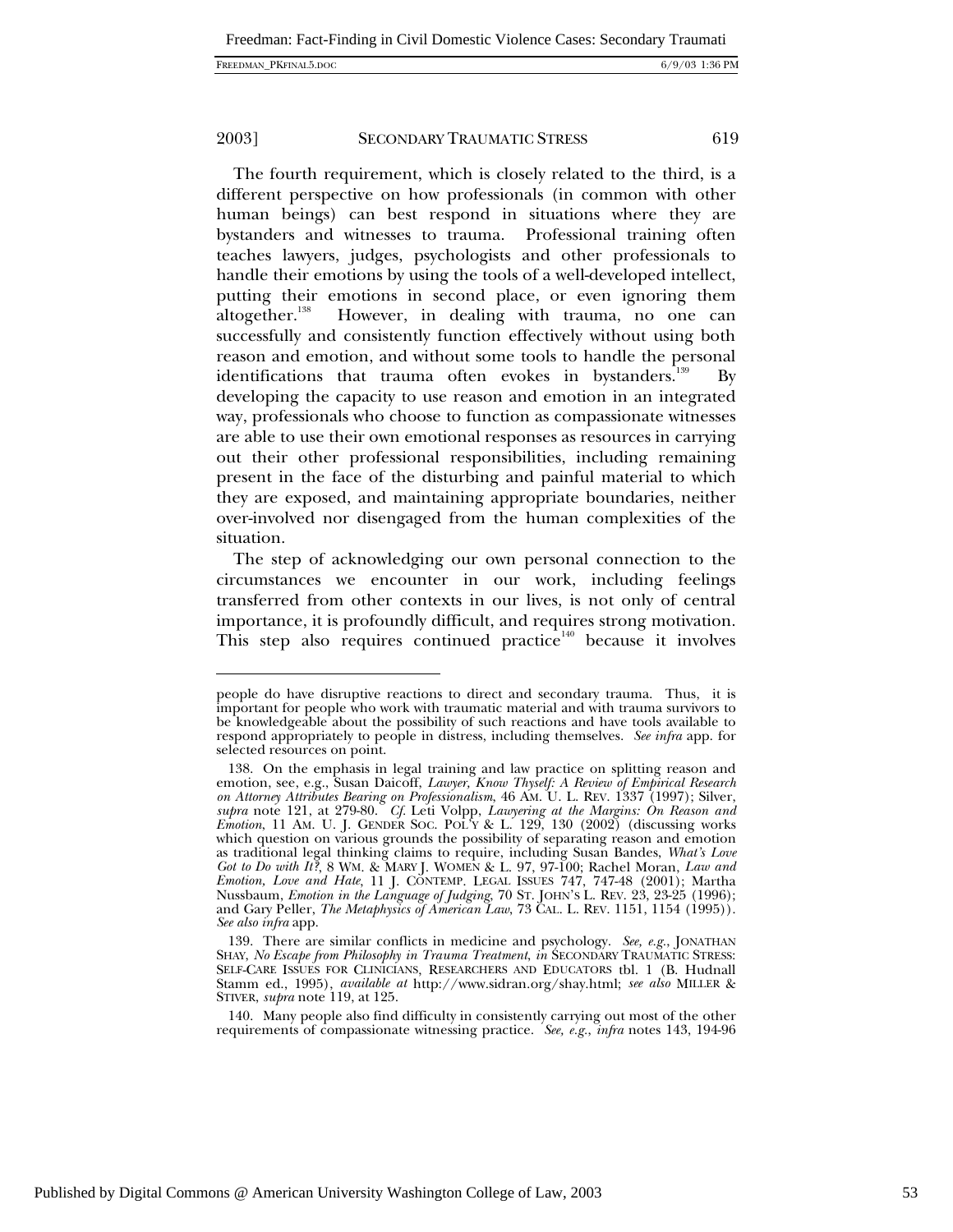The fourth requirement, which is closely related to the third, is a different perspective on how professionals (in common with other human beings) can best respond in situations where they are bystanders and witnesses to trauma. Professional training often teaches lawyers, judges, psychologists and other professionals to handle their emotions by using the tools of a well-developed intellect, putting their emotions in second place, or even ignoring them altogether.[138] However, in dealing with trauma, no one can successfully and consistently function effectively without using both reason and emotion, and without some tools to handle the personal identifications that trauma often evokes in bystanders.[139] By developing the capacity to use reason and emotion in an integrated way, professionals who choose to function as compassionate witnesses are able to use their own emotional responses as resources in carrying out their other professional responsibilities, including remaining present in the face of the disturbing and painful material to which they are exposed, and maintaining appropriate boundaries, neither over-involved nor disengaged from the human complexities of the situation.

The step of acknowledging our own personal connection to the circumstances we encounter in our work, including feelings transferred from other contexts in our lives, is not only of central importance, it is profoundly difficult, and requires strong motivation. This step also requires continued practice[140] because it involves

---

people do have disruptive reactions to direct and secondary trauma. Thus, it is important for people who work with traumatic material and with trauma survivors to be knowledgeable about the possibility of such reactions and have tools available to respond appropriately to people in distress, including themselves. *See infra* app. for selected resources on point.

138. On the emphasis in legal training and law practice on splitting reason and emotion, see, e.g., Susan Daicoff, *Lawyer, Know Thyself: A Review of Empirical Research on Attorney Attributes Bearing on Professionalism*, 46 AM. U. L. REV. 1337 (1997); Silver, *supra* note 121, at 279-80. *Cf.* Leti Volpp, *Lawyering at the Margins: On Reason and Emotion*, 11 AM. U. J. GENDER SOC. POL'Y & L. 129, 130 (2002) (discussing works which question on various grounds the possibility of separating reason and emotion as traditional legal thinking claims to require, including Susan Bandes, *What's Love Got to Do with It?*, 8 WM. & MARY J. WOMEN & L. 97, 97-100; Rachel Moran, *Law and Emotion, Love and Hate*, 11 J. CONTEMP. LEGAL ISSUES 747, 747-48 (2001); Martha Nussbaum, *Emotion in the Language of Judging*, 70 ST. JOHN'S L. REV. 23, 23-25 (1996); and Gary Peller, *The Metaphysics of American Law*, 73 CAL. L. REV. 1151, 1154 (1995)). *See also infra* app.

139. There are similar conflicts in medicine and psychology. *See, e.g.*, JONATHAN SHAY, *No Escape from Philosophy in Trauma Treatment*, *in* SECONDARY TRAUMATIC STRESS: SELF-CARE ISSUES FOR CLINICIANS, RESEARCHERS AND EDUCATORS tbl. 1 (B. Hudnall Stamm ed., 1995), *available at* http://www.sidran.org/shay.html; *see also* MILLER & STIVER, *supra* note 119, at 125.

140. Many people also find difficulty in consistently carrying out most of the other requirements of compassionate witnessing practice. *See, e.g.*, *infra* notes 143, 194-96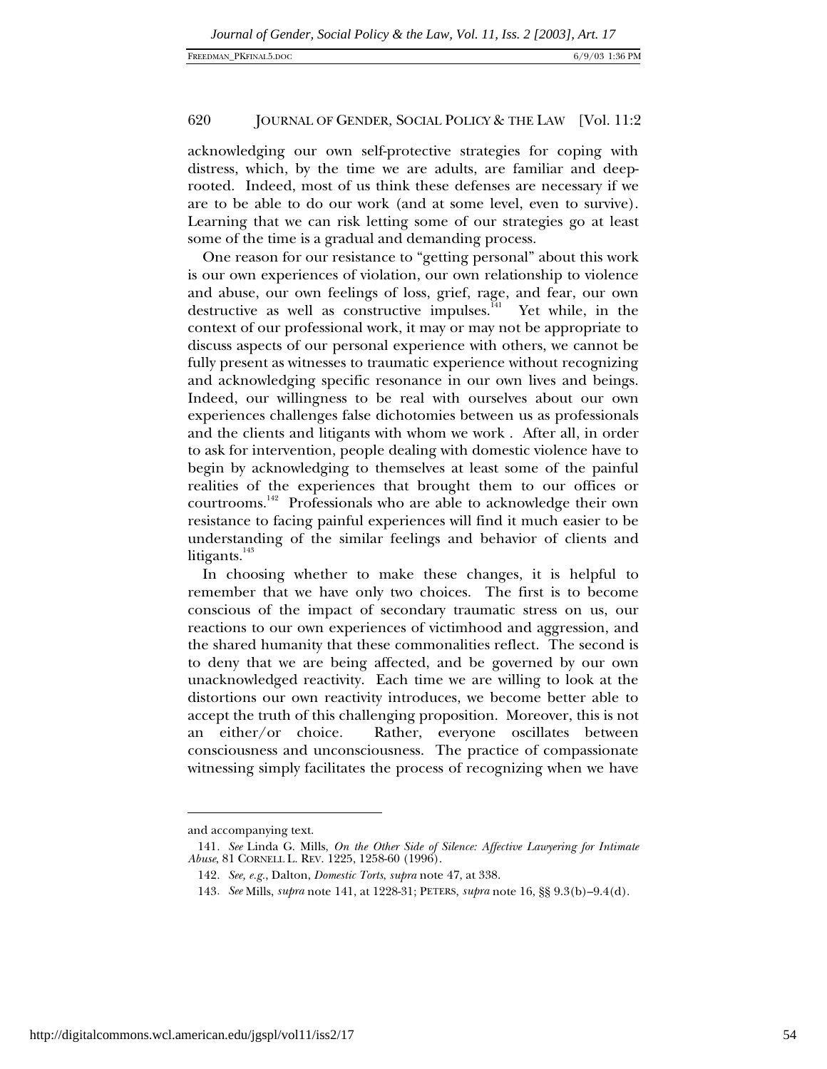acknowledging our own self-protective strategies for coping with distress, which, by the time we are adults, are familiar and deep-rooted. Indeed, most of us think these defenses are necessary if we are to be able to do our work (and at some level, even to survive). Learning that we can risk letting some of our strategies go at least some of the time is a gradual and demanding process.

One reason for our resistance to "getting personal" about this work is our own experiences of violation, our own relationship to violence and abuse, our own feelings of loss, grief, rage, and fear, our own destructive as well as constructive impulses.[141] Yet while, in the context of our professional work, it may or may not be appropriate to discuss aspects of our personal experience with others, we cannot be fully present as witnesses to traumatic experience without recognizing and acknowledging specific resonance in our own lives and beings. Indeed, our willingness to be real with ourselves about our own experiences challenges false dichotomies between us as professionals and the clients and litigants with whom we work . After all, in order to ask for intervention, people dealing with domestic violence have to begin by acknowledging to themselves at least some of the painful realities of the experiences that brought them to our offices or courtrooms.[142] Professionals who are able to acknowledge their own resistance to facing painful experiences will find it much easier to be understanding of the similar feelings and behavior of clients and litigants.[143]

In choosing whether to make these changes, it is helpful to remember that we have only two choices. The first is to become conscious of the impact of secondary traumatic stress on us, our reactions to our own experiences of victimhood and aggression, and the shared humanity that these commonalities reflect. The second is to deny that we are being affected, and be governed by our own unacknowledged reactivity. Each time we are willing to look at the distortions our own reactivity introduces, we become better able to accept the truth of this challenging proposition. Moreover, this is not an either/or choice. Rather, everyone oscillates between consciousness and unconsciousness. The practice of compassionate witnessing simply facilitates the process of recognizing when we have

---

and accompanying text.

141. *See* Linda G. Mills, *On the Other Side of Silence: Affective Lawyering for Intimate Abuse*, 81 CORNELL L. REV. 1225, 1258-60 (1996).

142. *See, e.g.*, Dalton, *Domestic Torts*, *supra* note 47, at 338.

143. *See* Mills, *supra* note 141, at 1228-31; PETERS, *supra* note 16, §§ 9.3(b)–9.4(d).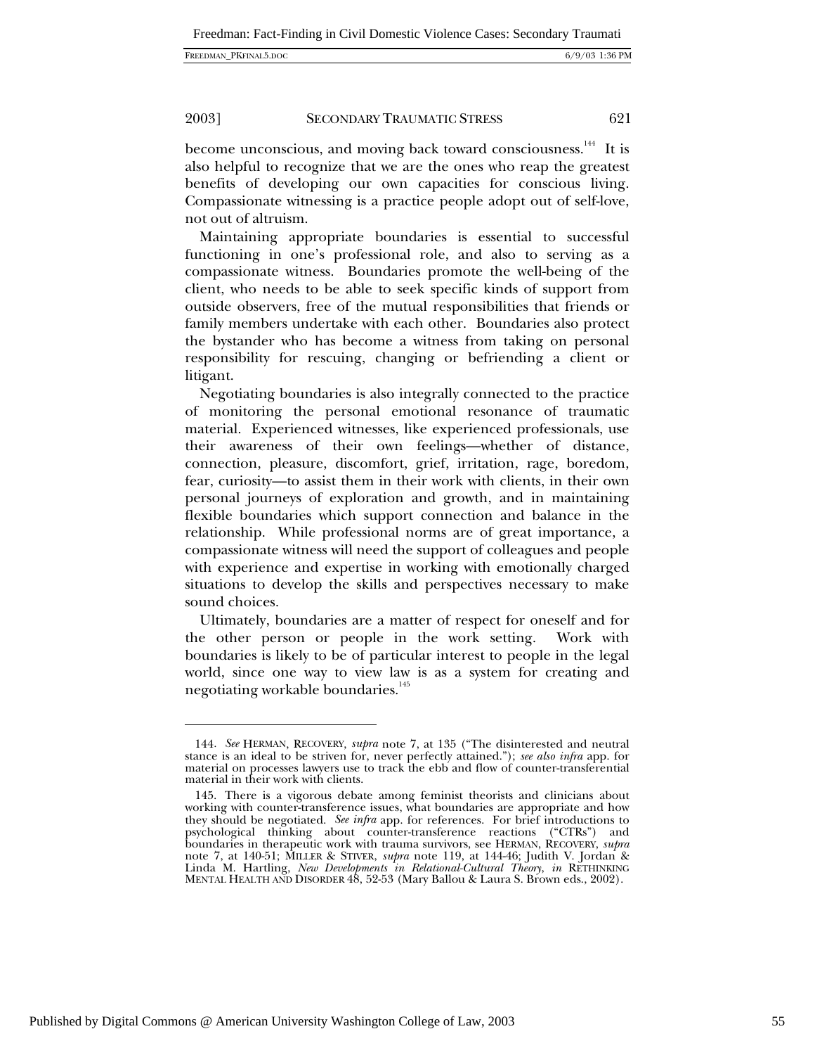become unconscious, and moving back toward consciousness.[144] It is also helpful to recognize that we are the ones who reap the greatest benefits of developing our own capacities for conscious living. Compassionate witnessing is a practice people adopt out of self-love, not out of altruism.

Maintaining appropriate boundaries is essential to successful functioning in one's professional role, and also to serving as a compassionate witness. Boundaries promote the well-being of the client, who needs to be able to seek specific kinds of support from outside observers, free of the mutual responsibilities that friends or family members undertake with each other. Boundaries also protect the bystander who has become a witness from taking on personal responsibility for rescuing, changing or befriending a client or litigant.

Negotiating boundaries is also integrally connected to the practice of monitoring the personal emotional resonance of traumatic material. Experienced witnesses, like experienced professionals, use their awareness of their own feelings—whether of distance, connection, pleasure, discomfort, grief, irritation, rage, boredom, fear, curiosity—to assist them in their work with clients, in their own personal journeys of exploration and growth, and in maintaining flexible boundaries which support connection and balance in the relationship. While professional norms are of great importance, a compassionate witness will need the support of colleagues and people with experience and expertise in working with emotionally charged situations to develop the skills and perspectives necessary to make sound choices.

Ultimately, boundaries are a matter of respect for oneself and for the other person or people in the work setting. Work with boundaries is likely to be of particular interest to people in the legal world, since one way to view law is as a system for creating and negotiating workable boundaries.[145]

---

144. *See* HERMAN, RECOVERY, *supra* note 7, at 135 ("The disinterested and neutral stance is an ideal to be striven for, never perfectly attained."); *see also infra* app. for material on processes lawyers use to track the ebb and flow of counter-transferential material in their work with clients.

145. There is a vigorous debate among feminist theorists and clinicians about working with counter-transference issues, what boundaries are appropriate and how they should be negotiated. *See infra* app. for references. For brief introductions to psychological thinking about counter-transference reactions ("CTRs") and boundaries in therapeutic work with trauma survivors, see HERMAN, RECOVERY, *supra* note 7, at 140-51; MILLER & STIVER, *supra* note 119, at 144-46; Judith V. Jordan & Linda M. Hartling, *New Developments in Relational-Cultural Theory*, *in* RETHINKING MENTAL HEALTH AND DISORDER 48, 52-53 (Mary Ballou & Laura S. Brown eds., 2002).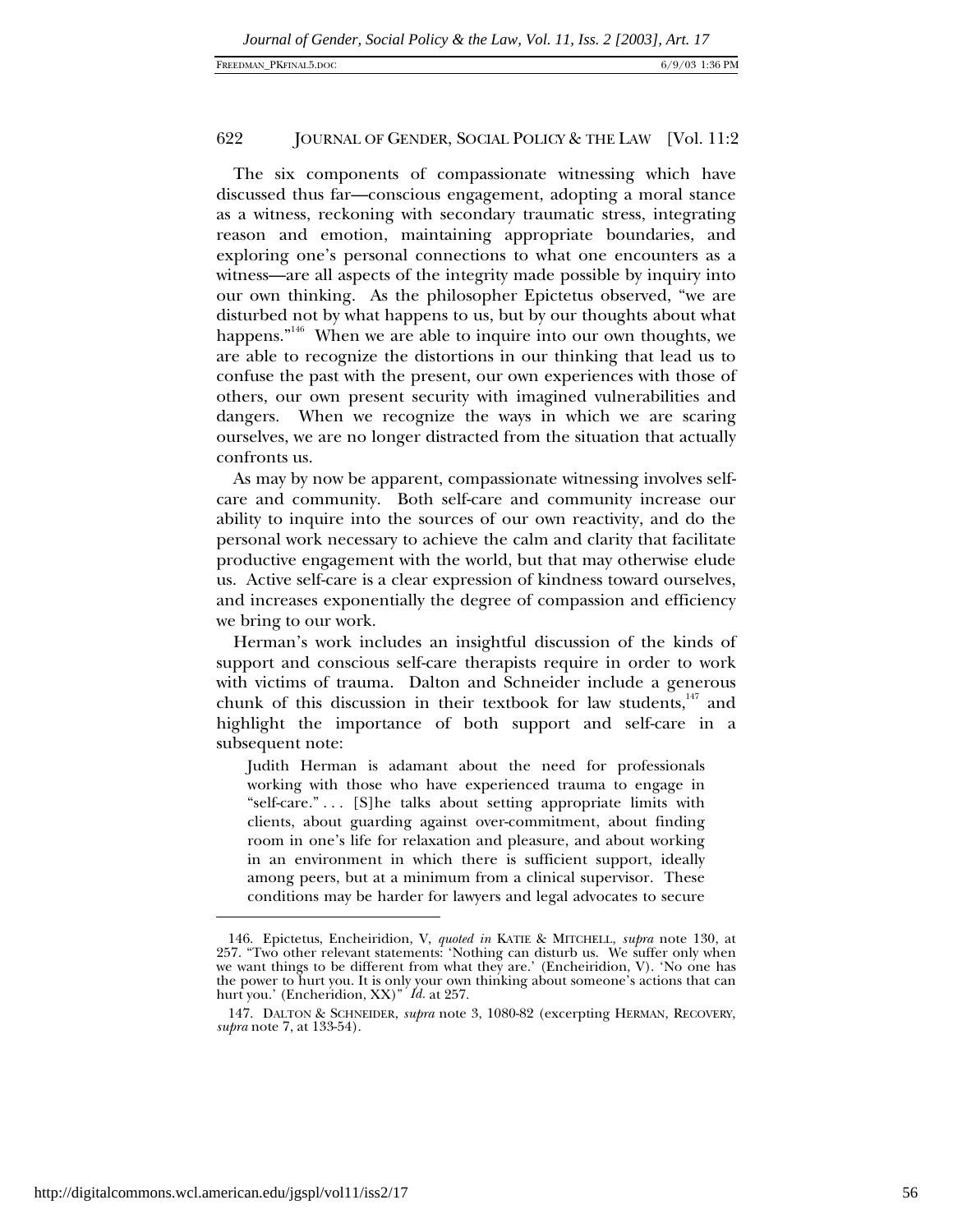The six components of compassionate witnessing which have discussed thus far—conscious engagement, adopting a moral stance as a witness, reckoning with secondary traumatic stress, integrating reason and emotion, maintaining appropriate boundaries, and exploring one's personal connections to what one encounters as a witness—are all aspects of the integrity made possible by inquiry into our own thinking. As the philosopher Epictetus observed, "we are disturbed not by what happens to us, but by our thoughts about what happens."[146] When we are able to inquire into our own thoughts, we are able to recognize the distortions in our thinking that lead us to confuse the past with the present, our own experiences with those of others, our own present security with imagined vulnerabilities and dangers. When we recognize the ways in which we are scaring ourselves, we are no longer distracted from the situation that actually confronts us.

As may by now be apparent, compassionate witnessing involves self-care and community. Both self-care and community increase our ability to inquire into the sources of our own reactivity, and do the personal work necessary to achieve the calm and clarity that facilitate productive engagement with the world, but that may otherwise elude us. Active self-care is a clear expression of kindness toward ourselves, and increases exponentially the degree of compassion and efficiency we bring to our work.

Herman's work includes an insightful discussion of the kinds of support and conscious self-care therapists require in order to work with victims of trauma. Dalton and Schneider include a generous chunk of this discussion in their textbook for law students,[147] and highlight the importance of both support and self-care in a subsequent note:

> Judith Herman is adamant about the need for professionals working with those who have experienced trauma to engage in "self-care." . . . [S]he talks about setting appropriate limits with clients, about guarding against over-commitment, about finding room in one's life for relaxation and pleasure, and about working in an environment in which there is sufficient support, ideally among peers, but at a minimum from a clinical supervisor. These conditions may be harder for lawyers and legal advocates to secure

---

146. Epictetus, Encheiridion, V, *quoted in* KATIE & MITCHELL, *supra* note 130, at 257. "Two other relevant statements: 'Nothing can disturb us. We suffer only when we want things to be different from what they are.' (Encheiridion, V). 'No one has the power to hurt you. It is only your own thinking about someone's actions that can hurt you.' (Encheridion, XX)" *Id.* at 257.

147. DALTON & SCHNEIDER, *supra* note 3, 1080-82 (excerpting HERMAN, RECOVERY, *supra* note 7, at 133-54).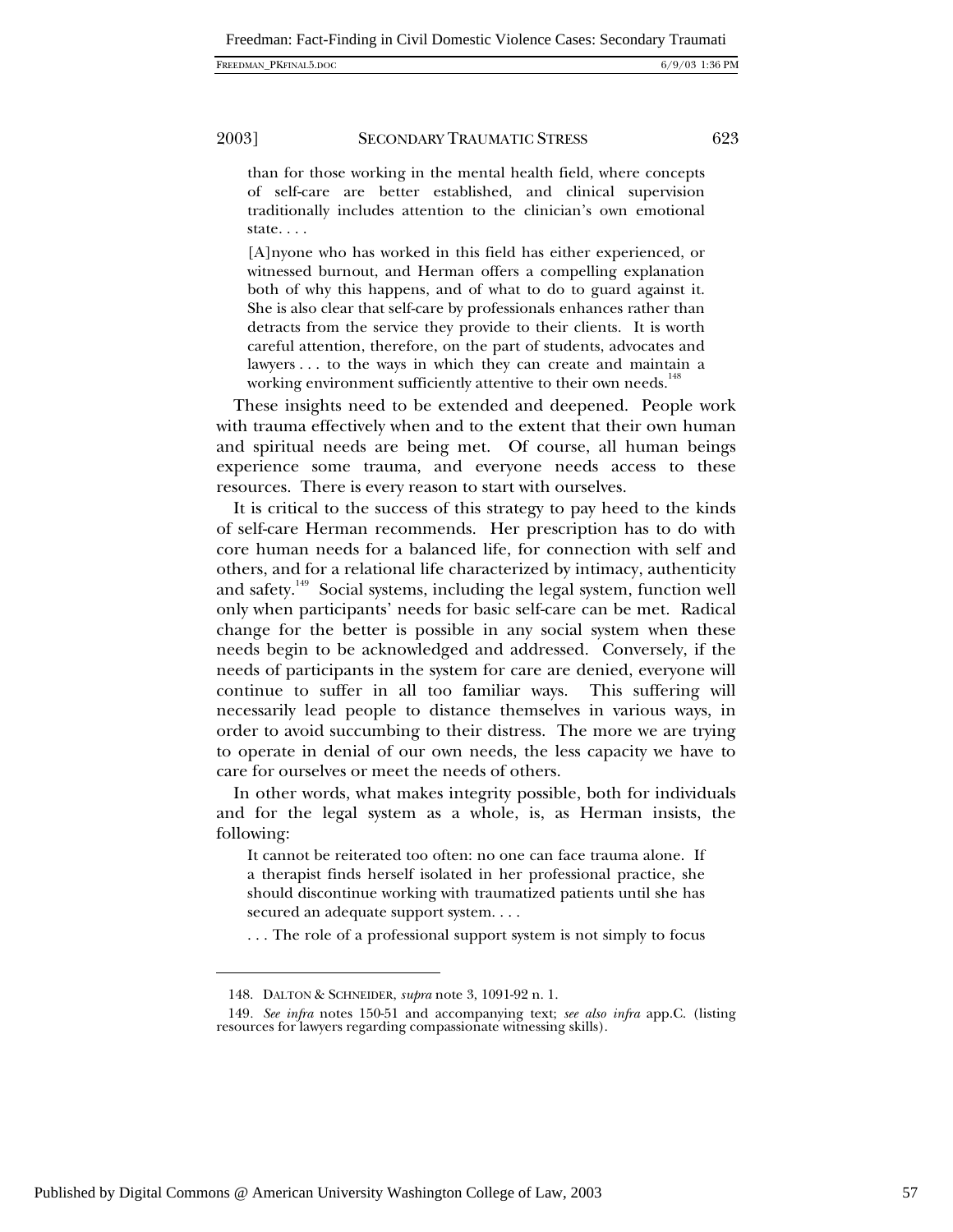> than for those working in the mental health field, where concepts of self-care are better established, and clinical supervision traditionally includes attention to the clinician's own emotional state. . . .
>
> [A]nyone who has worked in this field has either experienced, or witnessed burnout, and Herman offers a compelling explanation both of why this happens, and of what to do to guard against it. She is also clear that self-care by professionals enhances rather than detracts from the service they provide to their clients. It is worth careful attention, therefore, on the part of students, advocates and lawyers . . . to the ways in which they can create and maintain a working environment sufficiently attentive to their own needs.[148]

These insights need to be extended and deepened. People work with trauma effectively when and to the extent that their own human and spiritual needs are being met. Of course, all human beings experience some trauma, and everyone needs access to these resources. There is every reason to start with ourselves.

It is critical to the success of this strategy to pay heed to the kinds of self-care Herman recommends. Her prescription has to do with core human needs for a balanced life, for connection with self and others, and for a relational life characterized by intimacy, authenticity and safety.[149] Social systems, including the legal system, function well only when participants' needs for basic self-care can be met. Radical change for the better is possible in any social system when these needs begin to be acknowledged and addressed. Conversely, if the needs of participants in the system for care are denied, everyone will continue to suffer in all too familiar ways. This suffering will necessarily lead people to distance themselves in various ways, in order to avoid succumbing to their distress. The more we are trying to operate in denial of our own needs, the less capacity we have to care for ourselves or meet the needs of others.

In other words, what makes integrity possible, both for individuals and for the legal system as a whole, is, as Herman insists, the following:

> It cannot be reiterated too often: no one can face trauma alone. If a therapist finds herself isolated in her professional practice, she should discontinue working with traumatized patients until she has secured an adequate support system. . . .
>
> . . . The role of a professional support system is not simply to focus

---

148. DALTON & SCHNEIDER, *supra* note 3, 1091-92 n. 1.

149. *See infra* notes 150-51 and accompanying text; *see also infra* app.C. (listing resources for lawyers regarding compassionate witnessing skills).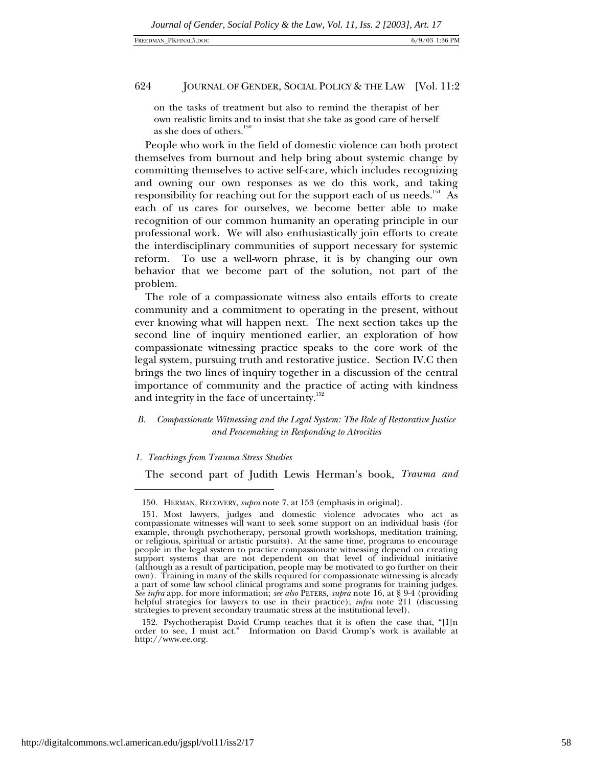on the tasks of treatment but also to remind the therapist of her own realistic limits and to insist that she take as good care of herself as she does of others.[150]

People who work in the field of domestic violence can both protect themselves from burnout and help bring about systemic change by committing themselves to active self-care, which includes recognizing and owning our own responses as we do this work, and taking responsibility for reaching out for the support each of us needs.[151] As each of us cares for ourselves, we become better able to make recognition of our common humanity an operating principle in our professional work. We will also enthusiastically join efforts to create the interdisciplinary communities of support necessary for systemic reform. To use a well-worn phrase, it is by changing our own behavior that we become part of the solution, not part of the problem.

The role of a compassionate witness also entails efforts to create community and a commitment to operating in the present, without ever knowing what will happen next. The next section takes up the second line of inquiry mentioned earlier, an exploration of how compassionate witnessing practice speaks to the core work of the legal system, pursuing truth and restorative justice. Section IV.C then brings the two lines of inquiry together in a discussion of the central importance of community and the practice of acting with kindness and integrity in the face of uncertainty.[152]

### *B. Compassionate Witnessing and the Legal System: The Role of Restorative Justice and Peacemaking in Responding to Atrocities*

#### *1. Teachings from Trauma Stress Studies*

The second part of Judith Lewis Herman's book, *Trauma and*

---

150. HERMAN, RECOVERY, *supra* note 7, at 153 (emphasis in original).

151. Most lawyers, judges and domestic violence advocates who act as compassionate witnesses will want to seek some support on an individual basis (for example, through psychotherapy, personal growth workshops, meditation training, or religious, spiritual or artistic pursuits). At the same time, programs to encourage people in the legal system to practice compassionate witnessing depend on creating support systems that are not dependent on that level of individual initiative (although as a result of participation, people may be motivated to go further on their own). Training in many of the skills required for compassionate witnessing is already a part of some law school clinical programs and some programs for training judges. *See infra* app. for more information; *see also* PETERS, *supra* note 16, at § 9-4 (providing helpful strategies for lawyers to use in their practice); *infra* note 211 (discussing strategies to prevent secondary traumatic stress at the institutional level).

152. Psychotherapist David Crump teaches that it is often the case that, "[I]n order to see, I must act." Information on David Crump's work is available at http://www.ee.org.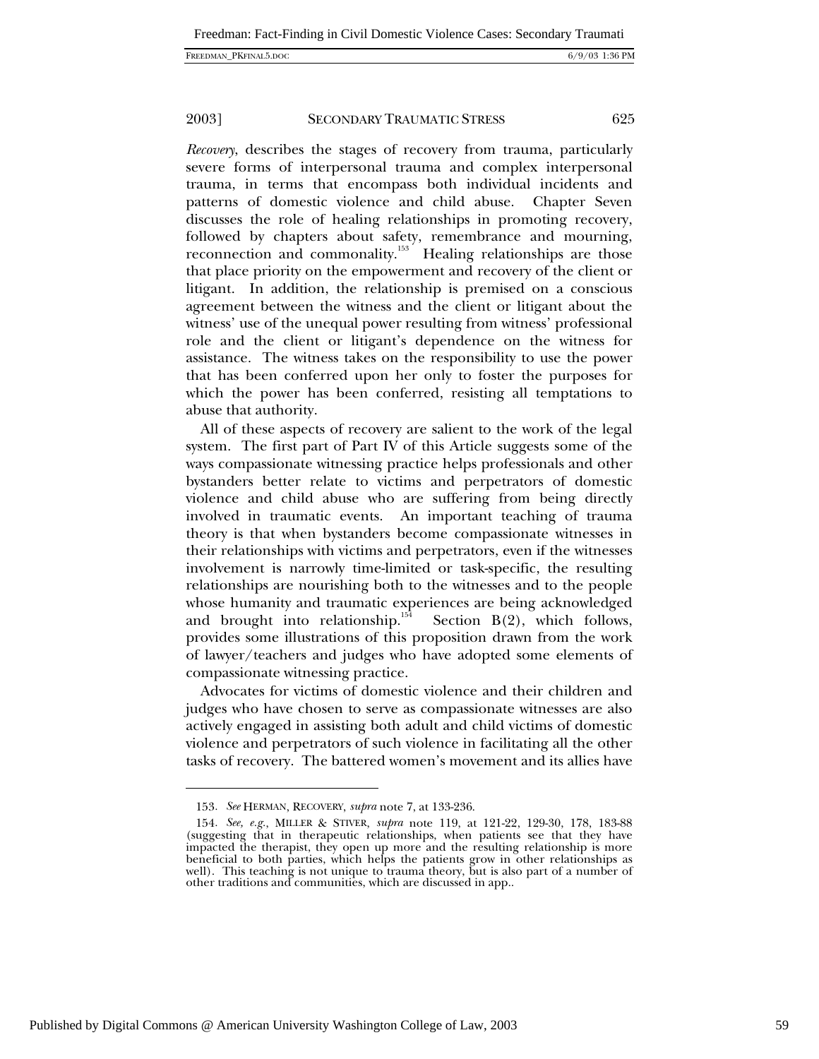*Recovery*, describes the stages of recovery from trauma, particularly severe forms of interpersonal trauma and complex interpersonal trauma, in terms that encompass both individual incidents and patterns of domestic violence and child abuse. Chapter Seven discusses the role of healing relationships in promoting recovery, followed by chapters about safety, remembrance and mourning, reconnection and commonality.[153] Healing relationships are those that place priority on the empowerment and recovery of the client or litigant. In addition, the relationship is premised on a conscious agreement between the witness and the client or litigant about the witness' use of the unequal power resulting from witness' professional role and the client or litigant's dependence on the witness for assistance. The witness takes on the responsibility to use the power that has been conferred upon her only to foster the purposes for which the power has been conferred, resisting all temptations to abuse that authority.

All of these aspects of recovery are salient to the work of the legal system. The first part of Part IV of this Article suggests some of the ways compassionate witnessing practice helps professionals and other bystanders better relate to victims and perpetrators of domestic violence and child abuse who are suffering from being directly involved in traumatic events. An important teaching of trauma theory is that when bystanders become compassionate witnesses in their relationships with victims and perpetrators, even if the witnesses involvement is narrowly time-limited or task-specific, the resulting relationships are nourishing both to the witnesses and to the people whose humanity and traumatic experiences are being acknowledged and brought into relationship.[154] Section B(2), which follows, provides some illustrations of this proposition drawn from the work of lawyer/teachers and judges who have adopted some elements of compassionate witnessing practice.

Advocates for victims of domestic violence and their children and judges who have chosen to serve as compassionate witnesses are also actively engaged in assisting both adult and child victims of domestic violence and perpetrators of such violence in facilitating all the other tasks of recovery. The battered women's movement and its allies have

---

153. *See* HERMAN, RECOVERY, *supra* note 7, at 133-236.

154. *See, e.g.*, MILLER & STIVER, *supra* note 119, at 121-22, 129-30, 178, 183-88 (suggesting that in therapeutic relationships, when patients see that they have impacted the therapist, they open up more and the resulting relationship is more beneficial to both parties, which helps the patients grow in other relationships as well). This teaching is not unique to trauma theory, but is also part of a number of other traditions and communities, which are discussed in app..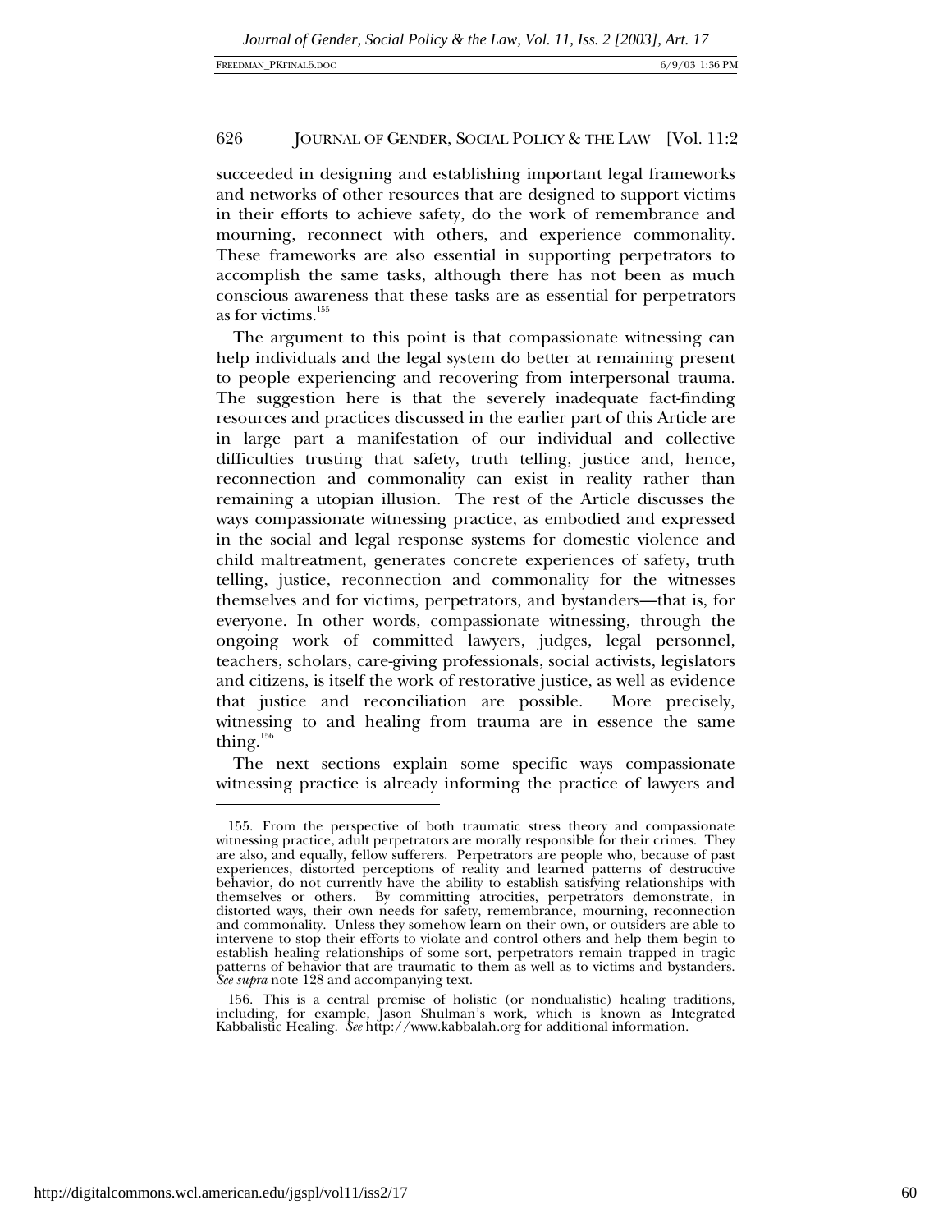succeeded in designing and establishing important legal frameworks and networks of other resources that are designed to support victims in their efforts to achieve safety, do the work of remembrance and mourning, reconnect with others, and experience commonality. These frameworks are also essential in supporting perpetrators to accomplish the same tasks, although there has not been as much conscious awareness that these tasks are as essential for perpetrators as for victims.[155]

The argument to this point is that compassionate witnessing can help individuals and the legal system do better at remaining present to people experiencing and recovering from interpersonal trauma. The suggestion here is that the severely inadequate fact-finding resources and practices discussed in the earlier part of this Article are in large part a manifestation of our individual and collective difficulties trusting that safety, truth telling, justice and, hence, reconnection and commonality can exist in reality rather than remaining a utopian illusion. The rest of the Article discusses the ways compassionate witnessing practice, as embodied and expressed in the social and legal response systems for domestic violence and child maltreatment, generates concrete experiences of safety, truth telling, justice, reconnection and commonality for the witnesses themselves and for victims, perpetrators, and bystanders—that is, for everyone. In other words, compassionate witnessing, through the ongoing work of committed lawyers, judges, legal personnel, teachers, scholars, care-giving professionals, social activists, legislators and citizens, is itself the work of restorative justice, as well as evidence that justice and reconciliation are possible. More precisely, witnessing to and healing from trauma are in essence the same thing.[156]

The next sections explain some specific ways compassionate witnessing practice is already informing the practice of lawyers and

---

155. From the perspective of both traumatic stress theory and compassionate witnessing practice, adult perpetrators are morally responsible for their crimes. They are also, and equally, fellow sufferers. Perpetrators are people who, because of past experiences, distorted perceptions of reality and learned patterns of destructive behavior, do not currently have the ability to establish satisfying relationships with themselves or others. By committing atrocities, perpetrators demonstrate, in distorted ways, their own needs for safety, remembrance, mourning, reconnection and commonality. Unless they somehow learn on their own, or outsiders are able to intervene to stop their efforts to violate and control others and help them begin to establish healing relationships of some sort, perpetrators remain trapped in tragic patterns of behavior that are traumatic to them as well as to victims and bystanders. *See supra* note 128 and accompanying text.

156. This is a central premise of holistic (or nondualistic) healing traditions, including, for example, Jason Shulman's work, which is known as Integrated Kabbalistic Healing. *See* http://www.kabbalah.org for additional information.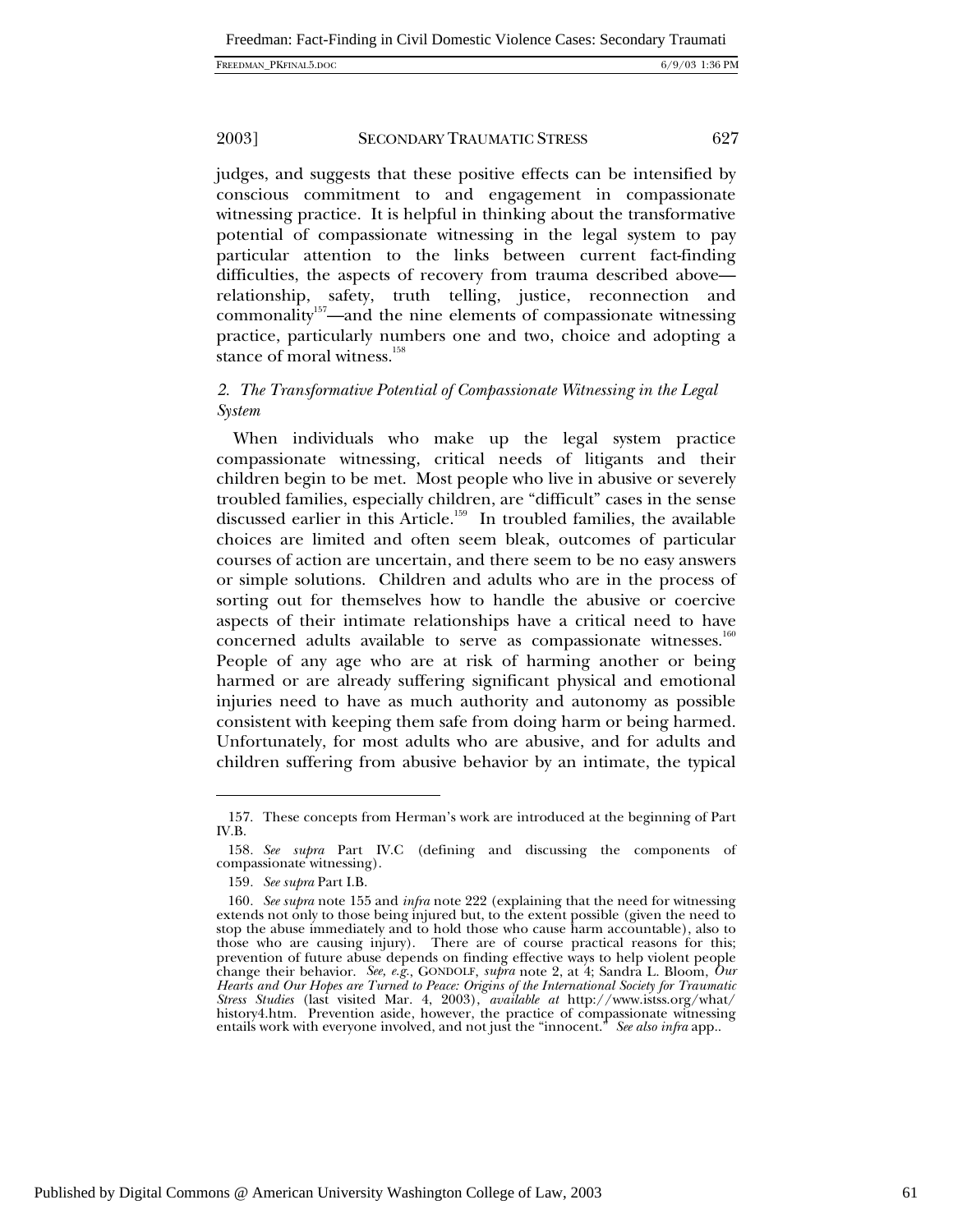judges, and suggests that these positive effects can be intensified by conscious commitment to and engagement in compassionate witnessing practice. It is helpful in thinking about the transformative potential of compassionate witnessing in the legal system to pay particular attention to the links between current fact-finding difficulties, the aspects of recovery from trauma described above—relationship, safety, truth telling, justice, reconnection and commonality[157]—and the nine elements of compassionate witnessing practice, particularly numbers one and two, choice and adopting a stance of moral witness.[158]

### *2. The Transformative Potential of Compassionate Witnessing in the Legal System*

When individuals who make up the legal system practice compassionate witnessing, critical needs of litigants and their children begin to be met. Most people who live in abusive or severely troubled families, especially children, are "difficult" cases in the sense discussed earlier in this Article.[159] In troubled families, the available choices are limited and often seem bleak, outcomes of particular courses of action are uncertain, and there seem to be no easy answers or simple solutions. Children and adults who are in the process of sorting out for themselves how to handle the abusive or coercive aspects of their intimate relationships have a critical need to have concerned adults available to serve as compassionate witnesses.[160] People of any age who are at risk of harming another or being harmed or are already suffering significant physical and emotional injuries need to have as much authority and autonomy as possible consistent with keeping them safe from doing harm or being harmed. Unfortunately, for most adults who are abusive, and for adults and children suffering from abusive behavior by an intimate, the typical

---

157. These concepts from Herman's work are introduced at the beginning of Part IV.B.

158. *See supra* Part IV.C (defining and discussing the components of compassionate witnessing).

159. *See supra* Part I.B.

160. *See supra* note 155 and *infra* note 222 (explaining that the need for witnessing extends not only to those being injured but, to the extent possible (given the need to stop the abuse immediately and to hold those who cause harm accountable), also to those who are causing injury). There are of course practical reasons for this; prevention of future abuse depends on finding effective ways to help violent people change their behavior. *See, e.g.*, GONDOLF, *supra* note 2, at 4; Sandra L. Bloom, *Our Hearts and Our Hopes are Turned to Peace: Origins of the International Society for Traumatic Stress Studies* (last visited Mar. 4, 2003), *available at* http://www.istss.org/what/history4.htm. Prevention aside, however, the practice of compassionate witnessing entails work with everyone involved, and not just the "innocent." *See also infra* app..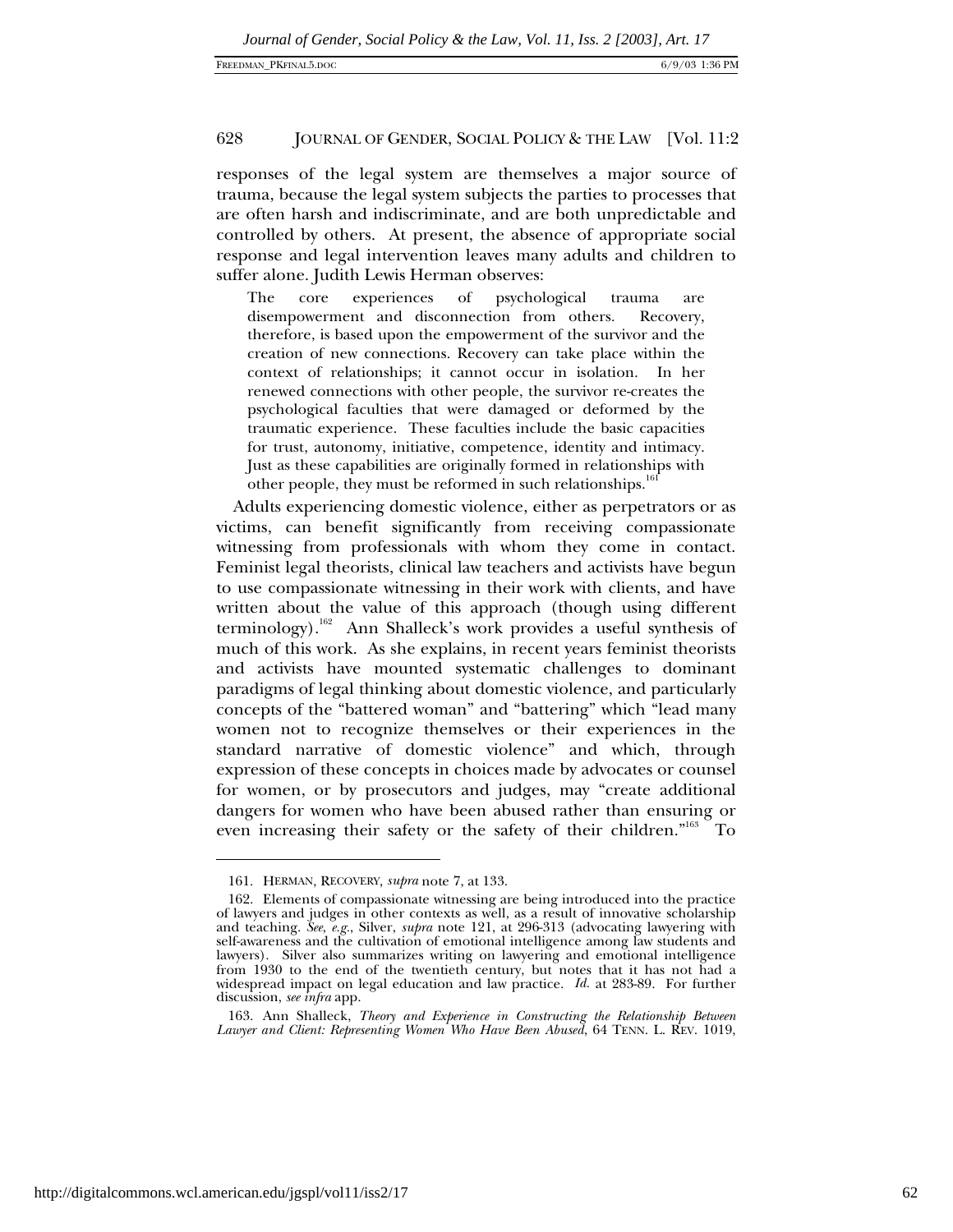responses of the legal system are themselves a major source of trauma, because the legal system subjects the parties to processes that are often harsh and indiscriminate, and are both unpredictable and controlled by others. At present, the absence of appropriate social response and legal intervention leaves many adults and children to suffer alone. Judith Lewis Herman observes:

> The core experiences of psychological trauma are disempowerment and disconnection from others. Recovery, therefore, is based upon the empowerment of the survivor and the creation of new connections. Recovery can take place within the context of relationships; it cannot occur in isolation. In her renewed connections with other people, the survivor re-creates the psychological faculties that were damaged or deformed by the traumatic experience. These faculties include the basic capacities for trust, autonomy, initiative, competence, identity and intimacy. Just as these capabilities are originally formed in relationships with other people, they must be reformed in such relationships.[161]

Adults experiencing domestic violence, either as perpetrators or as victims, can benefit significantly from receiving compassionate witnessing from professionals with whom they come in contact. Feminist legal theorists, clinical law teachers and activists have begun to use compassionate witnessing in their work with clients, and have written about the value of this approach (though using different terminology).[162] Ann Shalleck's work provides a useful synthesis of much of this work. As she explains, in recent years feminist theorists and activists have mounted systematic challenges to dominant paradigms of legal thinking about domestic violence, and particularly concepts of the "battered woman" and "battering" which "lead many women not to recognize themselves or their experiences in the standard narrative of domestic violence" and which, through expression of these concepts in choices made by advocates or counsel for women, or by prosecutors and judges, may "create additional dangers for women who have been abused rather than ensuring or even increasing their safety or the safety of their children."[163] To

---

161. HERMAN, RECOVERY, *supra* note 7, at 133.

162. Elements of compassionate witnessing are being introduced into the practice of lawyers and judges in other contexts as well, as a result of innovative scholarship and teaching. *See, e.g.*, Silver, *supra* note 121, at 296-313 (advocating lawyering with self-awareness and the cultivation of emotional intelligence among law students and lawyers). Silver also summarizes writing on lawyering and emotional intelligence from 1930 to the end of the twentieth century, but notes that it has not had a widespread impact on legal education and law practice. *Id.* at 283-89. For further discussion, *see infra* app.

163. Ann Shalleck, *Theory and Experience in Constructing the Relationship Between Lawyer and Client: Representing Women Who Have Been Abused*, 64 TENN. L. REV. 1019,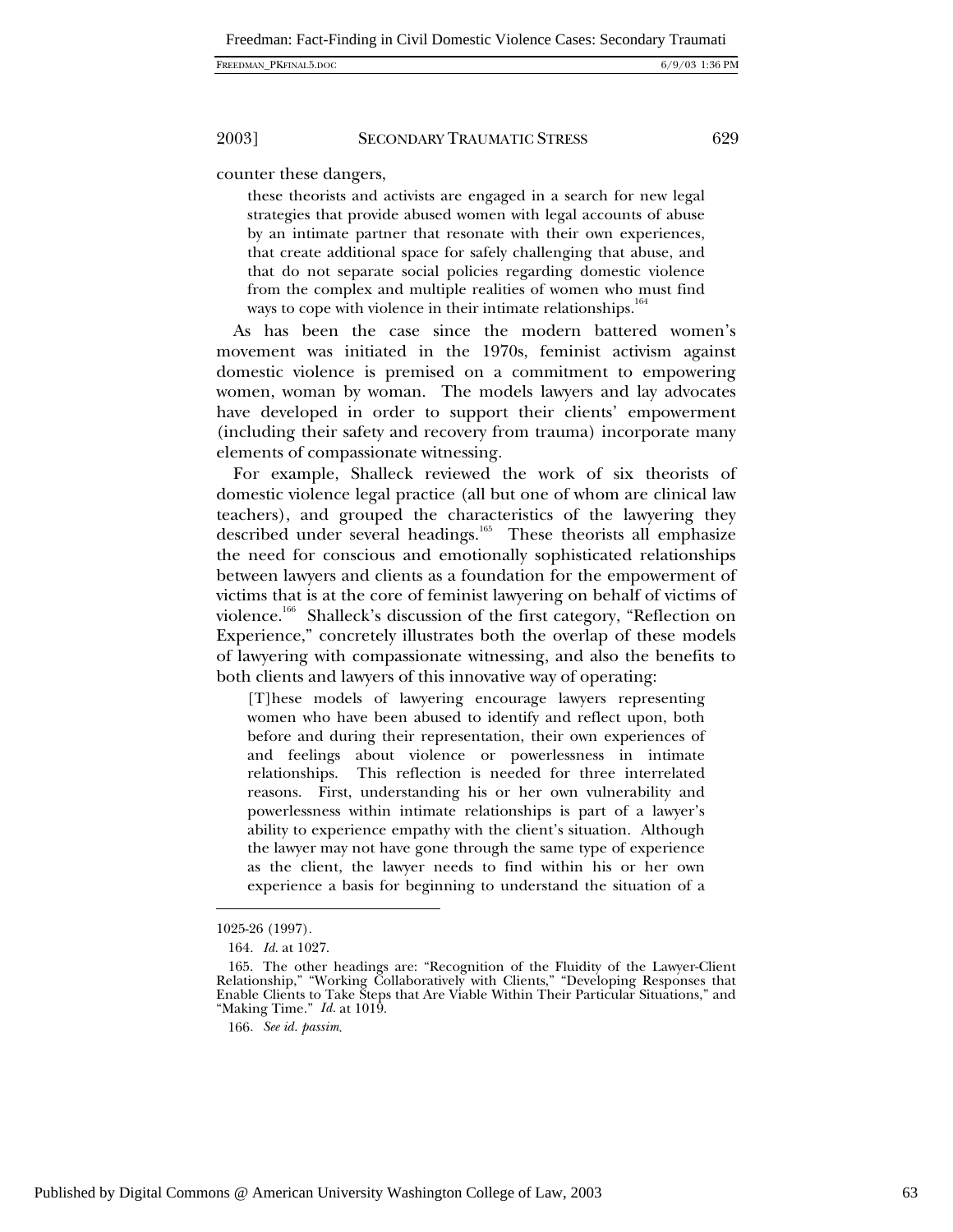counter these dangers,

> these theorists and activists are engaged in a search for new legal strategies that provide abused women with legal accounts of abuse by an intimate partner that resonate with their own experiences, that create additional space for safely challenging that abuse, and that do not separate social policies regarding domestic violence from the complex and multiple realities of women who must find ways to cope with violence in their intimate relationships.[164]

As has been the case since the modern battered women's movement was initiated in the 1970s, feminist activism against domestic violence is premised on a commitment to empowering women, woman by woman. The models lawyers and lay advocates have developed in order to support their clients' empowerment (including their safety and recovery from trauma) incorporate many elements of compassionate witnessing.

For example, Shalleck reviewed the work of six theorists of domestic violence legal practice (all but one of whom are clinical law teachers), and grouped the characteristics of the lawyering they described under several headings.[165] These theorists all emphasize the need for conscious and emotionally sophisticated relationships between lawyers and clients as a foundation for the empowerment of victims that is at the core of feminist lawyering on behalf of victims of violence.[166] Shalleck's discussion of the first category, "Reflection on Experience," concretely illustrates both the overlap of these models of lawyering with compassionate witnessing, and also the benefits to both clients and lawyers of this innovative way of operating:

> [T]hese models of lawyering encourage lawyers representing women who have been abused to identify and reflect upon, both before and during their representation, their own experiences of and feelings about violence or powerlessness in intimate relationships. This reflection is needed for three interrelated reasons. First, understanding his or her own vulnerability and powerlessness within intimate relationships is part of a lawyer's ability to experience empathy with the client's situation. Although the lawyer may not have gone through the same type of experience as the client, the lawyer needs to find within his or her own experience a basis for beginning to understand the situation of a

---

1025-26 (1997).

164. *Id.* at 1027.

165. The other headings are: "Recognition of the Fluidity of the Lawyer-Client Relationship," "Working Collaboratively with Clients," "Developing Responses that Enable Clients to Take Steps that Are Viable Within Their Particular Situations," and "Making Time." *Id.* at 1019.

166. *See id. passim.*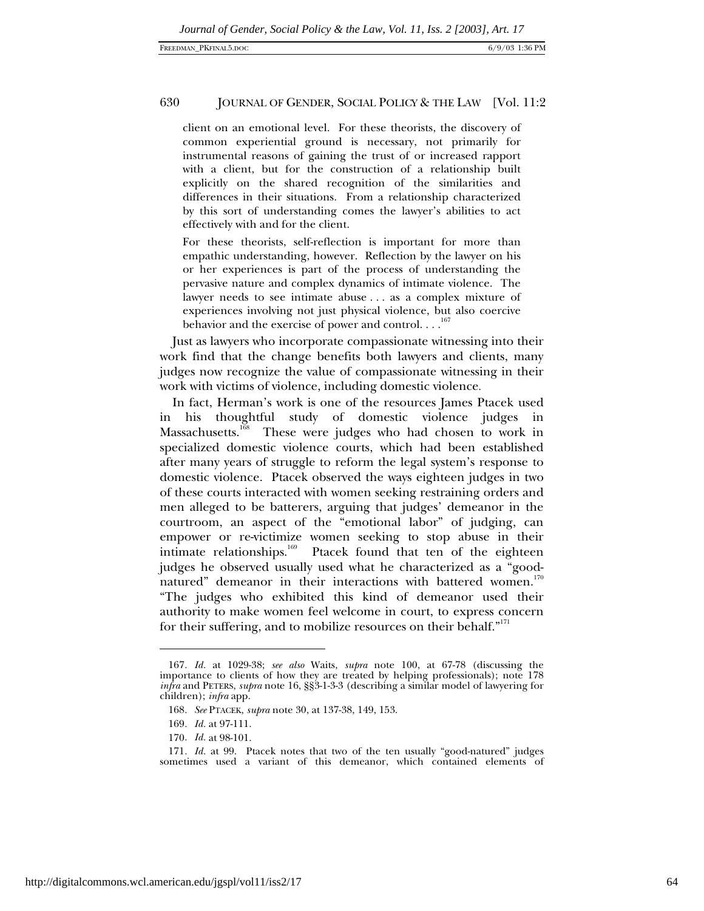client on an emotional level. For these theorists, the discovery of common experiential ground is necessary, not primarily for instrumental reasons of gaining the trust of or increased rapport with a client, but for the construction of a relationship built explicitly on the shared recognition of the similarities and differences in their situations. From a relationship characterized by this sort of understanding comes the lawyer's abilities to act effectively with and for the client.

> For these theorists, self-reflection is important for more than empathic understanding, however. Reflection by the lawyer on his or her experiences is part of the process of understanding the pervasive nature and complex dynamics of intimate violence. The lawyer needs to see intimate abuse . . . as a complex mixture of experiences involving not just physical violence, but also coercive behavior and the exercise of power and control. . . .[167]

Just as lawyers who incorporate compassionate witnessing into their work find that the change benefits both lawyers and clients, many judges now recognize the value of compassionate witnessing in their work with victims of violence, including domestic violence.

In fact, Herman's work is one of the resources James Ptacek used in his thoughtful study of domestic violence judges in Massachusetts.[168] These were judges who had chosen to work in specialized domestic violence courts, which had been established after many years of struggle to reform the legal system's response to domestic violence. Ptacek observed the ways eighteen judges in two of these courts interacted with women seeking restraining orders and men alleged to be batterers, arguing that judges' demeanor in the courtroom, an aspect of the "emotional labor" of judging, can empower or re-victimize women seeking to stop abuse in their intimate relationships.[169] Ptacek found that ten of the eighteen judges he observed usually used what he characterized as a "good-natured" demeanor in their interactions with battered women.[170] "The judges who exhibited this kind of demeanor used their authority to make women feel welcome in court, to express concern for their suffering, and to mobilize resources on their behalf."[171]

---

167. *Id.* at 1029-38; *see also* Waits, *supra* note 100, at 67-78 (discussing the importance to clients of how they are treated by helping professionals); note 178 *infra* and PETERS, *supra* note 16, §§3-1-3-3 (describing a similar model of lawyering for children); *infra* app.

168. *See* PTACEK, *supra* note 30, at 137-38, 149, 153.

169. *Id.* at 97-111.

170. *Id.* at 98-101.

171. *Id.* at 99. Ptacek notes that two of the ten usually "good-natured" judges sometimes used a variant of this demeanor, which contained elements of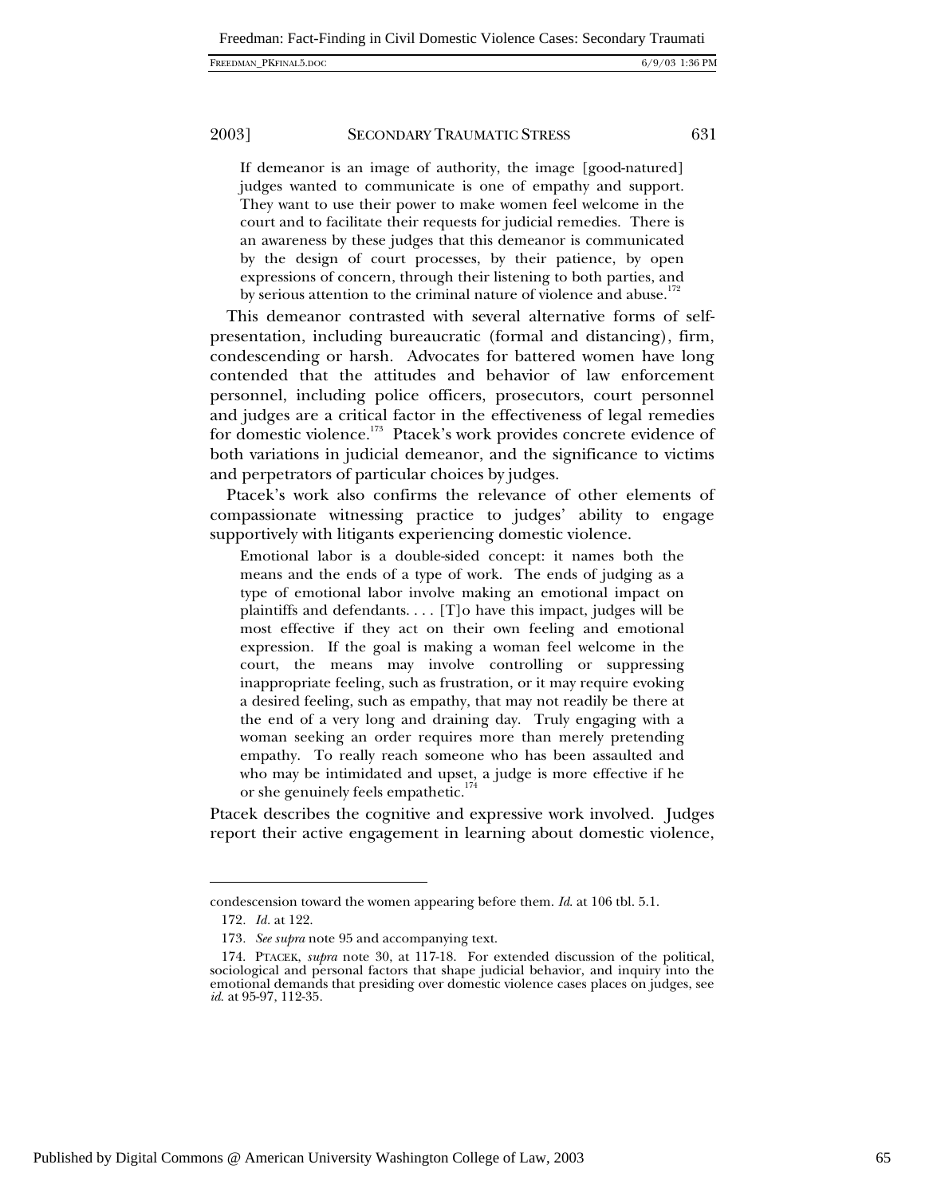> If demeanor is an image of authority, the image [good-natured] judges wanted to communicate is one of empathy and support. They want to use their power to make women feel welcome in the court and to facilitate their requests for judicial remedies. There is an awareness by these judges that this demeanor is communicated by the design of court processes, by their patience, by open expressions of concern, through their listening to both parties, and by serious attention to the criminal nature of violence and abuse.[172]

This demeanor contrasted with several alternative forms of self-presentation, including bureaucratic (formal and distancing), firm, condescending or harsh. Advocates for battered women have long contended that the attitudes and behavior of law enforcement personnel, including police officers, prosecutors, court personnel and judges are a critical factor in the effectiveness of legal remedies for domestic violence.[173] Ptacek's work provides concrete evidence of both variations in judicial demeanor, and the significance to victims and perpetrators of particular choices by judges.

Ptacek's work also confirms the relevance of other elements of compassionate witnessing practice to judges' ability to engage supportively with litigants experiencing domestic violence.

> Emotional labor is a double-sided concept: it names both the means and the ends of a type of work. The ends of judging as a type of emotional labor involve making an emotional impact on plaintiffs and defendants. . . . [T]o have this impact, judges will be most effective if they act on their own feeling and emotional expression. If the goal is making a woman feel welcome in the court, the means may involve controlling or suppressing inappropriate feeling, such as frustration, or it may require evoking a desired feeling, such as empathy, that may not readily be there at the end of a very long and draining day. Truly engaging with a woman seeking an order requires more than merely pretending empathy. To really reach someone who has been assaulted and who may be intimidated and upset, a judge is more effective if he or she genuinely feels empathetic.[174]

Ptacek describes the cognitive and expressive work involved. Judges report their active engagement in learning about domestic violence,

---

condescension toward the women appearing before them. *Id*. at 106 tbl. 5.1.

172. *Id*. at 122.

173. *See supra* note 95 and accompanying text.

174. PTACEK, *supra* note 30, at 117-18. For extended discussion of the political, sociological and personal factors that shape judicial behavior, and inquiry into the emotional demands that presiding over domestic violence cases places on judges, see *id*. at 95-97, 112-35.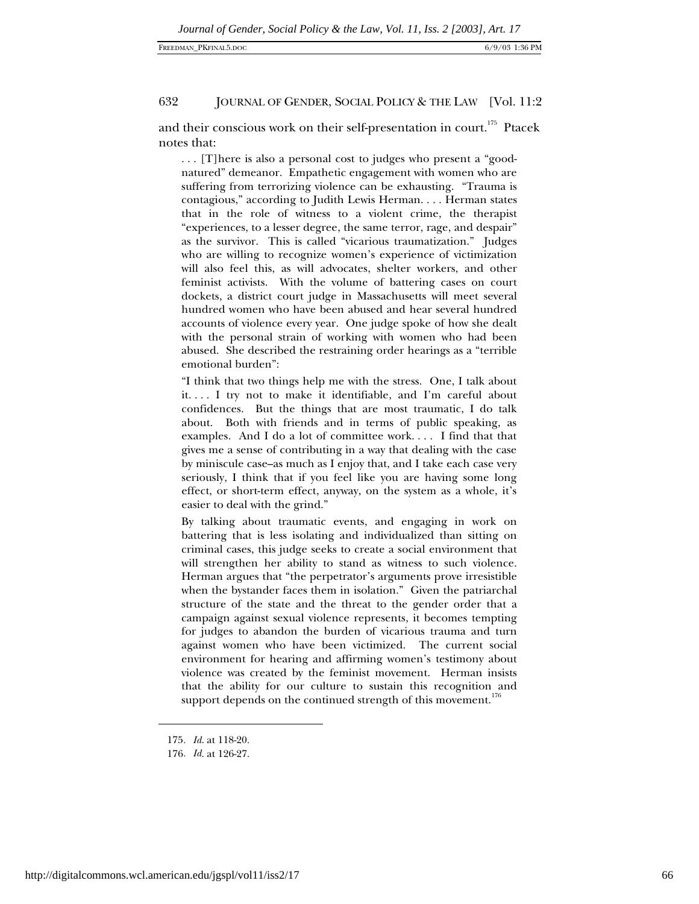and their conscious work on their self-presentation in court.[175] Ptacek notes that:

> . . . [T]here is also a personal cost to judges who present a "good-natured" demeanor. Empathetic engagement with women who are suffering from terrorizing violence can be exhausting. "Trauma is contagious," according to Judith Lewis Herman. . . . Herman states that in the role of witness to a violent crime, the therapist "experiences, to a lesser degree, the same terror, rage, and despair" as the survivor. This is called "vicarious traumatization." Judges who are willing to recognize women's experience of victimization will also feel this, as will advocates, shelter workers, and other feminist activists. With the volume of battering cases on court dockets, a district court judge in Massachusetts will meet several hundred women who have been abused and hear several hundred accounts of violence every year. One judge spoke of how she dealt with the personal strain of working with women who had been abused. She described the restraining order hearings as a "terrible emotional burden":
>
> "I think that two things help me with the stress. One, I talk about it. . . . I try not to make it identifiable, and I'm careful about confidences. But the things that are most traumatic, I do talk about. Both with friends and in terms of public speaking, as examples. And I do a lot of committee work. . . . I find that that gives me a sense of contributing in a way that dealing with the case by miniscule case–as much as I enjoy that, and I take each case very seriously, I think that if you feel like you are having some long effect, or short-term effect, anyway, on the system as a whole, it's easier to deal with the grind."
>
> By talking about traumatic events, and engaging in work on battering that is less isolating and individualized than sitting on criminal cases, this judge seeks to create a social environment that will strengthen her ability to stand as witness to such violence. Herman argues that "the perpetrator's arguments prove irresistible when the bystander faces them in isolation." Given the patriarchal structure of the state and the threat to the gender order that a campaign against sexual violence represents, it becomes tempting for judges to abandon the burden of vicarious trauma and turn against women who have been victimized. The current social environment for hearing and affirming women's testimony about violence was created by the feminist movement. Herman insists that the ability for our culture to sustain this recognition and support depends on the continued strength of this movement.[176]

---

175. *Id.* at 118-20.

176. *Id.* at 126-27.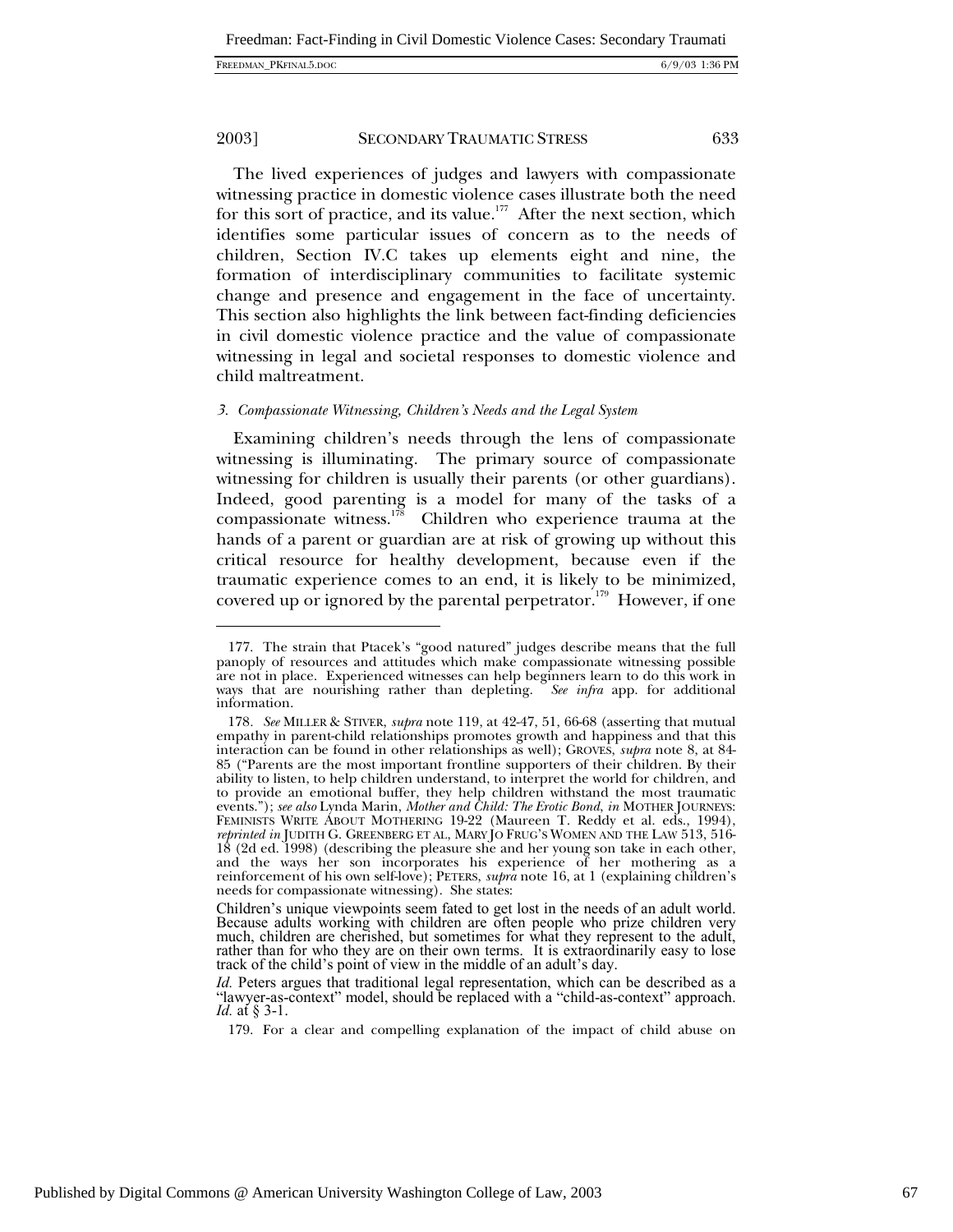The lived experiences of judges and lawyers with compassionate witnessing practice in domestic violence cases illustrate both the need for this sort of practice, and its value.[177] After the next section, which identifies some particular issues of concern as to the needs of children, Section IV.C takes up elements eight and nine, the formation of interdisciplinary communities to facilitate systemic change and presence and engagement in the face of uncertainty. This section also highlights the link between fact-finding deficiencies in civil domestic violence practice and the value of compassionate witnessing in legal and societal responses to domestic violence and child maltreatment.

### *3. Compassionate Witnessing, Children's Needs and the Legal System*

Examining children's needs through the lens of compassionate witnessing is illuminating. The primary source of compassionate witnessing for children is usually their parents (or other guardians). Indeed, good parenting is a model for many of the tasks of a compassionate witness.[178] Children who experience trauma at the hands of a parent or guardian are at risk of growing up without this critical resource for healthy development, because even if the traumatic experience comes to an end, it is likely to be minimized, covered up or ignored by the parental perpetrator.[179] However, if one

---

177. The strain that Ptacek's "good natured" judges describe means that the full panoply of resources and attitudes which make compassionate witnessing possible are not in place. Experienced witnesses can help beginners learn to do this work in ways that are nourishing rather than depleting. *See infra* app. for additional information.

178. *See* MILLER & STIVER, *supra* note 119, at 42-47, 51, 66-68 (asserting that mutual empathy in parent-child relationships promotes growth and happiness and that this interaction can be found in other relationships as well); GROVES, *supra* note 8, at 84-85 ("Parents are the most important frontline supporters of their children. By their ability to listen, to help children understand, to interpret the world for children, and to provide an emotional buffer, they help children withstand the most traumatic events."); *see also* Lynda Marin, *Mother and Child: The Erotic Bond*, *in* MOTHER JOURNEYS: FEMINISTS WRITE ABOUT MOTHERING 19-22 (Maureen T. Reddy et al. eds., 1994), *reprinted in* JUDITH G. GREENBERG ET AL., MARY JO FRUG'S WOMEN AND THE LAW 513, 516-18 (2d ed. 1998) (describing the pleasure she and her young son take in each other, and the ways her son incorporates his experience of her mothering as a reinforcement of his own self-love); PETERS, *supra* note 16, at 1 (explaining children's needs for compassionate witnessing). She states:

> Children's unique viewpoints seem fated to get lost in the needs of an adult world. Because adults working with children are often people who prize children very much, children are cherished, but sometimes for what they represent to the adult, rather than for who they are on their own terms. It is extraordinarily easy to lose track of the child's point of view in the middle of an adult's day.

*Id.* Peters argues that traditional legal representation, which can be described as a "lawyer-as-context" model, should be replaced with a "child-as-context" approach. *Id.* at § 3-1.

179. For a clear and compelling explanation of the impact of child abuse on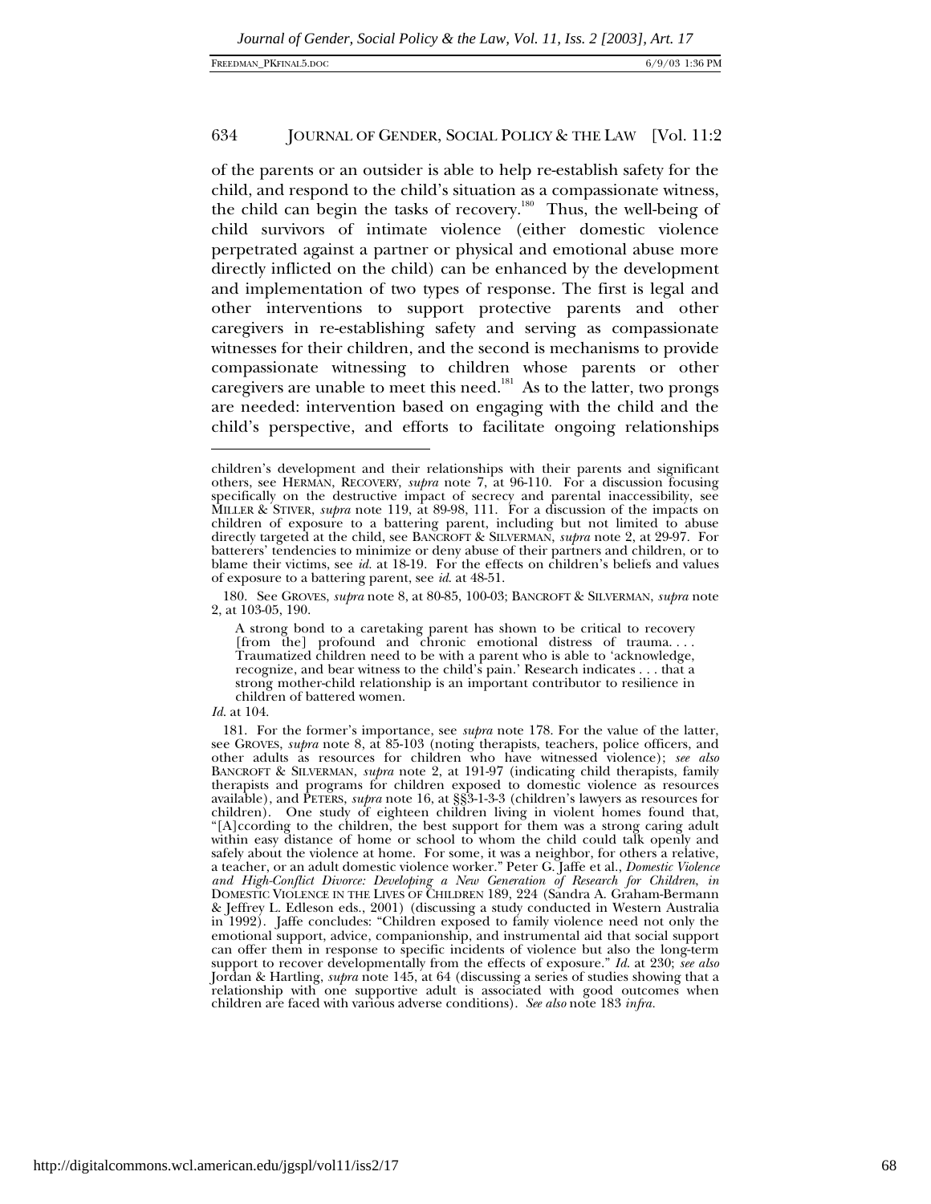of the parents or an outsider is able to help re-establish safety for the child, and respond to the child's situation as a compassionate witness, the child can begin the tasks of recovery.[180] Thus, the well-being of child survivors of intimate violence (either domestic violence perpetrated against a partner or physical and emotional abuse more directly inflicted on the child) can be enhanced by the development and implementation of two types of response. The first is legal and other interventions to support protective parents and other caregivers in re-establishing safety and serving as compassionate witnesses for their children, and the second is mechanisms to provide compassionate witnessing to children whose parents or other caregivers are unable to meet this need.[181] As to the latter, two prongs are needed: intervention based on engaging with the child and the child's perspective, and efforts to facilitate ongoing relationships

---

children's development and their relationships with their parents and significant others, see HERMAN, RECOVERY, *supra* note 7, at 96-110. For a discussion focusing specifically on the destructive impact of secrecy and parental inaccessibility, see MILLER & STIVER, *supra* note 119, at 89-98, 111. For a discussion of the impacts on children of exposure to a battering parent, including but not limited to abuse directly targeted at the child, see BANCROFT & SILVERMAN, *supra* note 2, at 29-97. For batterers' tendencies to minimize or deny abuse of their partners and children, or to blame their victims, see *id.* at 18-19. For the effects on children's beliefs and values of exposure to a battering parent, see *id.* at 48-51.

180. See GROVES, *supra* note 8, at 80-85, 100-03; BANCROFT & SILVERMAN, *supra* note 2, at 103-05, 190.

> A strong bond to a caretaking parent has shown to be critical to recovery [from the] profound and chronic emotional distress of trauma. . . . Traumatized children need to be with a parent who is able to 'acknowledge, recognize, and bear witness to the child's pain.' Research indicates . . . that a strong mother-child relationship is an important contributor to resilience in children of battered women.

*Id.* at 104.

181. For the former's importance, see *supra* note 178. For the value of the latter, see GROVES, *supra* note 8, at 85-103 (noting therapists, teachers, police officers, and other adults as resources for children who have witnessed violence); *see also* BANCROFT & SILVERMAN, *supra* note 2, at 191-97 (indicating child therapists, family therapists and programs for children exposed to domestic violence as resources available), and PETERS, *supra* note 16, at §§3-1-3-3 (children's lawyers as resources for children). One study of eighteen children living in violent homes found that, "[A]ccording to the children, the best support for them was a strong caring adult within easy distance of home or school to whom the child could talk openly and safely about the violence at home. For some, it was a neighbor, for others a relative, a teacher, or an adult domestic violence worker." Peter G. Jaffe et al., *Domestic Violence and High-Conflict Divorce: Developing a New Generation of Research for Children*, *in* DOMESTIC VIOLENCE IN THE LIVES OF CHILDREN 189, 224 (Sandra A. Graham-Bermann & Jeffrey L. Edleson eds., 2001) (discussing a study conducted in Western Australia in 1992). Jaffe concludes: "Children exposed to family violence need not only the emotional support, advice, companionship, and instrumental aid that social support can offer them in response to specific incidents of violence but also the long-term support to recover developmentally from the effects of exposure." *Id.* at 230; *see also* Jordan & Hartling, *supra* note 145, at 64 (discussing a series of studies showing that a relationship with one supportive adult is associated with good outcomes when children are faced with various adverse conditions). *See also* note 183 *infra*.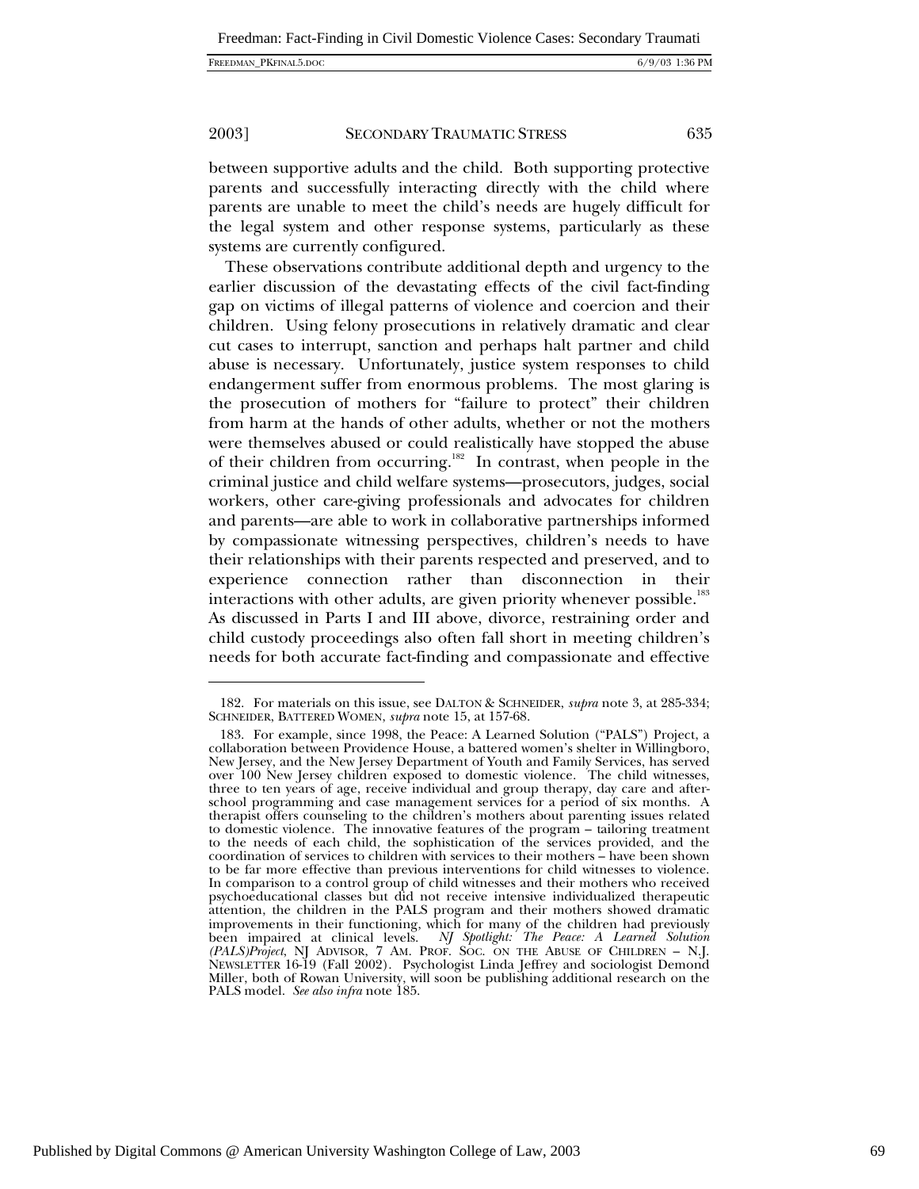between supportive adults and the child. Both supporting protective parents and successfully interacting directly with the child where parents are unable to meet the child's needs are hugely difficult for the legal system and other response systems, particularly as these systems are currently configured.

These observations contribute additional depth and urgency to the earlier discussion of the devastating effects of the civil fact-finding gap on victims of illegal patterns of violence and coercion and their children. Using felony prosecutions in relatively dramatic and clear cut cases to interrupt, sanction and perhaps halt partner and child abuse is necessary. Unfortunately, justice system responses to child endangerment suffer from enormous problems. The most glaring is the prosecution of mothers for "failure to protect" their children from harm at the hands of other adults, whether or not the mothers were themselves abused or could realistically have stopped the abuse of their children from occurring.[182] In contrast, when people in the criminal justice and child welfare systems—prosecutors, judges, social workers, other care-giving professionals and advocates for children and parents—are able to work in collaborative partnerships informed by compassionate witnessing perspectives, children's needs to have their relationships with their parents respected and preserved, and to experience connection rather than disconnection in their interactions with other adults, are given priority whenever possible.[183] As discussed in Parts I and III above, divorce, restraining order and child custody proceedings also often fall short in meeting children's needs for both accurate fact-finding and compassionate and effective

---

182. For materials on this issue, see DALTON & SCHNEIDER, *supra* note 3, at 285-334; SCHNEIDER, BATTERED WOMEN, *supra* note 15, at 157-68.

183. For example, since 1998, the Peace: A Learned Solution ("PALS") Project, a collaboration between Providence House, a battered women's shelter in Willingboro, New Jersey, and the New Jersey Department of Youth and Family Services, has served over 100 New Jersey children exposed to domestic violence. The child witnesses, three to ten years of age, receive individual and group therapy, day care and after-school programming and case management services for a period of six months. A therapist offers counseling to the children's mothers about parenting issues related to domestic violence. The innovative features of the program – tailoring treatment to the needs of each child, the sophistication of the services provided, and the coordination of services to children with services to their mothers – have been shown to be far more effective than previous interventions for child witnesses to violence. In comparison to a control group of child witnesses and their mothers who received psychoeducational classes but did not receive intensive individualized therapeutic attention, the children in the PALS program and their mothers showed dramatic improvements in their functioning, which for many of the children had previously been impaired at clinical levels. *NJ Spotlight: The Peace: A Learned Solution (PALS)Project*, NJ ADVISOR, 7 AM. PROF. SOC. ON THE ABUSE OF CHILDREN – N.J. NEWSLETTER 16-19 (Fall 2002). Psychologist Linda Jeffrey and sociologist Demond Miller, both of Rowan University, will soon be publishing additional research on the PALS model. *See also infra* note 185.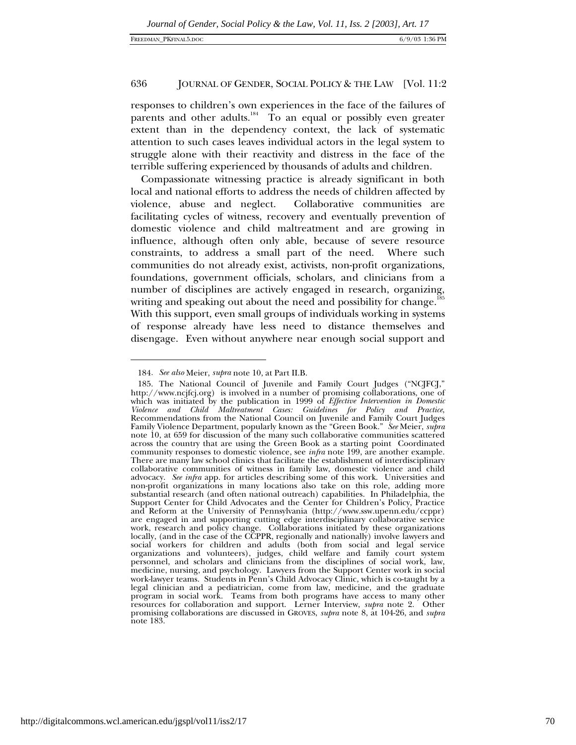responses to children's own experiences in the face of the failures of parents and other adults.[184] To an equal or possibly even greater extent than in the dependency context, the lack of systematic attention to such cases leaves individual actors in the legal system to struggle alone with their reactivity and distress in the face of the terrible suffering experienced by thousands of adults and children.

Compassionate witnessing practice is already significant in both local and national efforts to address the needs of children affected by violence, abuse and neglect. Collaborative communities are facilitating cycles of witness, recovery and eventually prevention of domestic violence and child maltreatment and are growing in influence, although often only able, because of severe resource constraints, to address a small part of the need. Where such communities do not already exist, activists, non-profit organizations, foundations, government officials, scholars, and clinicians from a number of disciplines are actively engaged in research, organizing, writing and speaking out about the need and possibility for change.[185] With this support, even small groups of individuals working in systems of response already have less need to distance themselves and disengage. Even without anywhere near enough social support and

---

184. *See also* Meier, *supra* note 10, at Part II.B.

185. The National Council of Juvenile and Family Court Judges ("NCJFCJ," http://www.ncjfcj.org) is involved in a number of promising collaborations, one of which was initiated by the publication in 1999 of *Effective Intervention in Domestic Violence and Child Maltreatment Cases: Guidelines for Policy and Practice*, Recommendations from the National Council on Juvenile and Family Court Judges Family Violence Department, popularly known as the "Green Book." *See* Meier, *supra* note 10, at 659 for discussion of the many such collaborative communities scattered across the country that are using the Green Book as a starting point Coordinated community responses to domestic violence, see *infra* note 199, are another example. There are many law school clinics that facilitate the establishment of interdisciplinary collaborative communities of witness in family law, domestic violence and child advocacy. *See infra* app. for articles describing some of this work. Universities and non-profit organizations in many locations also take on this role, adding more substantial research (and often national outreach) capabilities. In Philadelphia, the Support Center for Child Advocates and the Center for Children's Policy, Practice and Reform at the University of Pennsylvania (http://www.ssw.upenn.edu/ccppr) are engaged in and supporting cutting edge interdisciplinary collaborative service work, research and policy change. Collaborations initiated by these organizations locally, (and in the case of the CCPPR, regionally and nationally) involve lawyers and social workers for children and adults (both from social and legal service organizations and volunteers), judges, child welfare and family court system personnel, and scholars and clinicians from the disciplines of social work, law, medicine, nursing, and psychology. Lawyers from the Support Center work in social work-lawyer teams. Students in Penn's Child Advocacy Clinic, which is co-taught by a legal clinician and a pediatrician, come from law, medicine, and the graduate program in social work. Teams from both programs have access to many other resources for collaboration and support. Lerner Interview, *supra* note 2. Other promising collaborations are discussed in GROVES, *supra* note 8, at 104-26, and *supra* note 183.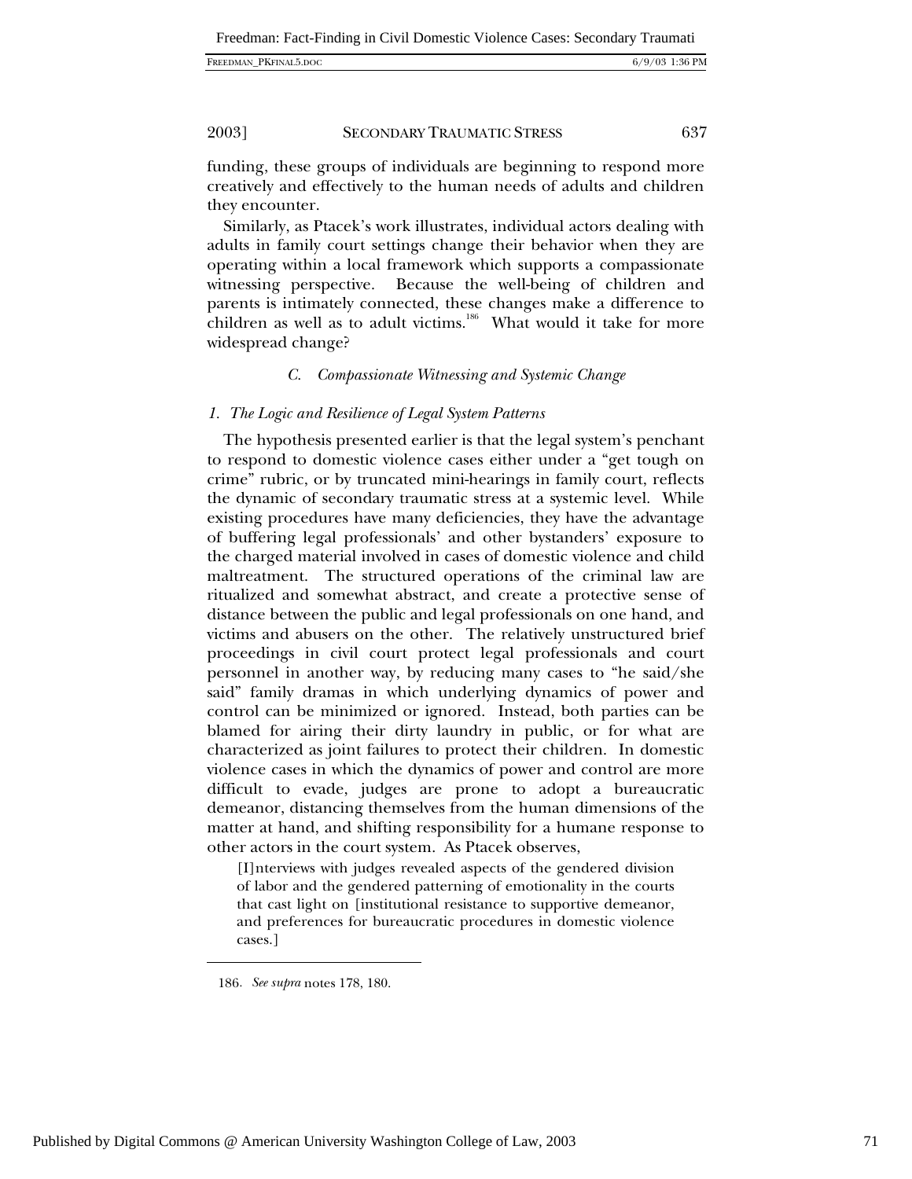funding, these groups of individuals are beginning to respond more creatively and effectively to the human needs of adults and children they encounter.

Similarly, as Ptacek's work illustrates, individual actors dealing with adults in family court settings change their behavior when they are operating within a local framework which supports a compassionate witnessing perspective. Because the well-being of children and parents is intimately connected, these changes make a difference to children as well as to adult victims.[186] What would it take for more widespread change?

### *C. Compassionate Witnessing and Systemic Change*

#### *1. The Logic and Resilience of Legal System Patterns*

The hypothesis presented earlier is that the legal system's penchant to respond to domestic violence cases either under a "get tough on crime" rubric, or by truncated mini-hearings in family court, reflects the dynamic of secondary traumatic stress at a systemic level. While existing procedures have many deficiencies, they have the advantage of buffering legal professionals' and other bystanders' exposure to the charged material involved in cases of domestic violence and child maltreatment. The structured operations of the criminal law are ritualized and somewhat abstract, and create a protective sense of distance between the public and legal professionals on one hand, and victims and abusers on the other. The relatively unstructured brief proceedings in civil court protect legal professionals and court personnel in another way, by reducing many cases to "he said/she said" family dramas in which underlying dynamics of power and control can be minimized or ignored. Instead, both parties can be blamed for airing their dirty laundry in public, or for what are characterized as joint failures to protect their children. In domestic violence cases in which the dynamics of power and control are more difficult to evade, judges are prone to adopt a bureaucratic demeanor, distancing themselves from the human dimensions of the matter at hand, and shifting responsibility for a humane response to other actors in the court system. As Ptacek observes,

> [I]nterviews with judges revealed aspects of the gendered division of labor and the gendered patterning of emotionality in the courts that cast light on [institutional resistance to supportive demeanor, and preferences for bureaucratic procedures in domestic violence cases.]

---

186. *See supra* notes 178, 180.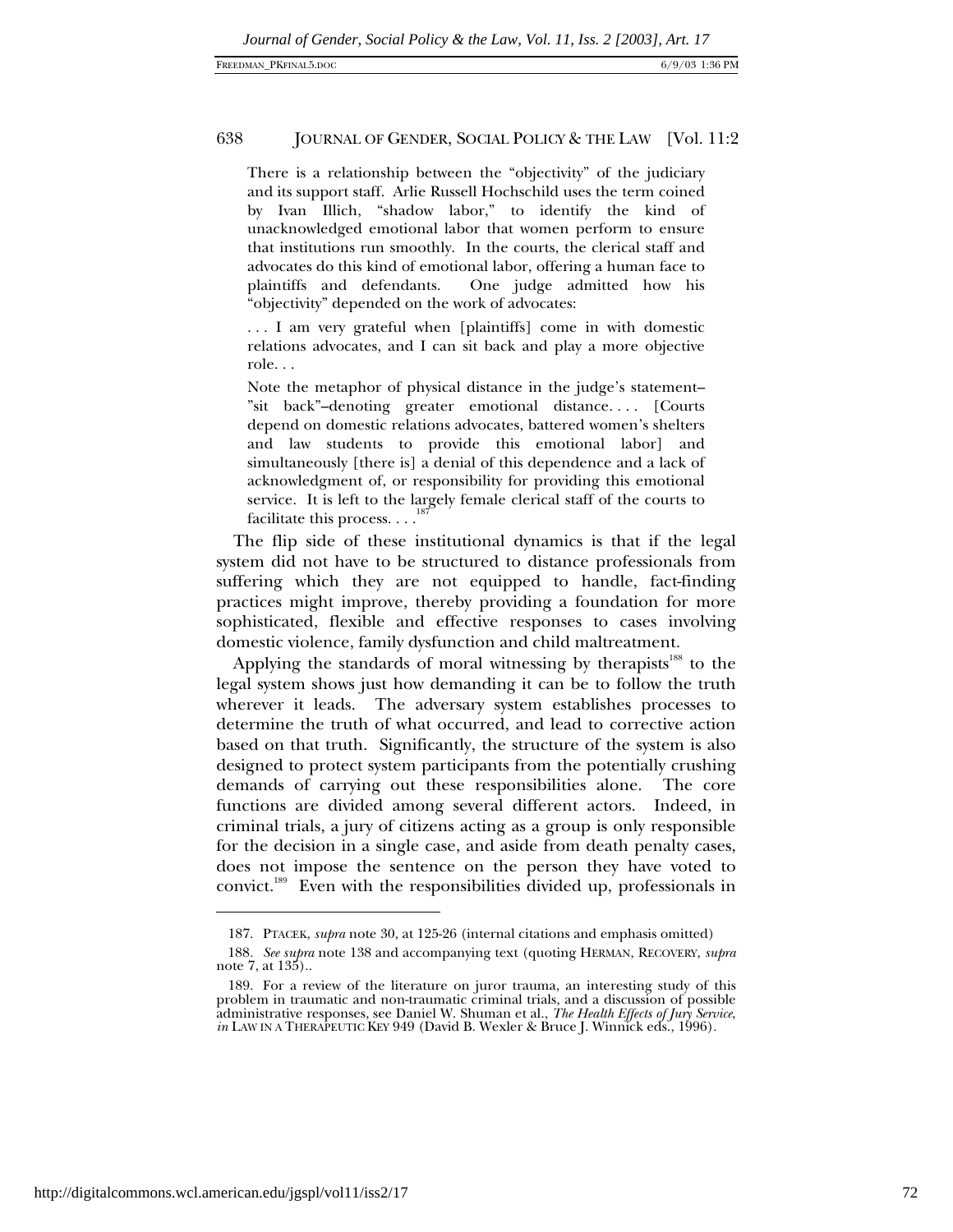> There is a relationship between the "objectivity" of the judiciary and its support staff. Arlie Russell Hochschild uses the term coined by Ivan Illich, "shadow labor," to identify the kind of unacknowledged emotional labor that women perform to ensure that institutions run smoothly. In the courts, the clerical staff and advocates do this kind of emotional labor, offering a human face to plaintiffs and defendants. One judge admitted how his "objectivity" depended on the work of advocates:
>
> . . . I am very grateful when [plaintiffs] come in with domestic relations advocates, and I can sit back and play a more objective role. . .
>
> Note the metaphor of physical distance in the judge's statement–"sit back"–denoting greater emotional distance. . . . [Courts depend on domestic relations advocates, battered women's shelters and law students to provide this emotional labor] and simultaneously [there is] a denial of this dependence and a lack of acknowledgment of, or responsibility for providing this emotional service. It is left to the largely female clerical staff of the courts to facilitate this process. . . .[187]

The flip side of these institutional dynamics is that if the legal system did not have to be structured to distance professionals from suffering which they are not equipped to handle, fact-finding practices might improve, thereby providing a foundation for more sophisticated, flexible and effective responses to cases involving domestic violence, family dysfunction and child maltreatment.

Applying the standards of moral witnessing by therapists[188] to the legal system shows just how demanding it can be to follow the truth wherever it leads. The adversary system establishes processes to determine the truth of what occurred, and lead to corrective action based on that truth. Significantly, the structure of the system is also designed to protect system participants from the potentially crushing demands of carrying out these responsibilities alone. The core functions are divided among several different actors. Indeed, in criminal trials, a jury of citizens acting as a group is only responsible for the decision in a single case, and aside from death penalty cases, does not impose the sentence on the person they have voted to convict.[189] Even with the responsibilities divided up, professionals in

---

187. PTACEK, *supra* note 30, at 125-26 (internal citations and emphasis omitted)

188. *See supra* note 138 and accompanying text (quoting HERMAN, RECOVERY, *supra* note 7, at 135)..

189. For a review of the literature on juror trauma, an interesting study of this problem in traumatic and non-traumatic criminal trials, and a discussion of possible administrative responses, see Daniel W. Shuman et al., *The Health Effects of Jury Service*, *in* LAW IN A THERAPEUTIC KEY 949 (David B. Wexler & Bruce J. Winnick eds., 1996).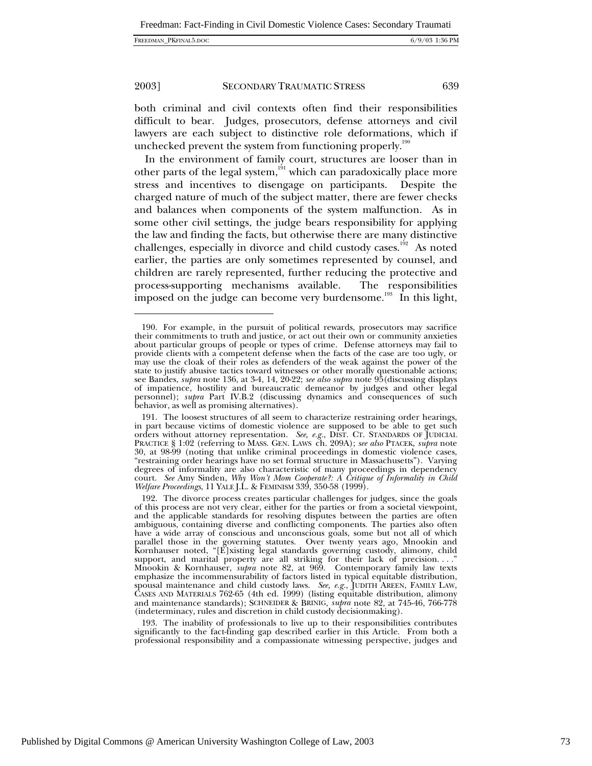both criminal and civil contexts often find their responsibilities difficult to bear. Judges, prosecutors, defense attorneys and civil lawyers are each subject to distinctive role deformations, which if unchecked prevent the system from functioning properly.[190]

In the environment of family court, structures are looser than in other parts of the legal system,[191] which can paradoxically place more stress and incentives to disengage on participants. Despite the charged nature of much of the subject matter, there are fewer checks and balances when components of the system malfunction. As in some other civil settings, the judge bears responsibility for applying the law and finding the facts, but otherwise there are many distinctive challenges, especially in divorce and child custody cases.[192] As noted earlier, the parties are only sometimes represented by counsel, and children are rarely represented, further reducing the protective and process-supporting mechanisms available. The responsibilities imposed on the judge can become very burdensome.[193] In this light,

---

190. For example, in the pursuit of political rewards, prosecutors may sacrifice their commitments to truth and justice, or act out their own or community anxieties about particular groups of people or types of crime. Defense attorneys may fail to provide clients with a competent defense when the facts of the case are too ugly, or may use the cloak of their roles as defenders of the weak against the power of the state to justify abusive tactics toward witnesses or other morally questionable actions; see Bandes, *supra* note 136, at 3-4, 14, 20-22; *see also supra* note 95(discussing displays of impatience, hostility and bureaucratic demeanor by judges and other legal personnel); *supra* Part IV.B.2 (discussing dynamics and consequences of such behavior, as well as promising alternatives).

191. The loosest structures of all seem to characterize restraining order hearings, in part because victims of domestic violence are supposed to be able to get such orders without attorney representation. *See, e.g.*, DIST. CT. STANDARDS OF JUDICIAL PRACTICE § 1:02 (referring to MASS. GEN. LAWS ch. 209A); *see also* PTACEK, *supra* note 30, at 98-99 (noting that unlike criminal proceedings in domestic violence cases, "restraining order hearings have no set formal structure in Massachusetts"). Varying degrees of informality are also characteristic of many proceedings in dependency court. *See* Amy Sinden, *Why Won't Mom Cooperate?: A Critique of Informality in Child Welfare Proceedings*, 11 YALE J.L. & FEMINISM 339, 350-58 (1999).

192. The divorce process creates particular challenges for judges, since the goals of this process are not very clear, either for the parties or from a societal viewpoint, and the applicable standards for resolving disputes between the parties are often ambiguous, containing diverse and conflicting components. The parties also often have a wide array of conscious and unconscious goals, some but not all of which parallel those in the governing statutes. Over twenty years ago, Mnookin and Kornhauser noted, "[E]xisting legal standards governing custody, alimony, child support, and marital property are all striking for their lack of precision. . . ." Mnookin & Kornhauser, *supra* note 82, at 969. Contemporary family law texts emphasize the incommensurability of factors listed in typical equitable distribution, spousal maintenance and child custody laws. *See, e.g.*, JUDITH AREEN, FAMILY LAW, CASES AND MATERIALS 762-65 (4th ed. 1999) (listing equitable distribution, alimony and maintenance standards); SCHNEIDER & BRINIG, *supra* note 82, at 745-46, 766-778 (indeterminacy, rules and discretion in child custody decisionmaking).

193. The inability of professionals to live up to their responsibilities contributes significantly to the fact-finding gap described earlier in this Article. From both a professional responsibility and a compassionate witnessing perspective, judges and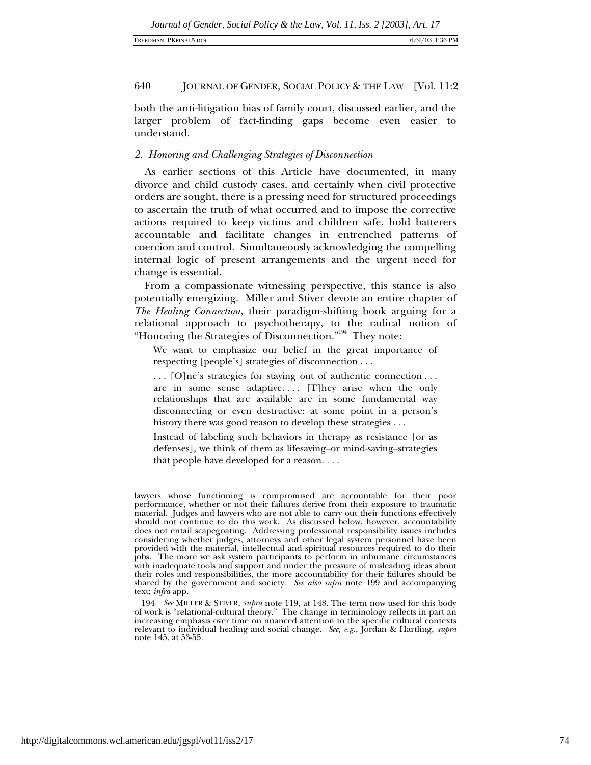both the anti-litigation bias of family court, discussed earlier, and the larger problem of fact-finding gaps become even easier to understand.

### *2. Honoring and Challenging Strategies of Disconnection*

As earlier sections of this Article have documented, in many divorce and child custody cases, and certainly when civil protective orders are sought, there is a pressing need for structured proceedings to ascertain the truth of what occurred and to impose the corrective actions required to keep victims and children safe, hold batterers accountable and facilitate changes in entrenched patterns of coercion and control. Simultaneously acknowledging the compelling internal logic of present arrangements and the urgent need for change is essential.

From a compassionate witnessing perspective, this stance is also potentially energizing. Miller and Stiver devote an entire chapter of *The Healing Connection*, their paradigm-shifting book arguing for a relational approach to psychotherapy, to the radical notion of "Honoring the Strategies of Disconnection."[194] They note:

> We want to emphasize our belief in the great importance of respecting [people's] strategies of disconnection . . .
>
> . . . [O]ne's strategies for staying out of authentic connection . . . are in some sense adaptive. . . . [T]hey arise when the only relationships that are available are in some fundamental way disconnecting or even destructive: at some point in a person's history there was good reason to develop these strategies . . .
>
> Instead of labeling such behaviors in therapy as resistance [or as defenses], we think of them as lifesaving–or mind-saving–strategies that people have developed for a reason. . . .

---

lawyers whose functioning is compromised are accountable for their poor performance, whether or not their failures derive from their exposure to traumatic material. Judges and lawyers who are not able to carry out their functions effectively should not continue to do this work. As discussed below, however, accountability does not entail scapegoating. Addressing professional responsibility issues includes considering whether judges, attorneys and other legal system personnel have been provided with the material, intellectual and spiritual resources required to do their jobs. The more we ask system participants to perform in inhumane circumstances with inadequate tools and support and under the pressure of misleading ideas about their roles and responsibilities, the more accountability for their failures should be shared by the government and society. *See also infra* note 199 and accompanying text; *infra* app.

194. *See* MILLER & STIVER, *supra* note 119, at 148. The term now used for this body of work is "relational-cultural theory." The change in terminology reflects in part an increasing emphasis over time on nuanced attention to the specific cultural contexts relevant to individual healing and social change. *See, e.g.*, Jordan & Hartling, *supra* note 145, at 53-55.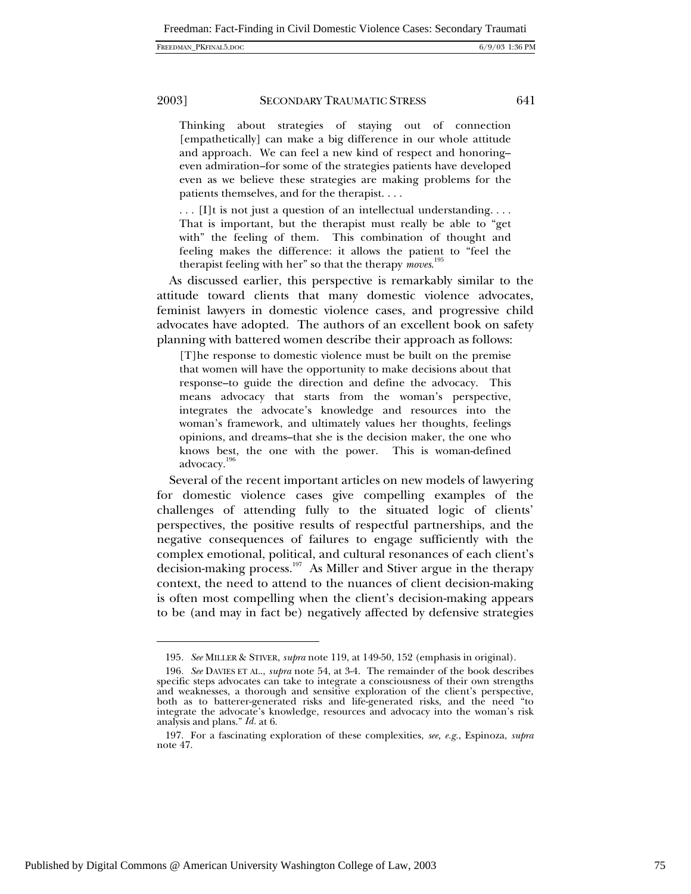> Thinking about strategies of staying out of connection [empathetically] can make a big difference in our whole attitude and approach. We can feel a new kind of respect and honoring–even admiration–for some of the strategies patients have developed even as we believe these strategies are making problems for the patients themselves, and for the therapist. . . .
>
> . . . [I]t is not just a question of an intellectual understanding. . . . That is important, but the therapist must really be able to "get with" the feeling of them. This combination of thought and feeling makes the difference: it allows the patient to "feel the therapist feeling with her" so that the therapy *moves*.[195]

As discussed earlier, this perspective is remarkably similar to the attitude toward clients that many domestic violence advocates, feminist lawyers in domestic violence cases, and progressive child advocates have adopted. The authors of an excellent book on safety planning with battered women describe their approach as follows:

> [T]he response to domestic violence must be built on the premise that women will have the opportunity to make decisions about that response–to guide the direction and define the advocacy. This means advocacy that starts from the woman's perspective, integrates the advocate's knowledge and resources into the woman's framework, and ultimately values her thoughts, feelings opinions, and dreams–that she is the decision maker, the one who knows best, the one with the power. This is woman-defined advocacy.[196]

Several of the recent important articles on new models of lawyering for domestic violence cases give compelling examples of the challenges of attending fully to the situated logic of clients' perspectives, the positive results of respectful partnerships, and the negative consequences of failures to engage sufficiently with the complex emotional, political, and cultural resonances of each client's decision-making process.[197] As Miller and Stiver argue in the therapy context, the need to attend to the nuances of client decision-making is often most compelling when the client's decision-making appears to be (and may in fact be) negatively affected by defensive strategies

---

195. *See* MILLER & STIVER, *supra* note 119, at 149-50, 152 (emphasis in original).

196. *See* DAVIES ET AL., *supra* note 54, at 3-4. The remainder of the book describes specific steps advocates can take to integrate a consciousness of their own strengths and weaknesses, a thorough and sensitive exploration of the client's perspective, both as to batterer-generated risks and life-generated risks, and the need "to integrate the advocate's knowledge, resources and advocacy into the woman's risk analysis and plans." *Id.* at 6.

197. For a fascinating exploration of these complexities, *see, e.g.*, Espinoza, *supra* note 47.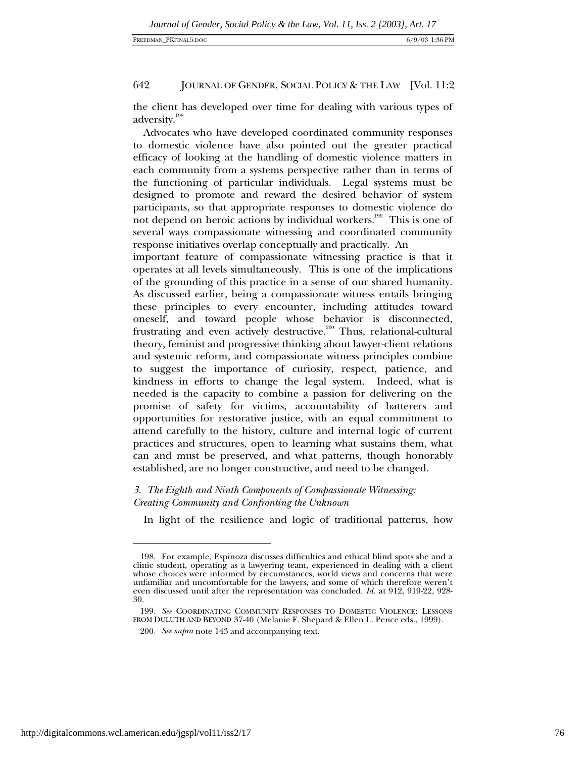the client has developed over time for dealing with various types of adversity.[198]

Advocates who have developed coordinated community responses to domestic violence have also pointed out the greater practical efficacy of looking at the handling of domestic violence matters in each community from a systems perspective rather than in terms of the functioning of particular individuals. Legal systems must be designed to promote and reward the desired behavior of system participants, so that appropriate responses to domestic violence do not depend on heroic actions by individual workers.[199] This is one of several ways compassionate witnessing and coordinated community response initiatives overlap conceptually and practically. An important feature of compassionate witnessing practice is that it operates at all levels simultaneously. This is one of the implications of the grounding of this practice in a sense of our shared humanity. As discussed earlier, being a compassionate witness entails bringing these principles to every encounter, including attitudes toward oneself, and toward people whose behavior is disconnected, frustrating and even actively destructive.[200] Thus, relational-cultural theory, feminist and progressive thinking about lawyer-client relations and systemic reform, and compassionate witness principles combine to suggest the importance of curiosity, respect, patience, and kindness in efforts to change the legal system. Indeed, what is needed is the capacity to combine a passion for delivering on the promise of safety for victims, accountability of batterers and opportunities for restorative justice, with an equal commitment to attend carefully to the history, culture and internal logic of current practices and structures, open to learning what sustains them, what can and must be preserved, and what patterns, though honorably established, are no longer constructive, and need to be changed.

### *3. The Eighth and Ninth Components of Compassionate Witnessing: Creating Community and Confronting the Unknown*

In light of the resilience and logic of traditional patterns, how

---

198. For example, Espinoza discusses difficulties and ethical blind spots she and a clinic student, operating as a lawyering team, experienced in dealing with a client whose choices were informed by circumstances, world views and concerns that were unfamiliar and uncomfortable for the lawyers, and some of which therefore weren't even discussed until after the representation was concluded. *Id.* at 912, 919-22, 928-30.

199. *See* COORDINATING COMMUNITY RESPONSES TO DOMESTIC VIOLENCE: LESSONS FROM DULUTH AND BEYOND 37-40 (Melanie F. Shepard & Ellen L. Pence eds., 1999).

200. *See supra* note 143 and accompanying text.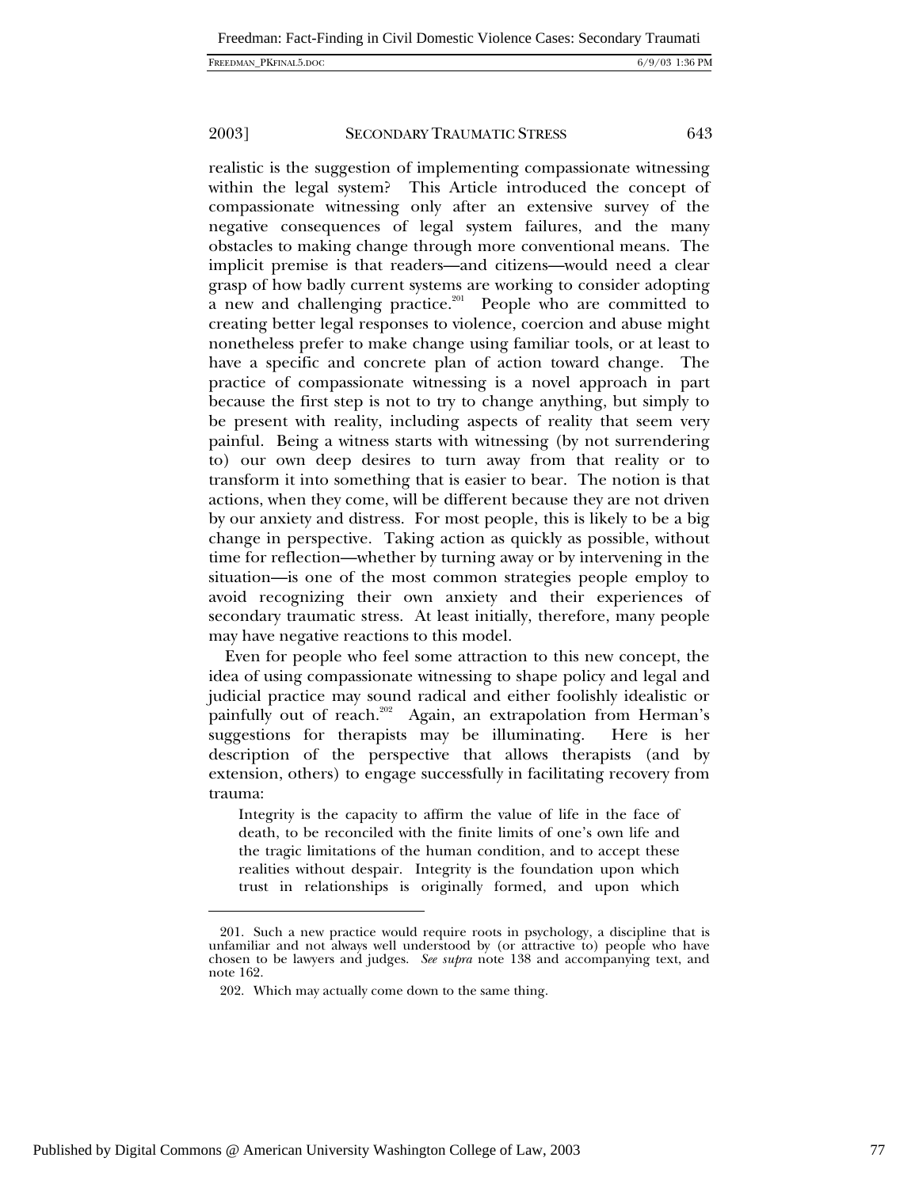realistic is the suggestion of implementing compassionate witnessing within the legal system? This Article introduced the concept of compassionate witnessing only after an extensive survey of the negative consequences of legal system failures, and the many obstacles to making change through more conventional means. The implicit premise is that readers—and citizens—would need a clear grasp of how badly current systems are working to consider adopting a new and challenging practice.[201] People who are committed to creating better legal responses to violence, coercion and abuse might nonetheless prefer to make change using familiar tools, or at least to have a specific and concrete plan of action toward change. The practice of compassionate witnessing is a novel approach in part because the first step is not to try to change anything, but simply to be present with reality, including aspects of reality that seem very painful. Being a witness starts with witnessing (by not surrendering to) our own deep desires to turn away from that reality or to transform it into something that is easier to bear. The notion is that actions, when they come, will be different because they are not driven by our anxiety and distress. For most people, this is likely to be a big change in perspective. Taking action as quickly as possible, without time for reflection—whether by turning away or by intervening in the situation—is one of the most common strategies people employ to avoid recognizing their own anxiety and their experiences of secondary traumatic stress. At least initially, therefore, many people may have negative reactions to this model.

Even for people who feel some attraction to this new concept, the idea of using compassionate witnessing to shape policy and legal and judicial practice may sound radical and either foolishly idealistic or painfully out of reach.[202] Again, an extrapolation from Herman's suggestions for therapists may be illuminating. Here is her description of the perspective that allows therapists (and by extension, others) to engage successfully in facilitating recovery from trauma:

> Integrity is the capacity to affirm the value of life in the face of death, to be reconciled with the finite limits of one's own life and the tragic limitations of the human condition, and to accept these realities without despair. Integrity is the foundation upon which trust in relationships is originally formed, and upon which

---

201. Such a new practice would require roots in psychology, a discipline that is unfamiliar and not always well understood by (or attractive to) people who have chosen to be lawyers and judges. *See supra* note 138 and accompanying text, and note 162.

202. Which may actually come down to the same thing.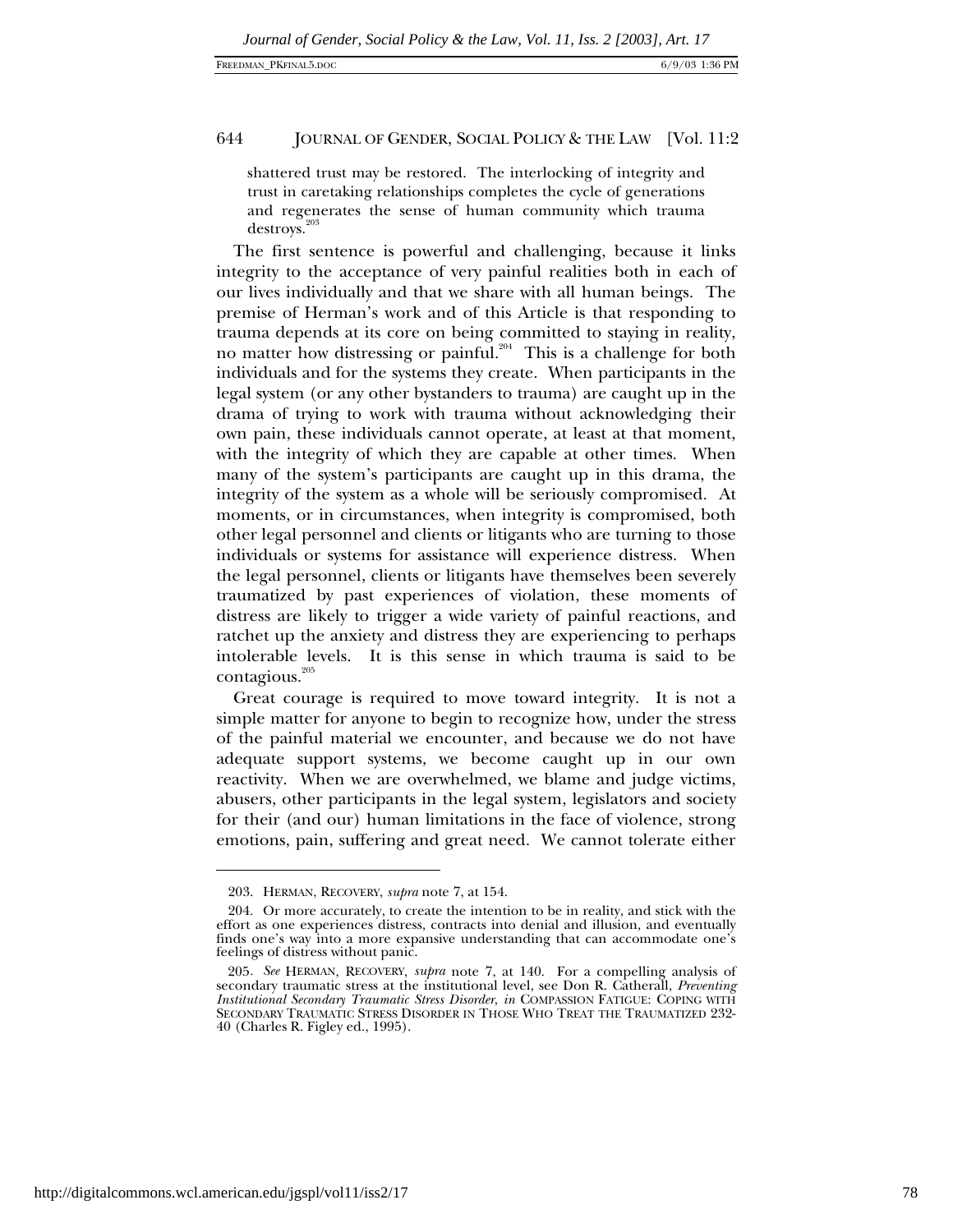shattered trust may be restored. The interlocking of integrity and trust in caretaking relationships completes the cycle of generations and regenerates the sense of human community which trauma destroys.[203]

The first sentence is powerful and challenging, because it links integrity to the acceptance of very painful realities both in each of our lives individually and that we share with all human beings. The premise of Herman's work and of this Article is that responding to trauma depends at its core on being committed to staying in reality, no matter how distressing or painful.[204] This is a challenge for both individuals and for the systems they create. When participants in the legal system (or any other bystanders to trauma) are caught up in the drama of trying to work with trauma without acknowledging their own pain, these individuals cannot operate, at least at that moment, with the integrity of which they are capable at other times. When many of the system's participants are caught up in this drama, the integrity of the system as a whole will be seriously compromised. At moments, or in circumstances, when integrity is compromised, both other legal personnel and clients or litigants who are turning to those individuals or systems for assistance will experience distress. When the legal personnel, clients or litigants have themselves been severely traumatized by past experiences of violation, these moments of distress are likely to trigger a wide variety of painful reactions, and ratchet up the anxiety and distress they are experiencing to perhaps intolerable levels. It is this sense in which trauma is said to be contagious.[205]

Great courage is required to move toward integrity. It is not a simple matter for anyone to begin to recognize how, under the stress of the painful material we encounter, and because we do not have adequate support systems, we become caught up in our own reactivity. When we are overwhelmed, we blame and judge victims, abusers, other participants in the legal system, legislators and society for their (and our) human limitations in the face of violence, strong emotions, pain, suffering and great need. We cannot tolerate either

---

203. HERMAN, RECOVERY, *supra* note 7, at 154.

204. Or more accurately, to create the intention to be in reality, and stick with the effort as one experiences distress, contracts into denial and illusion, and eventually finds one's way into a more expansive understanding that can accommodate one's feelings of distress without panic.

205. *See* HERMAN, RECOVERY, *supra* note 7, at 140. For a compelling analysis of secondary traumatic stress at the institutional level, see Don R. Catherall, *Preventing Institutional Secondary Traumatic Stress Disorder*, *in* COMPASSION FATIGUE: COPING WITH SECONDARY TRAUMATIC STRESS DISORDER IN THOSE WHO TREAT THE TRAUMATIZED 232-40 (Charles R. Figley ed., 1995).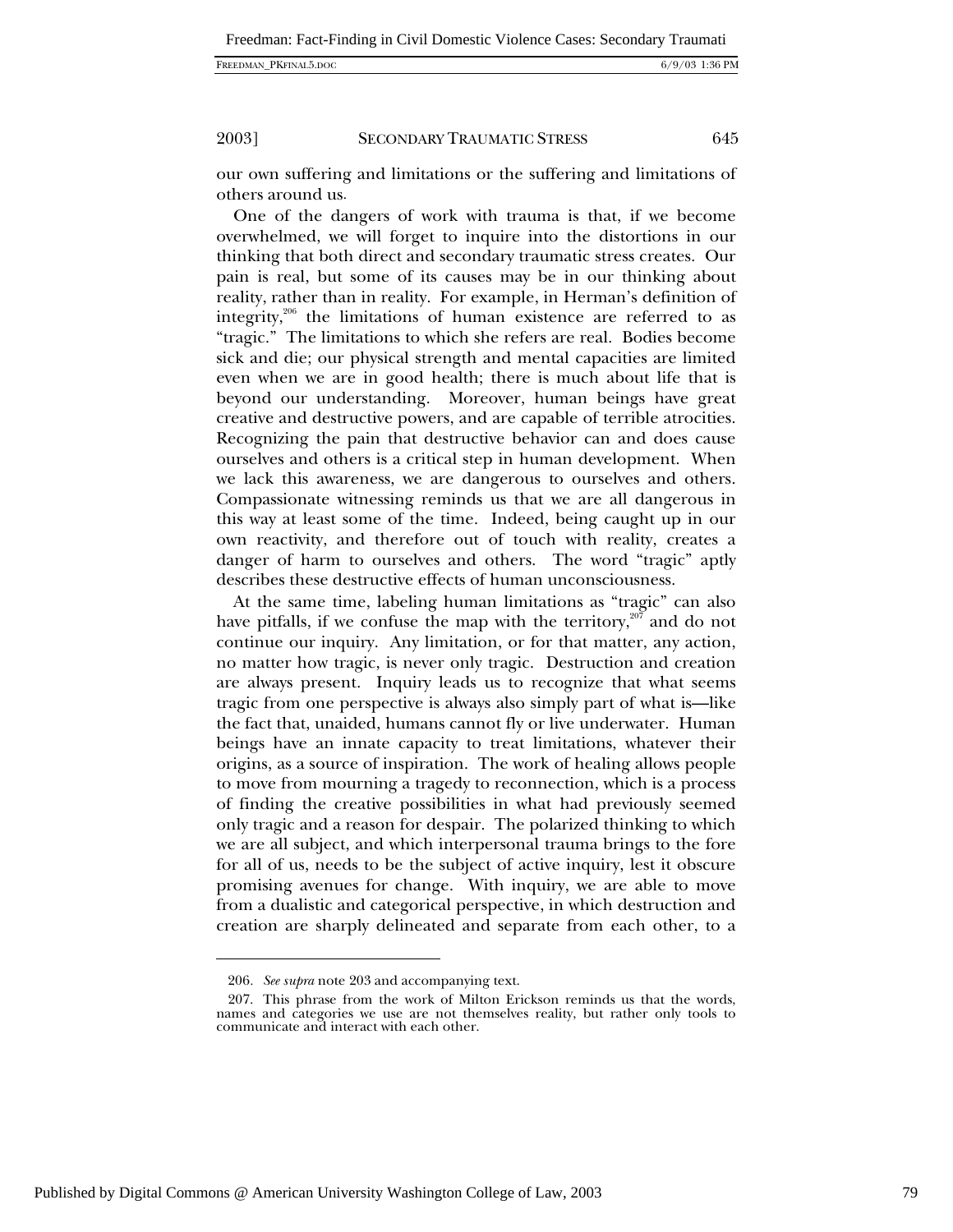our own suffering and limitations or the suffering and limitations of others around us.

One of the dangers of work with trauma is that, if we become overwhelmed, we will forget to inquire into the distortions in our thinking that both direct and secondary traumatic stress creates. Our pain is real, but some of its causes may be in our thinking about reality, rather than in reality. For example, in Herman's definition of integrity,[206] the limitations of human existence are referred to as "tragic." The limitations to which she refers are real. Bodies become sick and die; our physical strength and mental capacities are limited even when we are in good health; there is much about life that is beyond our understanding. Moreover, human beings have great creative and destructive powers, and are capable of terrible atrocities. Recognizing the pain that destructive behavior can and does cause ourselves and others is a critical step in human development. When we lack this awareness, we are dangerous to ourselves and others. Compassionate witnessing reminds us that we are all dangerous in this way at least some of the time. Indeed, being caught up in our own reactivity, and therefore out of touch with reality, creates a danger of harm to ourselves and others. The word "tragic" aptly describes these destructive effects of human unconsciousness.

At the same time, labeling human limitations as "tragic" can also have pitfalls, if we confuse the map with the territory,[207] and do not continue our inquiry. Any limitation, or for that matter, any action, no matter how tragic, is never only tragic. Destruction and creation are always present. Inquiry leads us to recognize that what seems tragic from one perspective is always also simply part of what is—like the fact that, unaided, humans cannot fly or live underwater. Human beings have an innate capacity to treat limitations, whatever their origins, as a source of inspiration. The work of healing allows people to move from mourning a tragedy to reconnection, which is a process of finding the creative possibilities in what had previously seemed only tragic and a reason for despair. The polarized thinking to which we are all subject, and which interpersonal trauma brings to the fore for all of us, needs to be the subject of active inquiry, lest it obscure promising avenues for change. With inquiry, we are able to move from a dualistic and categorical perspective, in which destruction and creation are sharply delineated and separate from each other, to a

---

206. *See supra* note 203 and accompanying text.

207. This phrase from the work of Milton Erickson reminds us that the words, names and categories we use are not themselves reality, but rather only tools to communicate and interact with each other.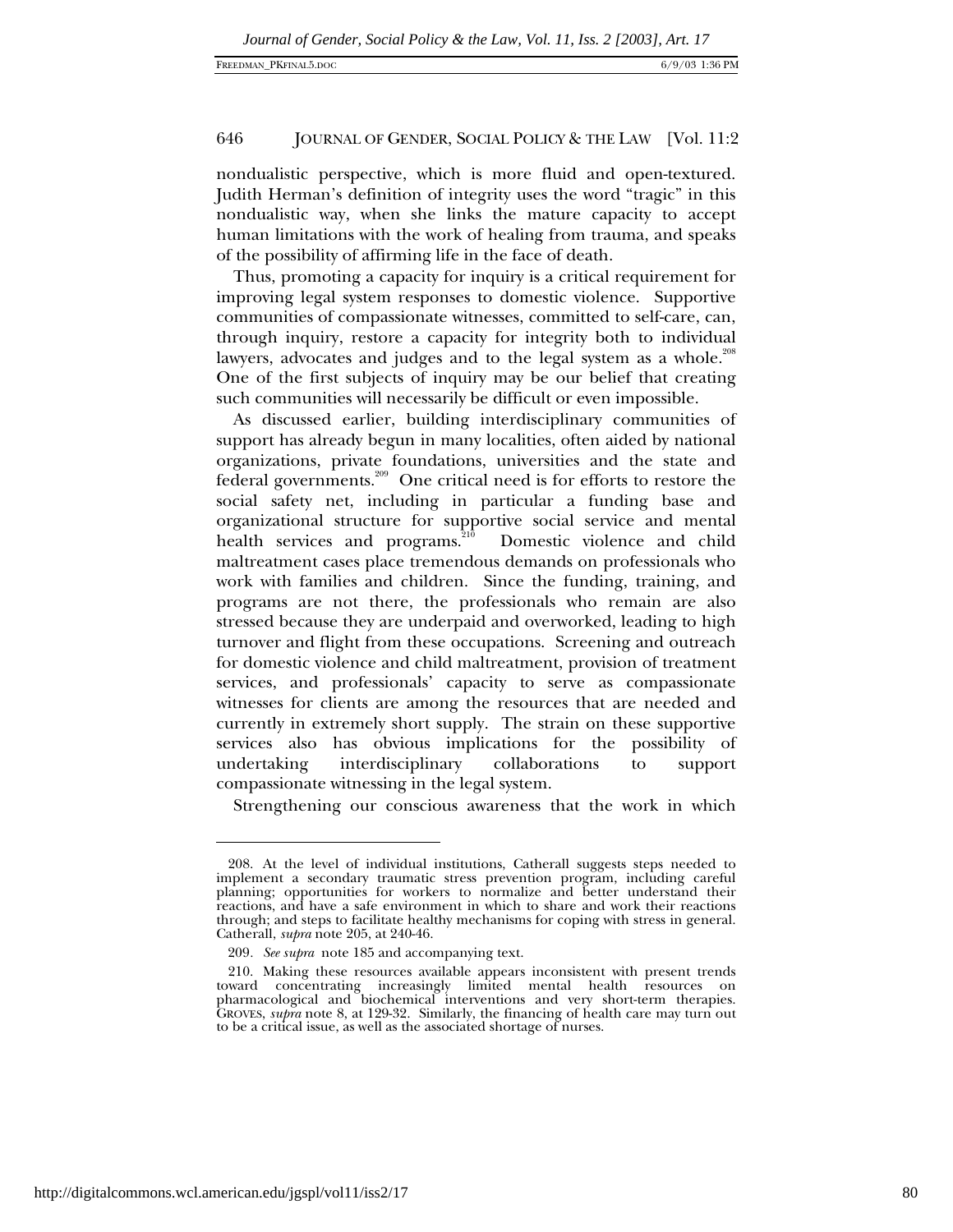nondualistic perspective, which is more fluid and open-textured. Judith Herman's definition of integrity uses the word "tragic" in this nondualistic way, when she links the mature capacity to accept human limitations with the work of healing from trauma, and speaks of the possibility of affirming life in the face of death.

Thus, promoting a capacity for inquiry is a critical requirement for improving legal system responses to domestic violence. Supportive communities of compassionate witnesses, committed to self-care, can, through inquiry, restore a capacity for integrity both to individual lawyers, advocates and judges and to the legal system as a whole.[208] One of the first subjects of inquiry may be our belief that creating such communities will necessarily be difficult or even impossible.

As discussed earlier, building interdisciplinary communities of support has already begun in many localities, often aided by national organizations, private foundations, universities and the state and federal governments.[209] One critical need is for efforts to restore the social safety net, including in particular a funding base and organizational structure for supportive social service and mental health services and programs.[210] Domestic violence and child maltreatment cases place tremendous demands on professionals who work with families and children. Since the funding, training, and programs are not there, the professionals who remain are also stressed because they are underpaid and overworked, leading to high turnover and flight from these occupations. Screening and outreach for domestic violence and child maltreatment, provision of treatment services, and professionals' capacity to serve as compassionate witnesses for clients are among the resources that are needed and currently in extremely short supply. The strain on these supportive services also has obvious implications for the possibility of undertaking interdisciplinary collaborations to support compassionate witnessing in the legal system.

Strengthening our conscious awareness that the work in which

---

208. At the level of individual institutions, Catherall suggests steps needed to implement a secondary traumatic stress prevention program, including careful planning; opportunities for workers to normalize and better understand their reactions, and have a safe environment in which to share and work their reactions through; and steps to facilitate healthy mechanisms for coping with stress in general. Catherall, *supra* note 205, at 240-46.

209. *See supra* note 185 and accompanying text.

210. Making these resources available appears inconsistent with present trends toward concentrating increasingly limited mental health resources on pharmacological and biochemical interventions and very short-term therapies. GROVES, *supra* note 8, at 129-32. Similarly, the financing of health care may turn out to be a critical issue, as well as the associated shortage of nurses.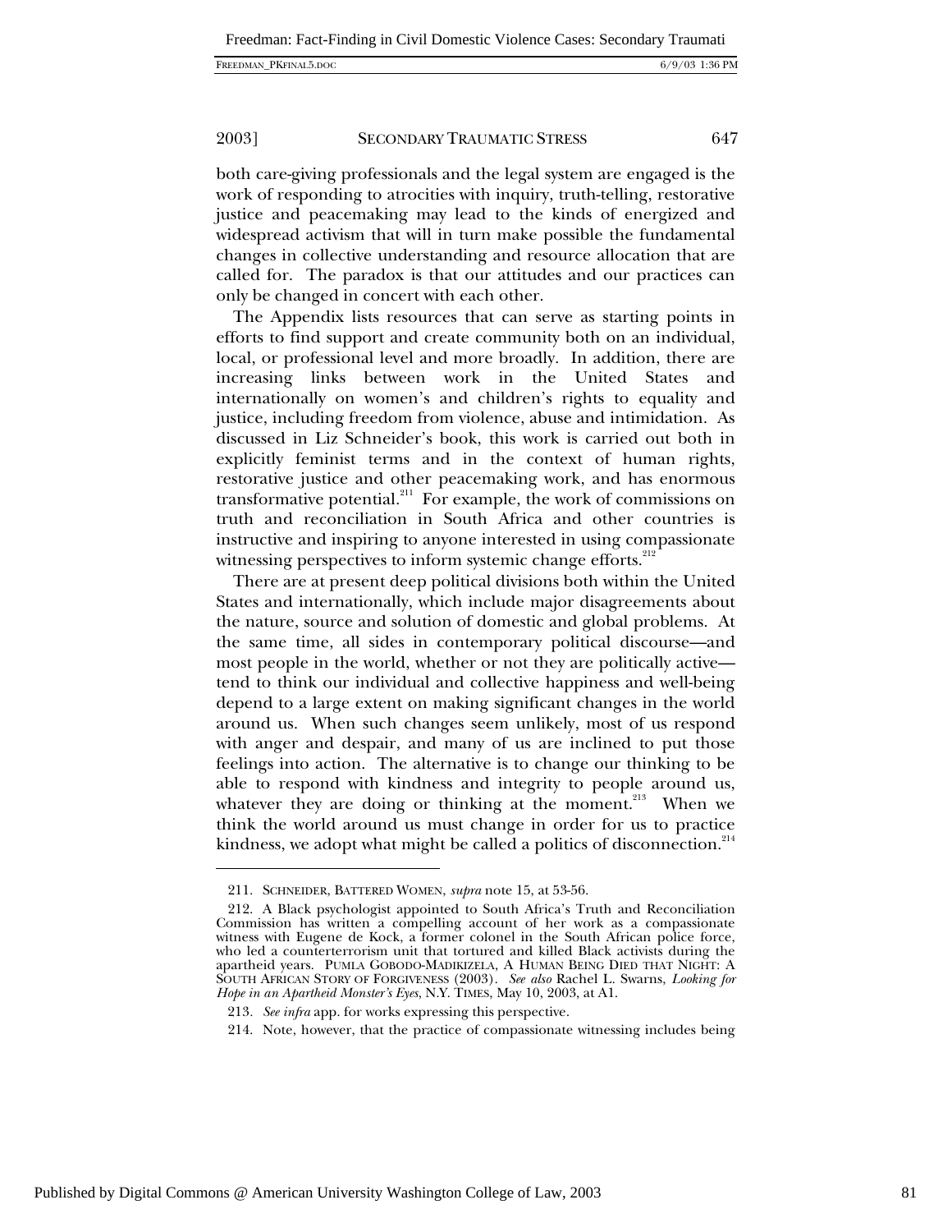both care-giving professionals and the legal system are engaged is the work of responding to atrocities with inquiry, truth-telling, restorative justice and peacemaking may lead to the kinds of energized and widespread activism that will in turn make possible the fundamental changes in collective understanding and resource allocation that are called for. The paradox is that our attitudes and our practices can only be changed in concert with each other.

The Appendix lists resources that can serve as starting points in efforts to find support and create community both on an individual, local, or professional level and more broadly. In addition, there are increasing links between work in the United States and internationally on women's and children's rights to equality and justice, including freedom from violence, abuse and intimidation. As discussed in Liz Schneider's book, this work is carried out both in explicitly feminist terms and in the context of human rights, restorative justice and other peacemaking work, and has enormous transformative potential.[211] For example, the work of commissions on truth and reconciliation in South Africa and other countries is instructive and inspiring to anyone interested in using compassionate witnessing perspectives to inform systemic change efforts.[212]

There are at present deep political divisions both within the United States and internationally, which include major disagreements about the nature, source and solution of domestic and global problems. At the same time, all sides in contemporary political discourse—and most people in the world, whether or not they are politically active—tend to think our individual and collective happiness and well-being depend to a large extent on making significant changes in the world around us. When such changes seem unlikely, most of us respond with anger and despair, and many of us are inclined to put those feelings into action. The alternative is to change our thinking to be able to respond with kindness and integrity to people around us, whatever they are doing or thinking at the moment.[213] When we think the world around us must change in order for us to practice kindness, we adopt what might be called a politics of disconnection.[214]

---

211. SCHNEIDER, BATTERED WOMEN, *supra* note 15, at 53-56.

212. A Black psychologist appointed to South Africa's Truth and Reconciliation Commission has written a compelling account of her work as a compassionate witness with Eugene de Kock, a former colonel in the South African police force, who led a counterterrorism unit that tortured and killed Black activists during the apartheid years. PUMLA GOBODO-MADIKIZELA, A HUMAN BEING DIED THAT NIGHT: A SOUTH AFRICAN STORY OF FORGIVENESS (2003). *See also* Rachel L. Swarns, *Looking for Hope in an Apartheid Monster's Eyes*, N.Y. TIMES, May 10, 2003, at A1.

213. *See infra* app. for works expressing this perspective.

214. Note, however, that the practice of compassionate witnessing includes being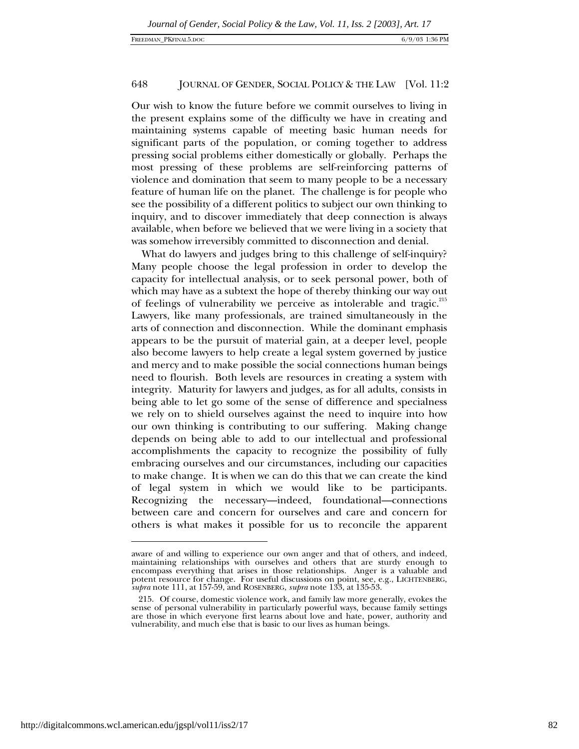Our wish to know the future before we commit ourselves to living in the present explains some of the difficulty we have in creating and maintaining systems capable of meeting basic human needs for significant parts of the population, or coming together to address pressing social problems either domestically or globally. Perhaps the most pressing of these problems are self-reinforcing patterns of violence and domination that seem to many people to be a necessary feature of human life on the planet. The challenge is for people who see the possibility of a different politics to subject our own thinking to inquiry, and to discover immediately that deep connection is always available, when before we believed that we were living in a society that was somehow irreversibly committed to disconnection and denial.

What do lawyers and judges bring to this challenge of self-inquiry? Many people choose the legal profession in order to develop the capacity for intellectual analysis, or to seek personal power, both of which may have as a subtext the hope of thereby thinking our way out of feelings of vulnerability we perceive as intolerable and tragic.[215] Lawyers, like many professionals, are trained simultaneously in the arts of connection and disconnection. While the dominant emphasis appears to be the pursuit of material gain, at a deeper level, people also become lawyers to help create a legal system governed by justice and mercy and to make possible the social connections human beings need to flourish. Both levels are resources in creating a system with integrity. Maturity for lawyers and judges, as for all adults, consists in being able to let go some of the sense of difference and specialness we rely on to shield ourselves against the need to inquire into how our own thinking is contributing to our suffering. Making change depends on being able to add to our intellectual and professional accomplishments the capacity to recognize the possibility of fully embracing ourselves and our circumstances, including our capacities to make change. It is when we can do this that we can create the kind of legal system in which we would like to be participants. Recognizing the necessary—indeed, foundational—connections between care and concern for ourselves and care and concern for others is what makes it possible for us to reconcile the apparent

---

aware of and willing to experience our own anger and that of others, and indeed, maintaining relationships with ourselves and others that are sturdy enough to encompass everything that arises in those relationships. Anger is a valuable and potent resource for change. For useful discussions on point, see, e.g., LICHTENBERG, *supra* note 111, at 157-59, and ROSENBERG, *supra* note 133, at 135-53.

215. Of course, domestic violence work, and family law more generally, evokes the sense of personal vulnerability in particularly powerful ways, because family settings are those in which everyone first learns about love and hate, power, authority and vulnerability, and much else that is basic to our lives as human beings.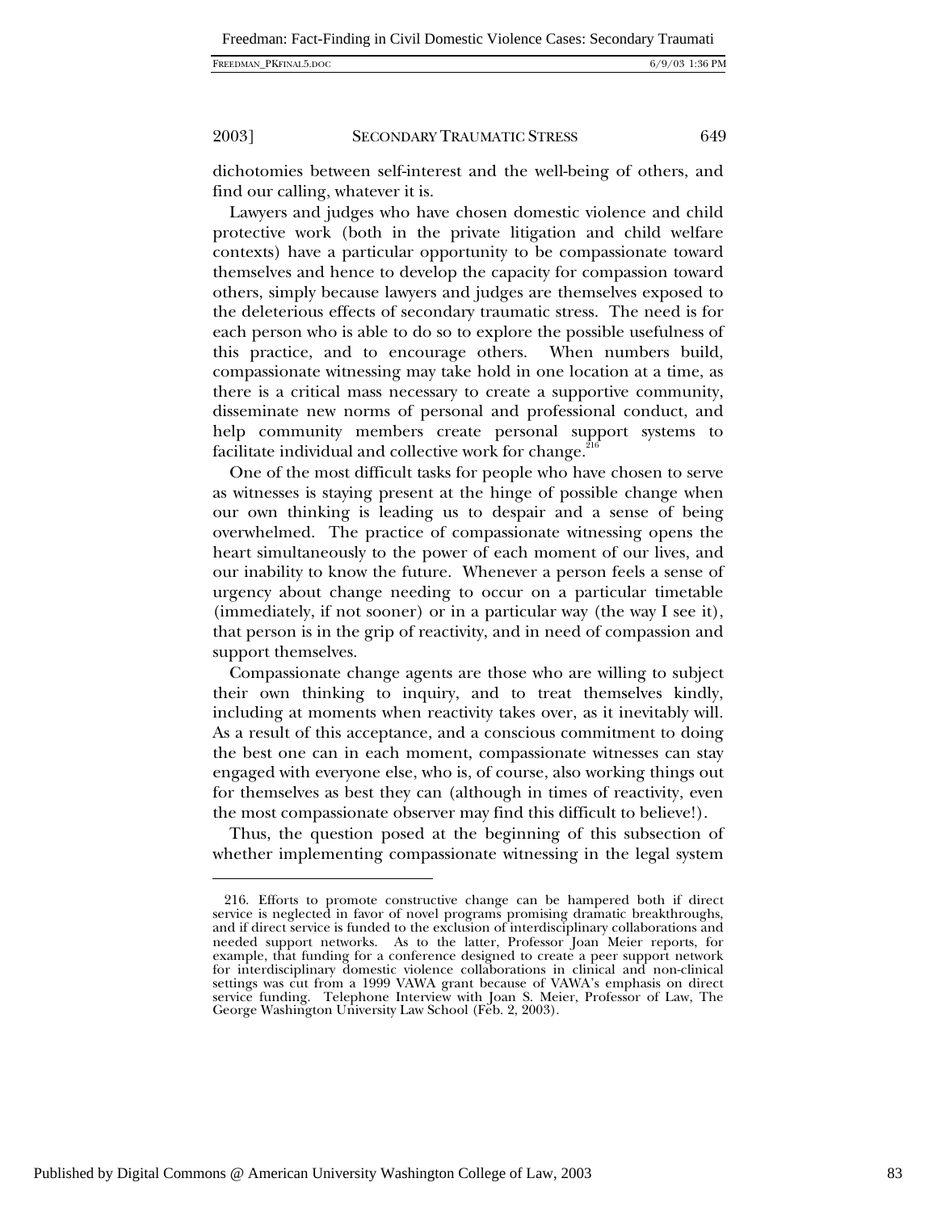dichotomies between self-interest and the well-being of others, and find our calling, whatever it is.

Lawyers and judges who have chosen domestic violence and child protective work (both in the private litigation and child welfare contexts) have a particular opportunity to be compassionate toward themselves and hence to develop the capacity for compassion toward others, simply because lawyers and judges are themselves exposed to the deleterious effects of secondary traumatic stress. The need is for each person who is able to do so to explore the possible usefulness of this practice, and to encourage others. When numbers build, compassionate witnessing may take hold in one location at a time, as there is a critical mass necessary to create a supportive community, disseminate new norms of personal and professional conduct, and help community members create personal support systems to facilitate individual and collective work for change.[216]

One of the most difficult tasks for people who have chosen to serve as witnesses is staying present at the hinge of possible change when our own thinking is leading us to despair and a sense of being overwhelmed. The practice of compassionate witnessing opens the heart simultaneously to the power of each moment of our lives, and our inability to know the future. Whenever a person feels a sense of urgency about change needing to occur on a particular timetable (immediately, if not sooner) or in a particular way (the way I see it), that person is in the grip of reactivity, and in need of compassion and support themselves.

Compassionate change agents are those who are willing to subject their own thinking to inquiry, and to treat themselves kindly, including at moments when reactivity takes over, as it inevitably will. As a result of this acceptance, and a conscious commitment to doing the best one can in each moment, compassionate witnesses can stay engaged with everyone else, who is, of course, also working things out for themselves as best they can (although in times of reactivity, even the most compassionate observer may find this difficult to believe!).

Thus, the question posed at the beginning of this subsection of whether implementing compassionate witnessing in the legal system

---

216. Efforts to promote constructive change can be hampered both if direct service is neglected in favor of novel programs promising dramatic breakthroughs, and if direct service is funded to the exclusion of interdisciplinary collaborations and needed support networks. As to the latter, Professor Joan Meier reports, for example, that funding for a conference designed to create a peer support network for interdisciplinary domestic violence collaborations in clinical and non-clinical settings was cut from a 1999 VAWA grant because of VAWA's emphasis on direct service funding. Telephone Interview with Joan S. Meier, Professor of Law, The George Washington University Law School (Feb. 2, 2003).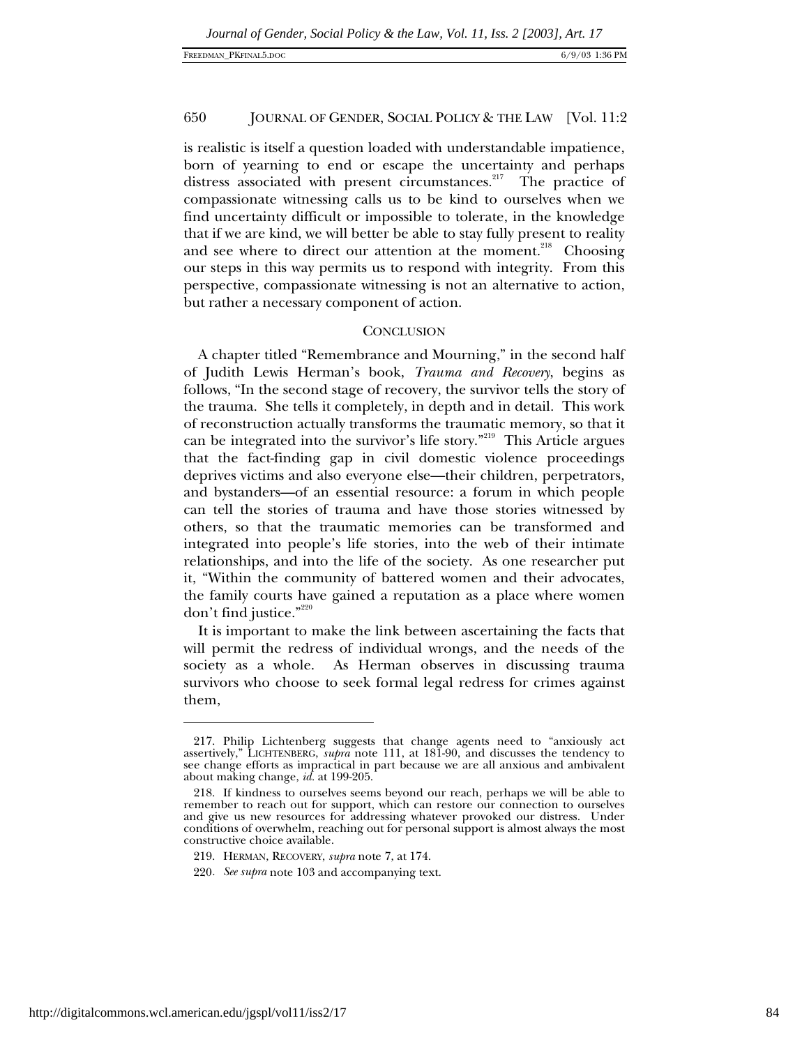is realistic is itself a question loaded with understandable impatience, born of yearning to end or escape the uncertainty and perhaps distress associated with present circumstances.[217] The practice of compassionate witnessing calls us to be kind to ourselves when we find uncertainty difficult or impossible to tolerate, in the knowledge that if we are kind, we will better be able to stay fully present to reality and see where to direct our attention at the moment.[218] Choosing our steps in this way permits us to respond with integrity. From this perspective, compassionate witnessing is not an alternative to action, but rather a necessary component of action.

## CONCLUSION

A chapter titled "Remembrance and Mourning," in the second half of Judith Lewis Herman's book, *Trauma and Recovery*, begins as follows, "In the second stage of recovery, the survivor tells the story of the trauma. She tells it completely, in depth and in detail. This work of reconstruction actually transforms the traumatic memory, so that it can be integrated into the survivor's life story."[219] This Article argues that the fact-finding gap in civil domestic violence proceedings deprives victims and also everyone else—their children, perpetrators, and bystanders—of an essential resource: a forum in which people can tell the stories of trauma and have those stories witnessed by others, so that the traumatic memories can be transformed and integrated into people's life stories, into the web of their intimate relationships, and into the life of the society. As one researcher put it, "Within the community of battered women and their advocates, the family courts have gained a reputation as a place where women don't find justice."[220]

It is important to make the link between ascertaining the facts that will permit the redress of individual wrongs, and the needs of the society as a whole. As Herman observes in discussing trauma survivors who choose to seek formal legal redress for crimes against them,

---

217. Philip Lichtenberg suggests that change agents need to "anxiously act assertively," LICHTENBERG, *supra* note 111, at 181-90, and discusses the tendency to see change efforts as impractical in part because we are all anxious and ambivalent about making change, *id.* at 199-205.

218. If kindness to ourselves seems beyond our reach, perhaps we will be able to remember to reach out for support, which can restore our connection to ourselves and give us new resources for addressing whatever provoked our distress. Under conditions of overwhelm, reaching out for personal support is almost always the most constructive choice available.

219. HERMAN, RECOVERY, *supra* note 7, at 174.

220. *See supra* note 103 and accompanying text.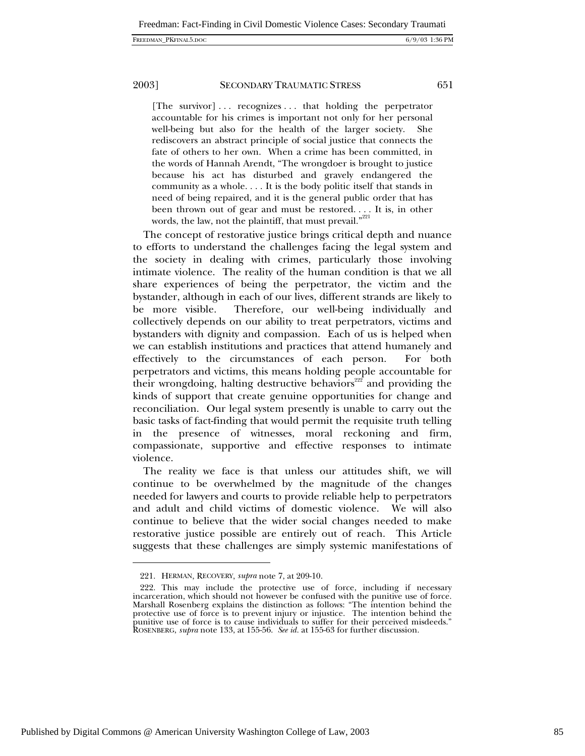> [The survivor] . . . recognizes . . . that holding the perpetrator accountable for his crimes is important not only for her personal well-being but also for the health of the larger society. She rediscovers an abstract principle of social justice that connects the fate of others to her own. When a crime has been committed, in the words of Hannah Arendt, "The wrongdoer is brought to justice because his act has disturbed and gravely endangered the community as a whole. . . . It is the body politic itself that stands in need of being repaired, and it is the general public order that has been thrown out of gear and must be restored. . . . It is, in other words, the law, not the plaintiff, that must prevail."[221]

The concept of restorative justice brings critical depth and nuance to efforts to understand the challenges facing the legal system and the society in dealing with crimes, particularly those involving intimate violence. The reality of the human condition is that we all share experiences of being the perpetrator, the victim and the bystander, although in each of our lives, different strands are likely to be more visible. Therefore, our well-being individually and collectively depends on our ability to treat perpetrators, victims and bystanders with dignity and compassion. Each of us is helped when we can establish institutions and practices that attend humanely and effectively to the circumstances of each person. For both perpetrators and victims, this means holding people accountable for their wrongdoing, halting destructive behaviors[222] and providing the kinds of support that create genuine opportunities for change and reconciliation. Our legal system presently is unable to carry out the basic tasks of fact-finding that would permit the requisite truth telling in the presence of witnesses, moral reckoning and firm, compassionate, supportive and effective responses to intimate violence.

The reality we face is that unless our attitudes shift, we will continue to be overwhelmed by the magnitude of the changes needed for lawyers and courts to provide reliable help to perpetrators and adult and child victims of domestic violence. We will also continue to believe that the wider social changes needed to make restorative justice possible are entirely out of reach. This Article suggests that these challenges are simply systemic manifestations of

---

221. HERMAN, RECOVERY, *supra* note 7, at 209-10.

222. This may include the protective use of force, including if necessary incarceration, which should not however be confused with the punitive use of force. Marshall Rosenberg explains the distinction as follows: "The intention behind the protective use of force is to prevent injury or injustice. The intention behind the punitive use of force is to cause individuals to suffer for their perceived misdeeds." ROSENBERG, *supra* note 133, at 155-56. *See id.* at 155-63 for further discussion.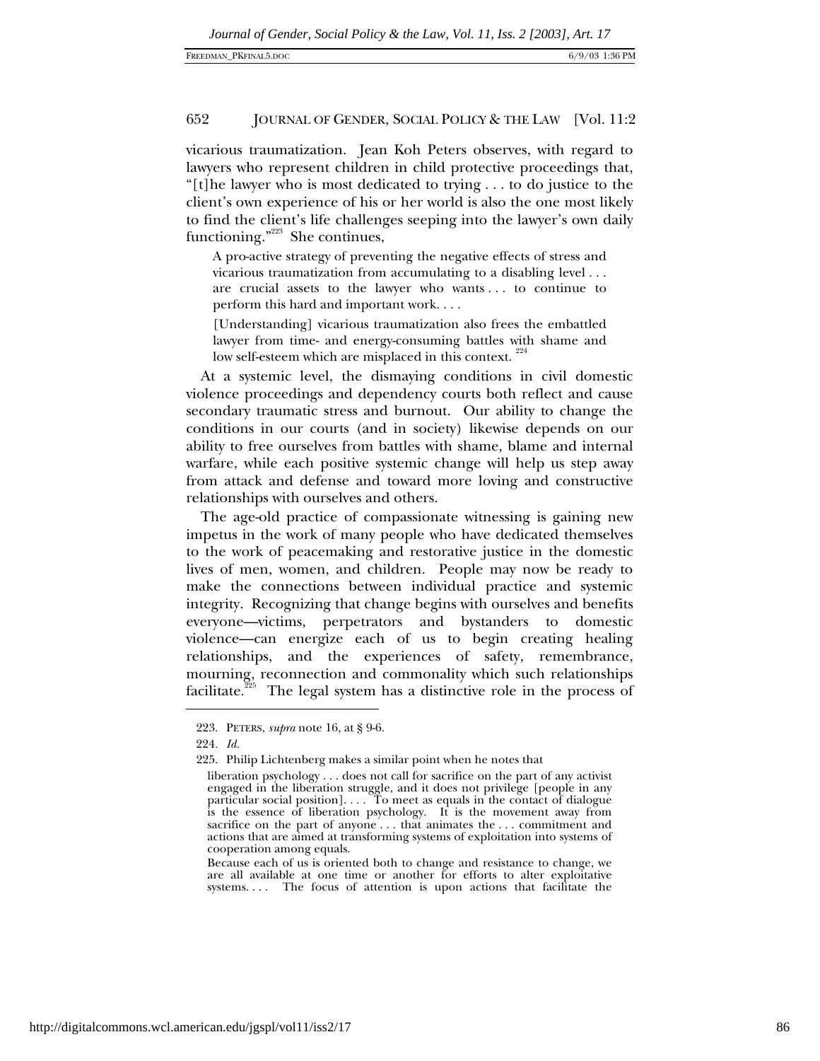vicarious traumatization. Jean Koh Peters observes, with regard to lawyers who represent children in child protective proceedings that, "[t]he lawyer who is most dedicated to trying . . . to do justice to the client's own experience of his or her world is also the one most likely to find the client's life challenges seeping into the lawyer's own daily functioning."[223] She continues,

> A pro-active strategy of preventing the negative effects of stress and vicarious traumatization from accumulating to a disabling level . . . are crucial assets to the lawyer who wants . . . to continue to perform this hard and important work. . . .
>
> [Understanding] vicarious traumatization also frees the embattled lawyer from time- and energy-consuming battles with shame and low self-esteem which are misplaced in this context.[224]

At a systemic level, the dismaying conditions in civil domestic violence proceedings and dependency courts both reflect and cause secondary traumatic stress and burnout. Our ability to change the conditions in our courts (and in society) likewise depends on our ability to free ourselves from battles with shame, blame and internal warfare, while each positive systemic change will help us step away from attack and defense and toward more loving and constructive relationships with ourselves and others.

The age-old practice of compassionate witnessing is gaining new impetus in the work of many people who have dedicated themselves to the work of peacemaking and restorative justice in the domestic lives of men, women, and children. People may now be ready to make the connections between individual practice and systemic integrity. Recognizing that change begins with ourselves and benefits everyone—victims, perpetrators and bystanders to domestic violence—can energize each of us to begin creating healing relationships, and the experiences of safety, remembrance, mourning, reconnection and commonality which such relationships facilitate.[225] The legal system has a distinctive role in the process of

---

223. PETERS, *supra* note 16, at § 9-6.

224. *Id.*

225. Philip Lichtenberg makes a similar point when he notes that

> liberation psychology . . . does not call for sacrifice on the part of any activist engaged in the liberation struggle, and it does not privilege [people in any particular social position]. . . . To meet as equals in the contact of dialogue is the essence of liberation psychology. It is the movement away from sacrifice on the part of anyone . . . that animates the . . . commitment and actions that are aimed at transforming systems of exploitation into systems of cooperation among equals.
>
> Because each of us is oriented both to change and resistance to change, we are all available at one time or another for efforts to alter exploitative systems. . . . The focus of attention is upon actions that facilitate the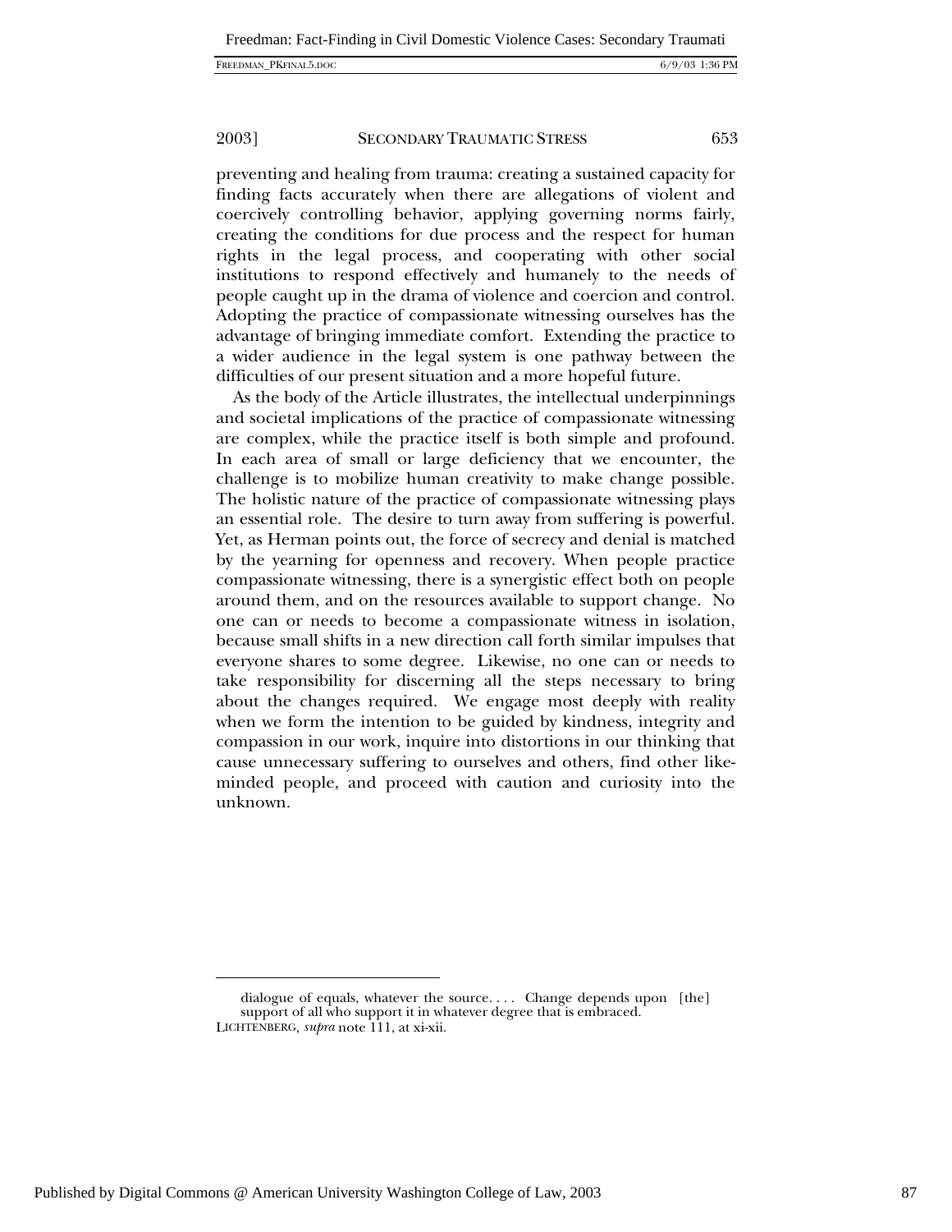preventing and healing from trauma: creating a sustained capacity for finding facts accurately when there are allegations of violent and coercively controlling behavior, applying governing norms fairly, creating the conditions for due process and the respect for human rights in the legal process, and cooperating with other social institutions to respond effectively and humanely to the needs of people caught up in the drama of violence and coercion and control. Adopting the practice of compassionate witnessing ourselves has the advantage of bringing immediate comfort. Extending the practice to a wider audience in the legal system is one pathway between the difficulties of our present situation and a more hopeful future.

As the body of the Article illustrates, the intellectual underpinnings and societal implications of the practice of compassionate witnessing are complex, while the practice itself is both simple and profound. In each area of small or large deficiency that we encounter, the challenge is to mobilize human creativity to make change possible. The holistic nature of the practice of compassionate witnessing plays an essential role. The desire to turn away from suffering is powerful. Yet, as Herman points out, the force of secrecy and denial is matched by the yearning for openness and recovery. When people practice compassionate witnessing, there is a synergistic effect both on people around them, and on the resources available to support change. No one can or needs to become a compassionate witness in isolation, because small shifts in a new direction call forth similar impulses that everyone shares to some degree. Likewise, no one can or needs to take responsibility for discerning all the steps necessary to bring about the changes required. We engage most deeply with reality when we form the intention to be guided by kindness, integrity and compassion in our work, inquire into distortions in our thinking that cause unnecessary suffering to ourselves and others, find other like-minded people, and proceed with caution and curiosity into the unknown.

---

> dialogue of equals, whatever the source. . . . Change depends upon [the] support of all who support it in whatever degree that is embraced.

LICHTENBERG, *supra* note 111, at xi-xii.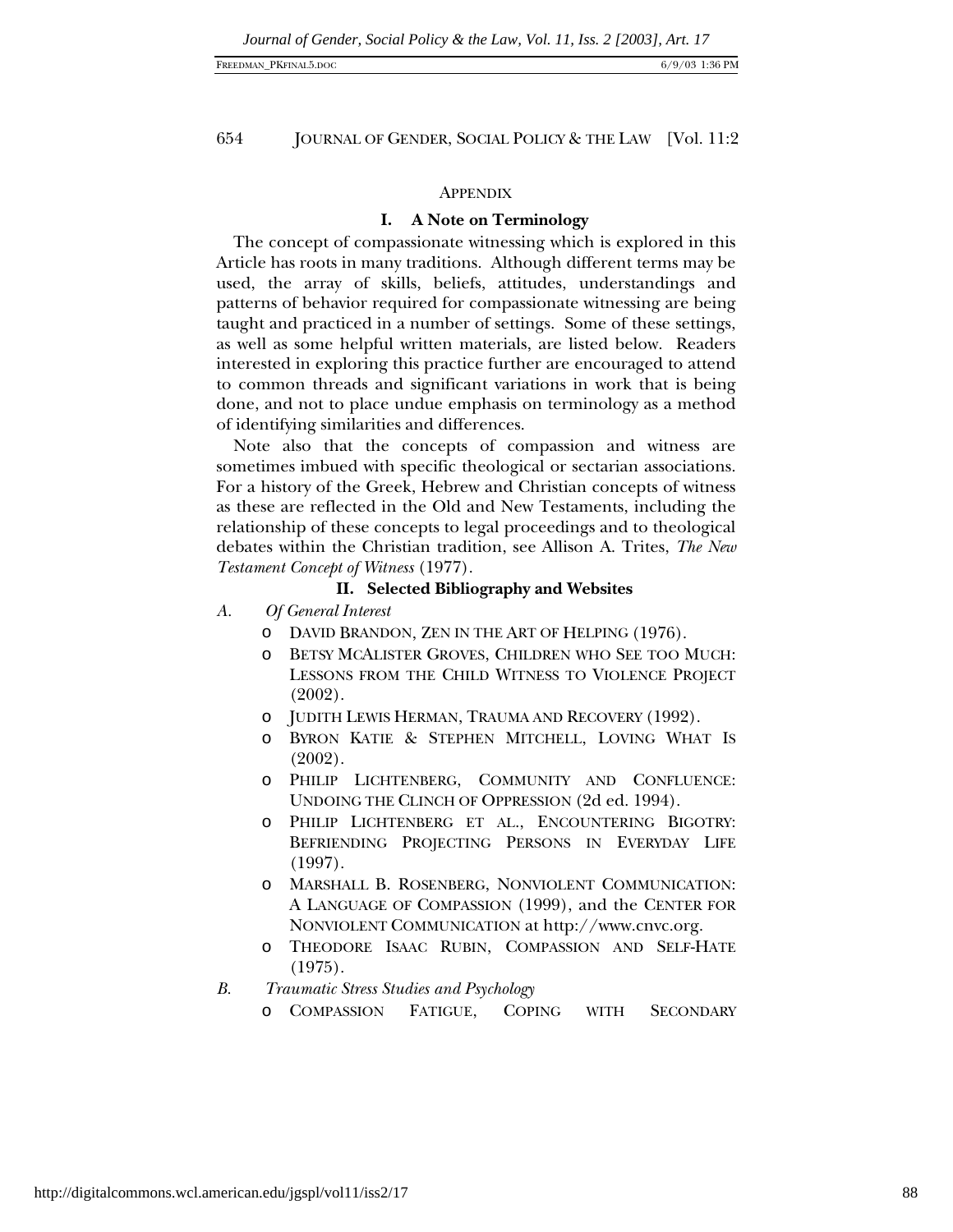## APPENDIX

### I. A Note on Terminology

The concept of compassionate witnessing which is explored in this Article has roots in many traditions. Although different terms may be used, the array of skills, beliefs, attitudes, understandings and patterns of behavior required for compassionate witnessing are being taught and practiced in a number of settings. Some of these settings, as well as some helpful written materials, are listed below. Readers interested in exploring this practice further are encouraged to attend to common threads and significant variations in work that is being done, and not to place undue emphasis on terminology as a method of identifying similarities and differences.

Note also that the concepts of compassion and witness are sometimes imbued with specific theological or sectarian associations. For a history of the Greek, Hebrew and Christian concepts of witness as these are reflected in the Old and New Testaments, including the relationship of these concepts to legal proceedings and to theological debates within the Christian tradition, see Allison A. Trites, *The New Testament Concept of Witness* (1977).

### II. Selected Bibliography and Websites

*A. Of General Interest*

- DAVID BRANDON, ZEN IN THE ART OF HELPING (1976).
- BETSY MCALISTER GROVES, CHILDREN WHO SEE TOO MUCH: LESSONS FROM THE CHILD WITNESS TO VIOLENCE PROJECT (2002).
- JUDITH LEWIS HERMAN, TRAUMA AND RECOVERY (1992).
- BYRON KATIE & STEPHEN MITCHELL, LOVING WHAT IS (2002).
- PHILIP LICHTENBERG, COMMUNITY AND CONFLUENCE: UNDOING THE CLINCH OF OPPRESSION (2d ed. 1994).
- PHILIP LICHTENBERG ET AL., ENCOUNTERING BIGOTRY: BEFRIENDING PROJECTING PERSONS IN EVERYDAY LIFE (1997).
- MARSHALL B. ROSENBERG, NONVIOLENT COMMUNICATION: A LANGUAGE OF COMPASSION (1999), and the CENTER FOR NONVIOLENT COMMUNICATION at http://www.cnvc.org.
- THEODORE ISAAC RUBIN, COMPASSION AND SELF-HATE (1975).

*B. Traumatic Stress Studies and Psychology*

- COMPASSION FATIGUE, COPING WITH SECONDARY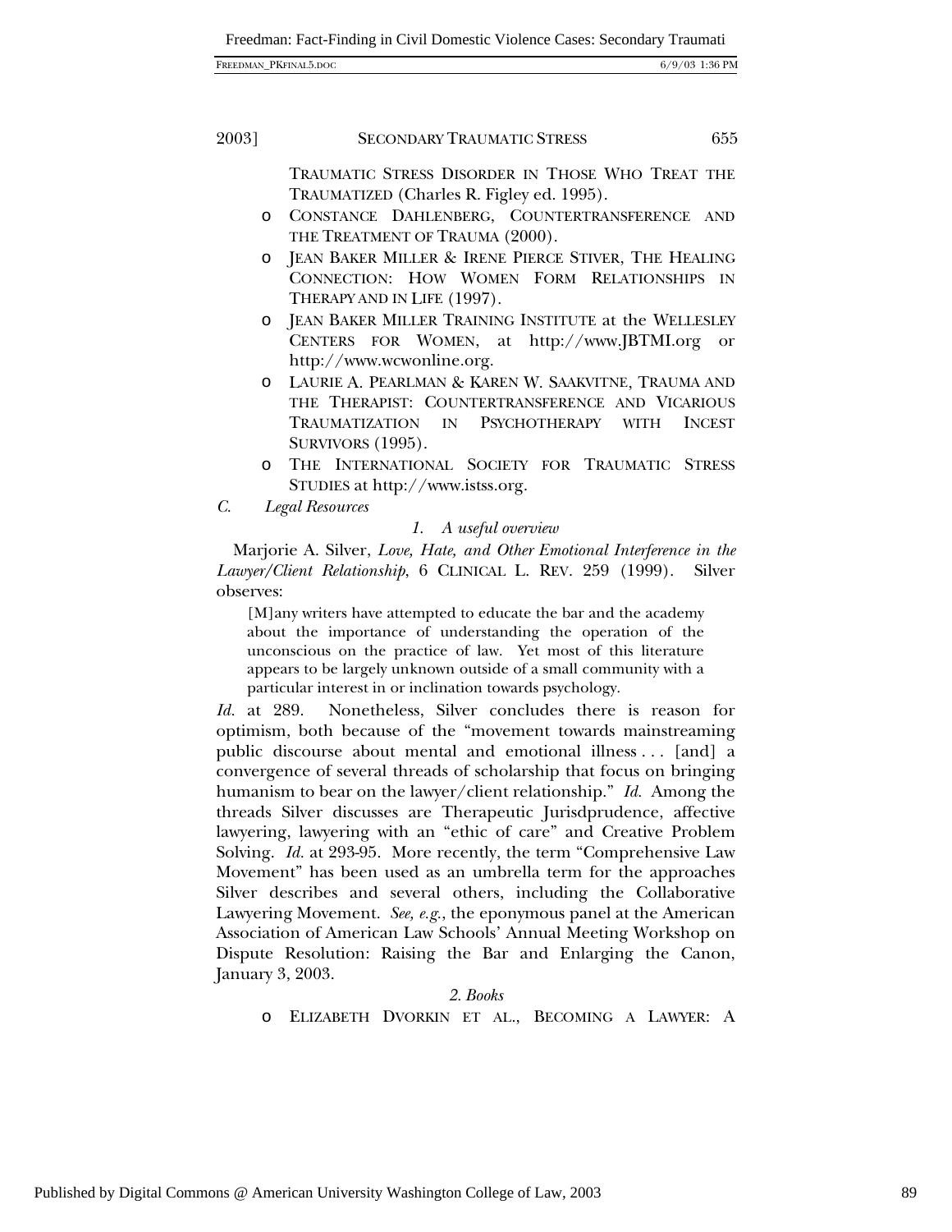TRAUMATIC STRESS DISORDER IN THOSE WHO TREAT THE TRAUMATIZED (Charles R. Figley ed. 1995).

- CONSTANCE DAHLENBERG, COUNTERTRANSFERENCE AND THE TREATMENT OF TRAUMA (2000).
- JEAN BAKER MILLER & IRENE PIERCE STIVER, THE HEALING CONNECTION: HOW WOMEN FORM RELATIONSHIPS IN THERAPY AND IN LIFE (1997).
- JEAN BAKER MILLER TRAINING INSTITUTE at the WELLESLEY CENTERS FOR WOMEN, at http://www.JBTMI.org or http://www.wcwonline.org.
- LAURIE A. PEARLMAN & KAREN W. SAAKVITNE, TRAUMA AND THE THERAPIST: COUNTERTRANSFERENCE AND VICARIOUS TRAUMATIZATION IN PSYCHOTHERAPY WITH INCEST SURVIVORS (1995).
- THE INTERNATIONAL SOCIETY FOR TRAUMATIC STRESS STUDIES at http://www.istss.org.

### *C. Legal Resources*

#### *1. A useful overview*

Marjorie A. Silver, *Love, Hate, and Other Emotional Interference in the Lawyer/Client Relationship*, 6 CLINICAL L. REV. 259 (1999). Silver observes:

> [M]any writers have attempted to educate the bar and the academy about the importance of understanding the operation of the unconscious on the practice of law. Yet most of this literature appears to be largely unknown outside of a small community with a particular interest in or inclination towards psychology.

*Id.* at 289. Nonetheless, Silver concludes there is reason for optimism, both because of the "movement towards mainstreaming public discourse about mental and emotional illness . . . [and] a convergence of several threads of scholarship that focus on bringing humanism to bear on the lawyer/client relationship." *Id.* Among the threads Silver discusses are Therapeutic Jurisdprudence, affective lawyering, lawyering with an "ethic of care" and Creative Problem Solving. *Id.* at 293-95. More recently, the term "Comprehensive Law Movement" has been used as an umbrella term for the approaches Silver describes and several others, including the Collaborative Lawyering Movement. *See, e.g.*, the eponymous panel at the American Association of American Law Schools' Annual Meeting Workshop on Dispute Resolution: Raising the Bar and Enlarging the Canon, January 3, 2003.

#### *2. Books*

- ELIZABETH DVORKIN ET AL., BECOMING A LAWYER: A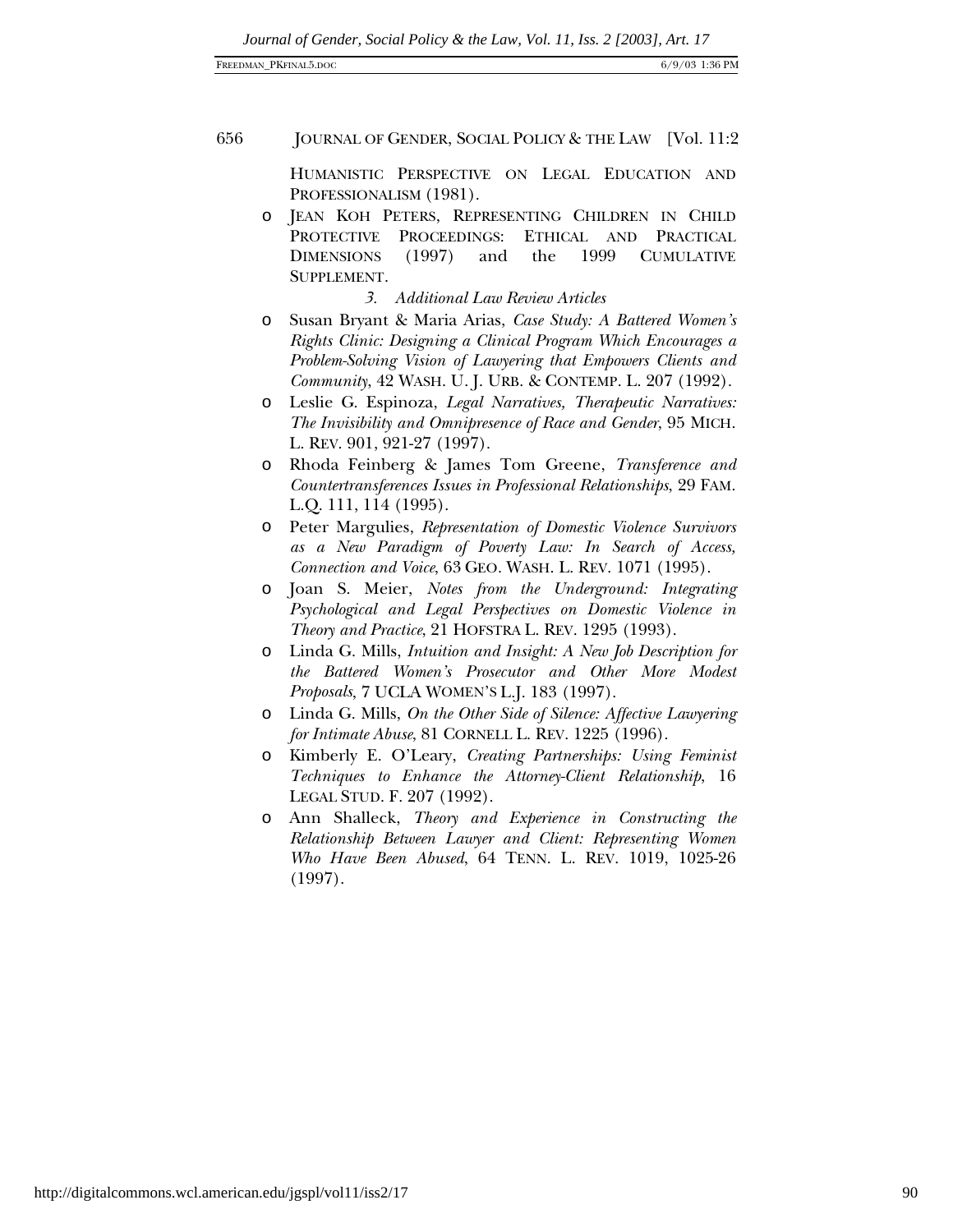HUMANISTIC PERSPECTIVE ON LEGAL EDUCATION AND PROFESSIONALISM (1981).

- JEAN KOH PETERS, REPRESENTING CHILDREN IN CHILD PROTECTIVE PROCEEDINGS: ETHICAL AND PRACTICAL DIMENSIONS (1997) and the 1999 CUMULATIVE SUPPLEMENT.

### 3. *Additional Law Review Articles*

- Susan Bryant & Maria Arias, *Case Study: A Battered Women's Rights Clinic: Designing a Clinical Program Which Encourages a Problem-Solving Vision of Lawyering that Empowers Clients and Community*, 42 WASH. U. J. URB. & CONTEMP. L. 207 (1992).
- Leslie G. Espinoza, *Legal Narratives, Therapeutic Narratives: The Invisibility and Omnipresence of Race and Gender*, 95 MICH. L. REV. 901, 921-27 (1997).
- Rhoda Feinberg & James Tom Greene, *Transference and Countertransferences Issues in Professional Relationships*, 29 FAM. L.Q. 111, 114 (1995).
- Peter Margulies, *Representation of Domestic Violence Survivors as a New Paradigm of Poverty Law: In Search of Access, Connection and Voice*, 63 GEO. WASH. L. REV. 1071 (1995).
- Joan S. Meier, *Notes from the Underground: Integrating Psychological and Legal Perspectives on Domestic Violence in Theory and Practice*, 21 HOFSTRA L. REV. 1295 (1993).
- Linda G. Mills, *Intuition and Insight: A New Job Description for the Battered Women's Prosecutor and Other More Modest Proposals*, 7 UCLA WOMEN'S L.J. 183 (1997).
- Linda G. Mills, *On the Other Side of Silence: Affective Lawyering for Intimate Abuse*, 81 CORNELL L. REV. 1225 (1996).
- Kimberly E. O'Leary, *Creating Partnerships: Using Feminist Techniques to Enhance the Attorney-Client Relationship*, 16 LEGAL STUD. F. 207 (1992).
- Ann Shalleck, *Theory and Experience in Constructing the Relationship Between Lawyer and Client: Representing Women Who Have Been Abused*, 64 TENN. L. REV. 1019, 1025-26 (1997).